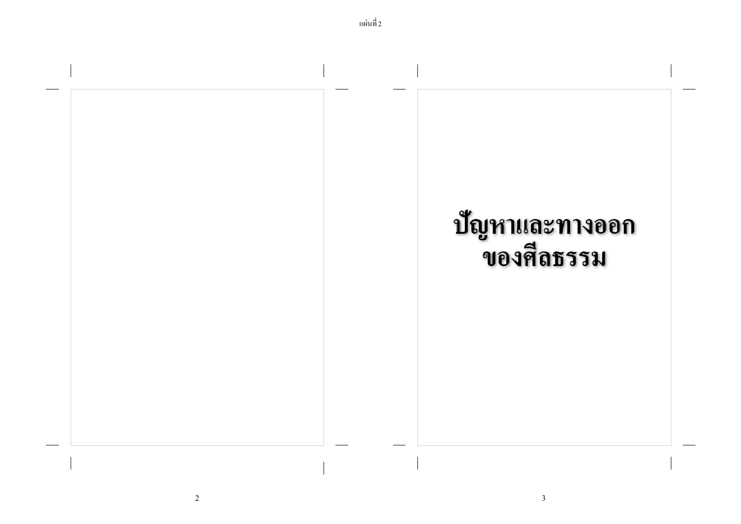# ปัญหาและทางออกของศีลธรรม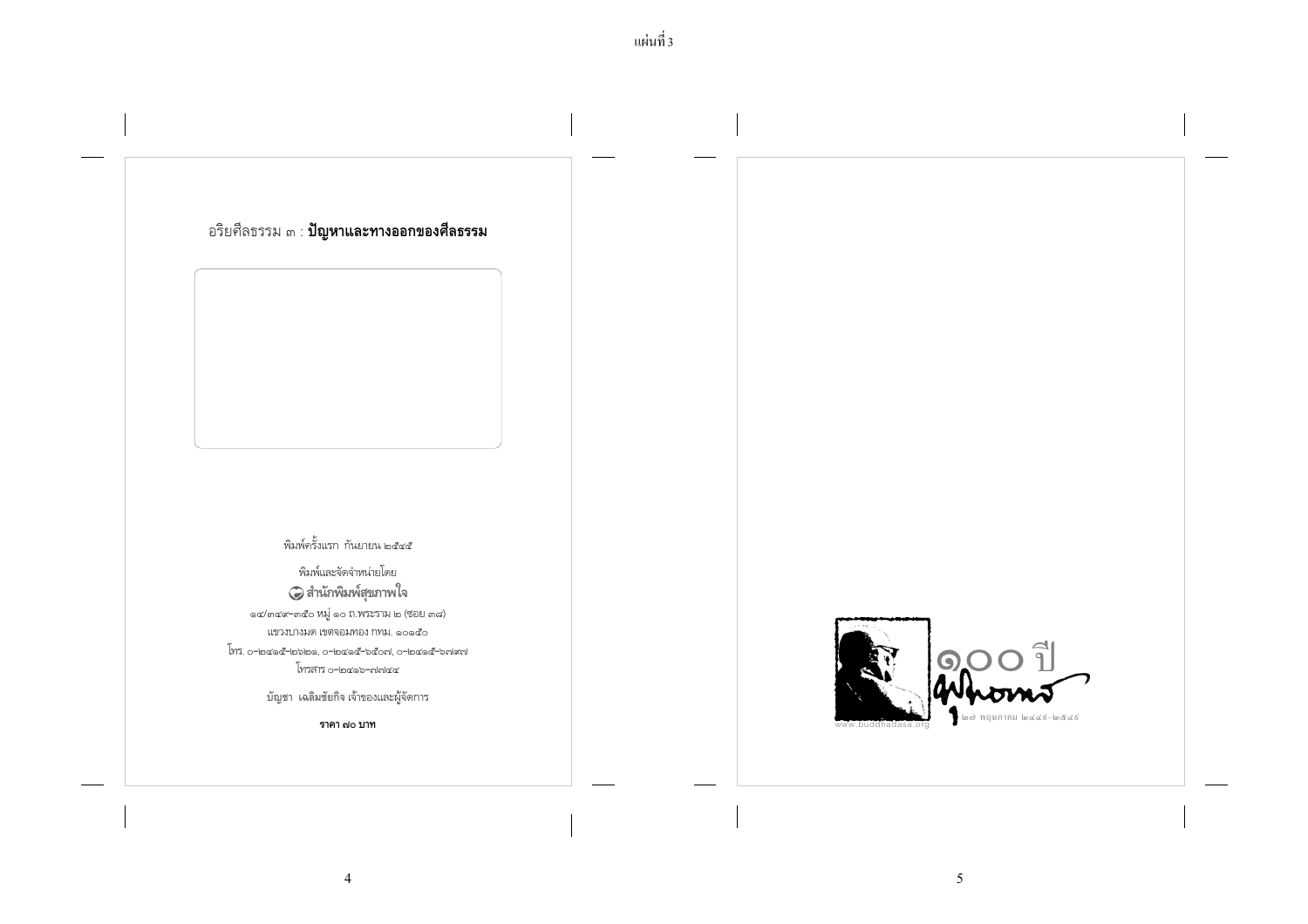อริยศีลธรรม ๓ : **ปัญหาและทางออกของศีลธรรม**

พิมพ์ครั้งแรก กันยายน ๒๕๔๕

พิมพ์และจัดจำหน่ายโดย

**สำนักพิมพ์สุขภาพใจ**

๑๔/๓๔๙-๓๕๐ หมู่ ๑๐ ถ.พระราม ๒ (ซอย ๓๘)

แขวงบางมด เขตจอมทอง กทม. ๑๐๑๕๐

โทร. ๐-๒๔๑๕-๒๖๒๑, ๐-๒๔๑๕-๖๕๐๗, ๐-๒๔๑๕-๖๗๑๗

โทรสาร ๐-๒๔๑๖-๗๗๔๔

บัญชา เฉลิมชัยกิจ เจ้าของและผู้จัดการ

**ราคา ๗๐ บาท**

๑๐๐ ปี

๒๗ พฤษภาคม ๒๔๔๙-๒๕๔๙

www.buddhadasa.org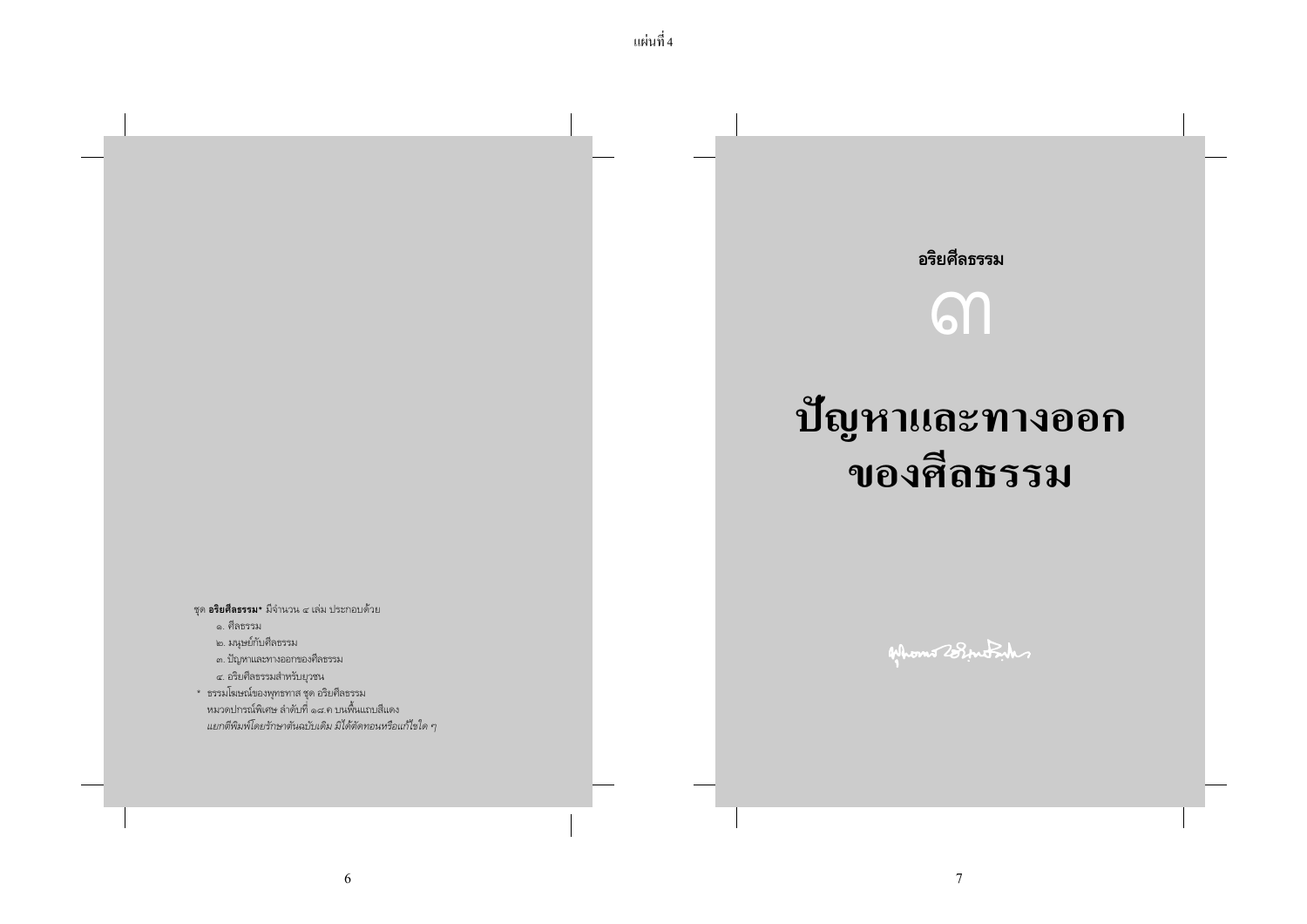ชุด **อริยศีลธรรม*** มีจำนวน ๔ เล่ม ประกอบด้วย

๑. ศีลธรรม
๒. มนุษย์กับศีลธรรม
๓. ปัญหาและทางออกของศีลธรรม
๔. อริยศีลธรรมสำหรับยุวชน

\* ธรรมโฆษณ์ของพุทธทาส ชุด อริยศีลธรรม
หมวดปกรณ์พิเศษ ลำดับที่ ๑๘.ค บนพื้นแถบสีแดง
*แยกตีพิมพ์โดยรักษาต้นฉบับเดิม มิได้ตัดทอนหรือแก้ไขใด ๆ*

อริยศีลธรรม

# ๓

# ปัญหาและทางออกของศีลธรรม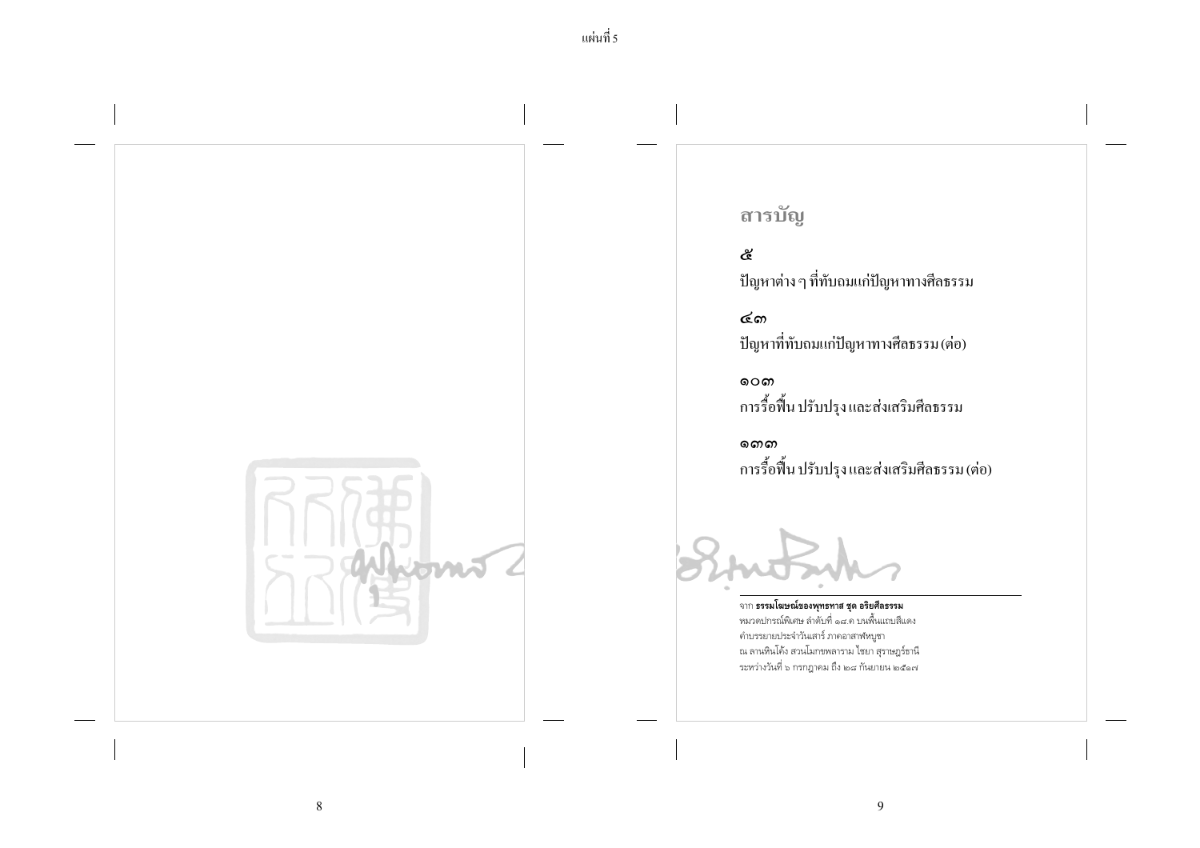# สารบัญ

**๕**
ปัญหาต่าง ๆ ที่ทับถมแก่ปัญหาทางศีลธรรม

**๔๓**
ปัญหาที่ทับถมแก่ปัญหาทางศีลธรรม (ต่อ)

**๑๐๓**
การรื้อฟื้น ปรับปรุง และส่งเสริมศีลธรรม

**๑๓๓**
การรื้อฟื้น ปรับปรุง และส่งเสริมศีลธรรม (ต่อ)

---

จาก **ธรรมโฆษณ์ของพุทธทาส ชุด อริยศีลธรรม**
หมวดปกรณ์พิเศษ ลำดับที่ ๑๘.ค บนพื้นแถบสีแดง
คำบรรยายประจำวันเสาร์ ภาคอาสาฬหบูชา
ณ ลานหินโค้ง สวนโมกขพลาราม ไชยา สุราษฎร์ธานี
ระหว่างวันที่ ๖ กรกฎาคม ถึง ๒๘ กันยายน ๒๕๑๗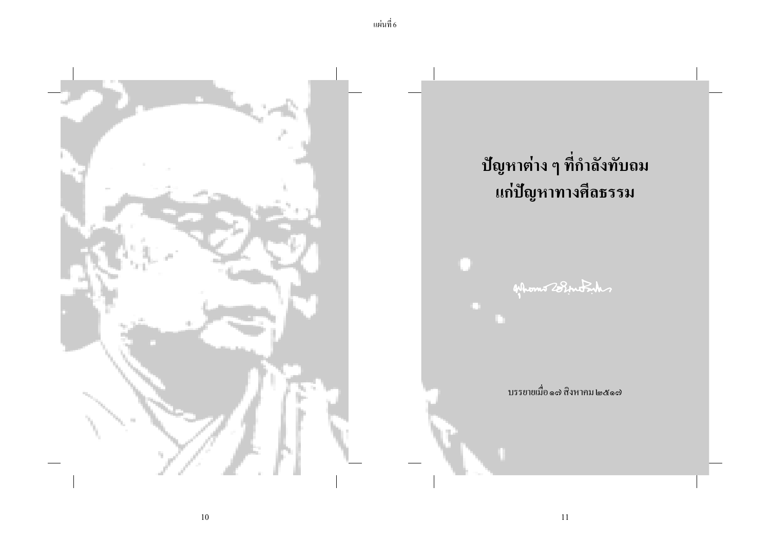# ปัญหาต่าง ๆ ที่กำลังทับถมแก่ปัญหาทางศีลธรรม

บรรยายเมื่อ ๑๗ สิงหาคม ๒๕๑๗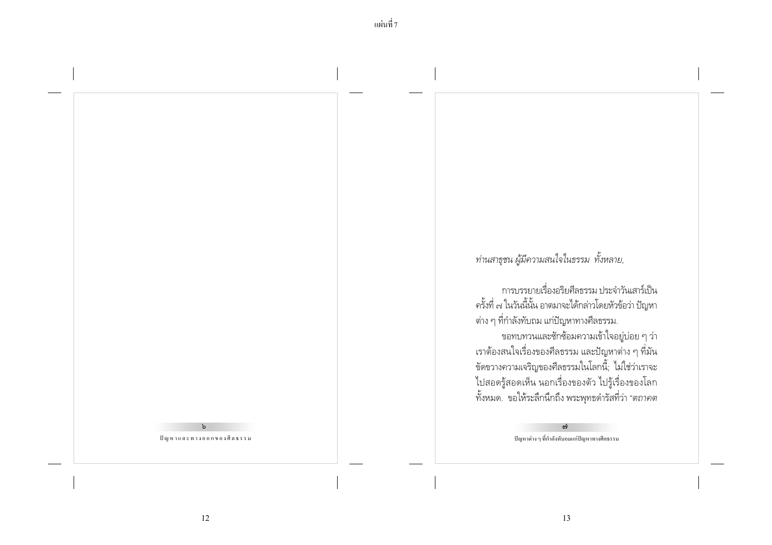*ท่านสาธุชน ผู้มีความสนใจในธรรม ทั้งหลาย,*

การบรรยายเรื่องอริยศีลธรรม ประจำวันเสาร์เป็นครั้งที่ ๗ ในวันนี้นั้น อาตมาจะได้กล่าวโดยหัวข้อว่า ปัญหาต่าง ๆ ที่กำลังทับถม แก่ปัญหาทางศีลธรรม.

ขอทบทวนและซักซ้อมความเข้าใจอยู่บ่อย ๆ ว่า เราต้องสนใจเรื่องของศีลธรรม และปัญหาต่าง ๆ ที่มันขัดขวางความเจริญของศีลธรรมในโลกนี้; ไม่ใช่ว่าเราจะไปสอดรู้สอดเห็น นอกเรื่องของตัว ไปรู้เรื่องของโลกทั้งหมด. ขอให้ระลึกนึกถึง พระพุทธดำรัสที่ว่า "*ตถาคต*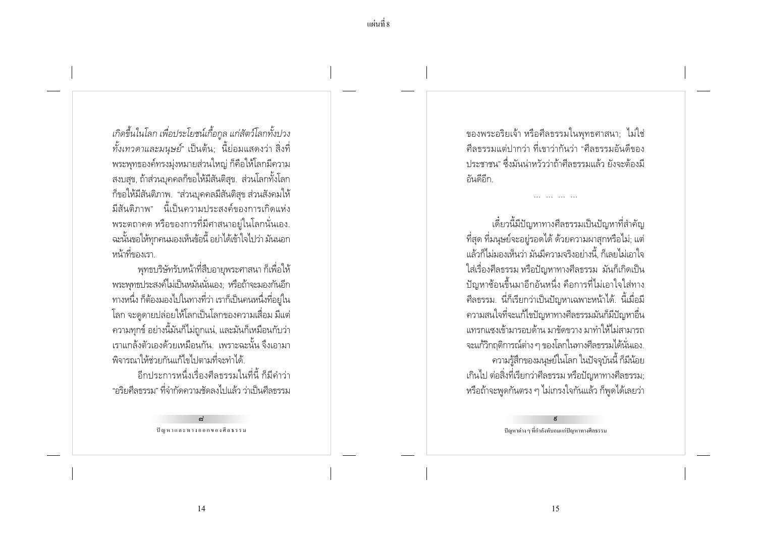*เกิดขึ้นในโลก เพื่อประโยชน์เกื้อกูล แก่สัตว์โลกทั้งปวง ทั้งเทวดาและมนุษย์*" เป็นต้น; นี้ย่อมแสดงว่า สิ่งที่พระพุทธองค์ทรงมุ่งหมายส่วนใหญ่ ก็คือให้โลกมีความสงบสุข, ถ้าส่วนบุคคลก็ขอให้มีสันติสุข. ส่วนโลกทั้งโลกก็ขอให้มีสันติภาพ. "ส่วนบุคคลมีสันติสุข ส่วนสังคมให้มีสันติภาพ" นี้เป็นความประสงค์ของการเกิดแห่งพระตถาคต หรือของการที่มีศาสนาอยู่ในโลกนั่นเอง. ฉะนั้นขอให้ทุกคนมองเห็นข้อนี้ อย่าได้เข้าใจไปว่า มันนอกหน้าที่ของเรา.

พุทธบริษัทรับหน้าที่สืบอายุพระศาสนา ก็เพื่อให้พระพุทธประสงค์ไม่เป็นหมันนั่นเอง; หรือถ้าจะมองกันอีกทางหนึ่ง ก็ต้องมองไปในทางที่ว่า เราก็เป็นคนหนึ่งที่อยู่ในโลก จะดูดายปล่อยให้โลกเป็นโลกของความเสื่อม มีแต่ความทุกข์ อย่างนี้มันก็ไม่ถูกแน่, และมันก็เหมือนกับว่าเราแกล้งตัวเองด้วยเหมือนกัน. เพราะฉะนั้น จึงเอามาพิจารณาให้ช่วยกันแก้ไขไปตามที่จะทำได้.

อีกประการหนึ่งเรื่องศีลธรรมในที่นี้ ก็มีคำว่า "อริยศีลธรรม" ที่จำกัดความชัดลงไปแล้ว ว่าเป็นศีลธรรมของพระอริยเจ้า หรือศีลธรรมในพุทธศาสนา; ไม่ใช่ศีลธรรมแต่ปากว่า ที่เขาว่ากันว่า "ศีลธรรมอันดีของประชาชน" ซึ่งมันน่าหวัวว่าถ้าศีลธรรมแล้ว ยังจะต้องมีอันดีอีก.

... ... ... ...

เดี๋ยวนี้มีปัญหาทางศีลธรรมเป็นปัญหาที่สำคัญที่สุด ที่มนุษย์จะอยู่รอดได้ ด้วยความผาสุกหรือไม่; แต่แล้วก็ไม่มองเห็นว่า มันมีความจริงอย่างนี้, ก็เลยไม่เอาใจใส่เรื่องศีลธรรม หรือปัญหาทางศีลธรรม มันก็เกิดเป็นปัญหาซ้อนขึ้นมาอีกอันหนึ่ง คือการที่ไม่เอาใจใส่ทางศีลธรรม. นี่ก็เรียกว่าเป็นปัญหาเฉพาะหน้าได้. นี้เมื่อมีความสนใจที่จะแก้ไขปัญหาทางศีลธรรมมันก็มีปัญหาอื่นแทรกแซงเข้ามารอบด้าน มาขัดขวาง มาทำให้ไม่สามารถจะแก้วิกฤติการณ์ต่าง ๆ ของโลกในทางศีลธรรมได้นั่นเอง.

ความรู้สึกของมนุษย์ในโลก ในปัจจุบันนี้ ก็มีน้อยเกินไป ต่อสิ่งที่เรียกว่าศีลธรรม หรือปัญหาทางศีลธรรม; หรือถ้าจะพูดกันตรง ๆ ไม่เกรงใจกันแล้ว ก็พูดได้เลยว่า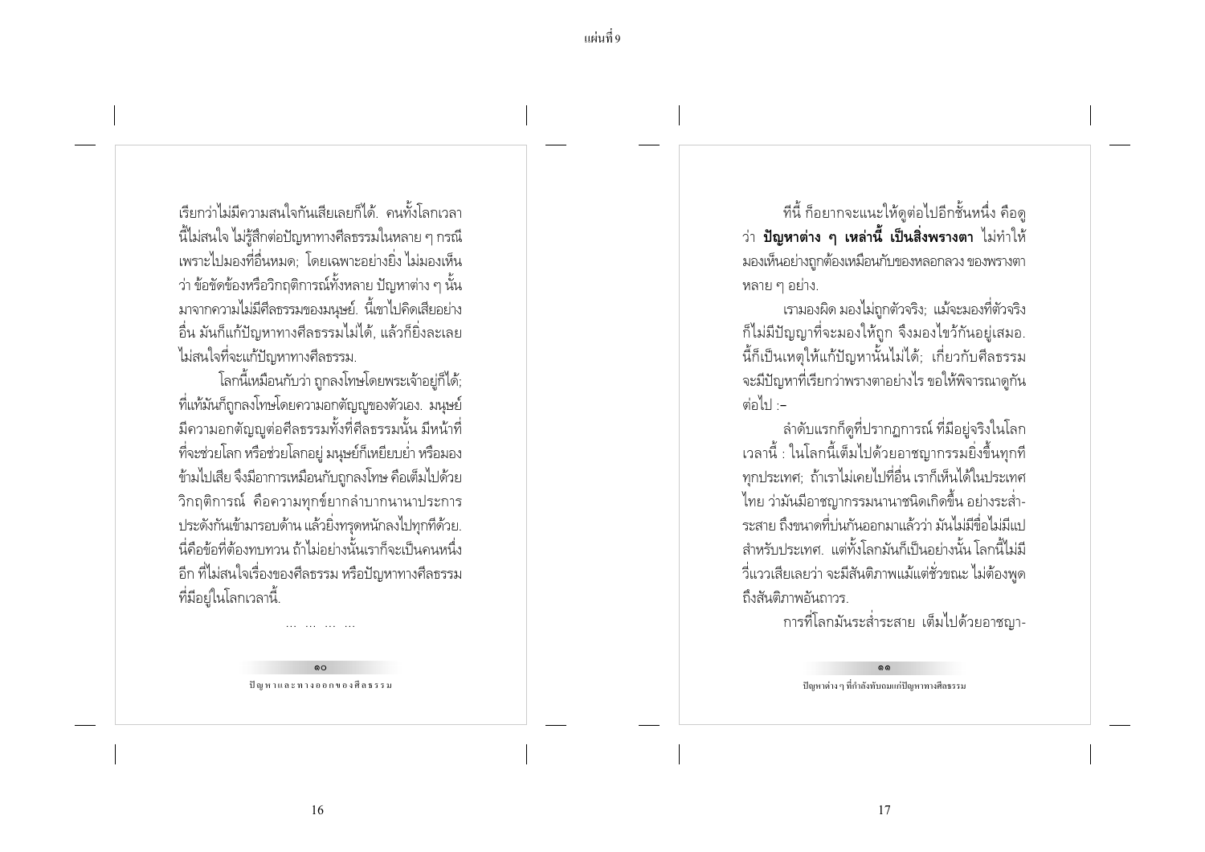เรียกว่าไม่มีความสนใจกันเสียเลยก็ได้. คนทั้งโลกเวลานี้ไม่สนใจ ไม่รู้สึกต่อปัญหาทางศีลธรรมในหลาย ๆ กรณี เพราะไปมองที่อื่นหมด; โดยเฉพาะอย่างยิ่ง ไม่มองเห็นว่า ข้อขัดข้องหรือวิกฤติการณ์ทั้งหลาย ปัญหาต่าง ๆ นั้น มาจากความไม่มีศีลธรรมของมนุษย์. นี้เขาไปคิดเสียอย่างอื่น มันก็แก้ปัญหาทางศีลธรรมไม่ได้, แล้วก็ยิ่งละเลย ไม่สนใจที่จะแก้ปัญหาทางศีลธรรม.

โลกนี้เหมือนกับว่า ถูกลงโทษโดยพระเจ้าอยู่ก็ได้; ที่แท้มันก็ถูกลงโทษโดยความอกตัญญูของตัวเอง. มนุษย์มีความอกตัญญูต่อศีลธรรมทั้งที่ศีลธรรมนั้น มีหน้าที่ที่จะช่วยโลก หรือช่วยโลกอยู่ มนุษย์ก็เหยียบย่ำ หรือมองข้ามไปเสีย จึงมีอาการเหมือนกับถูกลงโทษ คือเต็มไปด้วยวิกฤติการณ์ คือความทุกข์ยากลำบากนานาประการ ประดังกันเข้ามารอบด้าน แล้วยิ่งทรุดหนักลงไปทุกทีด้วย. นี่คือข้อที่ต้องทบทวน ถ้าไม่อย่างนั้นเราก็จะเป็นคนหนึ่งอีก ที่ไม่สนใจเรื่องของศีลธรรม หรือปัญหาทางศีลธรรมที่มีอยู่ในโลกเวลานี้.

... ... ... ...

ทีนี้ ก็อยากจะแนะให้ดูต่อไปอีกชั้นหนึ่ง คือดูว่า **ปัญหาต่าง ๆ เหล่านี้ เป็นสิ่งพรางตา** ไม่ทำให้มองเห็นอย่างถูกต้องเหมือนกับของหลอกลวง ของพรางตาหลาย ๆ อย่าง.

เรามองผิด มองไม่ถูกตัวจริง; แม้จะมองที่ตัวจริงก็ไม่มีปัญญาที่จะมองให้ถูก จึงมองไขว้กันอยู่เสมอ. นี้ก็เป็นเหตุให้แก้ปัญหานั้นไม่ได้; เกี่ยวกับศีลธรรมจะมีปัญหาที่เรียกว่าพรางตาอย่างไร ขอให้พิจารณาดูกันต่อไป :–

ลำดับแรกก็ดูที่ปรากฏการณ์ ที่มีอยู่จริงในโลกเวลานี้ : ในโลกนี้เต็มไปด้วยอาชญากรรมยิ่งขึ้นทุกทีทุกประเทศ; ถ้าเราไม่เคยไปที่อื่น เราก็เห็นได้ในประเทศไทย ว่ามันมีอาชญากรรมนานาชนิดเกิดขึ้น อย่างระส่ำระสาย ถึงขนาดที่บ่นกันออกมาแล้วว่า มันไม่มีขื่อไม่มีแปสำหรับประเทศ. แต่ทั้งโลกมันก็เป็นอย่างนั้น โลกนี้ไม่มีวี่แววเสียเลยว่า จะมีสันติภาพแม้แต่ชั่วขณะ ไม่ต้องพูดถึงสันติภาพอันถาวร.

การที่โลกมันระส่ำระสาย เต็มไปด้วยอาชญา-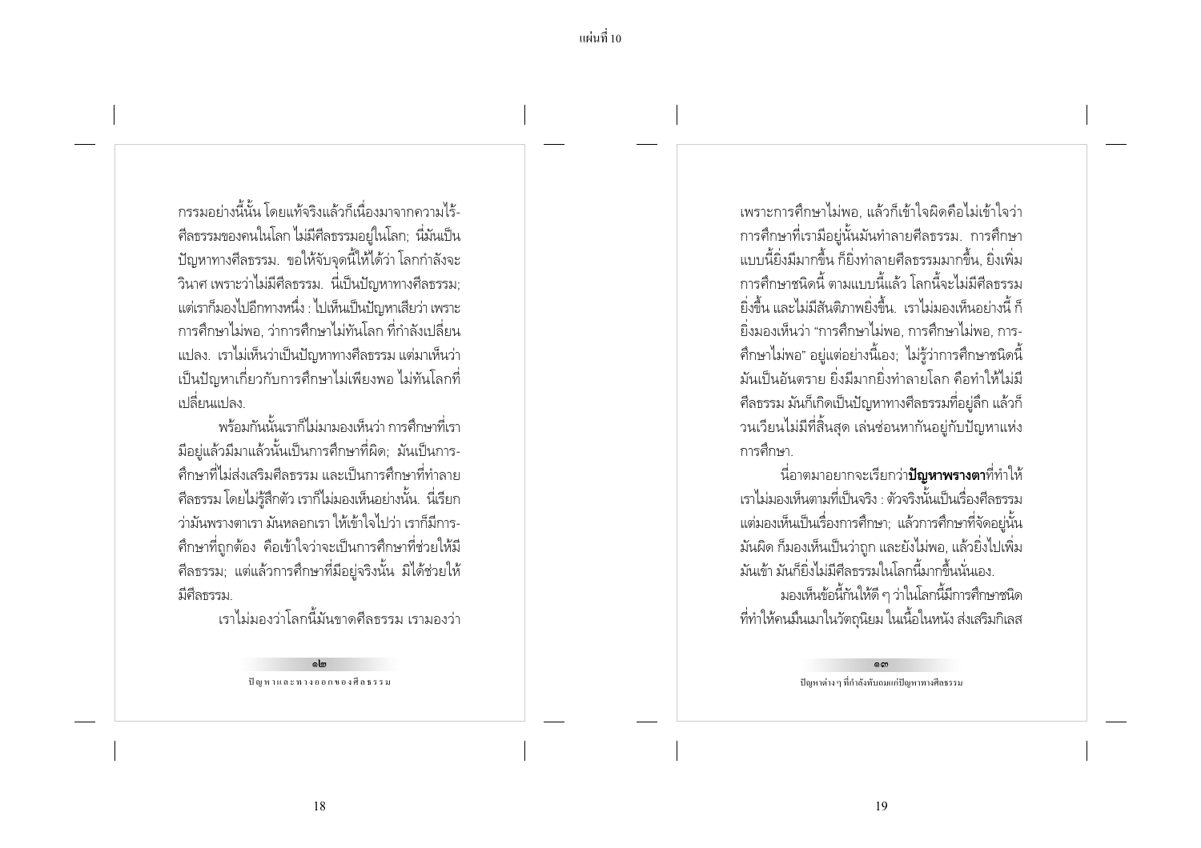กรรมอย่างนี้นั้น โดยแท้จริงแล้วก็เนื่องมาจากความไร้ศีลธรรมของคนในโลก ไม่มีศีลธรรมอยู่ในโลก; นี่มันเป็นปัญหาทางศีลธรรม. ขอให้จับจุดนี้ให้ได้ว่า โลกกำลังจะวินาศ เพราะว่าไม่มีศีลธรรม. นี่เป็นปัญหาทางศีลธรรม; แต่เราก็มองไปอีกทางหนึ่ง : ไปเห็นเป็นปัญหาเสียว่า เพราะการศึกษาไม่พอ, ว่าการศึกษาไม่ทันโลก ที่กำลังเปลี่ยนแปลง. เราไม่เห็นว่าเป็นปัญหาทางศีลธรรม แต่มาเห็นว่าเป็นปัญหาเกี่ยวกับการศึกษาไม่เพียงพอ ไม่ทันโลกที่เปลี่ยนแปลง.

พร้อมกันนั้นเราก็ไม่มามองเห็นว่า การศึกษาที่เรามีอยู่แล้วมีมาแล้วนั้นเป็นการศึกษาที่ผิด; มันเป็นการศึกษาที่ไม่ส่งเสริมศีลธรรม และเป็นการศึกษาที่ทำลายศีลธรรม โดยไม่รู้สึกตัว เราก็ไม่มองเห็นอย่างนั้น. นี่เรียกว่ามันพรางตาเรา มันหลอกเรา ให้เข้าใจไปว่า เราก็มีการศึกษาที่ถูกต้อง คือเข้าใจว่าจะเป็นการศึกษาที่ช่วยให้มีศีลธรรม; แต่แล้วการศึกษาที่มีอยู่จริงนั้น มิได้ช่วยให้มีศีลธรรม.

เราไม่มองว่าโลกนี้มันขาดศีลธรรม เรามองว่าเพราะการศึกษาไม่พอ, แล้วก็เข้าใจผิดคือไม่เข้าใจว่าการศึกษาที่เรามีอยู่นั้นมันทำลายศีลธรรม. การศึกษาแบบนี้ยิ่งมีมากขึ้น ก็ยิ่งทำลายศีลธรรมมากขึ้น, ยิ่งเพิ่มการศึกษาชนิดนี้ ตามแบบนี้แล้ว โลกนี้จะไม่มีศีลธรรมยิ่งขึ้น และไม่มีสันติภาพยิ่งขึ้น. เราไม่มองเห็นอย่างนี้ ก็ยิ่งมองเห็นว่า "การศึกษาไม่พอ, การศึกษาไม่พอ, การศึกษาไม่พอ" อยู่แต่อย่างนี้เอง; ไม่รู้ว่าการศึกษาชนิดนี้มันเป็นอันตราย ยิ่งมีมากยิ่งทำลายโลก คือทำให้ไม่มีศีลธรรม มันก็เกิดเป็นปัญหาทางศีลธรรมที่อยู่ลึก แล้วก็วนเวียนไม่มีที่สิ้นสุด เล่นซ่อนหากันอยู่กับปัญหาแห่งการศึกษา.

นี่อาตมาอยากจะเรียกว่า**ปัญหาพรางตา**ที่ทำให้เราไม่มองเห็นตามที่เป็นจริง : ตัวจริงนั้นเป็นเรื่องศีลธรรม แต่มองเห็นเป็นเรื่องการศึกษา; แล้วการศึกษาที่จัดอยู่นั้นมันผิด ก็มองเห็นเป็นว่าถูก และยังไม่พอ, แล้วยิ่งไปเพิ่มมันเข้า มันก็ยิ่งไม่มีศีลธรรมในโลกนี้มากขึ้นนั่นเอง.

มองเห็นข้อนี้กันให้ดี ๆ ว่าในโลกนี้มีการศึกษาชนิดที่ทำให้คนมึนเมาในวัตถุนิยม ในเนื้อในหนัง ส่งเสริมกิเลส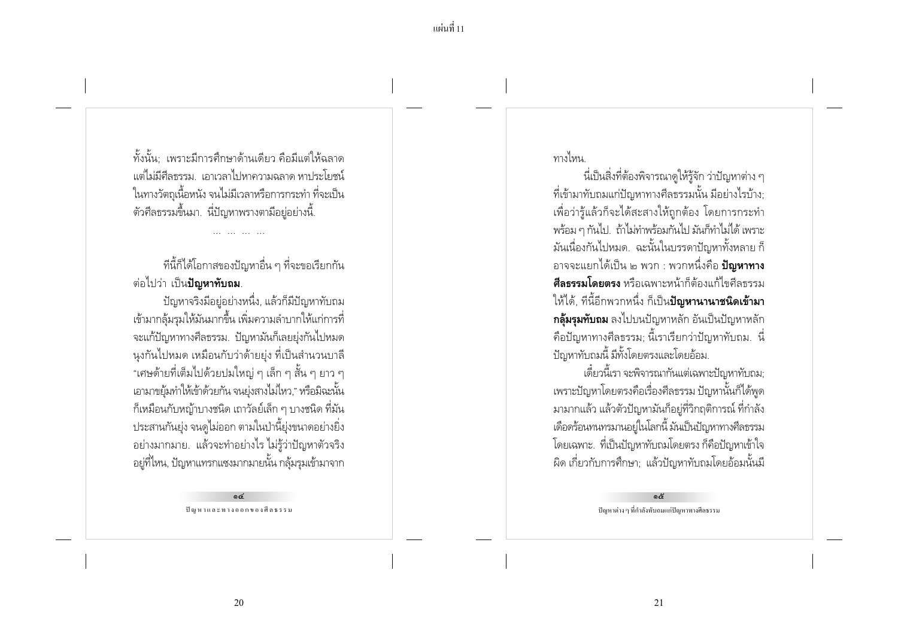ทั้งนั้น; เพราะมีการศึกษาด้านเดียว คือมีแต่ให้ฉลาด แต่ไม่มีศีลธรรม. เอาเวลาไปหาความฉลาด หาประโยชน์ ในทางวัตถุเนื้อหนัง จนไม่มีเวลาหรือการกระทำ ที่จะเป็นตัวศีลธรรมขึ้นมา. นี่ปัญหาพรางตามีอยู่อย่างนี้.

... ... ... ...

ทีนี้ก็ได้โอกาสของปัญหาอื่น ๆ ที่จะขอเรียกกันต่อไปว่า เป็น**ปัญหาทับถม**.

ปัญหาจริงมีอยู่อย่างหนึ่ง, แล้วก็มีปัญหาทับถมเข้ามากลุ้มรุมให้มันมากขึ้น เพิ่มความลำบากให้แก่การที่จะแก้ปัญหาทางศีลธรรม. ปัญหามันก็เลยยุ่งกันไปหมด นุงกันไปหมด เหมือนกับว่าด้ายยุ่ง ที่เป็นสำนวนบาลี "เศษด้ายที่เต็มไปด้วยปมใหญ่ ๆ เล็ก ๆ สั้น ๆ ยาว ๆ เอามาขยุ้มทำให้เข้าด้วยกัน จนยุ่งสางไม่ไหว," หรือมิฉะนั้นก็เหมือนกับหญ้าบางชนิด เถาวัลย์เล็ก ๆ บางชนิด ที่มันประสานกันยุ่ง จนดูไม่ออก ตามในป่านี้ยุ่งขนาดอย่างยิ่งอย่างมากมาย. แล้วจะทำอย่างไร ไม่รู้ว่าปัญหาตัวจริงอยู่ที่ไหน, ปัญหาแทรกแซงมากมายนั้น กลุ้มรุมเข้ามาจากทางไหน.

นี่เป็นสิ่งที่ต้องพิจารณาดูให้รู้จัก ว่าปัญหาต่าง ๆ ที่เข้ามาทับถมแก่ปัญหาทางศีลธรรมนั้น มีอย่างไรบ้าง; เพื่อว่ารู้แล้วก็จะได้สะสางให้ถูกต้อง โดยการกระทำพร้อม ๆ กันไป. ถ้าไม่ทำพร้อมกันไป มันก็ทำไม่ได้ เพราะมันเนื่องกันไปหมด. ฉะนั้นในบรรดาปัญหาทั้งหลาย ก็อาจจะแยกได้เป็น ๒ พวก : พวกหนึ่งคือ **ปัญหาทางศีลธรรมโดยตรง** หรือเฉพาะหน้าก็ต้องแก้ไขศีลธรรมให้ได้, ทีนี้อีกพวกหนึ่ง ก็เป็น**ปัญหานานาชนิดเข้ามากลุ้มรุมทับถม** ลงไปบนปัญหาหลัก อันเป็นปัญหาหลักคือปัญหาทางศีลธรรม; นี้เราเรียกว่าปัญหาทับถม. นี่ปัญหาทับถมนี้ มีทั้งโดยตรงและโดยอ้อม.

เดี๋ยวนี้เรา จะพิจารณากันแต่เฉพาะปัญหาทับถม; เพราะปัญหาโดยตรงคือเรื่องศีลธรรม ปัญหานั้นก็ได้พูดมามากแล้ว แล้วตัวปัญหามันก็อยู่ที่วิกฤติการณ์ ที่กำลังเดือดร้อนทนทรมานอยู่ในโลกนี้ มันเป็นปัญหาทางศีลธรรมโดยเฉพาะ. ที่เป็นปัญหาทับถมโดยตรง ก็คือปัญหาเข้าใจผิด เกี่ยวกับการศึกษา; แล้วปัญหาทับถมโดยอ้อมนั้นมี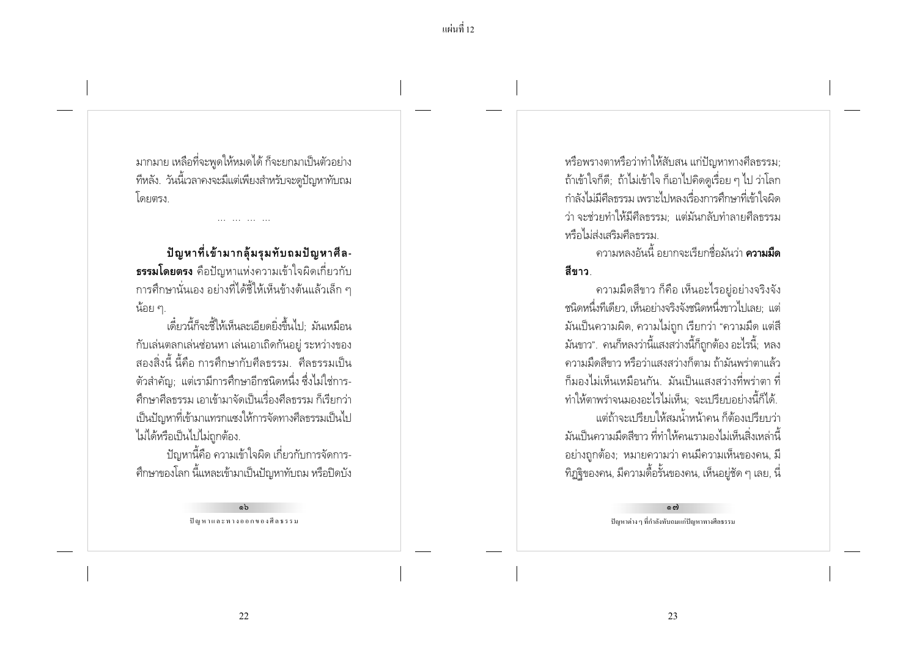มากมาย เหลือที่จะพูดให้หมดได้ ก็จะยกมาเป็นตัวอย่างทีหลัง. วันนี้เวลาคงจะมีแต่เพียงสำหรับจะดูปัญหาทับถมโดยตรง.

... ... ... ...

**ปัญหาที่เข้ามากลุ้มรุมทับถมปัญหาศีลธรรมโดยตรง** คือปัญหาแห่งความเข้าใจผิดเกี่ยวกับการศึกษานั่นเอง อย่างที่ได้ชี้ให้เห็นข้างต้นแล้วเล็ก ๆ น้อย ๆ.

เดี๋ยวนี้ก็จะชี้ให้เห็นละเอียดยิ่งขึ้นไป; มันเหมือนกับเล่นตลกเล่นซ่อนหา เล่นเอาเถิดกันอยู่ ระหว่างของสองสิ่งนี้ นี้คือ การศึกษากับศีลธรรม. ศีลธรรมเป็นตัวสำคัญ; แต่เรามีการศึกษาอีกชนิดหนึ่ง ซึ่งไม่ใช่การศึกษาศีลธรรม เอาเข้ามาจัดเป็นเรื่องศีลธรรม ก็เรียกว่าเป็นปัญหาที่เข้ามาแทรกแซงให้การจัดทางศีลธรรมเป็นไปไม่ได้หรือเป็นไปไม่ถูกต้อง.

ปัญหานี้คือ ความเข้าใจผิด เกี่ยวกับการจัดการศึกษาของโลก นี้แหละเข้ามาเป็นปัญหาทับถม หรือปิดบังหรือพรางตาหรือว่าทำให้สับสน แก่ปัญหาทางศีลธรรม; ถ้าเข้าใจก็ดี; ถ้าไม่เข้าใจ ก็เอาไปคิดดูเรื่อย ๆ ไป ว่าโลกกำลังไม่มีศีลธรรม เพราะไปหลงเรื่องการศึกษาที่เข้าใจผิดว่า จะช่วยทำให้มีศีลธรรม; แต่มันกลับทำลายศีลธรรม หรือไม่ส่งเสริมศีลธรรม.

ความหลงอันนี้ อยากจะเรียกชื่อมันว่า **ความมืดสีขาว**.

ความมืดสีขาว ก็คือ เห็นอะไรอยู่อย่างจริงจังชนิดหนึ่งทีเดียว, เห็นอย่างจริงจังชนิดหนึ่งขาวไปเลย; แต่มันเป็นความผิด, ความไม่ถูก เรียกว่า "ความมืด แต่สีมันขาว". คนก็หลงว่านี้แสงสว่างนี้ก็ถูกต้อง อะไรนี้; หลงความมืดสีขาว หรือว่าแสงสว่างก็ตาม ถ้ามันพร่าตาแล้วก็มองไม่เห็นเหมือนกัน. มันเป็นแสงสว่างที่พร่าตา ที่ทำให้ตาพร่าจนมองอะไรไม่เห็น; จะเปรียบอย่างนี้ก็ได้.

แต่ถ้าจะเปรียบให้สมน้ำหน้าคน ก็ต้องเปรียบว่ามันเป็นความมืดสีขาว ที่ทำให้คนเรามองไม่เห็นสิ่งเหล่านี้อย่างถูกต้อง; หมายความว่า คนมีความเห็นของคน, มีทิฏฐิของคน, มีความดื้อรั้นของคน, เห็นอยู่ชัด ๆ เลย, นี่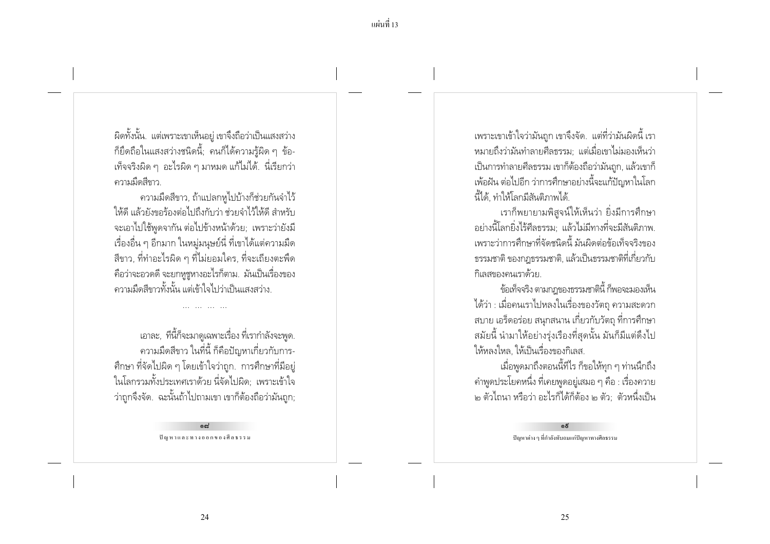ผิดทั้งนั้น. แต่เพราะเขาเห็นอยู่ เขาจึงถือว่าเป็นแสงสว่าง ก็ยึดถือในแสงสว่างชนิดนี้; คนก็ได้ความรู้ผิด ๆ ข้อเท็จจริงผิด ๆ อะไรผิด ๆ มาหมด แก้ไม่ได้. นี่เรียกว่า ความมืดสีขาว.

ความมืดสีขาว, ถ้าแปลกหูไปบ้างก็ช่วยกันจำไว้ให้ดี แล้วยังขอร้องต่อไปถึงกับว่า ช่วยจำไว้ให้ดี สำหรับจะเอาไปใช้พูดจากัน ต่อไปข้างหน้าด้วย; เพราะว่ายังมีเรื่องอื่น ๆ อีกมาก ในหมู่มนุษย์นี่ ที่เขาได้แต่ความมืดสีขาว, ที่ทำอะไรผิด ๆ ที่ไม่ยอมใคร, ที่จะเถียงตะพึดคือว่าจะอวดดี จะยกหูชูหางอะไรก็ตาม. มันเป็นเรื่องของความมืดสีขาวทั้งนั้น แต่เข้าใจไปว่าเป็นแสงสว่าง.

... ... ... ...

เอาละ, ทีนี้ก็จะมาดูเฉพาะเรื่อง ที่เรากำลังจะพูด.

ความมืดสีขาว ในที่นี้ ก็คือปัญหาเกี่ยวกับการศึกษา ที่จัดไปผิด ๆ โดยเข้าใจว่าถูก. การศึกษาที่มีอยู่ในโลกรวมทั้งประเทศเราด้วย นี่จัดไปผิด; เพราะเข้าใจว่าถูกจึงจัด. ฉะนั้นถ้าไปถามเขา เขาก็ต้องถือว่ามันถูก; เพราะเขาเข้าใจว่ามันถูก เขาจึงจัด. แต่ที่ว่ามันผิดนี้ เราหมายถึงว่ามันทำลายศีลธรรม; แต่เมื่อเขาไม่มองเห็นว่าเป็นการทำลายศีลธรรม เขาก็ต้องถือว่ามันถูก, แล้วเขาก็เพ้อฝัน ต่อไปอีก ว่าการศึกษาอย่างนี้จะแก้ปัญหาในโลกนี้ได้, ทำให้โลกมีสันติภาพได้.

เราก็พยายามพิสูจน์ให้เห็นว่า ยิ่งมีการศึกษาอย่างนี้โลกยิ่งไร้ศีลธรรม; แล้วไม่มีทางที่จะมีสันติภาพ. เพราะว่าการศึกษาที่จัดชนิดนี้ มันผิดต่อข้อเท็จจริงของธรรมชาติ ของกฎธรรมชาติ, แล้วเป็นธรรมชาติที่เกี่ยวกับกิเลสของคนเราด้วย.

ข้อเท็จจริง ตามกฎของธรรมชาตินี้ ก็พอจะมองเห็นได้ว่า : เมื่อคนเราไปหลงในเรื่องของวัตถุ ความสะดวกสบาย เอร็ดอร่อย สนุกสนาน เกี่ยวกับวัตถุ ที่การศึกษาสมัยนี้ นำมาให้อย่างรุ่งเรืองที่สุดนั้น มันก็มีแต่ดึงไปให้หลงใหล, ให้เป็นเรื่องของกิเลส.

เมื่อพูดมาถึงตอนนี้ทีไร ก็ขอให้ทุก ๆ ท่านนึกถึงคำพูดประโยคหนึ่ง ที่เคยพูดอยู่เสมอ ๆ คือ : เรื่องควาย ๒ ตัวไถนา หรือว่า อะไรก็ได้ก็ต้อง ๒ ตัว; ตัวหนึ่งเป็น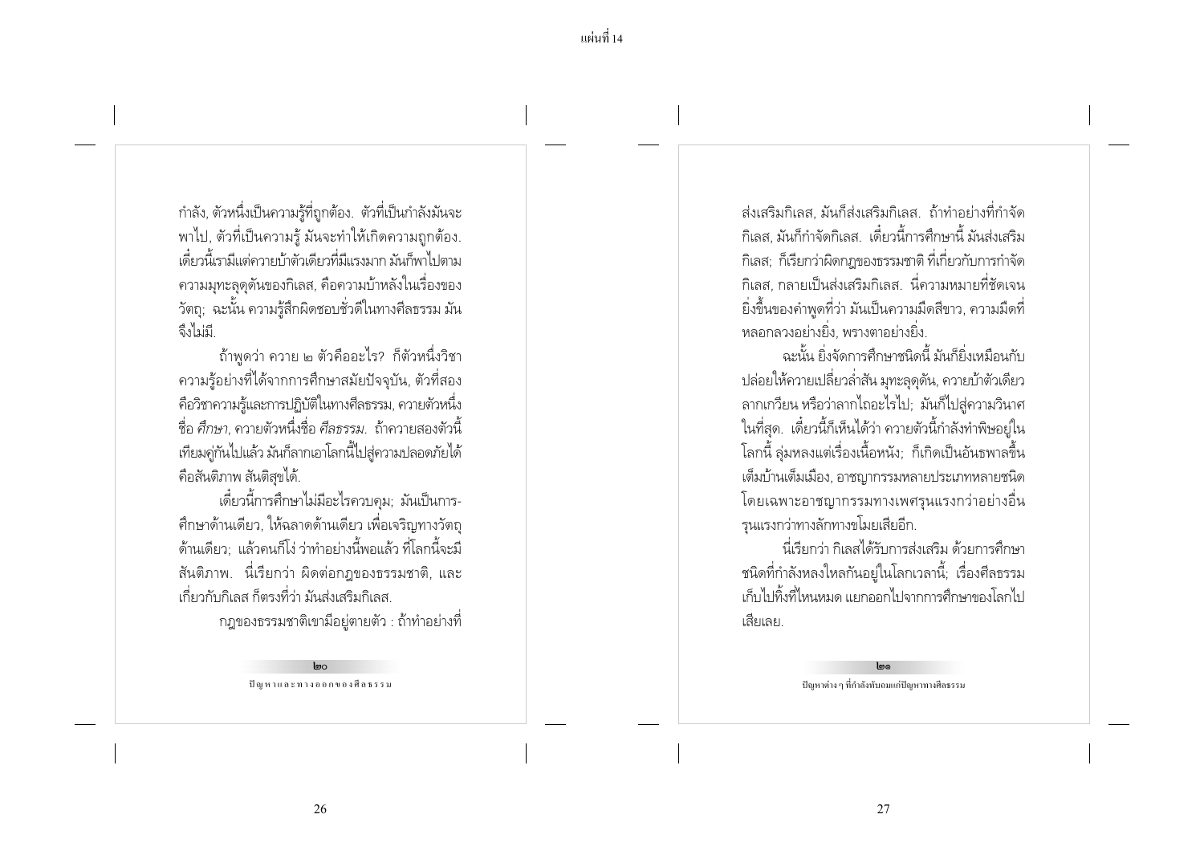กำลัง, ตัวหนึ่งเป็นความรู้ที่ถูกต้อง. ตัวที่เป็นกำลังมันจะพาไป, ตัวที่เป็นความรู้ มันจะทำให้เกิดความถูกต้อง. เดี๋ยวนี้เรามีแต่ควายบ้าตัวเดียวที่มีแรงมาก มันก็พาไปตามความมุทะลุดุดันของกิเลส, คือความบ้าหลังในเรื่องของวัตถุ; ฉะนั้น ความรู้สึกผิดชอบชั่วดีในทางศีลธรรม มันจึงไม่มี.

ถ้าพูดว่า ควาย ๒ ตัวคืออะไร? ก็ตัวหนึ่งวิชาความรู้อย่างที่ได้จากการศึกษาสมัยปัจจุบัน, ตัวที่สองคือวิชาความรู้และการปฏิบัติในทางศีลธรรม, ควายตัวหนึ่งชื่อ *ศึกษา*, ควายตัวหนึ่งชื่อ *ศีลธรรม*. ถ้าควายสองตัวนี้เทียมคู่กันไปแล้ว มันก็ลากเอาโลกนี้ไปสู่ความปลอดภัยได้ คือสันติภาพ สันติสุขได้.

เดี๋ยวนี้การศึกษาไม่มีอะไรควบคุม; มันเป็นการศึกษาด้านเดียว, ให้ฉลาดด้านเดียว เพื่อเจริญทางวัตถุด้านเดียว; แล้วคนก็โง่ ว่าทำอย่างนี้พอแล้ว ที่โลกนี้จะมีสันติภาพ. นี่เรียกว่า ผิดต่อกฎของธรรมชาติ, และเกี่ยวกับกิเลส ก็ตรงที่ว่า มันส่งเสริมกิเลส.

กฎของธรรมชาติเขามีอยู่ตายตัว : ถ้าทำอย่างที่ส่งเสริมกิเลส, มันก็ส่งเสริมกิเลส. ถ้าทำอย่างที่กำจัดกิเลส, มันก็กำจัดกิเลส. เดี๋ยวนี้การศึกษานี้ มันส่งเสริมกิเลส; ก็เรียกว่าผิดกฎของธรรมชาติ ที่เกี่ยวกับการกำจัดกิเลส, กลายเป็นส่งเสริมกิเลส. นี่ความหมายที่ชัดเจนยิ่งขึ้นของคำพูดที่ว่า มันเป็นความมืดสีขาว, ความมืดที่หลอกลวงอย่างยิ่ง, พรางตาอย่างยิ่ง.

ฉะนั้น ยิ่งจัดการศึกษาชนิดนี้ มันก็ยิ่งเหมือนกับปล่อยให้ควายเปลี่ยวล่ำสัน มุทะลุดุดัน, ควายบ้าตัวเดียวลากเกวียน หรือว่าลากไถอะไรไป; มันก็ไปสู่ความวินาศในที่สุด. เดี๋ยวนี้ก็เห็นได้ว่า ควายตัวนี้กำลังทำพิษอยู่ในโลกนี้ ลุ่มหลงแต่เรื่องเนื้อหนัง; ก็เกิดเป็นอันธพาลขึ้นเต็มบ้านเต็มเมือง, อาชญากรรมหลายประเภทหลายชนิด โดยเฉพาะอาชญากรรมทางเพศรุนแรงกว่าอย่างอื่น รุนแรงกว่าทางลักทางขโมยเสียอีก.

นี่เรียกว่า กิเลสได้รับการส่งเสริม ด้วยการศึกษาชนิดที่กำลังหลงใหลกันอยู่ในโลกเวลานี้; เรื่องศีลธรรมเก็บไปทิ้งที่ไหนหมด แยกออกไปจากการศึกษาของโลกไปเสียเลย.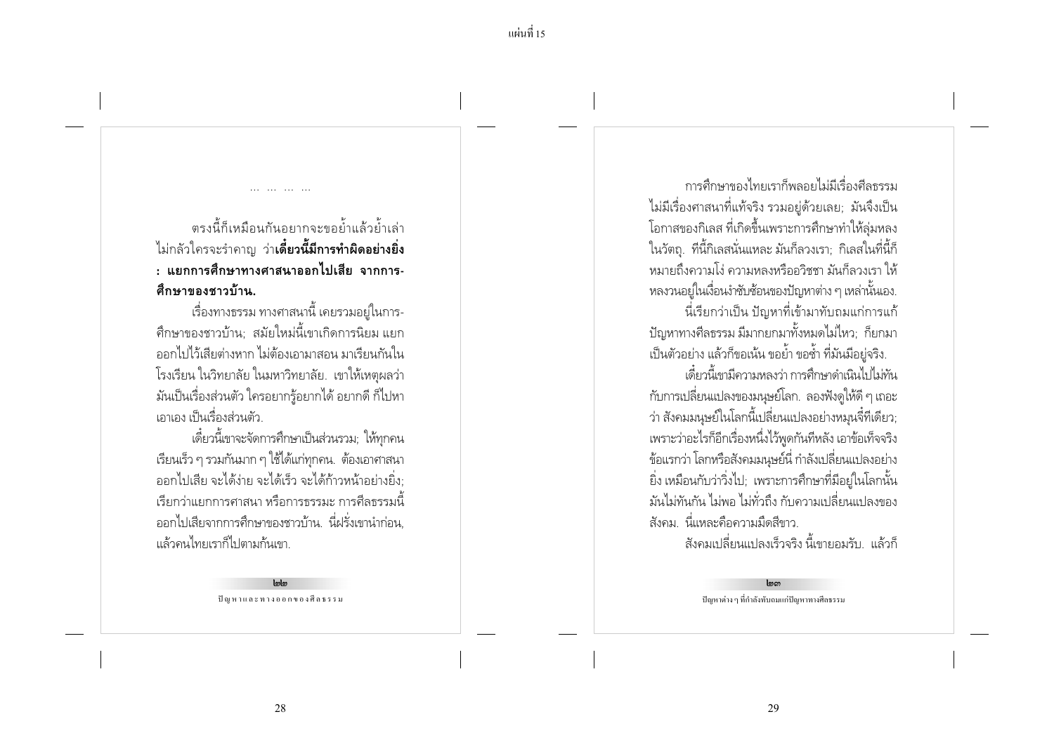... ... ... ...

ตรงนี้ก็เหมือนกันอยากจะขอย้ำแล้วย้ำเล่า ไม่กลัวใครจะรำคาญ ว่า**เดี๋ยวนี้มีการทำผิดอย่างยิ่ง : แยกการศึกษาทางศาสนาออกไปเสีย จากการศึกษาของชาวบ้าน.**

เรื่องทางธรรม ทางศาสนานี้ เคยรวมอยู่ในการศึกษาของชาวบ้าน; สมัยใหม่นี้เขาเกิดการนิยม แยกออกไปไว้เสียต่างหาก ไม่ต้องเอามาสอน มาเรียนกันในโรงเรียน ในวิทยาลัย ในมหาวิทยาลัย. เขาให้เหตุผลว่ามันเป็นเรื่องส่วนตัว ใครอยากรู้อยากได้ อยากดี ก็ไปหาเอาเอง เป็นเรื่องส่วนตัว.

เดี๋ยวนี้เขาจะจัดการศึกษาเป็นส่วนรวม; ให้ทุกคนเรียนเร็ว ๆ รวมกันมาก ๆ ใช้ได้แก่ทุกคน. ต้องเอาศาสนาออกไปเสีย จะได้ง่าย จะได้เร็ว จะได้ก้าวหน้าอย่างยิ่ง; เรียกว่าแยกการศาสนา หรือการธรรมะ การศีลธรรมนี้ออกไปเสียจากการศึกษาของชาวบ้าน. นี่ฝรั่งเขานำก่อน, แล้วคนไทยเราก็ไปตามก้นเขา.

การศึกษาของไทยเราก็พลอยไม่มีเรื่องศีลธรรม ไม่มีเรื่องศาสนาที่แท้จริง รวมอยู่ด้วยเลย; มันจึงเป็นโอกาสของกิเลส ที่เกิดขึ้นเพราะการศึกษาทำให้ลุ่มหลงในวัตถุ. ทีนี้กิเลสนั่นแหละ มันก็ลวงเรา; กิเลสในที่นี้ก็หมายถึงความโง่ ความหลงหรืออวิชชา มันก็ลวงเรา ให้หลงวนอยู่ในเงื่อนงำซับซ้อนของปัญหาต่าง ๆ เหล่านั้นเอง.

นี่เรียกว่าเป็น ปัญหาที่เข้ามาทับถมแก่การแก้ปัญหาทางศีลธรรม มีมากยกมาทั้งหมดไม่ไหว; ก็ยกมาเป็นตัวอย่าง แล้วก็ขอเน้น ขอย้ำ ขอซ้ำ ที่มันมีอยู่จริง.

เดี๋ยวนี้เขามีความหลงว่า การศึกษาดำเนินไปไม่ทันกับการเปลี่ยนแปลงของมนุษย์โลก. ลองฟังดูให้ดี ๆ เถอะว่า สังคมมนุษย์ในโลกนี้เปลี่ยนแปลงอย่างหมุนจี๋ทีเดียว; เพราะว่าอะไรก็อีกเรื่องหนึ่งไว้พูดกันทีหลัง เอาข้อเท็จจริงข้อแรกว่า โลกหรือสังคมมนุษย์นี่ กำลังเปลี่ยนแปลงอย่างยิ่ง เหมือนกับว่าวิ่งไป; เพราะการศึกษาที่มีอยู่ในโลกนั้นมันไม่ทันกัน ไม่พอ ไม่ทั่วถึง กับความเปลี่ยนแปลงของสังคม. นี่แหละคือความมืดสีขาว.

สังคมเปลี่ยนแปลงเร็วจริง นี้เขายอมรับ. แล้วก็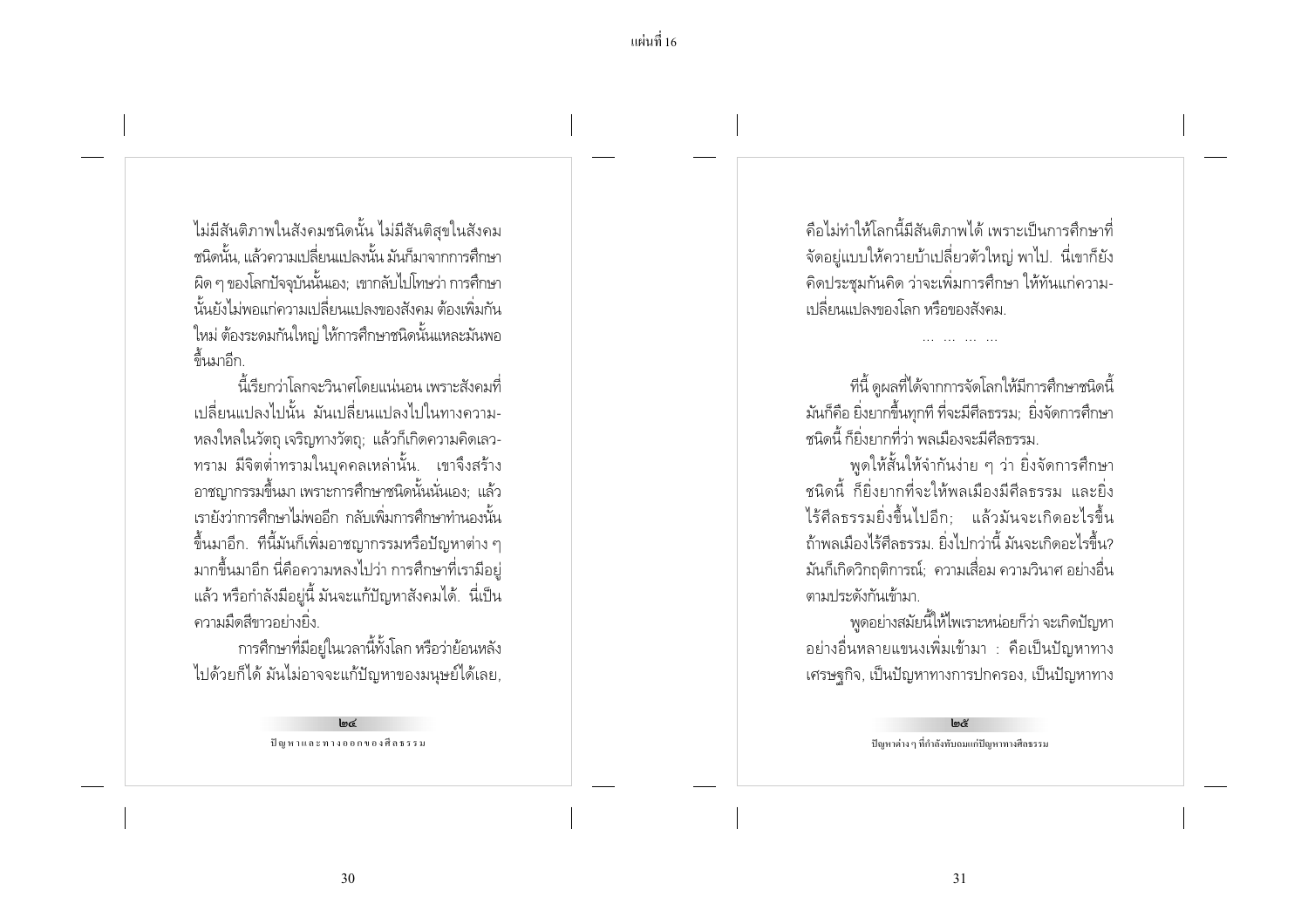ไม่มีสันติภาพในสังคมชนิดนั้น ไม่มีสันติสุขในสังคมชนิดนั้น, แล้วความเปลี่ยนแปลงนั้น มันก็มาจากการศึกษาผิด ๆ ของโลกปัจจุบันนั่นเอง; เขากลับไปโทษว่า การศึกษานั้นยังไม่พอแก่ความเปลี่ยนแปลงของสังคม ต้องเพิ่มกันใหม่ ต้องระดมกันใหญ่ ให้การศึกษาชนิดนั้นแหละมันพอขึ้นมาอีก.

นี้เรียกว่าโลกจะวินาศโดยแน่นอน เพราะสังคมที่เปลี่ยนแปลงไปนั้น มันเปลี่ยนแปลงไปในทางความหลงใหลในวัตถุ เจริญทางวัตถุ; แล้วก็เกิดความคิดเลวทราม มีจิตต่ำทรามในบุคคลเหล่านั้น. เขาจึงสร้างอาชญากรรมขึ้นมา เพราะการศึกษาชนิดนั้นนั่นเอง; แล้วเรายังว่าการศึกษาไม่พออีก กลับเพิ่มการศึกษาทำนองนั้นขึ้นมาอีก. ทีนี้มันก็เพิ่มอาชญากรรมหรือปัญหาต่าง ๆ มากขึ้นมาอีก นี่คือความหลงไปว่า การศึกษาที่เรามีอยู่แล้ว หรือกำลังมีอยู่นี้ มันจะแก้ปัญหาสังคมได้. นี่เป็นความมืดสีขาวอย่างยิ่ง.

การศึกษาที่มีอยู่ในเวลานี้ทั้งโลก หรือว่าย้อนหลังไปด้วยก็ได้ มันไม่อาจจะแก้ปัญหาของมนุษย์ได้เลย, คือไม่ทำให้โลกนี้มีสันติภาพได้ เพราะเป็นการศึกษาที่จัดอยู่แบบให้ควายบ้าเปลี่ยวตัวใหญ่ พาไป. นี่เขาก็ยังคิดประชุมกันคิด ว่าจะเพิ่มการศึกษา ให้ทันแก่ความเปลี่ยนแปลงของโลก หรือของสังคม.

... ... ... ...

ทีนี้ ดูผลที่ได้จากการจัดโลกให้มีการศึกษาชนิดนี้ มันก็คือ ยิ่งยากขึ้นทุกที ที่จะมีศีลธรรม; ยิ่งจัดการศึกษาชนิดนี้ ก็ยิ่งยากที่ว่า พลเมืองจะมีศีลธรรม.

พูดให้สั้นให้จำกันง่าย ๆ ว่า ยิ่งจัดการศึกษาชนิดนี้ ก็ยิ่งยากที่จะให้พลเมืองมีศีลธรรม และยิ่งไร้ศีลธรรมยิ่งขึ้นไปอีก; แล้วมันจะเกิดอะไรขึ้น ถ้าพลเมืองไร้ศีลธรรม. ยิ่งไปกว่านี้ มันจะเกิดอะไรขึ้น? มันก็เกิดวิกฤติการณ์; ความเสื่อม ความวินาศ อย่างอื่นตามประดังกันเข้ามา.

พูดอย่างสมัยนี้ให้ไพเราะหน่อยก็ว่า จะเกิดปัญหาอย่างอื่นหลายแขนงเพิ่มเข้ามา : คือเป็นปัญหาทางเศรษฐกิจ, เป็นปัญหาทางการปกครอง, เป็นปัญหาทาง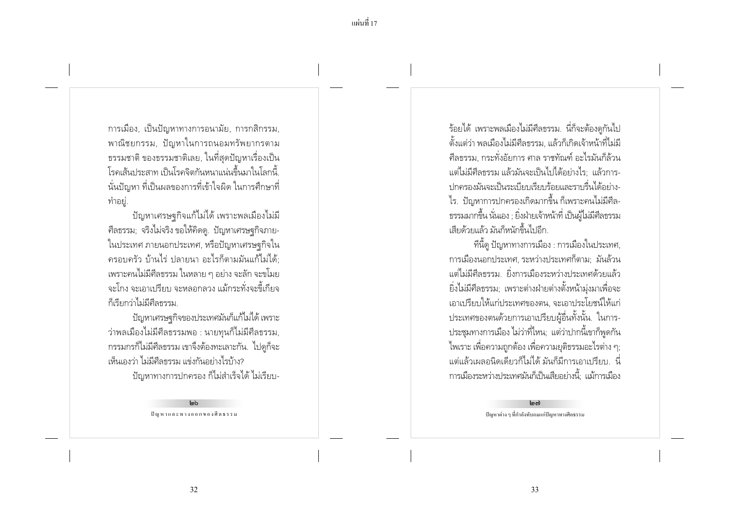การเมือง, เป็นปัญหาทางการอนามัย, การกสิกรรม, พาณิชยกรรม, ปัญหาในการถนอมทรัพยากรตามธรรมชาติ ของธรรมชาติเลย, ในที่สุดปัญหาเรื่องเป็นโรคเส้นประสาท เป็นโรคจิตกันหนาแน่นขึ้นมาในโลกนี้. นั่นปัญหา ที่เป็นผลของการที่เข้าใจผิด ในการศึกษาที่ทำอยู่.

ปัญหาเศรษฐกิจแก้ไม่ได้ เพราะพลเมืองไม่มีศีลธรรม; จริงไม่จริง ขอให้คิดดู. ปัญหาเศรษฐกิจภายในประเทศ ภายนอกประเทศ, หรือปัญหาเศรษฐกิจในครอบครัว บ้านไร่ ปลายนา อะไรก็ตามมันแก้ไม่ได้; เพราะคนไม่มีศีลธรรม ในหลาย ๆ อย่าง จะลัก จะขโมย จะโกง จะเอาเปรียบ จะหลอกลวง แม้กระทั่งจะขี้เกียจก็เรียกว่าไม่มีศีลธรรม.

ปัญหาเศรษฐกิจของประเทศมันก็แก้ไม่ได้ เพราะว่าพลเมืองไม่มีศีลธรรมพอ : นายทุนก็ไม่มีศีลธรรม, กรรมกรก็ไม่มีศีลธรรม เขาจึงต้องทะเลาะกัน. ไปดูก็จะเห็นเองว่า ไม่มีศีลธรรม แข่งกันอย่างไรบ้าง?

ปัญหาทางการปกครอง ก็ไม่สำเร็จได้ ไม่เรียบร้อยได้ เพราะพลเมืองไม่มีศีลธรรม. นี่ก็จะต้องดูกันไปตั้งแต่ว่า พลเมืองไม่มีศีลธรรม, แล้วก็เกิดเจ้าหน้าที่ไม่มีศีลธรรม, กระทั่งอัยการ ศาล ราชทัณฑ์ อะไรมันก็ล้วนแต่ไม่มีศีลธรรม แล้วมันจะเป็นไปได้อย่างไร; แล้วการปกครองมันจะเป็นระเบียบเรียบร้อยและราบรื่นได้อย่างไร. ปัญหาการปกครองเกิดมากขึ้น ก็เพราะคนไม่มีศีลธรรมมากขึ้น นั่นเอง ; ยิ่งฝ่ายเจ้าหน้าที่ เป็นผู้ไม่มีศีลธรรมเสียด้วยแล้ว มันก็หนักขึ้นไปอีก.

ทีนี้ดู ปัญหาทางการเมือง : การเมืองในประเทศ, การเมืองนอกประเทศ, ระหว่างประเทศก็ตาม; มันล้วนแต่ไม่มีศีลธรรม. ยิ่งการเมืองระหว่างประเทศด้วยแล้ว ยิ่งไม่มีศีลธรรม; เพราะต่างฝ่ายต่างตั้งหน้ามุ่งมาเพื่อจะเอาเปรียบให้แก่ประเทศของตน, จะเอาประโยชน์ให้แก่ประเทศของตนด้วยการเอาเปรียบผู้อื่นทั้งนั้น. ในการประชุมทางการเมือง ไม่ว่าที่ไหน; แต่ว่าปากนี้เขาก็พูดกันไพเราะ เพื่อความถูกต้อง เพื่อความยุติธรรมอะไรต่าง ๆ; แต่แล้วเผลอนิดเดียวก็ไม่ได้ มันก็มีการเอาเปรียบ. นี่การเมืองระหว่างประเทศมันก็เป็นเสียอย่างนี้; แม้การเมือง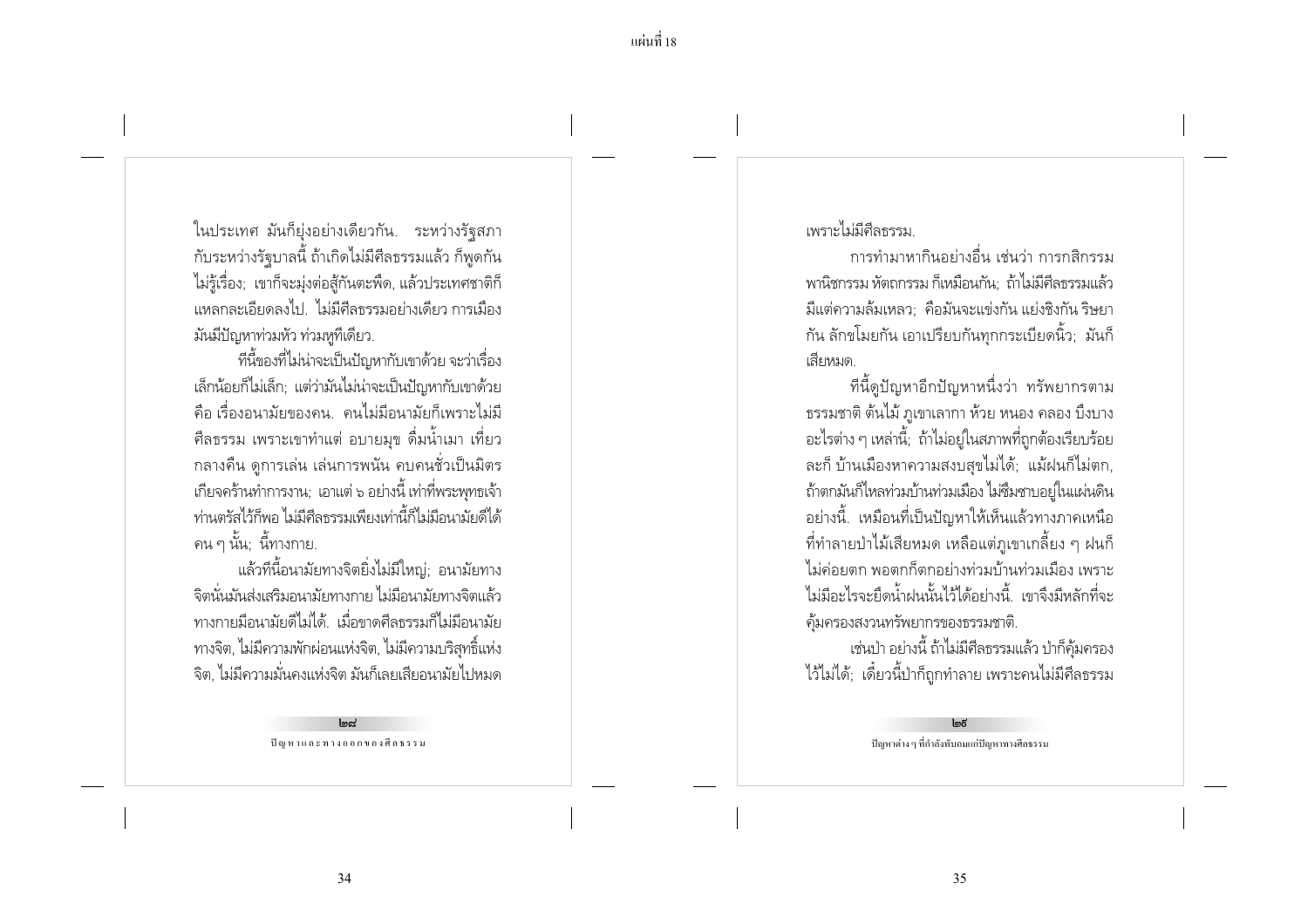ในประเทศ มันก็ยุ่งอย่างเดียวกัน. ระหว่างรัฐสภากับระหว่างรัฐบาลนี้ ถ้าเกิดไม่มีศีลธรรมแล้ว ก็พูดกันไม่รู้เรื่อง; เขาก็จะมุ่งต่อสู้กันตะพึด, แล้วประเทศชาติก็แหลกละเอียดลงไป. ไม่มีศีลธรรมอย่างเดียว การเมืองมันมีปัญหาท่วมหัว ท่วมหูทีเดียว.

ทีนี้ของที่ไม่น่าจะเป็นปัญหากับเขาด้วย จะว่าเรื่องเล็กน้อยก็ไม่เล็ก; แต่ว่ามันไม่น่าจะเป็นปัญหากับเขาด้วย คือ เรื่องอนามัยของคน. คนไม่มีอนามัยก็เพราะไม่มีศีลธรรม เพราะเขาทำแต่ อบายมุข ดื่มน้ำเมา เที่ยวกลางคืน ดูการเล่น เล่นการพนัน คบคนชั่วเป็นมิตร เกียจคร้านทำการงาน; เอาแต่ ๖ อย่างนี้ เท่าที่พระพุทธเจ้าท่านตรัสไว้ก็พอ ไม่มีศีลธรรมเพียงเท่านี้ก็ไม่มีอนามัยดีได้ คน ๆ นั้น; นี้ทางกาย.

แล้วทีนี้อนามัยทางจิตยิ่งไม่มีใหญ่; อนามัยทางจิตนั่นมันส่งเสริมอนามัยทางกาย ไม่มีอนามัยทางจิตแล้วทางกายมีอนามัยดีไม่ได้. เมื่อขาดศีลธรรมก็ไม่มีอนามัยทางจิต, ไม่มีความพักผ่อนแห่งจิต, ไม่มีความบริสุทธิ์แห่งจิต, ไม่มีความมั่นคงแห่งจิต มันก็เลยเสียอนามัยไปหมดเพราะไม่มีศีลธรรม.

การทำมาหากินอย่างอื่น เช่นว่า การกสิกรรม พาณิชกรรม หัตถกรรม ก็เหมือนกัน; ถ้าไม่มีศีลธรรมแล้ว มีแต่ความล้มเหลว; คือมันจะแข่งกัน แย่งชิงกัน ริษยากัน ลักขโมยกัน เอาเปรียบกันทุกกระเบียดนิ้ว; มันก็เสียหมด.

ทีนี้ดูปัญหาอีกปัญหาหนึ่งว่า ทรัพยากรตามธรรมชาติ ต้นไม้ ภูเขาเลากา ห้วย หนอง คลอง บึงบาง อะไรต่าง ๆ เหล่านี้; ถ้าไม่อยู่ในสภาพที่ถูกต้องเรียบร้อยละก็ บ้านเมืองหาความสงบสุขไม่ได้; แม้ฝนก็ไม่ตก, ถ้าตกมันก็ไหลท่วมบ้านท่วมเมือง ไม่ซึมซาบอยู่ในแผ่นดินอย่างนี้. เหมือนที่เป็นปัญหาให้เห็นแล้วทางภาคเหนือที่ทำลายป่าไม้เสียหมด เหลือแต่ภูเขาเกลี้ยง ๆ ฝนก็ไม่ค่อยตก พอตกก็ตกอย่างท่วมบ้านท่วมเมือง เพราะไม่มีอะไรจะยึดน้ำฝนนั้นไว้ได้อย่างนี้. เขาจึงมีหลักที่จะคุ้มครองสงวนทรัพยากรของธรรมชาติ.

เช่นป่า อย่างนี้ ถ้าไม่มีศีลธรรมแล้ว ป่าก็คุ้มครองไว้ไม่ได้; เดี๋ยวนี้ป่าก็ถูกทำลาย เพราะคนไม่มีศีลธรรม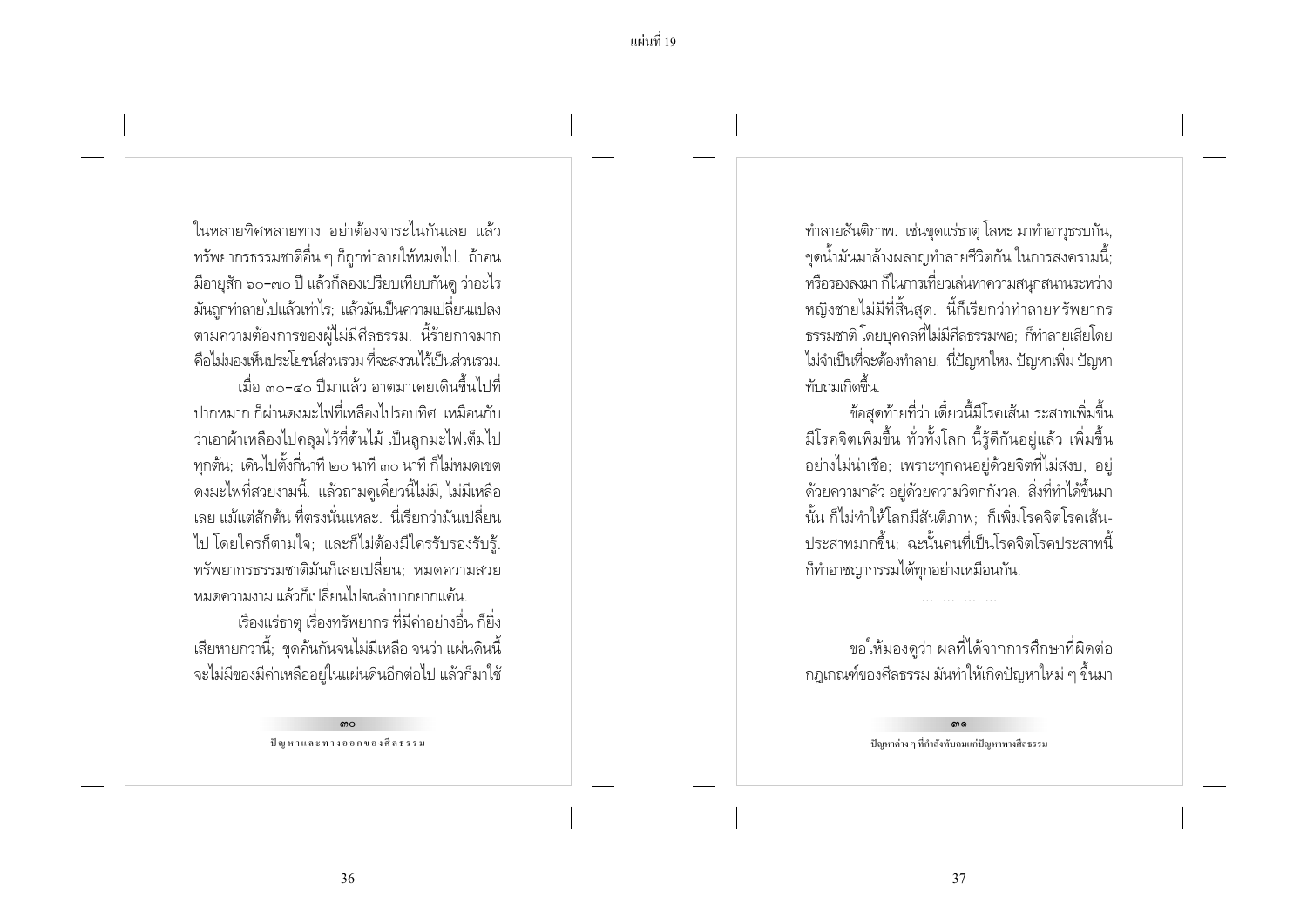ในหลายทิศหลายทาง อย่าต้องจาระไนกันเลย แล้วทรัพยากรธรรมชาติอื่น ๆ ก็ถูกทำลายให้หมดไป. ถ้าคนมีอายุสัก ๖๐–๗๐ ปี แล้วก็ลองเปรียบเทียบกันดู ว่าอะไรมันถูกทำลายไปแล้วเท่าไร; แล้วมันเป็นความเปลี่ยนแปลงตามความต้องการของผู้ไม่มีศีลธรรม. นี้ร้ายกาจมาก คือไม่มองเห็นประโยชน์ส่วนรวม ที่จะสงวนไว้เป็นส่วนรวม.

เมื่อ ๓๐–๔๐ ปีมาแล้ว อาตมาเคยเดินขึ้นไปที่ปากหมาก ก็ผ่านดงมะไฟที่เหลืองไปรอบทิศ เหมือนกับว่าเอาผ้าเหลืองไปคลุมไว้ที่ต้นไม้ เป็นลูกมะไฟเต็มไปทุกต้น; เดินไปตั้งกี่นาที ๒๐ นาที ๓๐ นาที ก็ไม่หมดเขตดงมะไฟที่สวยงามนี้. แล้วถามดูเดี๋ยวนี้ไม่มี, ไม่มีเหลือเลย แม้แต่สักต้น ที่ตรงนั้นแหละ. นี่เรียกว่ามันเปลี่ยนไป โดยใครก็ตามใจ; และก็ไม่ต้องมีใครรับรองรับรู้. ทรัพยากรธรรมชาติมันก็เลยเปลี่ยน; หมดความสวย หมดความงาม แล้วก็เปลี่ยนไปจนลำบากยากแค้น.

เรื่องแร่ธาตุ เรื่องทรัพยากร ที่มีค่าอย่างอื่น ก็ยิ่งเสียหายกว่านี้; ขุดค้นกันจนไม่มีเหลือ จนว่า แผ่นดินนี้จะไม่มีของมีค่าเหลืออยู่ในแผ่นดินอีกต่อไป แล้วก็มาใช้ทำลายสันติภาพ. เช่นขุดแร่ธาตุ โลหะ มาทำอาวุธรบกัน, ขุดน้ำมันมาล้างผลาญทำลายชีวิตกัน ในการสงครามนี้; หรือรองลงมา ก็ในการเที่ยวเล่นหาความสนุกสนานระหว่างหญิงชายไม่มีที่สิ้นสุด. นี้ก็เรียกว่าทำลายทรัพยากรธรรมชาติ โดยบุคคลที่ไม่มีศีลธรรมพอ; ก็ทำลายเสียโดยไม่จำเป็นที่จะต้องทำลาย. นี่ปัญหาใหม่ ปัญหาเพิ่ม ปัญหาทับถมเกิดขึ้น.

ข้อสุดท้ายที่ว่า เดี๋ยวนี้มีโรคเส้นประสาทเพิ่มขึ้น มีโรคจิตเพิ่มขึ้น ทั่วทั้งโลก นี้รู้ดีกันอยู่แล้ว เพิ่มขึ้นอย่างไม่น่าเชื่อ; เพราะทุกคนอยู่ด้วยจิตที่ไม่สงบ, อยู่ด้วยความกลัว อยู่ด้วยความวิตกกังวล. สิ่งที่ทำได้ขึ้นมานั้น ก็ไม่ทำให้โลกมีสันติภาพ; ก็เพิ่มโรคจิตโรคเส้นประสาทมากขึ้น; ฉะนั้นคนที่เป็นโรคจิตโรคประสาทนี้ก็ทำอาชญากรรมได้ทุกอย่างเหมือนกัน.

... ... ... ...

ขอให้มองดูว่า ผลที่ได้จากการศึกษาที่ผิดต่อกฎเกณฑ์ของศีลธรรม มันทำให้เกิดปัญหาใหม่ ๆ ขึ้นมา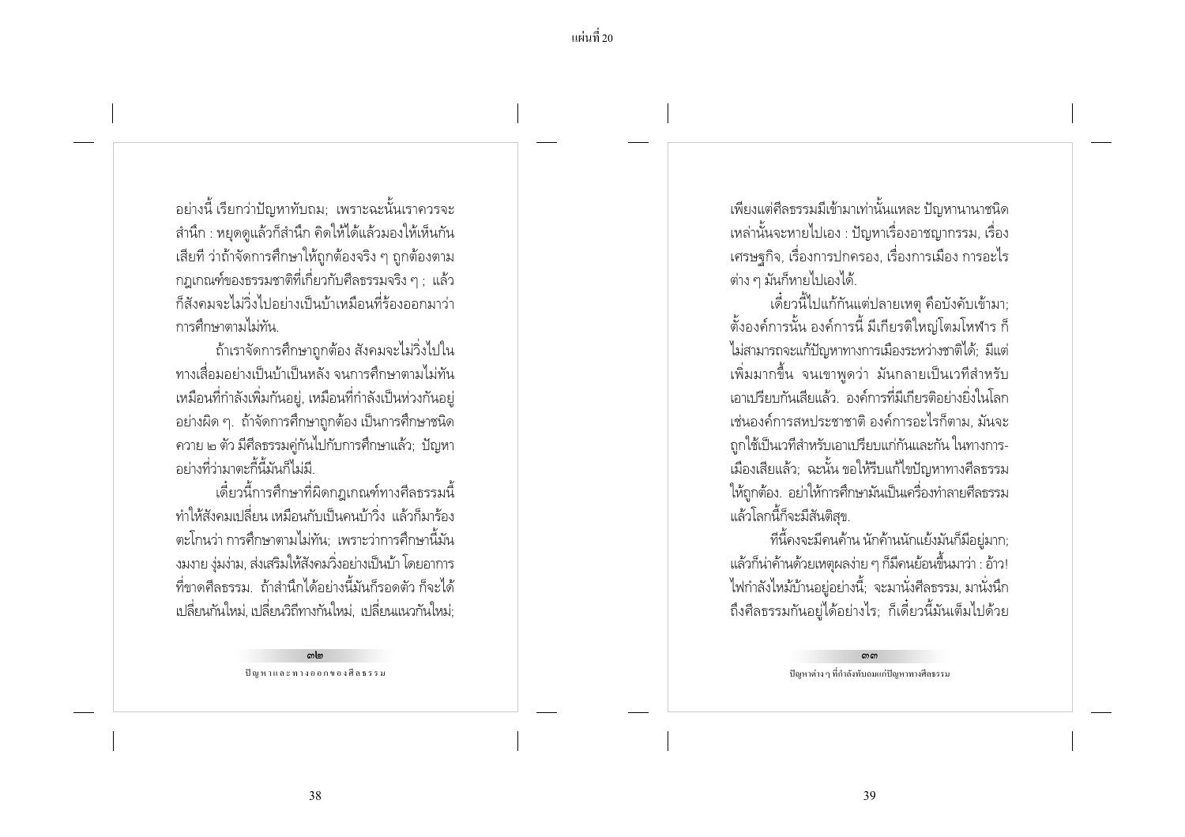อย่างนี้ เรียกว่าปัญหาทับถม; เพราะฉะนั้นเราควรจะสำนึก : หยุดดูแล้วก็สำนึก คิดให้ได้แล้วมองให้เห็นกันเสียที ว่าถ้าจัดการศึกษาให้ถูกต้องจริง ๆ ถูกต้องตามกฎเกณฑ์ของธรรมชาติที่เกี่ยวกับศีลธรรมจริง ๆ ; แล้วก็สังคมจะไม่วิ่งไปอย่างเป็นบ้าเหมือนที่ร้องออกมาว่าการศึกษาตามไม่ทัน.

ถ้าเราจัดการศึกษาถูกต้อง สังคมจะไม่วิ่งไปในทางเสื่อมอย่างเป็นบ้าเป็นหลัง จนการศึกษาตามไม่ทันเหมือนที่กำลังเพิ่มกันอยู่, เหมือนที่กำลังเป็นห่วงกันอยู่อย่างผิด ๆ. ถ้าจัดการศึกษาถูกต้อง เป็นการศึกษาชนิดควาย ๒ ตัว มีศีลธรรมคู่กันไปกับการศึกษาแล้ว; ปัญหาอย่างที่ว่ามาตะกี้นี้มันก็ไม่มี.

เดี๋ยวนี้การศึกษาที่ผิดกฎเกณฑ์ทางศีลธรรมนี้ ทำให้สังคมเปลี่ยน เหมือนกับเป็นคนบ้าวิ่ง แล้วก็มาร้องตะโกนว่า การศึกษาตามไม่ทัน; เพราะว่าการศึกษานี้มันงมงาย งุ่มง่าม, ส่งเสริมให้สังคมวิ่งอย่างเป็นบ้า โดยอาการที่ขาดศีลธรรม. ถ้าสำนึกได้อย่างนี้มันก็รอดตัว ก็จะได้เปลี่ยนกันใหม่, เปลี่ยนวิถีทางกันใหม่, เปลี่ยนแนวกันใหม่; เพียงแต่ศีลธรรมมีเข้ามาเท่านั้นแหละ ปัญหานานาชนิดเหล่านั้นจะหายไปเอง : ปัญหาเรื่องอาชญากรรม, เรื่องเศรษฐกิจ, เรื่องการปกครอง, เรื่องการเมือง การอะไรต่าง ๆ มันก็หายไปเองได้.

เดี๋ยวนี้ไปแก้กันแต่ปลายเหตุ คือบังคับเข้ามา; ตั้งองค์การนั้น องค์การนี้ มีเกียรติใหญ่โตมโหฬาร ก็ไม่สามารถจะแก้ปัญหาทางการเมืองระหว่างชาติได้; มีแต่เพิ่มมากขึ้น จนเขาพูดว่า มันกลายเป็นเวทีสำหรับเอาเปรียบกันเสียแล้ว. องค์การที่มีเกียรติอย่างยิ่งในโลก เช่นองค์การสหประชาชาติ องค์การอะไรก็ตาม, มันจะถูกใช้เป็นเวทีสำหรับเอาเปรียบแก่กันและกัน ในทางการเมืองเสียแล้ว; ฉะนั้น ขอให้รีบแก้ไขปัญหาทางศีลธรรมให้ถูกต้อง. อย่าให้การศึกษามันเป็นเครื่องทำลายศีลธรรม แล้วโลกนี้ก็จะมีสันติสุข.

ที่นี้คงจะมีคนค้าน นักค้านนักแย้งมันก็มีอยู่มาก; แล้วก็น่าค้านด้วยเหตุผลง่าย ๆ ก็มีคนย้อนขึ้นมาว่า : อ้าว! ไฟกำลังไหม้บ้านอยู่อย่างนี้; จะมานั่งศีลธรรม, มานั่งนึกถึงศีลธรรมกันอยู่ได้อย่างไร; ก็เดี๋ยวนี้มันเต็มไปด้วย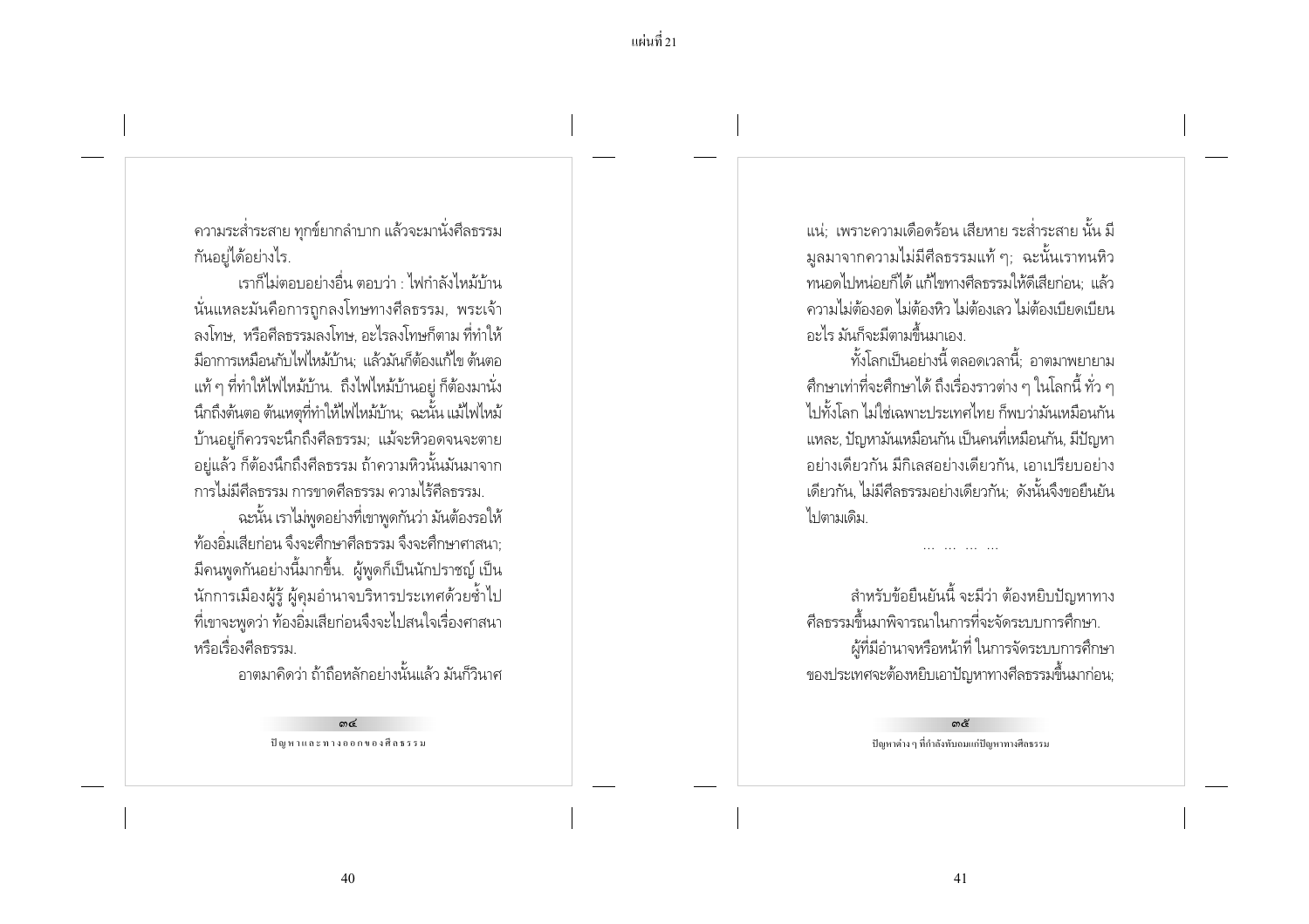ความระส่ำระสาย ทุกข์ยากลำบาก แล้วจะมานั่งศีลธรรมกันอยู่ได้อย่างไร.

เราก็ไม่ตอบอย่างอื่น ตอบว่า : ไฟกำลังไหม้บ้านนั่นแหละมันคือการถูกลงโทษทางศีลธรรม, พระเจ้าลงโทษ, หรือศีลธรรมลงโทษ, อะไรลงโทษก็ตาม ที่ทำให้มีอาการเหมือนกับไฟไหม้บ้าน; แล้วมันก็ต้องแก้ไข ต้นตอแท้ ๆ ที่ทำให้ไฟไหม้บ้าน. ถึงไฟไหม้บ้านอยู่ ก็ต้องมานั่งนึกถึงต้นตอ ต้นเหตุที่ทำให้ไฟไหม้บ้าน; ฉะนั้น แม้ไฟไหม้บ้านอยู่ก็ควรจะนึกถึงศีลธรรม; แม้จะหิวอดจนจะตายอยู่แล้ว ก็ต้องนึกถึงศีลธรรม ถ้าความหิวนั้นมันมาจากการไม่มีศีลธรรม การขาดศีลธรรม ความไร้ศีลธรรม.

ฉะนั้น เราไม่พูดอย่างที่เขาพูดกันว่า มันต้องรอให้ท้องอิ่มเสียก่อน จึงจะศึกษาศีลธรรม จึงจะศึกษาศาสนา; มีคนพูดกันอย่างนี้มากขึ้น. ผู้พูดก็เป็นนักปราชญ์ เป็นนักการเมืองผู้รู้ ผู้คุมอำนาจบริหารประเทศด้วยซ้ำไป ที่เขาจะพูดว่า ท้องอิ่มเสียก่อนจึงจะไปสนใจเรื่องศาสนาหรือเรื่องศีลธรรม.

อาตมาคิดว่า ถ้าถือหลักอย่างนั้นแล้ว มันก็วินาศแน่; เพราะความเดือดร้อน เสียหาย ระส่ำระสาย นั้น มีมูลมาจากความไม่มีศีลธรรมแท้ ๆ; ฉะนั้นเราทนหิวทนอดไปหน่อยก็ได้ แก้ไขทางศีลธรรมให้ดีเสียก่อน; แล้วความไม่ต้องอด ไม่ต้องหิว ไม่ต้องเลว ไม่ต้องเบียดเบียนอะไร มันก็จะมีตามขึ้นมาเอง.

ทั้งโลกเป็นอย่างนี้ ตลอดเวลานี้; อาตมาพยายามศึกษาเท่าที่จะศึกษาได้ ถึงเรื่องราวต่าง ๆ ในโลกนี้ ทั่ว ๆ ไปทั้งโลก ไม่ใช่เฉพาะประเทศไทย ก็พบว่ามันเหมือนกันแหละ, ปัญหามันเหมือนกัน เป็นคนที่เหมือนกัน, มีปัญหาอย่างเดียวกัน มีกิเลสอย่างเดียวกัน, เอาเปรียบอย่างเดียวกัน, ไม่มีศีลธรรมอย่างเดียวกัน; ดังนั้นจึงขอยืนยันไปตามเดิม.

... ... ... ...

สำหรับข้อยืนยันนี้ จะมีว่า ต้องหยิบปัญหาทางศีลธรรมขึ้นมาพิจารณาในการที่จะจัดระบบการศึกษา.

ผู้ที่มีอำนาจหรือหน้าที่ ในการจัดระบบการศึกษาของประเทศจะต้องหยิบเอาปัญหาทางศีลธรรมขึ้นมาก่อน;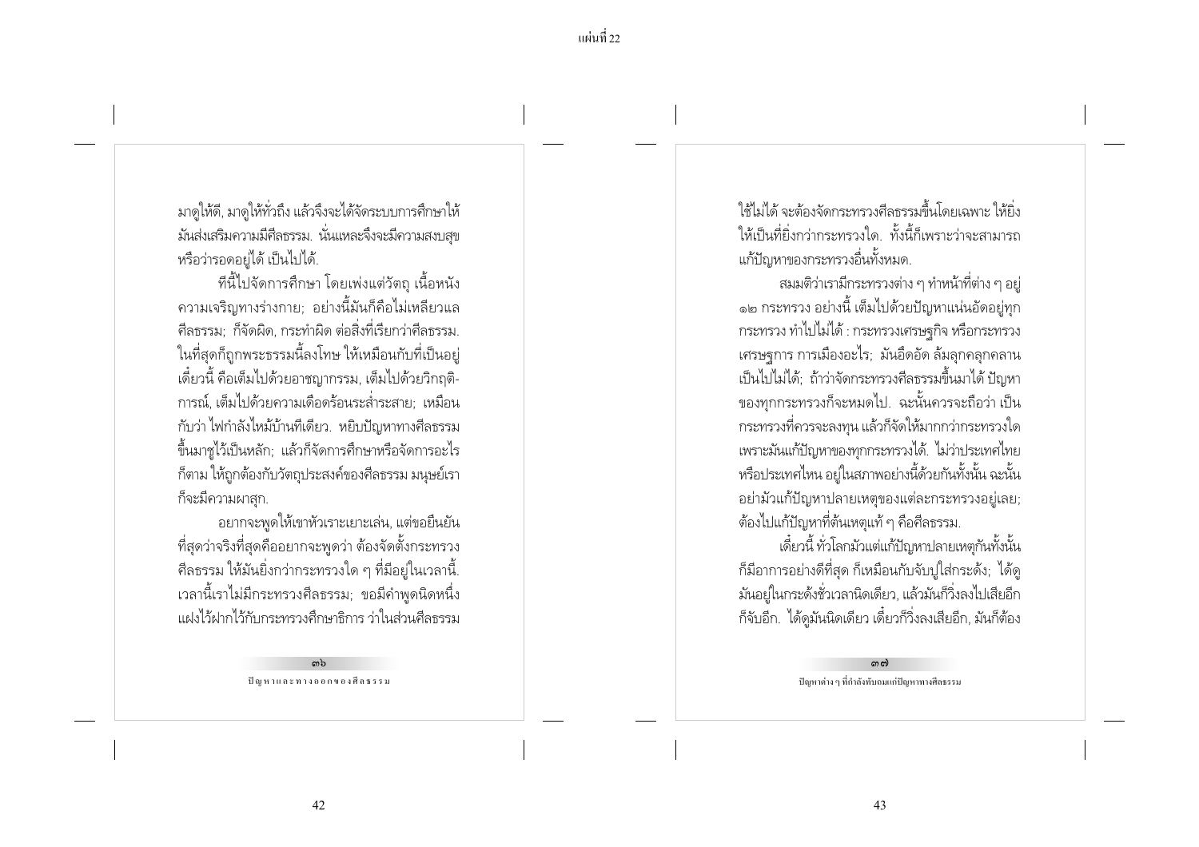มาดูให้ดี, มาดูให้ทั่วถึง แล้วจึงจะได้จัดระบบการศึกษาให้มันส่งเสริมความมีศีลธรรม. นั่นแหละจึงจะมีความสงบสุข หรือว่ารอดอยู่ได้ เป็นไปได้.

ที่นี้ไปจัดการศึกษา โดยเพ่งแต่วัตถุ เนื้อหนังความเจริญทางร่างกาย; อย่างนี้มันก็คือไม่เหลียวแลศีลธรรม; ก็จัดผิด, กระทำผิด ต่อสิ่งที่เรียกว่าศีลธรรม. ในที่สุดก็ถูกพระธรรมนี้ลงโทษ ให้เหมือนกับที่เป็นอยู่เดี๋ยวนี้ คือเต็มไปด้วยอาชญากรรม, เต็มไปด้วยวิกฤติการณ์, เต็มไปด้วยความเดือดร้อนระส่ำระสาย; เหมือนกับว่า ไฟกำลังไหม้บ้านทีเดียว. หยิบปัญหาทางศีลธรรมขึ้นมาชูไว้เป็นหลัก; แล้วก็จัดการศึกษาหรือจัดการอะไรก็ตาม ให้ถูกต้องกับวัตถุประสงค์ของศีลธรรม มนุษย์เราก็จะมีความผาสุก.

อยากจะพูดให้เขาหัวเราะเยาะเล่น, แต่ขอยืนยันที่สุดว่าจริงที่สุดคืออยากจะพูดว่า ต้องจัดตั้งกระทรวงศีลธรรม ให้มันยิ่งกว่ากระทรวงใด ๆ ที่มีอยู่ในเวลานี้. เวลานี้เราไม่มีกระทรวงศีลธรรม; ขอมีคำพูดนิดหนึ่งแฝงไว้ฝากไว้กับกระทรวงศึกษาธิการ ว่าในส่วนศีลธรรมใช้ไม่ได้ จะต้องจัดกระทรวงศีลธรรมขึ้นโดยเฉพาะ ให้ยิ่งให้เป็นที่ยิ่งกว่ากระทรวงใด. ทั้งนี้ก็เพราะว่าจะสามารถแก้ปัญหาของกระทรวงอื่นทั้งหมด.

สมมติว่าเรามีกระทรวงต่าง ๆ ทำหน้าที่ต่าง ๆ อยู่ ๑๒ กระทรวง อย่างนี้ เต็มไปด้วยปัญหาแน่นอัดอยู่ทุกกระทรวง ทำไปไม่ได้ : กระทรวงเศรษฐกิจ หรือกระทรวงเศรษฐการ การเมืองอะไร; มันอึดอัด ล้มลุกคลุกคลานเป็นไปไม่ได้; ถ้าว่าจัดกระทรวงศีลธรรมขึ้นมาได้ ปัญหาของทุกกระทรวงก็จะหมดไป. ฉะนั้นควรจะถือว่า เป็นกระทรวงที่ควรจะลงทุน แล้วก็จัดให้มากกว่ากระทรวงใด เพราะมันแก้ปัญหาของทุกกระทรวงได้. ไม่ว่าประเทศไทยหรือประเทศไหน อยู่ในสภาพอย่างนี้ด้วยกันทั้งนั้น ฉะนั้นอย่ามัวแก้ปัญหาปลายเหตุของแต่ละกระทรวงอยู่เลย; ต้องไปแก้ปัญหาที่ต้นเหตุแท้ ๆ คือศีลธรรม.

เดี๋ยวนี้ ทั่วโลกมัวแต่แก้ปัญหาปลายเหตุกันทั้งนั้น ก็มีอาการอย่างดีที่สุด ก็เหมือนกับจับปูใส่กระด้ง; ได้ดูมันอยู่ในกระด้งชั่วเวลานิดเดียว, แล้วมันก็วิ่งลงไปเสียอีก ก็จับอีก. ได้ดูมันนิดเดียว เดี๋ยวก็วิ่งลงเสียอีก, มันก็ต้อง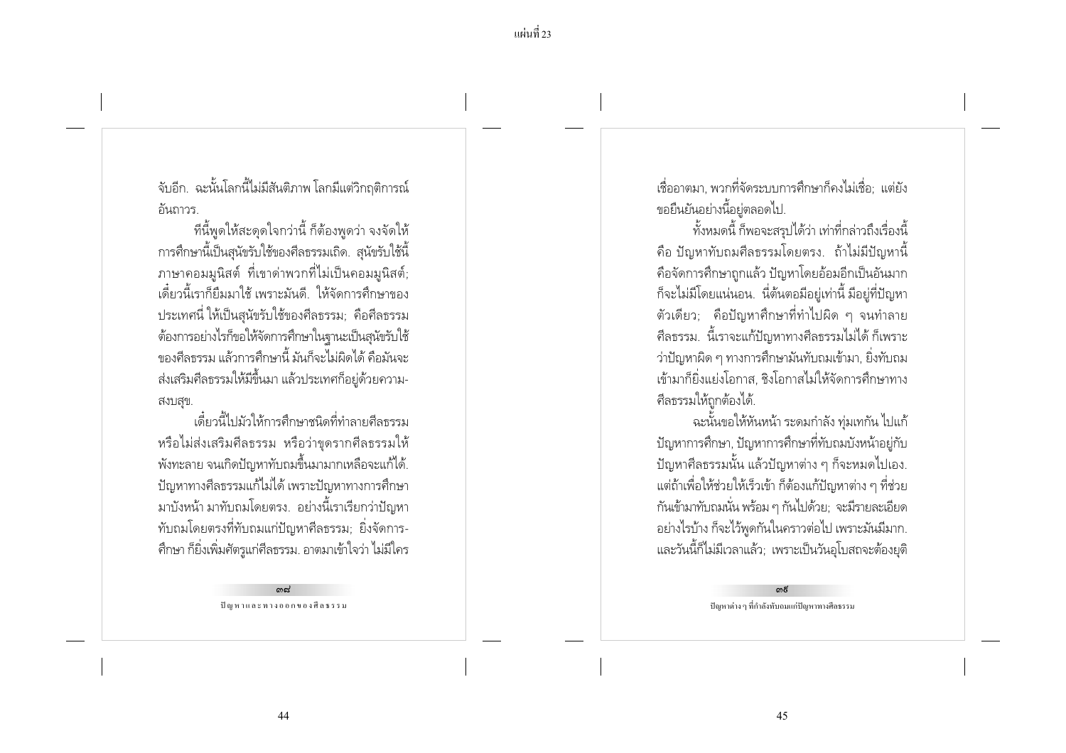จับอีก. ฉะนั้นโลกนี้ไม่มีสันติภาพ โลกมีแต่วิกฤติการณ์อันถาวร.

ทีนี้พูดให้สะดุดใจกว่านี้ ก็ต้องพูดว่า จงจัดให้การศึกษานี้เป็นสุนัขรับใช้ของศีลธรรมเถิด. สุนัขรับใช้ชี้ภาษาคอมมูนิสต์ ที่เขาด่าพวกที่ไม่เป็นคอมมูนิสต์; เดี๋ยวนี้เราก็ยืมมาใช้ เพราะมันดี. ให้จัดการศึกษาของประเทศนี้ ให้เป็นสุนัขรับใช้ของศีลธรรม; คือศีลธรรมต้องการอย่างไรก็ขอให้จัดการศึกษาในฐานะเป็นสุนัขรับใช้ของศีลธรรม แล้วการศึกษานี้ มันก็จะไม่ผิดได้ คือมันจะส่งเสริมศีลธรรมให้มีขึ้นมา แล้วประเทศก็อยู่ด้วยความสงบสุข.

เดี๋ยวนี้ไปมัวให้การศึกษาชนิดที่ทำลายศีลธรรม หรือไม่ส่งเสริมศีลธรรม หรือว่าขุดรากศีลธรรมให้พังทะลาย จนเกิดปัญหาทับถมขึ้นมามากเหลือจะแก้ได้. ปัญหาทางศีลธรรมแก้ไม่ได้ เพราะปัญหาทางการศึกษามาบังหน้า มาทับถมโดยตรง. อย่างนี้เราเรียกว่าปัญหาทับถมโดยตรงที่ทับถมแก่ปัญหาศีลธรรม; ยิ่งจัดการศึกษา ก็ยิ่งเพิ่มศัตรูแก่ศีลธรรม. อาตมาเข้าใจว่า ไม่มีใครเชื่ออาตมา, พวกที่จัดระบบการศึกษาก็คงไม่เชื่อ; แต่ยังขอยืนยันอย่างนี้อยู่ตลอดไป.

ทั้งหมดนี้ ก็พอจะสรุปได้ว่า เท่าที่กล่าวถึงเรื่องนี้ คือ ปัญหาทับถมศีลธรรมโดยตรง. ถ้าไม่มีปัญหานี้ คือจัดการศึกษาถูกแล้ว ปัญหาโดยอ้อมอีกเป็นอันมากก็จะไม่มีโดยแน่นอน. นี่ต้นตอมีอยู่เท่านี้ มีอยู่ที่ปัญหาตัวเดียว; คือปัญหาศึกษาที่ทำไปผิด ๆ จนทำลายศีลธรรม. นี้เราจะแก้ปัญหาทางศีลธรรมไม่ได้ ก็เพราะว่าปัญหาผิด ๆ ทางการศึกษามันทับถมเข้ามา, ยิ่งทับถมเข้ามาก็ยิ่งแย่งโอกาส, ชิงโอกาสไม่ให้จัดการศึกษาทางศีลธรรมให้ถูกต้องได้.

ฉะนั้นขอให้หันหน้า ระดมกำลัง ทุ่มเทกัน ไปแก้ปัญหาการศึกษา, ปัญหาการศึกษาที่ทับถมบังหน้าอยู่กับปัญหาศีลธรรมนั้น แล้วปัญหาต่าง ๆ ก็จะหมดไปเอง. แต่ถ้าเพื่อให้ช่วยให้เร็วเข้า ก็ต้องแก้ปัญหาต่าง ๆ ที่ช่วยกันเข้ามาทับถมนั้น พร้อม ๆ กันไปด้วย; จะมีรายละเอียดอย่างไรบ้าง ก็จะไว้พูดกันในคราวต่อไป เพราะมันมีมาก. และวันนี้ก็ไม่มีเวลาแล้ว; เพราะเป็นวันอุโบสถจะต้องยุติ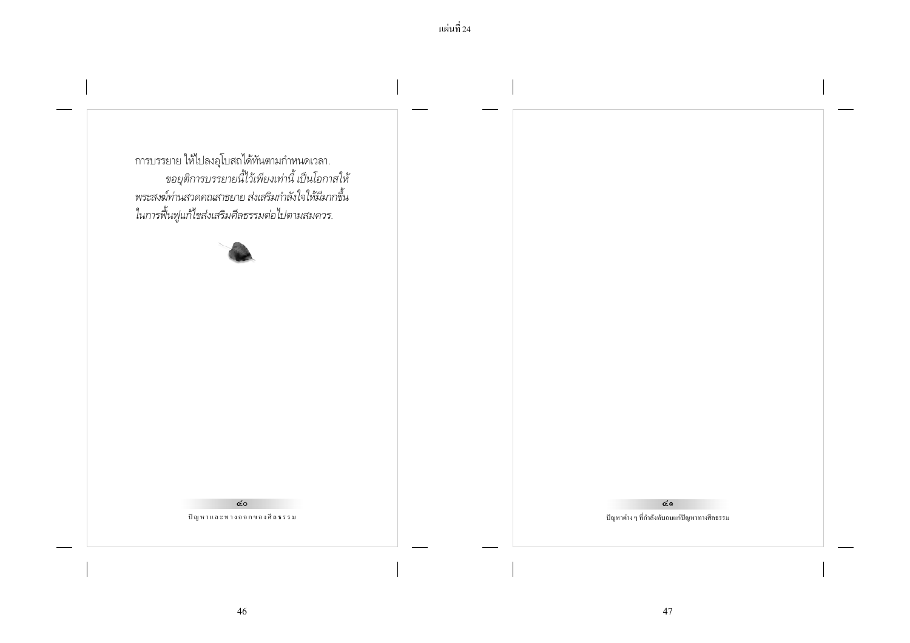การบรรยาย ให้ไปลงอุโบสถได้ทันตามกำหนดเวลา.

*ขอยุติการบรรยายนี้ไว้เพียงเท่านี้ เป็นโอกาสให้พระสงฆ์ท่านสวดคณสาธยาย ส่งเสริมกำลังใจให้มีมากขึ้นในการฟื้นฟูแก้ไขส่งเสริมศีลธรรมต่อไปตามสมควร.*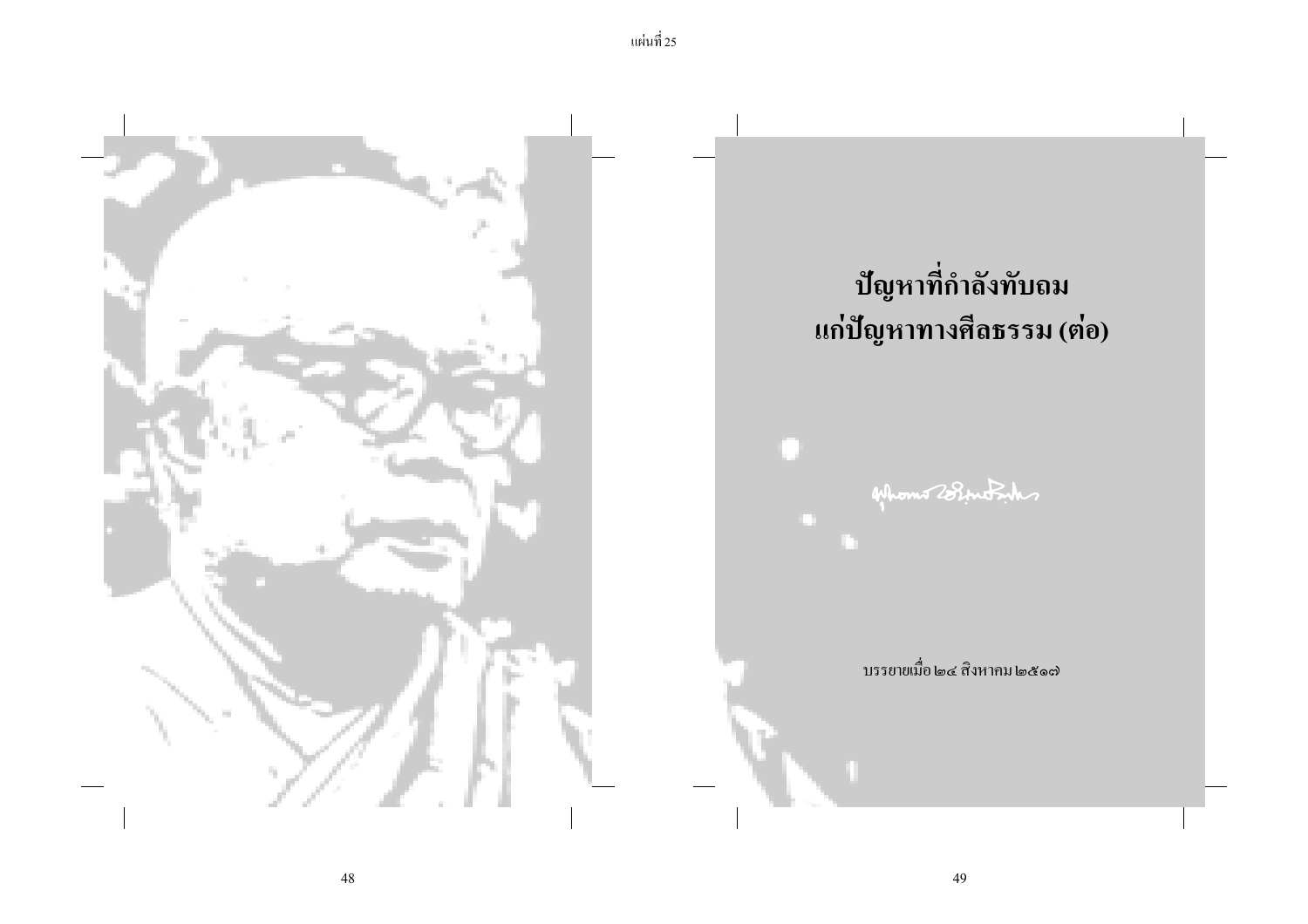# ปัญหาที่กำลังทับถมแก่ปัญหาทางศีลธรรม (ต่อ)

บรรยายเมื่อ ๒๔ สิงหาคม ๒๕๑๗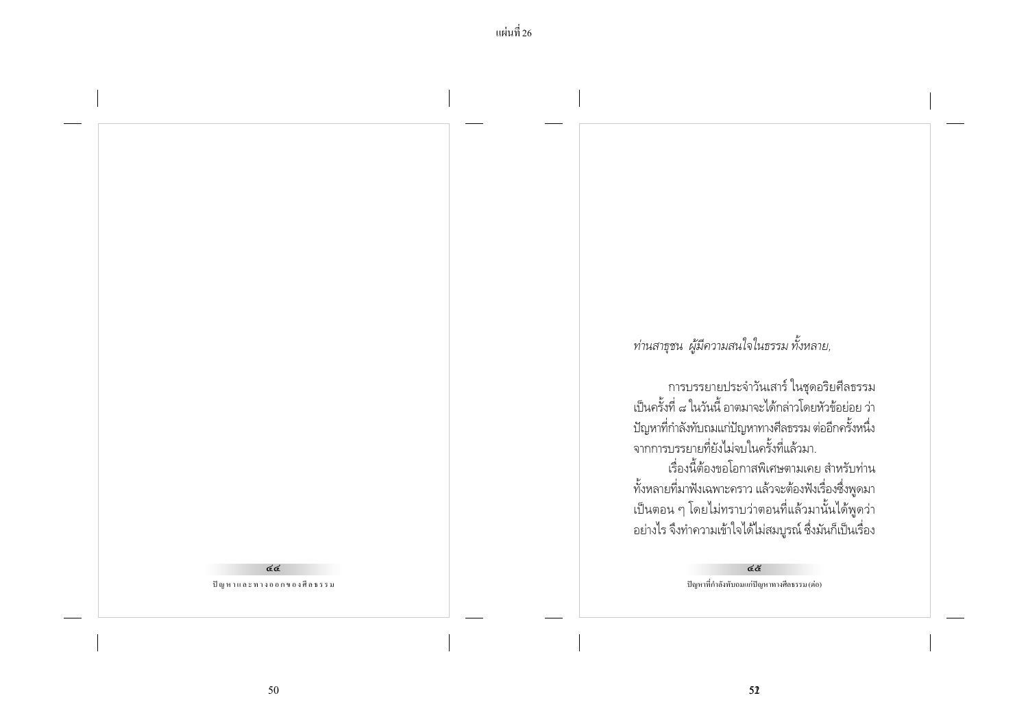*ท่านสาธุชน ผู้มีความสนใจในธรรม ทั้งหลาย,*

การบรรยายประจำวันเสาร์ ในชุดอริยศีลธรรม เป็นครั้งที่ ๘ ในวันนี้ อาตมาจะได้กล่าวโดยหัวข้อย่อย ว่า ปัญหาที่กำลังทับถมแก่ปัญหาทางศีลธรรม ต่ออีกครั้งหนึ่ง จากการบรรยายที่ยังไม่จบในครั้งที่แล้วมา.

เรื่องนี้ต้องขอโอกาสพิเศษตามเคย สำหรับท่านทั้งหลายที่มาฟังเฉพาะคราว แล้วจะต้องฟังเรื่องซึ่งพูดมาเป็นตอน ๆ โดยไม่ทราบว่าตอนที่แล้วมานั้นได้พูดว่าอย่างไร จึงทำความเข้าใจได้ไม่สมบูรณ์ ซึ่งมันก็เป็นเรื่อง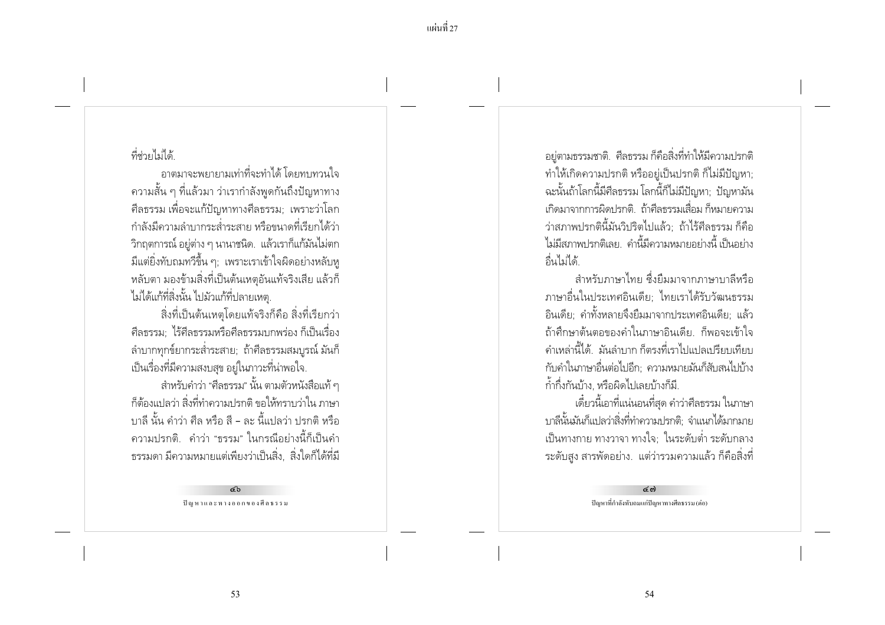ที่ช่วยไม่ได้.

อาตมาจะพยายามเท่าที่จะทำได้ โดยทบทวนใจความสั้น ๆ ที่แล้วมา ว่าเรากำลังพูดกันถึงปัญหาทางศีลธรรม เพื่อจะแก้ปัญหาทางศีลธรรม; เพราะว่าโลกกำลังมีความลำบากระส่ำระสาย หรือขนาดที่เรียกได้ว่าวิกฤตการณ์ อยู่ต่าง ๆ นานาชนิด. แล้วเราก็แก้มันไม่ตก มีแต่ยิ่งทับถมทวีขึ้น ๆ; เพราะเราเข้าใจผิดอย่างหลับหูหลับตา มองข้ามสิ่งที่เป็นต้นเหตุอันแท้จริงเสีย แล้วก็ไม่ได้แก้ที่สิ่งนั้น ไปมัวแก้ที่ปลายเหตุ.

สิ่งที่เป็นต้นเหตุโดยแท้จริงก็คือ สิ่งที่เรียกว่าศีลธรรม; ไร้ศีลธรรมหรือศีลธรรมบกพร่อง ก็เป็นเรื่องลำบากทุกข์ยากระส่ำระสาย; ถ้าศีลธรรมสมบูรณ์ มันก็เป็นเรื่องที่มีความสงบสุข อยู่ในภาวะที่น่าพอใจ.

สำหรับคำว่า "ศีลธรรม" นั้น ตามตัวหนังสือแท้ ๆ ก็ต้องแปลว่า สิ่งที่ทำความปรกติ ขอให้ทราบว่าใน ภาษาบาลี นั้น คำว่า ศีล หรือ สี – ละ นี้แปลว่า ปรกติ หรือความปรกติ. คำว่า "ธรรม" ในกรณีอย่างนี้ก็เป็นคำธรรมดา มีความหมายแต่เพียงว่าเป็นสิ่ง, สิ่งใดก็ได้ที่มีอยู่ตามธรรมชาติ. ศีลธรรม ก็คือสิ่งที่ทำให้มีความปรกติ ทำให้เกิดความปรกติ หรืออยู่เป็นปรกติ ก็ไม่มีปัญหา; ฉะนั้นถ้าโลกนี้มีศีลธรรม โลกนี้ก็ไม่มีปัญหา; ปัญหามันเกิดมาจากการผิดปรกติ. ถ้าศีลธรรมเสื่อม ก็หมายความว่าสภาพปรกตินี้มันวิปริตไปแล้ว; ถ้าไร้ศีลธรรม ก็คือไม่มีสภาพปรกติเลย. คำนี้มีความหมายอย่างนี้ เป็นอย่างอื่นไม่ได้.

สำหรับภาษาไทย ซึ่งยืมมาจากภาษาบาลีหรือภาษาอื่นในประเทศอินเดีย; ไทยเราได้รับวัฒนธรรมอินเดีย; คำทั้งหลายจึงยืมมาจากประเทศอินเดีย; แล้วถ้าศึกษาต้นตอของคำในภาษาอินเดีย. ก็พอจะเข้าใจคำเหล่านี้ได้. มันลำบาก ก็ตรงที่เราไปแปลเปรียบเทียบกับคำในภาษาอื่นต่อไปอีก; ความหมายมันก็สับสนไปบ้าง ก้ำกึ่งกันบ้าง, หรือผิดไปเลยบ้างก็มี.

เดี๋ยวนี้เอาที่แน่นอนที่สุด คำว่าศีลธรรม ในภาษาบาลีนั้นมันก็แปลว่าสิ่งที่ทำความปรกติ; จำแนกได้มากมายเป็นทางกาย ทางวาจา ทางใจ; ในระดับต่ำ ระดับกลาง ระดับสูง สารพัดอย่าง. แต่ว่ารวมความแล้ว ก็คือสิ่งที่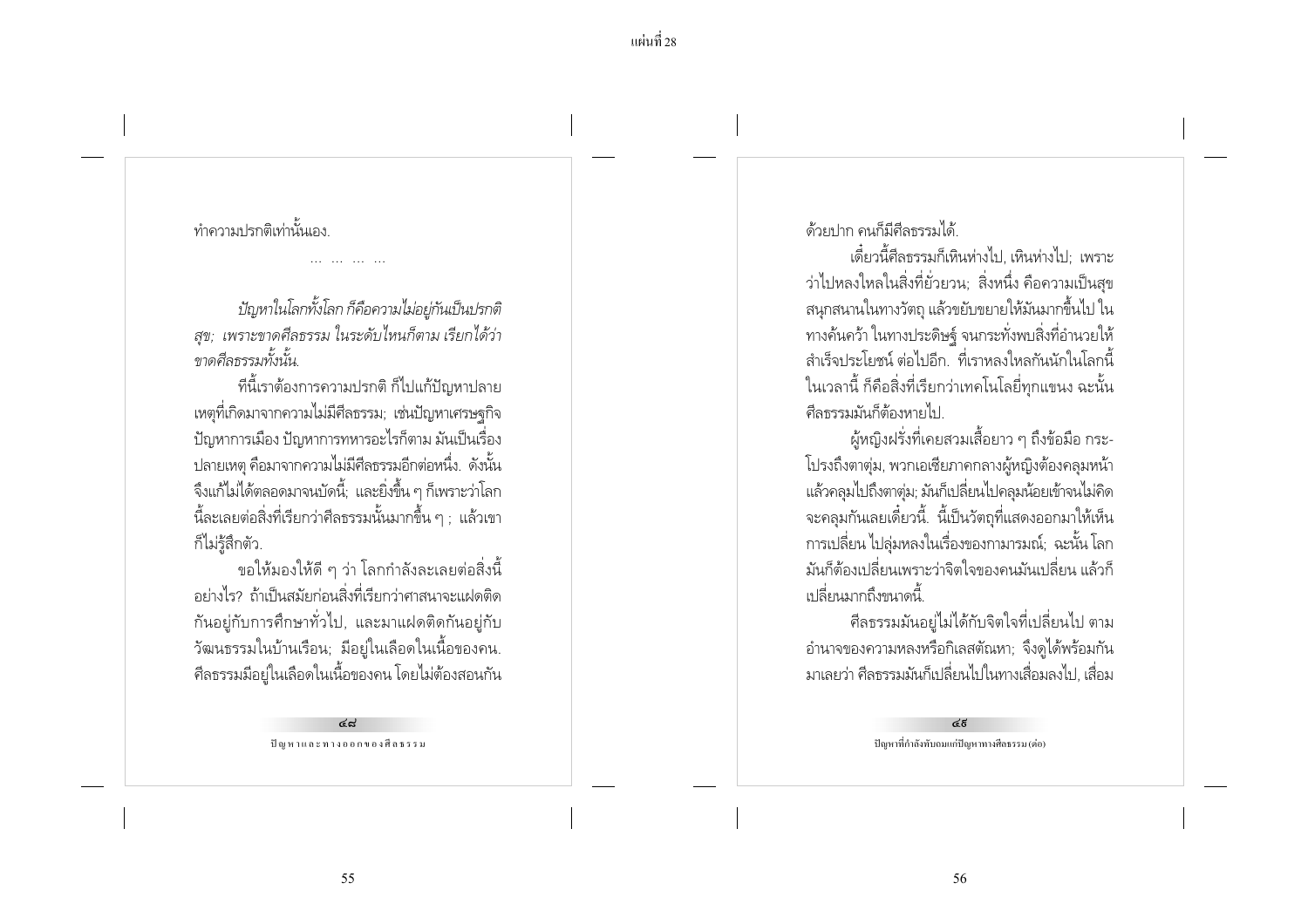ทำความปรกติเท่านั้นเอง.

... ... ... ...

*ปัญหาในโลกทั้งโลก ก็คือความไม่อยู่กันเป็นปรกติสุข; เพราะขาดศีลธรรม ในระดับไหนก็ตาม เรียกได้ว่าขาดศีลธรรมทั้งนั้น.*

ทีนี้เราต้องการความปรกติ ก็ไปแก้ปัญหาปลายเหตุที่เกิดมาจากความไม่มีศีลธรรม; เช่นปัญหาเศรษฐกิจ ปัญหาการเมือง ปัญหาการทหารอะไรก็ตาม มันเป็นเรื่องปลายเหตุ คือมาจากความไม่มีศีลธรรมอีกต่อหนึ่ง. ดังนั้นจึงแก้ไม่ได้ตลอดมาจนบัดนี้; และยิ่งขึ้น ๆ ก็เพราะว่าโลกนี้ละเลยต่อสิ่งที่เรียกว่าศีลธรรมนั้นมากขึ้น ๆ ; แล้วเขาก็ไม่รู้สึกตัว.

ขอให้มองให้ดี ๆ ว่า โลกกำลังละเลยต่อสิ่งนี้อย่างไร? ถ้าเป็นสมัยก่อนสิ่งที่เรียกว่าศาสนาจะแฝดติดกันอยู่กับการศึกษาทั่วไป, และมาแฝดติดกันอยู่กับวัฒนธรรมในบ้านเรือน; มีอยู่ในเลือดในเนื้อของคน. ศีลธรรมมีอยู่ในเลือดในเนื้อของคน โดยไม่ต้องสอนกันด้วยปาก คนก็มีศีลธรรมได้.

เดี๋ยวนี้ศีลธรรมก็เหินห่างไป, เหินห่างไป; เพราะว่าไปหลงใหลในสิ่งที่ยั่วยวน; สิ่งหนึ่ง คือความเป็นสุขสนุกสนานในทางวัตถุ แล้วขยับขยายให้มันมากขึ้นไป ในทางค้นคว้า ในทางประดิษฐ์ จนกระทั่งพบสิ่งที่อำนวยให้สำเร็จประโยชน์ ต่อไปอีก. ที่เราหลงใหลกันนักในโลกนี้ในเวลานี้ ก็คือสิ่งที่เรียกว่าเทคโนโลยี่ทุกแขนง ฉะนั้นศีลธรรมมันก็ต้องหายไป.

ผู้หญิงฝรั่งที่เคยสวมเสื้อยาว ๆ ถึงข้อมือ กระโปรงถึงตาตุ่ม, พวกเอเชียภาคกลางผู้หญิงต้องคลุมหน้าแล้วคลุมไปถึงตาตุ่ม; มันก็เปลี่ยนไปคลุมน้อยเข้าจนไม่คิดจะคลุมกันเลยเดี๋ยวนี้. นี้เป็นวัตถุที่แสดงออกมาให้เห็นการเปลี่ยน ไปลุ่มหลงในเรื่องของกามารมณ์; ฉะนั้น โลกมันก็ต้องเปลี่ยนเพราะว่าจิตใจของคนมันเปลี่ยน แล้วก็เปลี่ยนมากถึงขนาดนี้.

ศีลธรรมมันอยู่ไม่ได้กับจิตใจที่เปลี่ยนไป ตามอำนาจของความหลงหรือกิเลสตัณหา; จึงดูได้พร้อมกันมาเลยว่า ศีลธรรมมันก็เปลี่ยนไปในทางเสื่อมลงไป, เสื่อม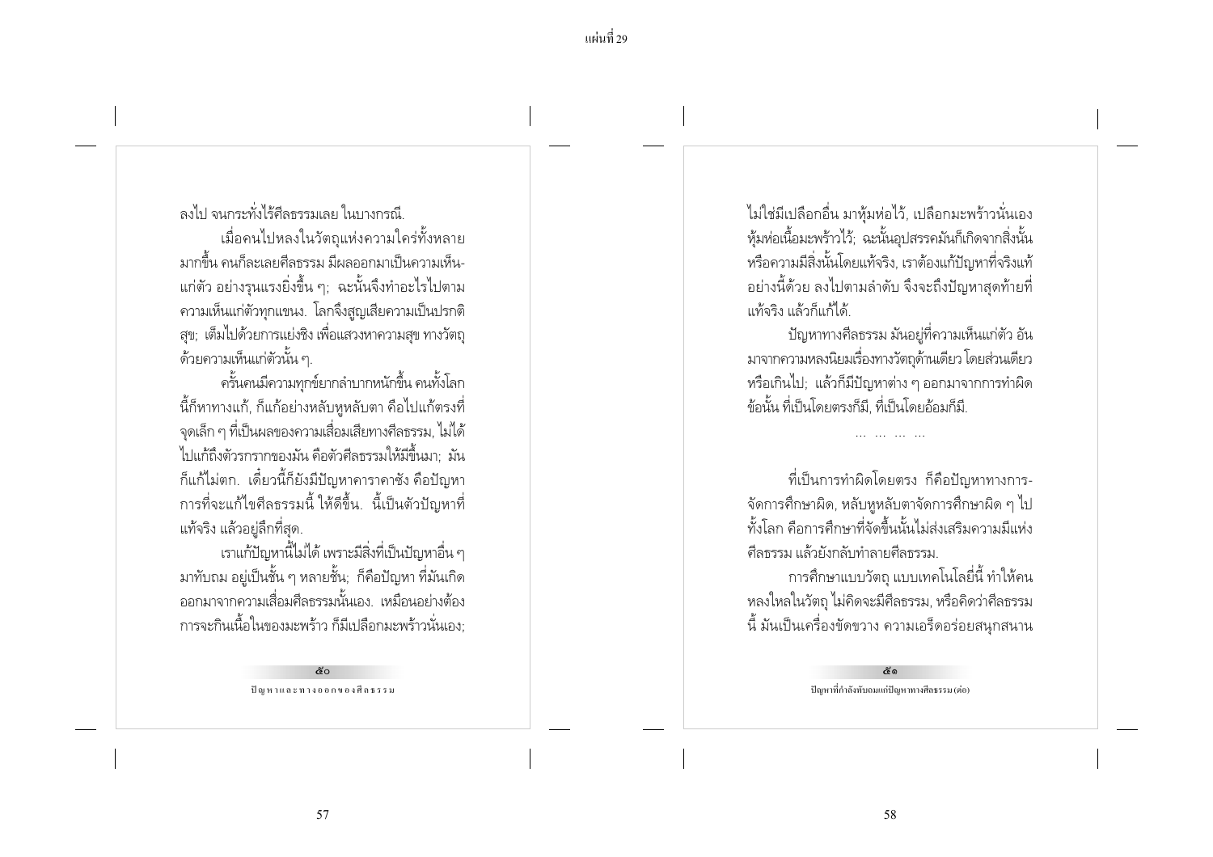ลงไป จนกระทั่งไร้ศีลธรรมเลย ในบางกรณี.

เมื่อคนไปหลงในวัตถุแห่งความใคร่ทั้งหลายมากขึ้น คนก็ละเลยศีลธรรม มีผลออกมาเป็นความเห็นแก่ตัว อย่างรุนแรงยิ่งขึ้น ๆ; ฉะนั้นจึงทำอะไรไปตามความเห็นแก่ตัวทุกแขนง. โลกจึงสูญเสียความเป็นปรกติสุข; เต็มไปด้วยการแย่งชิง เพื่อแสวงหาความสุข ทางวัตถุด้วยความเห็นแก่ตัวนั้น ๆ.

ครั้นคนมีความทุกข์ยากลำบากหนักขึ้น คนทั้งโลกนี้ก็หาทางแก้, ก็แก้อย่างหลับหูหลับตา คือไปแก้ตรงที่จุดเล็ก ๆ ที่เป็นผลของความเสื่อมเสียทางศีลธรรม, ไม่ได้ไปแก้ถึงตัวรากของมัน คือตัวศีลธรรมให้มีขึ้นมา; มันก็แก้ไม่ตก. เดี๋ยวนี้ก็ยังมีปัญหาคาราคาซัง คือปัญหาการที่จะแก้ไขศีลธรรมนี้ ให้ดีขึ้น. นี้เป็นตัวปัญหาที่แท้จริง แล้วอยู่ลึกที่สุด.

เราแก้ปัญหานี้ไม่ได้ เพราะมีสิ่งที่เป็นปัญหาอื่น ๆ มาทับถม อยู่เป็นชั้น ๆ หลายชั้น; ก็คือปัญหา ที่มันเกิดออกมาจากความเสื่อมศีลธรรมนั่นเอง. เหมือนอย่างต้องการจะกินเนื้อในของมะพร้าว ก็มีเปลือกมะพร้าวนั่นเอง; ไม่ใช่มีเปลือกอื่น มาหุ้มห่อไว้, เปลือกมะพร้าวนั่นเองหุ้มห่อเนื้อมะพร้าวไว้; ฉะนั้นอุปสรรคมันก็เกิดจากสิ่งนั้นหรือความมีสิ่งนั้นโดยแท้จริง, เราต้องแก้ปัญหาที่จริงแท้อย่างนี้ด้วย ลงไปตามลำดับ จึงจะถึงปัญหาสุดท้ายที่แท้จริง แล้วก็แก้ได้.

ปัญหาทางศีลธรรม มันอยู่ที่ความเห็นแก่ตัว อันมาจากความหลงนิยมเรื่องทางวัตถุด้านเดียว โดยส่วนเดียวหรือเกินไป; แล้วก็มีปัญหาต่าง ๆ ออกมาจากการทำผิดข้อนั้น ที่เป็นโดยตรงก็มี, ที่เป็นโดยอ้อมก็มี.

... ... ... ...

ที่เป็นการทำผิดโดยตรง ก็คือปัญหาทางการจัดการศึกษาผิด, หลับหูหลับตาจัดการศึกษาผิด ๆ ไปทั้งโลก คือการศึกษาที่จัดขึ้นนั้นไม่ส่งเสริมความมีแห่งศีลธรรม แล้วยังกลับทำลายศีลธรรม.

การศึกษาแบบวัตถุ แบบเทคโนโลยี่นี้ ทำให้คนหลงใหลในวัตถุ ไม่คิดจะมีศีลธรรม, หรือคิดว่าศีลธรรมนี้ มันเป็นเครื่องขัดขวาง ความเอร็ดอร่อยสนุกสนาน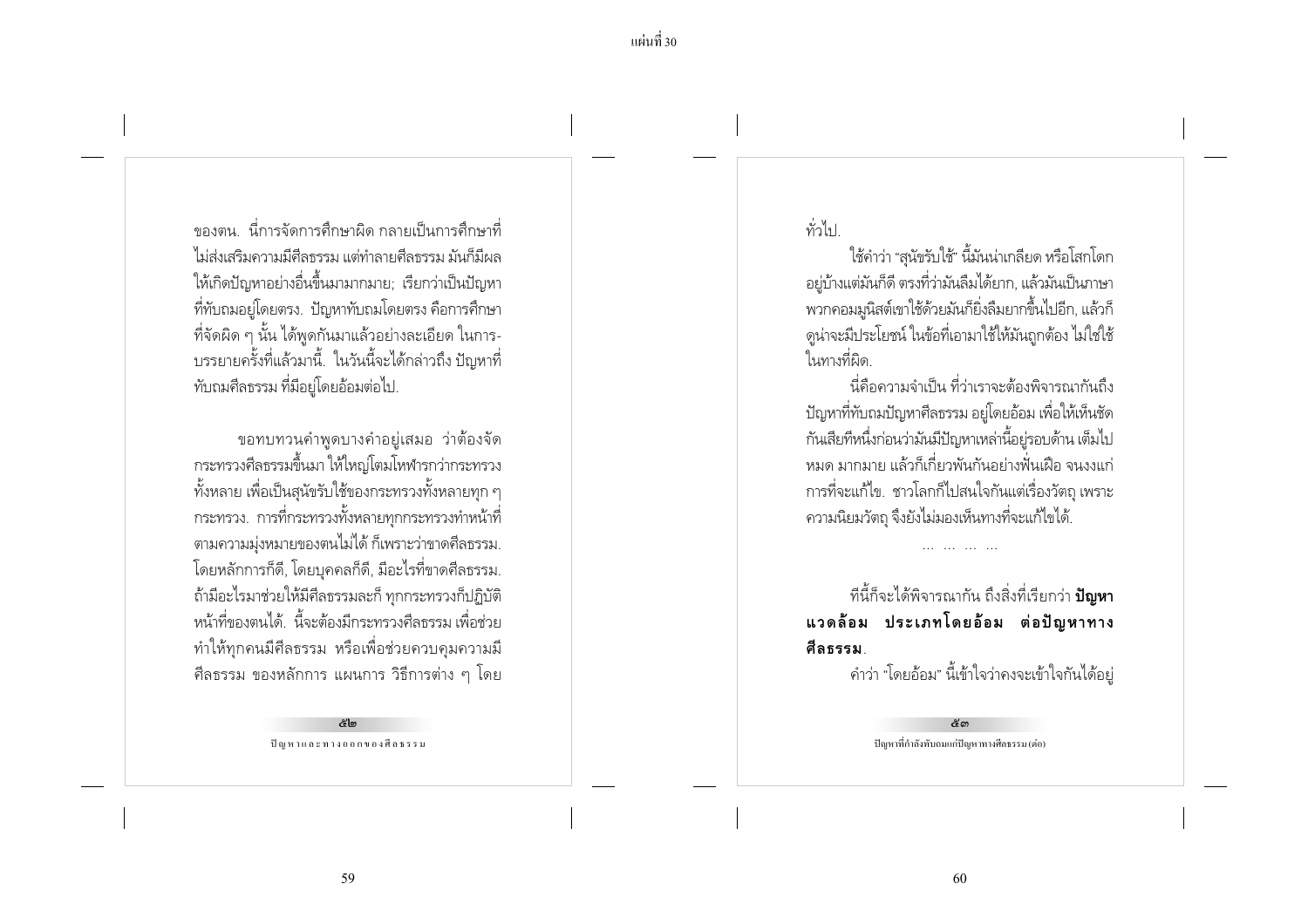ของตน. นี่การจัดการศึกษาผิด กลายเป็นการศึกษาที่ไม่ส่งเสริมความมีศีลธรรม แต่ทำลายศีลธรรม มันก็มีผลให้เกิดปัญหาอย่างอื่นขึ้นมามากมาย; เรียกว่าเป็นปัญหาที่ทับถมอยู่โดยตรง. ปัญหาทับถมโดยตรง คือการศึกษาที่จัดผิด ๆ นั้น ได้พูดกันมาแล้วอย่างละเอียด ในการบรรยายครั้งที่แล้วมานี้. ในวันนี้จะได้กล่าวถึง ปัญหาที่ทับถมศีลธรรม ที่มีอยู่โดยอ้อมต่อไป.

ขอทบทวนคำพูดบางคำอยู่เสมอ ว่าต้องจัดกระทรวงศีลธรรมขึ้นมา ให้ใหญ่โตมโหฬารกว่ากระทรวงทั้งหลาย เพื่อเป็นสุนัขรับใช้ของกระทรวงทั้งหลายทุก ๆ กระทรวง. การที่กระทรวงทั้งหลายทุกกระทรวงทำหน้าที่ตามความมุ่งหมายของตนไม่ได้ ก็เพราะว่าขาดศีลธรรม. โดยหลักการก็ดี, โดยบุคคลก็ดี, มีอะไรที่ขาดศีลธรรม. ถ้ามีอะไรมาช่วยให้มีศีลธรรมละก็ ทุกกระทรวงก็ปฏิบัติหน้าที่ของตนได้. นี้จะต้องมีกระทรวงศีลธรรม เพื่อช่วยทำให้ทุกคนมีศีลธรรม หรือเพื่อช่วยควบคุมความมีศีลธรรม ของหลักการ แผนการ วิธีการต่าง ๆ โดยทั่วไป.

ใช้คำว่า "สุนัขรับใช้" นี้มันน่าเกลียด หรือโสกโดกอยู่บ้างแต่มันก็ดี ตรงที่ว่ามันลืมได้ยาก, แล้วมันเป็นภาษาพวกคอมมูนิสต์เขาใช้ด้วยมันก็ยิ่งลืมยากขึ้นไปอีก, แล้วก็ดูน่าจะมีประโยชน์ ในข้อที่เอามาใช้ให้มันถูกต้อง ไม่ใช่ใช้ในทางที่ผิด.

นี่คือความจำเป็น ที่ว่าเราจะต้องพิจารณากันถึงปัญหาที่ทับถมปัญหาศีลธรรม อยู่โดยอ้อม เพื่อให้เห็นชัดกันเสียทีหนึ่งก่อนว่ามันมีปัญหาเหล่านี้อยู่รอบด้าน เต็มไปหมด มากมาย แล้วก็เกี่ยวพันกันอย่างฟั่นเฝือ จนงงแก่การที่จะแก้ไข. ชาวโลกก็ไปสนใจกันแต่เรื่องวัตถุ เพราะความนิยมวัตถุ จึงยังไม่มองเห็นทางที่จะแก้ไขได้.

... ... ... ...

ทีนี้ก็จะได้พิจารณากัน ถึงสิ่งที่เรียกว่า **ปัญหาแวดล้อม ประเภทโดยอ้อม ต่อปัญหาทางศีลธรรม**.

คำว่า "โดยอ้อม" นี้เข้าใจว่าคงจะเข้าใจกันได้อยู่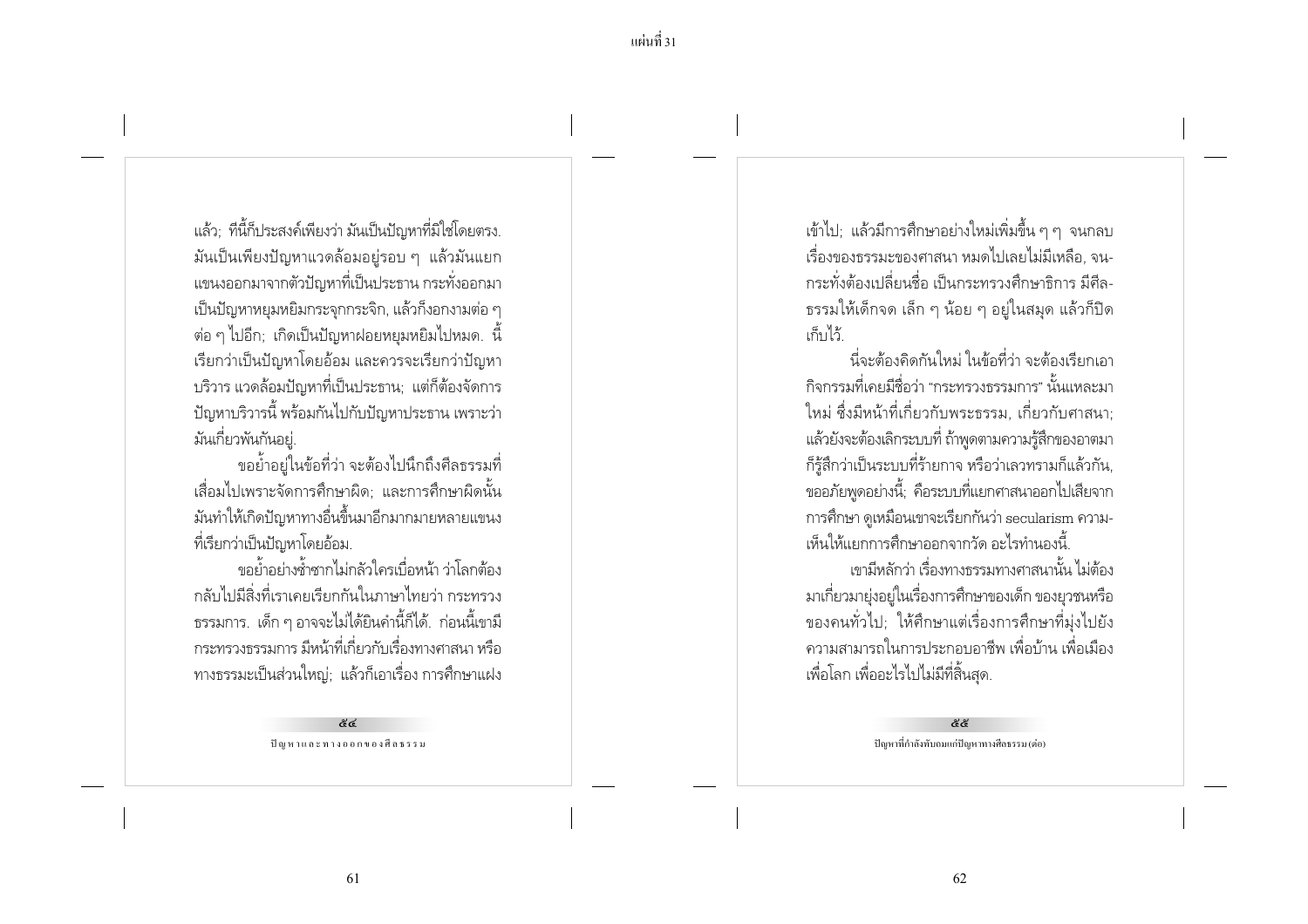แล้ว; ทีนี้ก็ประสงค์เพียงว่า มันเป็นปัญหาที่มิใช่โดยตรง. มันเป็นเพียงปัญหาแวดล้อมอยู่รอบ ๆ แล้วมันแยกแขนงออกมาจากตัวปัญหาที่เป็นประธาน กระทั่งออกมาเป็นปัญหาหยุมหยิมกระจุกกระจิก, แล้วก็งอกงามต่อ ๆ ต่อ ๆ ไปอีก; เกิดเป็นปัญหาฝอยหยุมหยิมไปหมด. นี้เรียกว่าเป็นปัญหาโดยอ้อม และควรจะเรียกว่าปัญหาบริวาร แวดล้อมปัญหาที่เป็นประธาน; แต่ก็ต้องจัดการปัญหาบริวารนี้ พร้อมกันไปกับปัญหาประธาน เพราะว่ามันเกี่ยวพันกันอยู่.

ขอย้ำอยู่ในข้อที่ว่า จะต้องไปนึกถึงศีลธรรมที่เสื่อมไปเพราะจัดการศึกษาผิด; และการศึกษาผิดนั้นมันทำให้เกิดปัญหาทางอื่นขึ้นมาอีกมากมายหลายแขนงที่เรียกว่าเป็นปัญหาโดยอ้อม.

ขอย้ำอย่างซ้ำซากไม่กลัวใครเบื่อหน้า ว่าโลกต้องกลับไปมีสิ่งที่เราเคยเรียกกันในภาษาไทยว่า กระทรวงธรรมการ. เด็ก ๆ อาจจะไม่ได้ยินคำนี้ก็ได้. ก่อนนี้เขามีกระทรวงธรรมการ มีหน้าที่เกี่ยวกับเรื่องทางศาสนา หรือทางธรรมะเป็นส่วนใหญ่; แล้วก็เอาเรื่อง การศึกษาแฝงเข้าไป; แล้วมีการศึกษาอย่างใหม่เพิ่มขึ้น ๆ ๆ จนกลบเรื่องของธรรมะของศาสนา หมดไปเลยไม่มีเหลือ, จนกระทั่งต้องเปลี่ยนชื่อ เป็นกระทรวงศึกษาธิการ มีศีลธรรมให้เด็กจด เล็ก ๆ น้อย ๆ อยู่ในสมุด แล้วก็ปิดเก็บไว้.

นี่จะต้องคิดกันใหม่ ในข้อที่ว่า จะต้องเรียกเอากิจกรรมที่เคยมีชื่อว่า "กระทรวงธรรมการ" นั้นแหละมาใหม่ ซึ่งมีหน้าที่เกี่ยวกับพระธรรม, เกี่ยวกับศาสนา; แล้วยังจะต้องเลิกระบบที่ ถ้าพูดตามความรู้สึกของอาตมาก็รู้สึกว่าเป็นระบบที่ร้ายกาจ หรือว่าเลวทรามก็แล้วกัน, ขออภัยพูดอย่างนี้; คือระบบที่แยกศาสนาออกไปเสียจากการศึกษา ดูเหมือนเขาจะเรียกกันว่า secularism ความเห็นให้แยกการศึกษาออกจากวัด อะไรทำนองนี้.

เขามีหลักว่า เรื่องทางธรรมทางศาสนานั้น ไม่ต้องมาเกี่ยวมายุ่งอยู่ในเรื่องการศึกษาของเด็ก ของยุวชนหรือของคนทั่วไป; ให้ศึกษาแต่เรื่องการศึกษาที่มุ่งไปยังความสามารถในการประกอบอาชีพ เพื่อบ้าน เพื่อเมือง เพื่อโลก เพื่ออะไรไปไม่มีที่สิ้นสุด.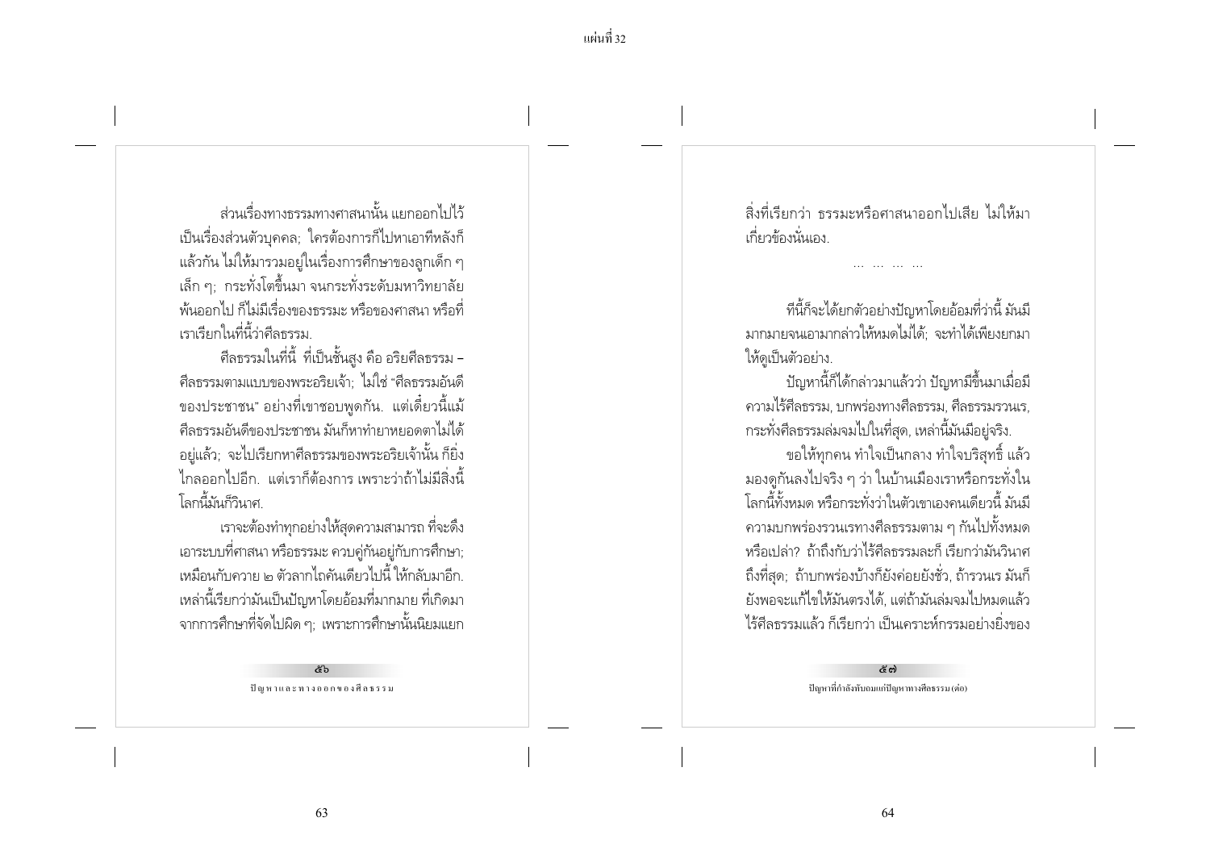ส่วนเรื่องทางธรรมทางศาสนานั้น แยกออกไปไว้เป็นเรื่องส่วนตัวบุคคล; ใครต้องการก็ไปหาเอาทีหลังก็แล้วกัน ไม่ให้มารวมอยู่ในเรื่องการศึกษาของลูกเด็ก ๆ เล็ก ๆ; กระทั่งโตขึ้นมา จนกระทั่งระดับมหาวิทยาลัย พ้นออกไป ก็ไม่มีเรื่องของธรรมะ หรือของศาสนา หรือที่เราเรียกในที่นี้ว่าศีลธรรม.

ศีลธรรมในที่นี้ ที่เป็นชั้นสูง คือ อริยศีลธรรม – ศีลธรรมตามแบบของพระอริยเจ้า; ไม่ใช่ "ศีลธรรมอันดีของประชาชน" อย่างที่เขาชอบพูดกัน. แต่เดี๋ยวนี้แม้ศีลธรรมอันดีของประชาชน มันก็หาทำยาหยอดตาไม่ได้อยู่แล้ว; จะไปเรียกหาศีลธรรมของพระอริยเจ้านั้น ก็ยิ่งไกลออกไปอีก. แต่เราก็ต้องการ เพราะว่าถ้าไม่มีสิ่งนี้ โลกนี้มันก็วินาศ.

เราจะต้องทำทุกอย่างให้สุดความสามารถ ที่จะดึงเอาระบบที่ศาสนา หรือธรรมะ ควบคู่กันอยู่กับการศึกษา; เหมือนกับควาย ๒ ตัวลากไถคันเดียวไปนี้ ให้กลับมาอีก. เหล่านี้เรียกว่ามันเป็นปัญหาโดยอ้อมที่มากมาย ที่เกิดมาจากการศึกษาที่จัดไปผิด ๆ; เพราะการศึกษานั้นนิยมแยกสิ่งที่เรียกว่า ธรรมะหรือศาสนาออกไปเสีย ไม่ให้มาเกี่ยวข้องนั่นเอง.

... ... ... ...

ทีนี้ก็จะได้ยกตัวอย่างปัญหาโดยอ้อมที่ว่านี้ มันมีมากมายจนเอามากล่าวให้หมดไม่ได้; จะทำได้เพียงยกมาให้ดูเป็นตัวอย่าง.

ปัญหานี้ก็ได้กล่าวมาแล้วว่า ปัญหามีขึ้นมาเมื่อมีความไร้ศีลธรรม, บกพร่องทางศีลธรรม, ศีลธรรมรวนเร, กระทั่งศีลธรรมล่มจมไปในที่สุด, เหล่านี้มันมีอยู่จริง.

ขอให้ทุกคน ทำใจเป็นกลาง ทำใจบริสุทธิ์ แล้วมองดูกันลงไปจริง ๆ ว่า ในบ้านเมืองเราหรือกระทั่งในโลกนี้ทั้งหมด หรือกระทั่งว่าในตัวเขาเองคนเดียวนี้ มันมีความบกพร่องรวนเรทางศีลธรรมตาม ๆ กันไปทั้งหมดหรือเปล่า? ถ้าถึงกับว่าไร้ศีลธรรมละก็ เรียกว่ามันวินาศถึงที่สุด; ถ้าบกพร่องบ้างก็ยังค่อยยังชั่ว, ถ้ารวนเร มันก็ยังพอจะแก้ไขให้มันตรงได้, แต่ถ้ามันล่มจมไปหมดแล้ว ไร้ศีลธรรมแล้ว ก็เรียกว่า เป็นเคราะห์กรรมอย่างยิ่งของ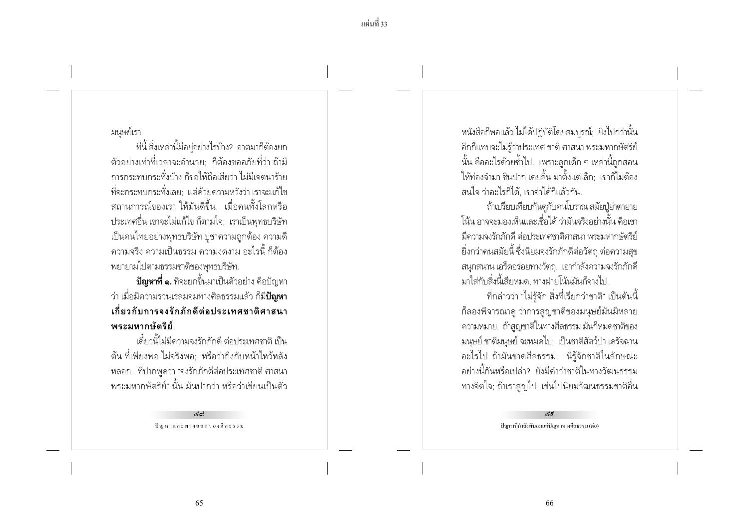มนุษย์เรา.

ทีนี้ สิ่งเหล่านี้มีอยู่อย่างไรบ้าง? อาตมาก็ต้องยกตัวอย่างเท่าที่เวลาจะอำนวย; ก็ต้องขออภัยที่ว่า ถ้ามีการกระทบกระทั่งบ้าง ก็ขอให้ถือเสียว่า ไม่มีเจตนาร้ายที่จะกระทบกระทั่งเลย; แต่ด้วยความหวังว่า เราจะแก้ไขสถานการณ์ของเรา ให้มันดีขึ้น. เมื่อคนทั้งโลกหรือประเทศอื่น เขาจะไม่แก้ไข ก็ตามใจ; เราเป็นพุทธบริษัท เป็นคนไทยอย่างพุทธบริษัท บูชาความถูกต้อง ความดี ความจริง ความเป็นธรรม ความงดงาม อะไรนี้ ก็ต้องพยายามไปตามธรรมชาติของพุทธบริษัท.

**ปัญหาที่ ๑.** ที่จะยกขึ้นมาเป็นตัวอย่าง คือปัญหาว่า เมื่อมีความรวนเรล่มจมทางศีลธรรมแล้ว ก็มี**ปัญหาเกี่ยวกับการจงรักภักดีต่อประเทศชาติศาสนาพระมหากษัตริย์**.

เดี๋ยวนี้ไม่มีความจงรักภักดี ต่อประเทศชาติ เป็นต้น ที่เพียงพอ ไม่จริงพอ; หรือว่าถึงกับหน้าไหว้หลังหลอก. ที่ปากพูดว่า "จงรักภักดีต่อประเทศชาติ ศาสนา พระมหากษัตริย์" นั้น มันปากว่า หรือว่าเขียนเป็นตัวหนังสือก็พอแล้ว ไม่ได้ปฏิบัติโดยสมบูรณ์; ยิ่งไปกว่านั้น อีกก็แทบจะไม่รู้ว่าประเทศ ชาติ ศาสนา พระมหากษัตริย์นั้น คืออะไรด้วยซ้ำไป. เพราะลูกเด็ก ๆ เหล่านี้ถูกสอนให้ท่องจำมา ชินปาก เคยลิ้น มาตั้งแต่เล็ก; เขาก็ไม่ต้องสนใจ ว่าอะไรก็ได้, เขาจำได้ก็แล้วกัน.

ถ้าเปรียบเทียบกันดูกับคนโบราณ สมัยปู่ย่าตายายโน้น อาจจะมองเห็นและเชื่อได้ ว่ามันจริงอย่างนั้น คือเขามีความจงรักภักดี ต่อประเทศชาติศาสนา พระมหากษัตริย์ ยิ่งกว่าคนสมัยนี้ ซึ่งนิยมจงรักภักดีต่อวัตถุ ต่อความสุขสนุกสนาน เอร็ดอร่อยทางวัตถุ. เอากำลังความจงรักภักดีมาใส่กับสิ่งนี้เสียหมด, ทางฝ่ายโน้นมันก็จางไป.

ที่กล่าวว่า "ไม่รู้จัก สิ่งที่เรียกว่าชาติ" เป็นต้นนี้ ก็ลองพิจารณาดู ว่าการสูญชาติของมนุษย์มันมีหลายความหมาย. ถ้าสูญชาติในทางศีลธรรม มันก็หมดชาติของมนุษย์ ชาติมนุษย์ จะหมดไป; เป็นชาติสัตว์ป่า เดรัจฉานอะไรไป ถ้ามันขาดศีลธรรม. นี่รู้จักชาติในลักษณะอย่างนี้กันหรือเปล่า? ยังมีคำว่าชาติในทางวัฒนธรรมทางจิตใจ; ถ้าเราสูญไป, เช่นไปนิยมวัฒนธรรมชาติอื่น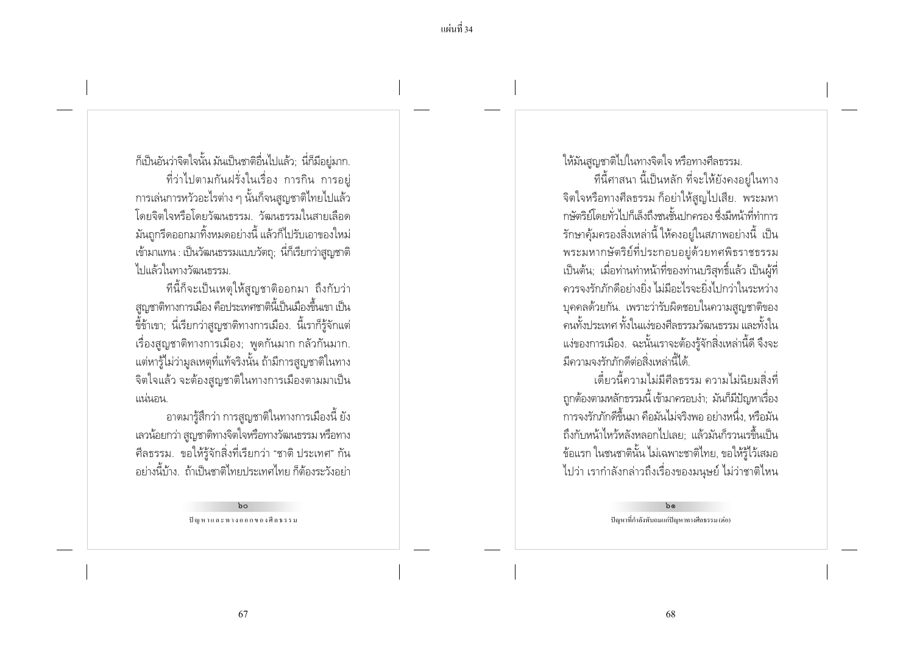ก็เป็นอันว่าจิตใจนั้น มันเป็นชาติอื่นไปแล้ว; นี่ก็มีอยู่มาก.

ที่ว่าไปตามกันฝรั่งในเรื่อง การกิน การอยู่ การเล่นการหัวอะไรต่าง ๆ นั้นก็จนสูญชาติไทยไปแล้ว โดยจิตใจหรือโดยวัฒนธรรม. วัฒนธรรมในสายเลือด มันถูกรีดออกมาทิ้งหมดอย่างนี้ แล้วก็ไปรับเอาของใหม่เข้ามาแทน : เป็นวัฒนธรรมแบบวัตถุ; นี่ก็เรียกว่าสูญชาติไปแล้วในทางวัฒนธรรม.

ทีนี้ก็จะเป็นเหตุให้สูญชาติออกมา ถึงกับว่าสูญชาติทางการเมือง คือประเทศชาตินี้เป็นเมืองขึ้นเขา เป็นขี้ข้าเขา; นี่เรียกว่าสูญชาติทางการเมือง. นี้เราก็รู้จักแต่เรื่องสูญชาติทางการเมือง; พูดกันมาก กลัวกันมาก. แต่หารู้ไม่ว่ามูลเหตุที่แท้จริงนั้น ถ้ามีการสูญชาติในทางจิตใจแล้ว จะต้องสูญชาติในทางการเมืองตามมาเป็นแน่นอน.

อาตมารู้สึกว่า การสูญชาติในทางการเมืองนี้ ยังเลวน้อยกว่า สูญชาติทางจิตใจหรือทางวัฒนธรรม หรือทางศีลธรรม. ขอให้รู้จักสิ่งที่เรียกว่า "ชาติ ประเทศ" กันอย่างนี้บ้าง. ถ้าเป็นชาติไทยประเทศไทย ก็ต้องระวังอย่าให้มันสูญชาติไปในทางจิตใจ หรือทางศีลธรรม.

ทีนี้ศาสนา นี้เป็นหลัก ที่จะให้ยังคงอยู่ในทางจิตใจหรือทางศีลธรรม ก็อย่าให้สูญไปเสีย. พระมหากษัตริย์โดยทั่วไปก็เล็งถึงชนชั้นปกครอง ซึ่งมีหน้าที่ทำการรักษาคุ้มครองสิ่งเหล่านี้ ให้คงอยู่ในสภาพอย่างนี้ เป็นพระมหากษัตริย์ที่ประกอบอยู่ด้วยทศพิธราชธรรม เป็นต้น; เมื่อท่านทำหน้าที่ของท่านบริสุทธิ์แล้ว เป็นผู้ที่ควรจงรักภักดีอย่างยิ่ง ไม่มีอะไรจะยิ่งไปกว่าในระหว่างบุคคลด้วยกัน. เพราะว่ารับผิดชอบในความสูญชาติของคนทั้งประเทศ ทั้งในแง่ของศีลธรรมวัฒนธรรม และทั้งในแง่ของการเมือง. ฉะนั้นเราจะต้องรู้จักสิ่งเหล่านี้ดี จึงจะมีความจงรักภักดีต่อสิ่งเหล่านี้ได้.

เดี๋ยวนี้ความไม่มีศีลธรรม ความไม่นิยมสิ่งที่ถูกต้องตามหลักธรรมนี้ เข้ามาครอบงำ; มันก็มีปัญหาเรื่องการจงรักภักดีขึ้นมา คือมันไม่จริงพอ อย่างหนึ่ง, หรือมันถึงกับหน้าไหว้หลังหลอกไปเลย; แล้วมันก็รวนเรขึ้นเป็นข้อแรก ในชนชาตินั้น ไม่เฉพาะชาติไทย, ขอให้รู้ไว้เสมอไปว่า เรากำลังกล่าวถึงเรื่องของมนุษย์ ไม่ว่าชาติไหน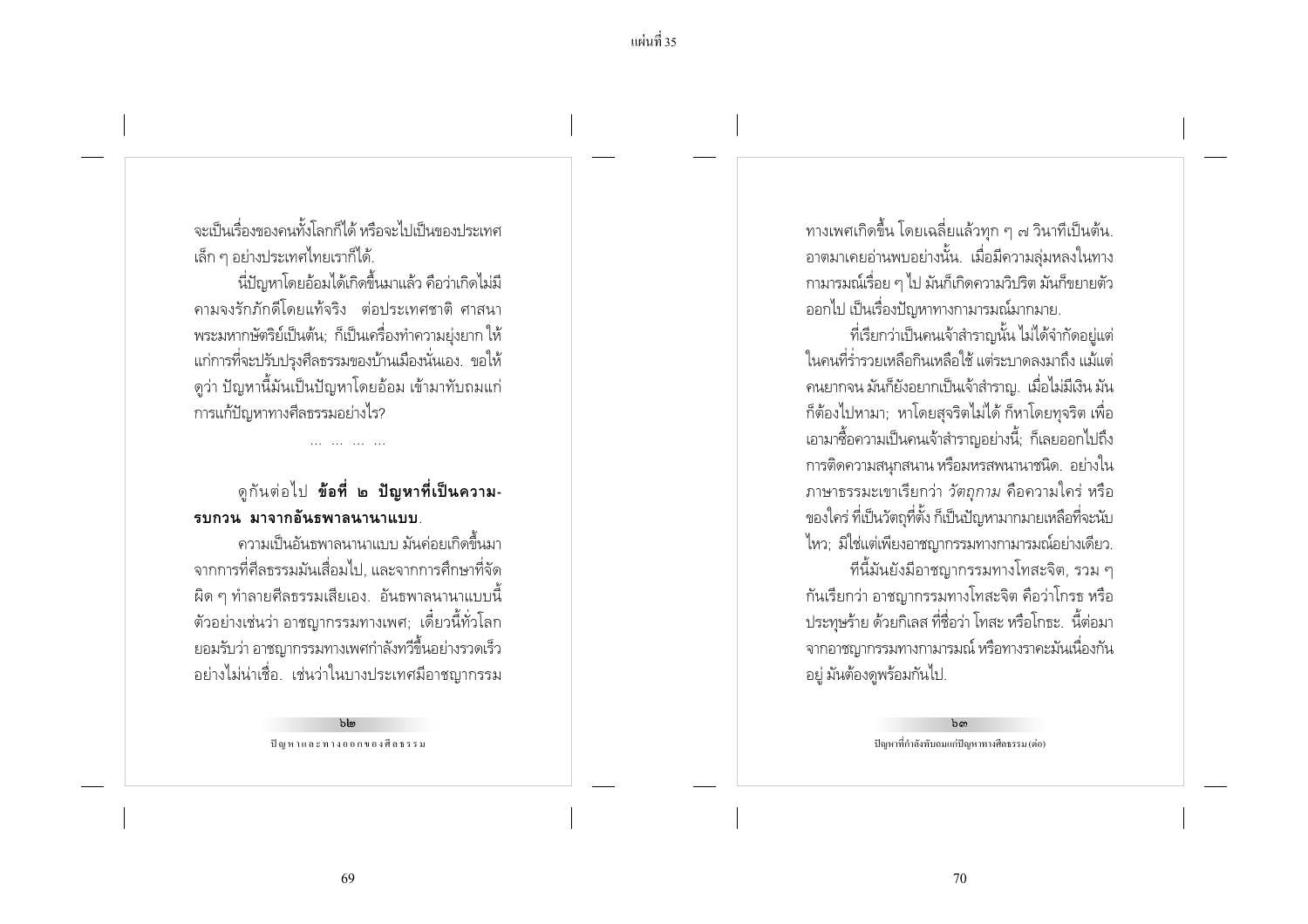จะเป็นเรื่องของคนทั้งโลกก็ได้ หรือจะไปเป็นของประเทศเล็ก ๆ อย่างประเทศไทยเราก็ได้.

นี่ปัญหาโดยอ้อมได้เกิดขึ้นมาแล้ว คือว่าเกิดไม่มีความจงรักภักดีโดยแท้จริง ต่อประเทศชาติ ศาสนา พระมหากษัตริย์เป็นต้น; ก็เป็นเครื่องทำความยุ่งยาก ให้แก่การที่จะปรับปรุงศีลธรรมของบ้านเมืองนั่นเอง. ขอให้ดูว่า ปัญหานี้มันเป็นปัญหาโดยอ้อม เข้ามาทับถมแก่การแก้ปัญหาทางศีลธรรมอย่างไร?

... ... ... ...

ดูกันต่อไป **ข้อที่ ๒ ปัญหาที่เป็นความรบกวน มาจากอันธพาลนานาแบบ**.

ความเป็นอันธพาลนานาแบบ มันค่อยเกิดขึ้นมาจากการที่ศีลธรรมมันเสื่อมไป, และจากการศึกษาที่จัดผิด ๆ ทำลายศีลธรรมเสียเอง. อันธพาลนานาแบบนี้ ตัวอย่างเช่นว่า อาชญากรรมทางเพศ; เดี๋ยวนี้ทั่วโลกยอมรับว่า อาชญากรรมทางเพศกำลังทวีขึ้นอย่างรวดเร็วอย่างไม่น่าเชื่อ. เช่นว่าในบางประเทศมีอาชญากรรมทางเพศเกิดขึ้น โดยเฉลี่ยแล้วทุก ๆ ๗ วินาทีเป็นต้น. อาตมาเคยอ่านพบอย่างนั้น. เมื่อมีความลุ่มหลงในทางกามารมณ์เรื่อย ๆ ไป มันก็เกิดความวิปริต มันก็ขยายตัวออกไป เป็นเรื่องปัญหาทางกามารมณ์มากมาย.

ที่เรียกว่าเป็นคนเจ้าสำราญนั้น ไม่ได้จำกัดอยู่แต่ในคนที่ร่ำรวยเหลือกินเหลือใช้ แต่ระบาดลงมาถึง แม้แต่คนยากจน มันก็ยังอยากเป็นเจ้าสำราญ. เมื่อไม่มีเงิน มันก็ต้องไปหามา; หาโดยสุจริตไม่ได้ ก็หาโดยทุจริต เพื่อเอามาซื้อความเป็นคนเจ้าสำราญอย่างนี้; ก็เลยออกไปถึงการติดความสนุกสนาน หรือมหรสพนานาชนิด. อย่างในภาษาธรรมะเขาเรียกว่า *วัตถุกาม* คือความใคร่ หรือของใคร่ ที่เป็นวัตถุที่ตั้ง ก็เป็นปัญหามากมายเหลือที่จะนับไหว; มิใช่แต่เพียงอาชญากรรมทางกามารมณ์อย่างเดียว.

ทีนี้มันยังมีอาชญากรรมทางโทสะจิต, รวม ๆ กันเรียกว่า อาชญากรรมทางโทสะจิต คือว่าโกรธ หรือประทุษร้าย ด้วยกิเลส ที่ชื่อว่า โทสะ หรือโกธะ. นี้ต่อมาจากอาชญากรรมทางกามารมณ์ หรือทางราคะมันเนื่องกันอยู่ มันต้องดูพร้อมกันไป.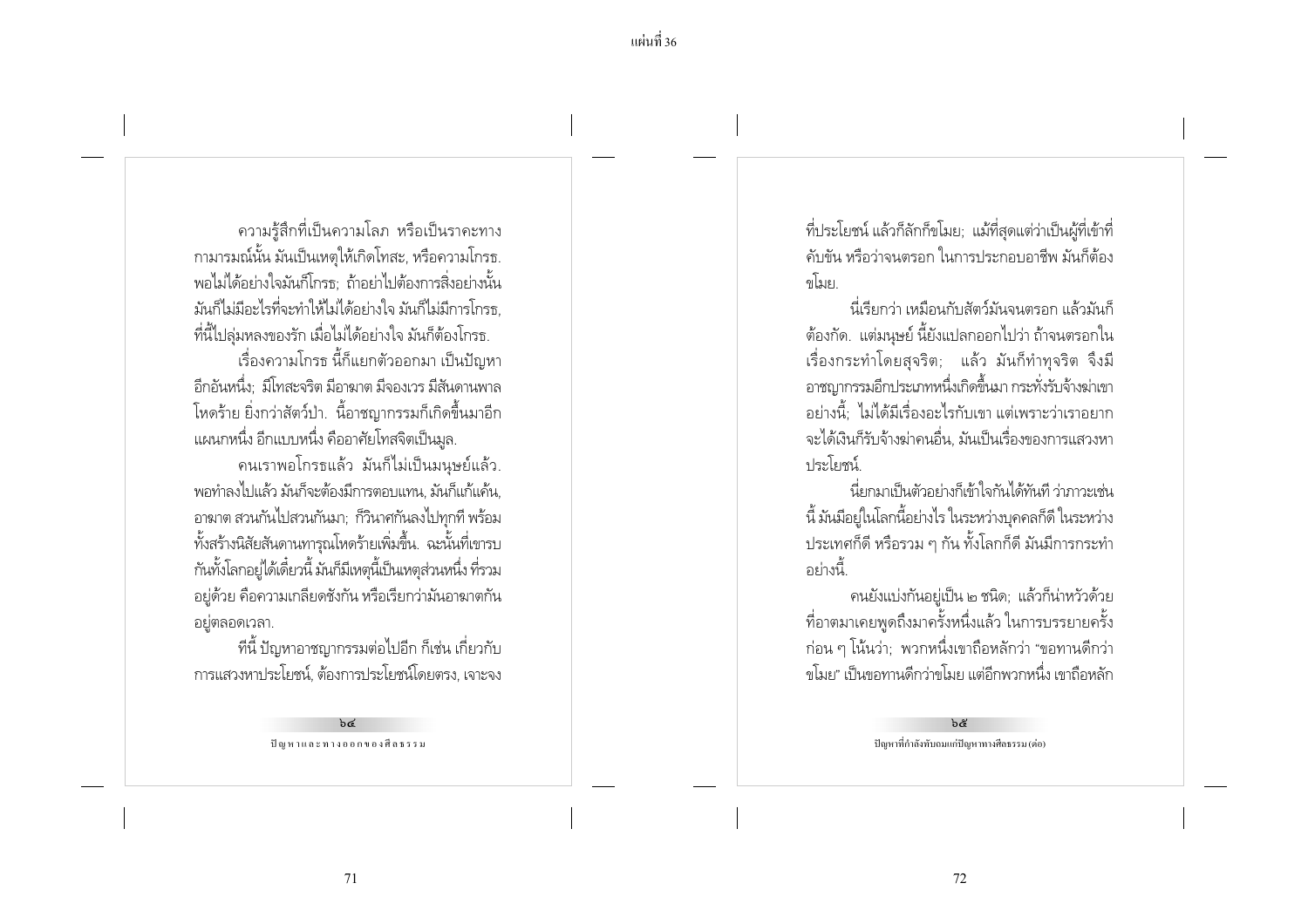ความรู้สึกที่เป็นความโลภ หรือเป็นราคะทางกามารมณ์นั้น มันเป็นเหตุให้เกิดโทสะ, หรือความโกรธ. พอไม่ได้อย่างใจมันก็โกรธ; ถ้าอย่าไปต้องการสิ่งอย่างนั้น มันก็ไม่มีอะไรที่จะทำให้ไม่ได้อย่างใจ มันก็ไม่มีการโกรธ, ที่นี้ไปลุ่มหลงของรัก เมื่อไม่ได้อย่างใจ มันก็ต้องโกรธ.

เรื่องความโกรธ นี้ก็แยกตัวออกมา เป็นปัญหาอีกอันหนึ่ง; มีโทสะจริต มีอาฆาต มีจองเวร มีสันดานพาลโหดร้าย ยิ่งกว่าสัตว์ป่า. นี้อาชญากรรมก็เกิดขึ้นมาอีกแผนกหนึ่ง อีกแบบหนึ่ง คืออาศัยโทสจิตเป็นมูล.

คนเราพอโกรธแล้ว มันก็ไม่เป็นมนุษย์แล้ว. พอทำลงไปแล้ว มันก็จะต้องมีการตอบแทน, มันก็แก้แค้น, อาฆาต สวนกันไปสวนกันมา; ก็วินาศกันลงไปทุกที พร้อมทั้งสร้างนิสัยสันดานทารุณโหดร้ายเพิ่มขึ้น. ฉะนั้นที่เขารบกันทั้งโลกอยู่ได้เดี๋ยวนี้ มันก็มีเหตุนี้เป็นเหตุส่วนหนึ่ง ที่รวมอยู่ด้วย คือความเกลียดชังกัน หรือเรียกว่ามันอาฆาตกันอยู่ตลอดเวลา.

ทีนี้ ปัญหาอาชญากรรมต่อไปอีก ก็เช่น เกี่ยวกับการแสวงหาประโยชน์, ต้องการประโยชน์โดยตรง, เจาะจงที่ประโยชน์ แล้วก็ลักก็ขโมย; แม้ที่สุดแต่ว่าเป็นผู้ที่เข้าที่คับขัน หรือว่าจนตรอก ในการประกอบอาชีพ มันก็ต้องขโมย.

นี่เรียกว่า เหมือนกับสัตว์มันจนตรอก แล้วมันก็ต้องกัด. แต่มนุษย์ นี้ยังแปลกออกไปว่า ถ้าจนตรอกในเรื่องกระทำโดยสุจริต; แล้ว มันก็ทำทุจริต จึงมีอาชญากรรมอีกประเภทหนึ่งเกิดขึ้นมา กระทั่งรับจ้างฆ่าเขาอย่างนี้; ไม่ได้มีเรื่องอะไรกับเขา แต่เพราะว่าเราอยากจะได้เงินก็รับจ้างฆ่าคนอื่น, มันเป็นเรื่องของการแสวงหาประโยชน์.

นี่ยกมาเป็นตัวอย่างก็เข้าใจกันได้ทันที ว่าภาวะเช่นนี้ มันมีอยู่ในโลกนี้อย่างไร ในระหว่างบุคคลก็ดี ในระหว่างประเทศก็ดี หรือรวม ๆ กัน ทั้งโลกก็ดี มันมีการกระทำอย่างนี้.

คนยังแบ่งกันอยู่เป็น ๒ ชนิด; แล้วก็น่าหวัวด้วย ที่อาตมาเคยพูดถึงมาครั้งหนึ่งแล้ว ในการบรรยายครั้งก่อน ๆ โน้นว่า; พวกหนึ่งเขาถือหลักว่า "ขอทานดีกว่าขโมย" เป็นขอทานดีกว่าขโมย แต่อีกพวกหนึ่ง เขาถือหลัก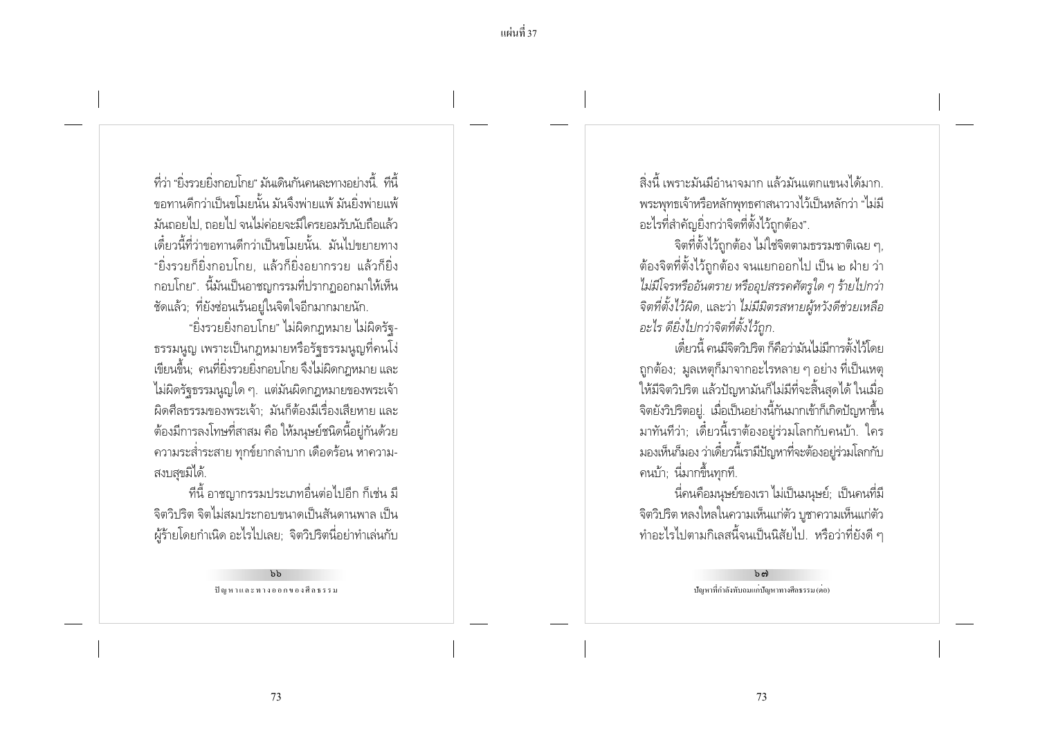ที่ว่า "ยิ่งรวยยิ่งกอบโกย" มันเดินกันคนละทางอย่างนี้. ทีนี้ ขอทานดีกว่าเป็นขโมยนั้น มันจึงพ่ายแพ้ มันยิ่งพ่ายแพ้ มันถอยไป, ถอยไป จนไม่ค่อยจะมีใครยอมรับนับถือแล้ว เดี๋ยวนี้ที่ว่าขอทานดีกว่าเป็นขโมยนั้น. มันไปขยายทาง "ยิ่งรวยก็ยิ่งกอบโกย, แล้วก็ยิ่งอยากรวย แล้วก็ยิ่ง กอบโกย". นี้มันเป็นอาชญากรรมที่ปรากฏออกมาให้เห็น ชัดแล้ว; ที่ยังซ่อนเร้นอยู่ในจิตใจอีกมากมายนัก.

"ยิ่งรวยยิ่งกอบโกย" ไม่ผิดกฎหมาย ไม่ผิดรัฐธรรมนูญ เพราะเป็นกฎหมายหรือรัฐธรรมนูญที่คนโง่ เขียนขึ้น; คนที่ยิ่งรวยยิ่งกอบโกย จึงไม่ผิดกฎหมาย และ ไม่ผิดรัฐธรรมนูญใด ๆ. แต่มันผิดกฎหมายของพระเจ้า ผิดศีลธรรมของพระเจ้า; มันก็ต้องมีเรื่องเสียหาย และ ต้องมีการลงโทษที่สาสม คือ ให้มนุษย์ชนิดนี้อยู่กันด้วย ความระส่ำระสาย ทุกข์ยากลำบาก เดือดร้อน หาความสงบสุขมิได้.

ทีนี้ อาชญากรรมประเภทอื่นต่อไปอีก ก็เช่น มี จิตวิปริต จิตไม่สมประกอบขนาดเป็นสันดานพาล เป็น ผู้ร้ายโดยกำเนิด อะไรไปเลย; จิตวิปริตนี่อย่าทำเล่นกับ สิ่งนี้ เพราะมันมีอำนาจมาก แล้วมันแตกแขนงได้มาก. พระพุทธเจ้าหรือหลักพุทธศาสนาวางไว้เป็นหลักว่า "ไม่มี อะไรที่สำคัญยิ่งกว่าจิตที่ตั้งไว้ถูกต้อง".

จิตที่ตั้งไว้ถูกต้อง ไม่ใช่จิตตามธรรมชาติเฉย ๆ, ต้องจิตที่ตั้งไว้ถูกต้อง จนแยกออกไป เป็น ๒ ฝ่าย ว่า *ไม่มีโจรหรืออันตราย หรืออุปสรรคศัตรูใด ๆ ร้ายไปกว่า จิตที่ตั้งไว้ผิด*, และว่า *ไม่มีมิตรสหายผู้หวังดีช่วยเหลือ อะไร ดียิ่งไปกว่าจิตที่ตั้งไว้ถูก.*

เดี๋ยวนี้ คนมีจิตวิปริต ก็คือว่ามันไม่มีการตั้งไว้โดย ถูกต้อง; มูลเหตุก็มาจากอะไรหลาย ๆ อย่าง ที่เป็นเหตุ ให้มีจิตวิปริต แล้วปัญหามันก็ไม่มีที่จะสิ้นสุดได้ ในเมื่อ จิตยังวิปริตอยู่. เมื่อเป็นอย่างนี้กันมากเข้าก็เกิดปัญหาขึ้น มาทันทีว่า; เดี๋ยวนี้เราต้องอยู่ร่วมโลกกับคนบ้า. ใคร มองเห็นก็มอง ว่าเดี๋ยวนี้เรามีปัญหาที่จะต้องอยู่ร่วมโลกกับ คนบ้า; นี่มากขึ้นทุกที.

นี่คนคือมนุษย์ของเรา ไม่เป็นมนุษย์; เป็นคนที่มี จิตวิปริต หลงใหลในความเห็นแก่ตัว บูชาความเห็นแก่ตัว ทำอะไรไปตามกิเลสนี้จนเป็นนิสัยไป. หรือว่าที่ยังดี ๆ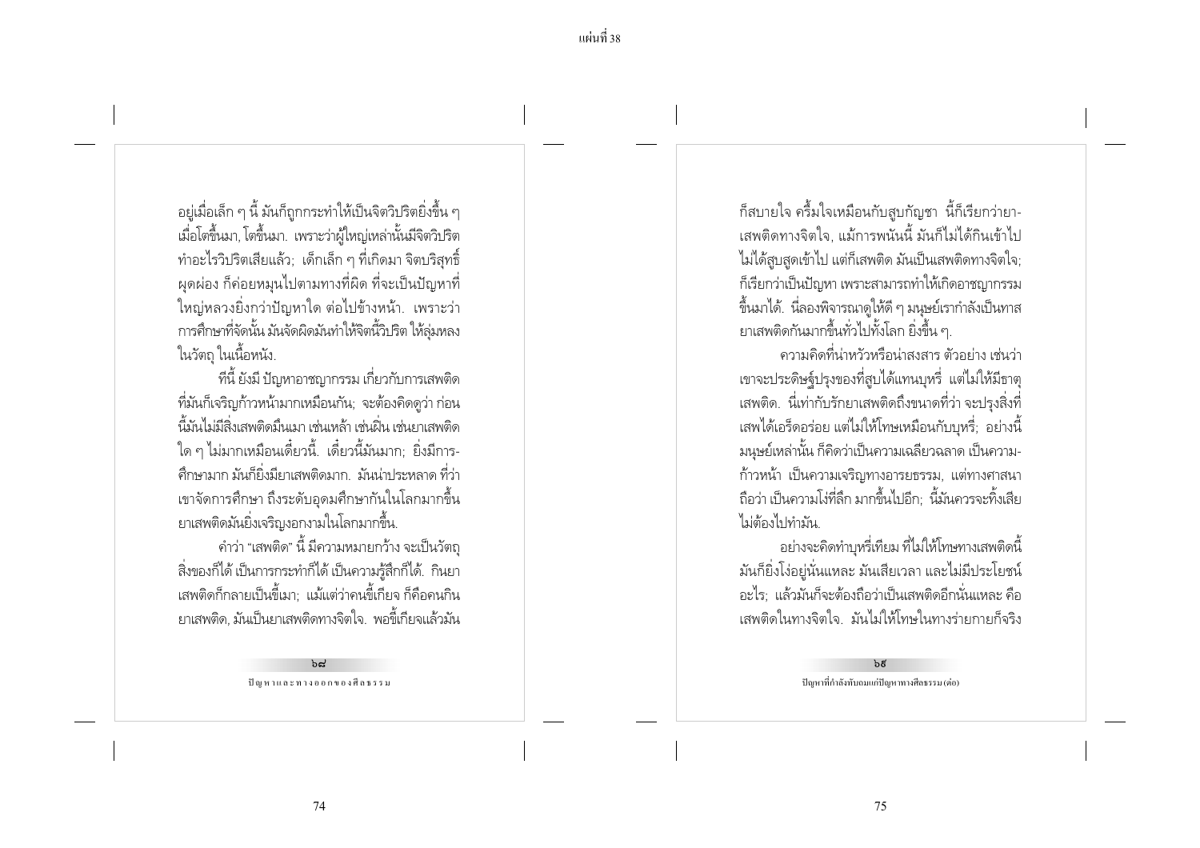อยู่เมื่อเล็ก ๆ นี้ มันก็ถูกกระทำให้เป็นจิตวิปริตยิ่งขึ้น ๆ เมื่อโตขึ้นมา, โตขึ้นมา. เพราะว่าผู้ใหญ่เหล่านั้นมีจิตวิปริต ทำอะไรวิปริตเสียแล้ว; เด็กเล็ก ๆ ที่เกิดมา จิตบริสุทธิ์ ผุดผ่อง ก็ค่อยหมุนไปตามทางที่ผิด ที่จะเป็นปัญหาที่ใหญ่หลวงยิ่งกว่าปัญหาใด ต่อไปข้างหน้า. เพราะว่า การศึกษาที่จัดนั้น มันจัดผิดมันทำให้จิตนี้วิปริต ให้ลุ่มหลง ในวัตถุ ในเนื้อหนัง.

ทีนี้ ยังมี ปัญหาอาชญากรรม เกี่ยวกับการเสพติด ที่มันก็เจริญก้าวหน้ามากเหมือนกัน; จะต้องคิดดูว่า ก่อน นี้มันไม่มีสิ่งเสพติดมึนเมา เช่นเหล้า เช่นฝิ่น เช่นยาเสพติด ใด ๆ ไม่มากเหมือนเดี๋ยวนี้. เดี๋ยวนี้มันมาก; ยิ่งมีการ-ศึกษามาก มันก็ยิ่งมียาเสพติดมาก. มันน่าประหลาด ที่ว่า เขาจัดการศึกษา ถึงระดับอุดมศึกษากันในโลกมากขึ้น ยาเสพติดมันยิ่งเจริญงอกงามในโลกมากขึ้น.

คำว่า "เสพติด" นี้ มีความหมายกว้าง จะเป็นวัตถุ สิ่งของก็ได้ เป็นการกระทำก็ได้ เป็นความรู้สึกก็ได้. กินยา เสพติดก็กลายเป็นขี้เมา; แม้แต่ว่าคนขี้เกียจ ก็คือคนกิน ยาเสพติด, มันเป็นยาเสพติดทางจิตใจ. พอขี้เกียจแล้วมัน

ก็สบายใจ ครึ้มใจเหมือนกับสูบกัญชา นี้ก็เรียกว่ายา-เสพติดทางจิตใจ, แม้การพนันนี้ มันก็ไม่ได้กินเข้าไป ไม่ได้สูบสูดเข้าไป แต่ก็เสพติด มันเป็นเสพติดทางจิตใจ; ก็เรียกว่าเป็นปัญหา เพราะสามารถทำให้เกิดอาชญากรรม ขึ้นมาได้. นี่ลองพิจารณาดูให้ดี ๆ มนุษย์เรากำลังเป็นทาส ยาเสพติดกันมากขึ้นทั่วไปทั้งโลก ยิ่งขึ้น ๆ.

ความคิดที่น่าหัวหรือน่าสงสาร ตัวอย่าง เช่นว่า เขาจะประดิษฐ์ปรุงของที่สูบได้แทนบุหรี่ แต่ไม่ให้มีธาตุ เสพติด. นี่เท่ากับรักยาเสพติดถึงขนาดที่ว่า จะปรุงสิ่งที่ เสพได้เอร็ดอร่อย แต่ไม่ให้โทษเหมือนกับบุหรี่; อย่างนี้ มนุษย์เหล่านั้น ก็คิดว่าเป็นความเฉลียวฉลาด เป็นความ-ก้าวหน้า เป็นความเจริญทางอารยธรรม, แต่ทางศาสนา ถือว่า เป็นความโง่ที่ลึก มากขึ้นไปอีก; นี้มันควรจะทิ้งเสีย ไม่ต้องไปทำมัน.

อย่างจะคิดทำบุหรี่เทียม ที่ไม่ให้โทษทางเสพติดนี้ มันก็ยิ่งโง่อยู่นั่นแหละ มันเสียเวลา และไม่มีประโยชน์ อะไร; แล้วมันก็จะต้องถือว่าเป็นเสพติดอีกนั่นแหละ คือ เสพติดในทางจิตใจ. มันไม่ให้โทษในทางร่างกายก็จริง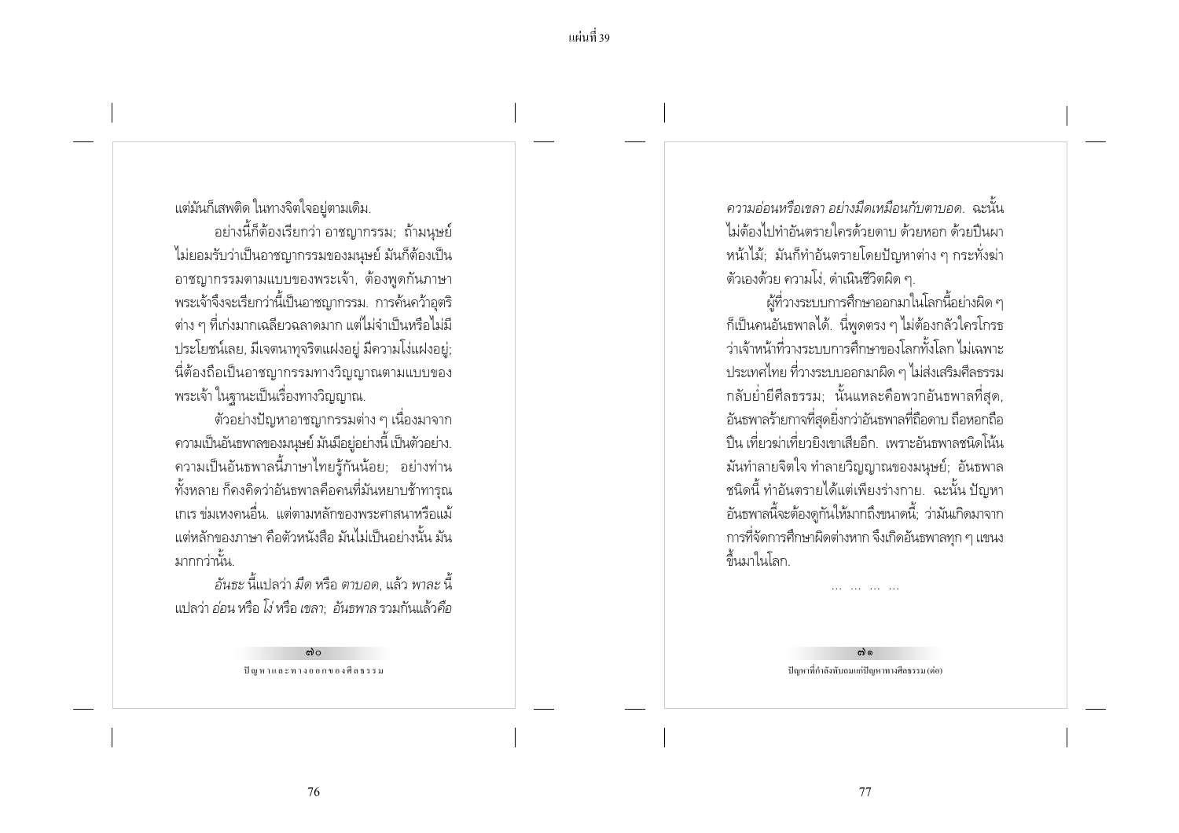แต่มันก็เสพติด ในทางจิตใจอยู่ตามเดิม.

อย่างนี้ก็ต้องเรียกว่า อาชญากรรม; ถ้ามนุษย์ไม่ยอมรับว่าเป็นอาชญากรรมของมนุษย์ มันก็ต้องเป็นอาชญากรรมตามแบบของพระเจ้า, ต้องพูดกันภาษาพระเจ้าจึงจะเรียกว่านี้เป็นอาชญากรรม. การค้นคว้าอุตริต่าง ๆ ที่เก่งมากเฉลียวฉลาดมาก แต่ไม่จำเป็นหรือไม่มีประโยชน์เลย, มีเจตนาทุจริตแฝงอยู่ มีความโง่แฝงอยู่; นี่ต้องถือเป็นอาชญากรรมทางวิญญาณตามแบบของพระเจ้า ในฐานะเป็นเรื่องทางวิญญาณ.

ตัวอย่างปัญหาอาชญากรรมต่าง ๆ เนื่องมาจากความเป็นอันธพาลของมนุษย์ มันมีอยู่อย่างนี้ เป็นตัวอย่าง. ความเป็นอันธพาลนี้ภาษาไทยรู้กันน้อย; อย่างท่านทั้งหลาย ก็คงคิดว่าอันธพาลคือคนที่มันหยาบช้าทารุณเกเร ข่มเหงคนอื่น. แต่ตามหลักของพระศาสนาหรือแม้แต่หลักของภาษา คือตัวหนังสือ มันไม่เป็นอย่างนั้น มันมากกว่านั้น.

*อันธะ* นี้แปลว่า *มืด* หรือ *ตาบอด*, แล้ว *พาละ* นี้แปลว่า *อ่อน* หรือ *โง่* หรือ *เขลา*; *อันธพาล* รวมกันแล้วคือ *ความอ่อนหรือเขลา อย่างมืดเหมือนกับตาบอด*. ฉะนั้นไม่ต้องไปทำอันตรายใครด้วยดาบ ด้วยหอก ด้วยปืนผาหน้าไม้; มันก็ทำอันตรายโดยปัญหาต่าง ๆ กระทั่งฆ่าตัวเองด้วย ความโง่, ดำเนินชีวิตผิด ๆ.

ผู้ที่วางระบบการศึกษาออกมาในโลกนี้อย่างผิด ๆ ก็เป็นคนอันธพาลได้. นี่พูดตรง ๆ ไม่ต้องกลัวใครโกรธว่าเจ้าหน้าที่วางระบบการศึกษาของโลกทั้งโลก ไม่เฉพาะประเทศไทย ที่วางระบบออกมาผิด ๆ ไม่ส่งเสริมศีลธรรม กลับย่ำยีศีลธรรม; นั้นแหละคือพวกอันธพาลที่สุด, อันธพาลร้ายกาจที่สุดยิ่งกว่าอันธพาลที่ถือดาบ ถือหอกถือปืน เที่ยวฆ่าเที่ยวยิงเขาเสียอีก. เพราะอันธพาลชนิดโน้นมันทำลายจิตใจ ทำลายวิญญาณของมนุษย์; อันธพาลชนิดนี้ ทำอันตรายได้แต่เพียงร่างกาย. ฉะนั้น ปัญหาอันธพาลนี้จะต้องดูกันให้มากถึงขนาดนี้; ว่ามันเกิดมาจากการที่จัดการศึกษาผิดต่างหาก จึงเกิดอันธพาลทุก ๆ แขนงขึ้นมาในโลก.

... ... ... ...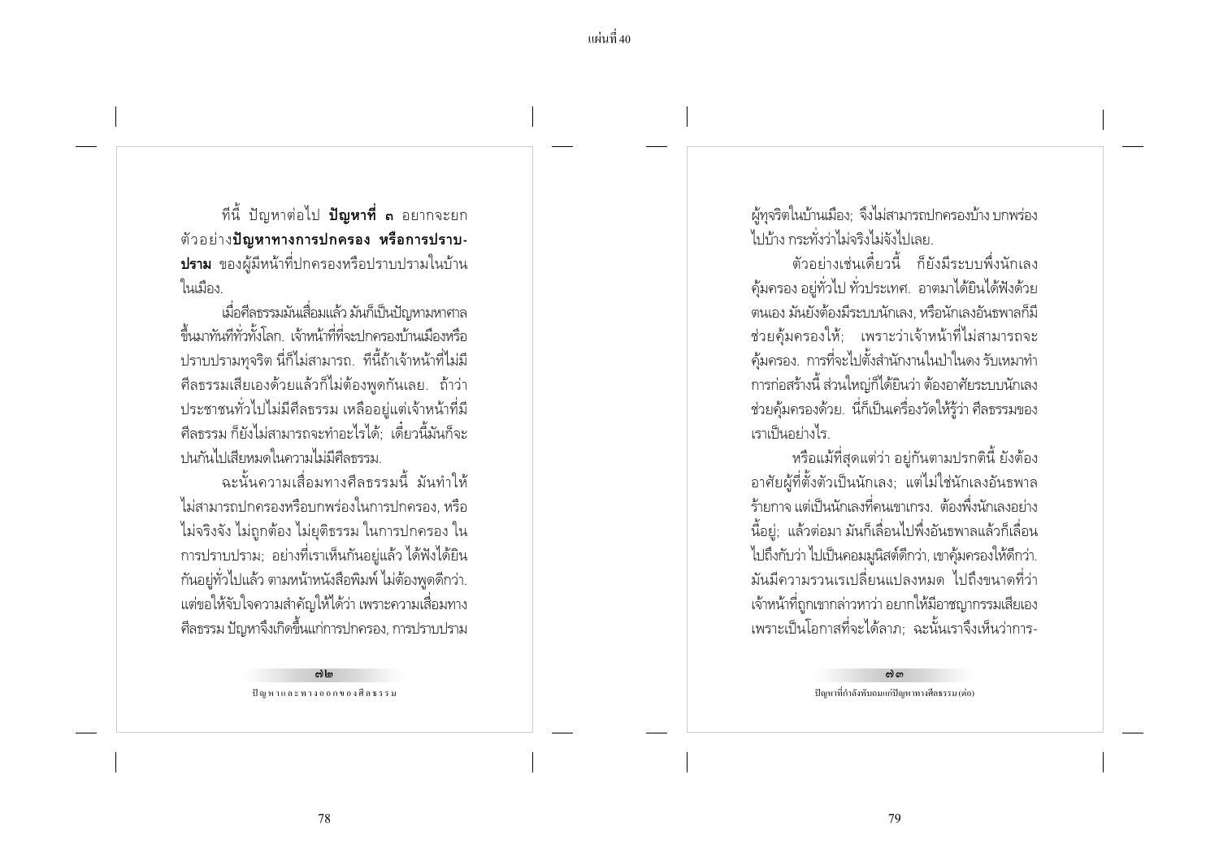ทีนี้ ปัญหาต่อไป **ปัญหาที่ ๓** อยากจะยกตัวอย่าง**ปัญหาทางการปกครอง หรือการปราบปราม** ของผู้มีหน้าที่ปกครองหรือปราบปรามในบ้านในเมือง.

เมื่อศีลธรรมมันเสื่อมแล้ว มันก็เป็นปัญหามหาศาลขึ้นมาทันทีทั่วทั้งโลก. เจ้าหน้าที่ที่จะปกครองบ้านเมืองหรือปราบปรามทุจริต นี่ก็ไม่สามารถ. ทีนี้ถ้าเจ้าหน้าที่ไม่มีศีลธรรมเสียเองด้วยแล้วก็ไม่ต้องพูดกันเลย. ถ้าว่าประชาชนทั่วไปไม่มีศีลธรรม เหลืออยู่แต่เจ้าหน้าที่มีศีลธรรม ก็ยังไม่สามารถจะทำอะไรได้; เดี๋ยวนี้มันก็จะปนกันไปเสียหมดในความไม่มีศีลธรรม.

ฉะนั้นความเสื่อมทางศีลธรรมนี้ มันทำให้ไม่สามารถปกครองหรือบกพร่องในการปกครอง, หรือไม่จริงจัง ไม่ถูกต้อง ไม่ยุติธรรม ในการปกครอง ในการปราบปราม; อย่างที่เราเห็นกันอยู่แล้ว ได้ฟังได้ยินกันอยู่ทั่วไปแล้ว ตามหน้าหนังสือพิมพ์ ไม่ต้องพูดดีกว่า. แต่ขอให้จับใจความสำคัญให้ได้ว่า เพราะความเสื่อมทางศีลธรรม ปัญหาจึงเกิดขึ้นแก่การปกครอง, การปราบปรามผู้ทุจริตในบ้านเมือง; จึงไม่สามารถปกครองบ้าง บกพร่องไปบ้าง กระทั่งว่าไม่จริงไม่จังไปเลย.

ตัวอย่างเช่นเดี๋ยวนี้ ก็ยังมีระบบพึ่งนักเลงคุ้มครอง อยู่ทั่วไป ทั่วประเทศ. อาตมาได้ยินได้ฟังด้วยตนเอง มันยังต้องมีระบบนักเลง, หรือนักเลงอันธพาลก็มีช่วยคุ้มครองให้; เพราะว่าเจ้าหน้าที่ไม่สามารถจะคุ้มครอง. การที่จะไปตั้งสำนักงานในป่าในดง รับเหมาทำการก่อสร้างนี้ ส่วนใหญ่ก็ได้ยินว่า ต้องอาศัยระบบนักเลงช่วยคุ้มครองด้วย. นี่ก็เป็นเครื่องวัดให้รู้ว่า ศีลธรรมของเราเป็นอย่างไร.

หรือแม้ที่สุดแต่ว่า อยู่กันตามปรกตินี้ ยังต้องอาศัยผู้ที่ตั้งตัวเป็นนักเลง; แต่ไม่ใช่นักเลงอันธพาลร้ายกาจ แต่เป็นนักเลงที่คนเขาเกรง. ต้องพึ่งนักเลงอย่างนี้อยู่; แล้วต่อมา มันก็เลื่อนไปพึ่งอันธพาลแล้วก็เลื่อนไปถึงกับว่า ไปเป็นคอมมูนิสต์ดีกว่า, เขาคุ้มครองให้ดีกว่า. มันมีความรวนเรเปลี่ยนแปลงหมด ไปถึงขนาดที่ว่าเจ้าหน้าที่ถูกเขากล่าวหาว่า อยากให้มีอาชญากรรมเสียเอง เพราะเป็นโอกาสที่จะได้ลาภ; ฉะนั้นเราจึงเห็นว่าการ-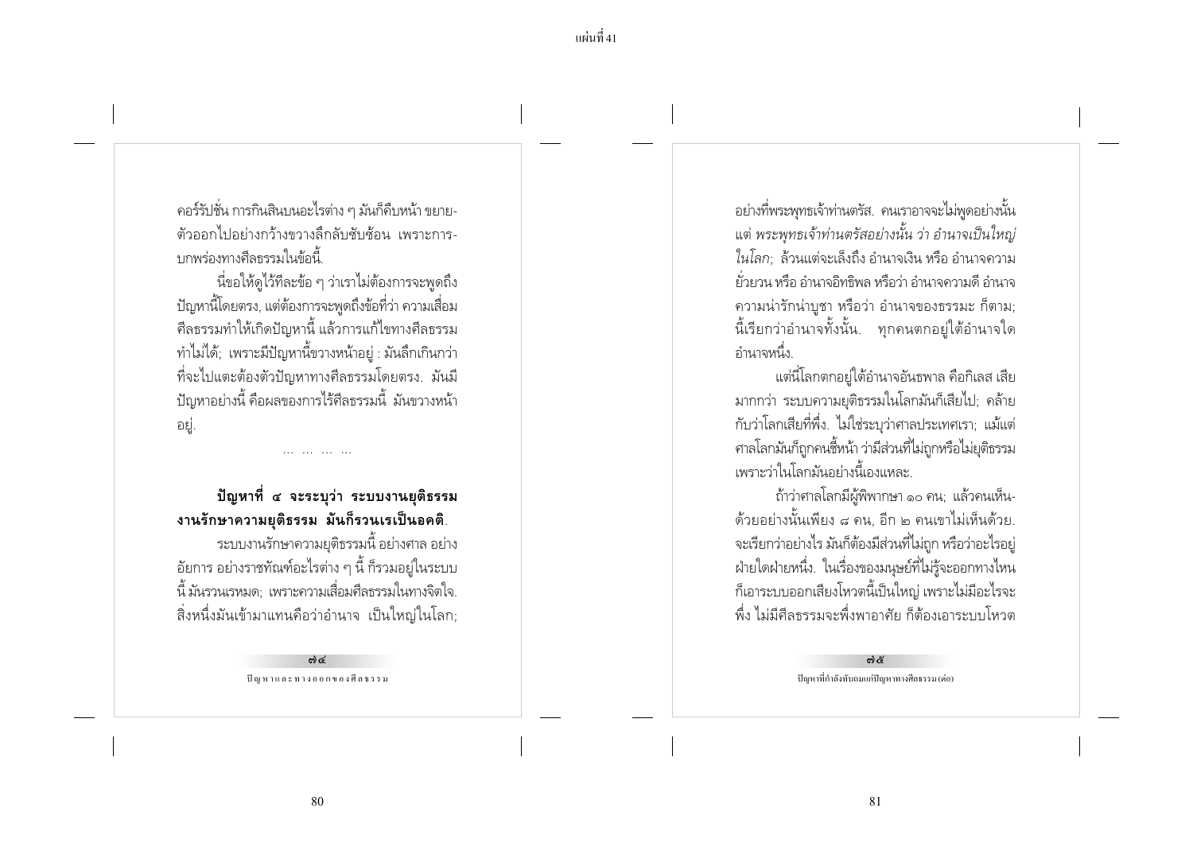คอร์รัปชั่น การกินสินบนอะไรต่าง ๆ มันก็คืบหน้า ขยายตัวออกไปอย่างกว้างขวางลึกลับซับซ้อน เพราะการบกพร่องทางศีลธรรมในข้อนี้.

นี่ขอให้ดูไว้ทีละข้อ ๆ ว่าเราไม่ต้องการจะพูดถึงปัญหานี้โดยตรง, แต่ต้องการจะพูดถึงข้อที่ว่า ความเสื่อมศีลธรรมทำให้เกิดปัญหานี้ แล้วการแก้ไขทางศีลธรรมทำไม่ได้; เพราะมีปัญหานี้ขวางหน้าอยู่ : มันลึกเกินกว่าที่จะไปแตะต้องตัวปัญหาทางศีลธรรมโดยตรง. มันมีปัญหาอย่างนี้ คือผลของการไร้ศีลธรรมนี้ มันขวางหน้าอยู่.

... ... ... ...

**ปัญหาที่ ๔ จะระบุว่า ระบบงานยุติธรรม งานรักษาความยุติธรรม มันก็รวนเรเป็นอคติ.**

ระบบงานรักษาความยุติธรรมนี้ อย่างศาล อย่างอัยการ อย่างราชทัณฑ์อะไรต่าง ๆ นี้ ก็รวมอยู่ในระบบนี้ มันรวนเรหมด; เพราะความเสื่อมศีลธรรมในทางจิตใจ. สิ่งหนึ่งมันเข้ามาแทนคือว่าอำนาจ เป็นใหญ่ในโลก; อย่างที่พระพุทธเจ้าท่านตรัส. คนเราอาจจะไม่พูดอย่างนั้น แต่ *พระพุทธเจ้าท่านตรัสอย่างนั้น ว่า อำนาจเป็นใหญ่ในโลก*; ล้วนแต่จะเล็งถึง อำนาจเงิน หรือ อำนาจความยั่วยวน หรือ อำนาจอิทธิพล หรือว่า อำนาจความดี อำนาจความน่ารักน่าบูชา หรือว่า อำนาจของธรรมะ ก็ตาม; นี้เรียกว่าอำนาจทั้งนั้น. ทุกคนตกอยู่ใต้อำนาจใดอำนาจหนึ่ง.

แต่นี่โลกตกอยู่ใต้อำนาจอันธพาล คือกิเลส เสียมากกว่า ระบบความยุติธรรมในโลกมันก็เสียไป; คล้ายกับว่าโลกเสียที่พึ่ง. ไม่ใช่ระบุว่าศาลประเทศเรา; แม้แต่ศาลโลกมันก็ถูกคนชี้หน้า ว่ามีส่วนที่ไม่ถูกหรือไม่ยุติธรรม เพราะว่าในโลกมันอย่างนี้เองแหละ.

ถ้าว่าศาลโลกมีผู้พิพากษา ๑๐ คน; แล้วคนเห็นด้วยอย่างนั้นเพียง ๘ คน, อีก ๒ คนเขาไม่เห็นด้วย. จะเรียกว่าอย่างไร มันก็ต้องมีส่วนที่ไม่ถูก หรือว่าอะไรอยู่ฝ่ายใดฝ่ายหนึ่ง. ในเรื่องของมนุษย์ที่ไม่รู้จะออกทางไหนก็เอาระบบออกเสียงโหวตนี้เป็นใหญ่ เพราะไม่มีอะไรจะพึ่ง ไม่มีศีลธรรมจะพึ่งพาอาศัย ก็ต้องเอาระบบโหวต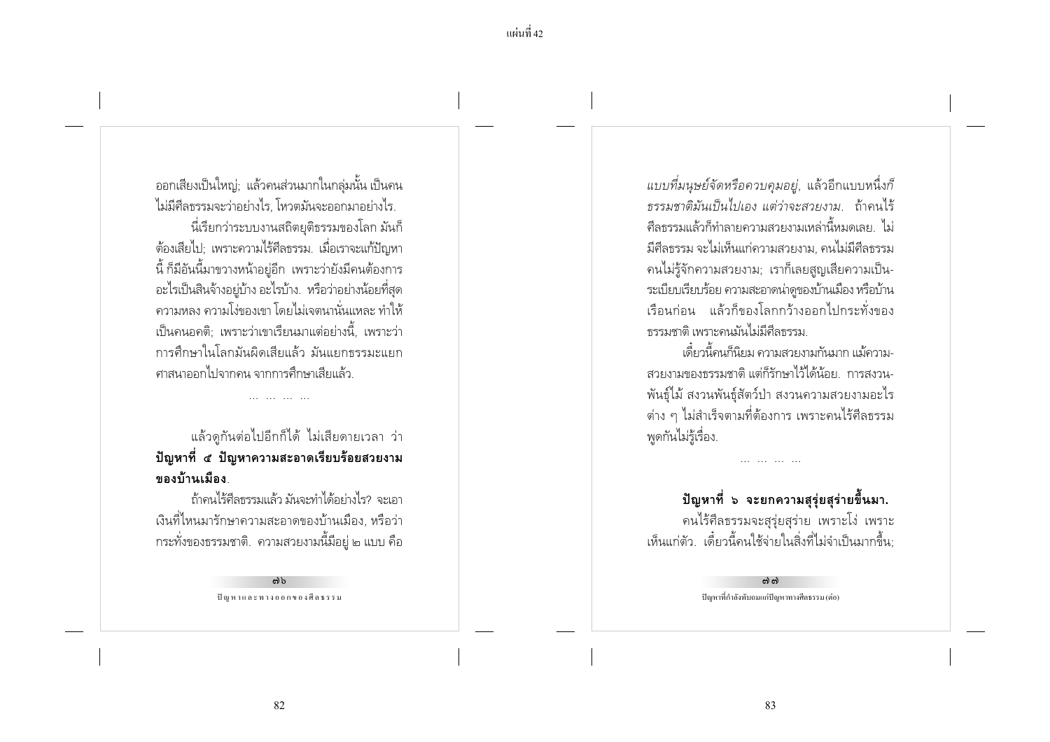ออกเสียงเป็นใหญ่; แล้วคนส่วนมากในกลุ่มนั้น เป็นคนไม่มีศีลธรรมจะว่าอย่างไร, โหวตมันจะออกมาอย่างไร.

นี่เรียกว่าระบบงานสถิตยุติธรรมของโลก มันก็ต้องเสียไป; เพราะความไร้ศีลธรรม. เมื่อเราจะแก้ปัญหานี้ ก็มีอันนี้มาขวางหน้าอยู่อีก เพราะว่ายังมีคนต้องการอะไรเป็นสินจ้างอยู่บ้าง อะไรบ้าง. หรือว่าอย่างน้อยที่สุด ความหลง ความโง่ของเขา โดยไม่เจตนานั่นแหละ ทำให้เป็นคนอคติ; เพราะว่าเขาเรียนมาแต่อย่างนี้, เพราะว่าการศึกษาในโลกมันผิดเสียแล้ว มันแยกธรรมะแยกศาสนาออกไปจากคน จากการศึกษาเสียแล้ว.

... ... ... ...

แล้วดูกันต่อไปอีกก็ได้ ไม่เสียดายเวลา ว่า **ปัญหาที่ ๕ ปัญหาความสะอาดเรียบร้อยสวยงามของบ้านเมือง**.

ถ้าคนไร้ศีลธรรมแล้ว มันจะทำได้อย่างไร? จะเอาเงินที่ไหนมารักษาความสะอาดของบ้านเมือง, หรือว่ากระทั่งของธรรมชาติ. ความสวยงามนี้มีอยู่ ๒ แบบ คือ *แบบที่มนุษย์จัดหรือควบคุมอยู่*, แล้วอีกแบบหนึ่งก็ *ธรรมชาติมันเป็นไปเอง แต่ว่าจะสวยงาม*. ถ้าคนไร้ศีลธรรมแล้วก็ทำลายความสวยงามเหล่านี้หมดเลย. ไม่มีศีลธรรม จะไม่เห็นแก่ความสวยงาม, คนไม่มีศีลธรรมคนไม่รู้จักความสวยงาม; เราก็เลยสูญเสียความเป็นระเบียบเรียบร้อย ความสะอาดน่าดูของบ้านเมือง หรือบ้านเรือนก่อน แล้วก็ของโลกกว้างออกไปกระทั่งของธรรมชาติ เพราะคนมันไม่มีศีลธรรม.

เดี๋ยวนี้คนก็นิยม ความสวยงามกันมาก แม้ความสวยงามของธรรมชาติ แต่ก็รักษาไว้ได้น้อย. การสงวนพันธุ์ไม้ สงวนพันธุ์สัตว์ป่า สงวนความสวยงามอะไรต่าง ๆ ไม่สำเร็จตามที่ต้องการ เพราะคนไร้ศีลธรรมพูดกันไม่รู้เรื่อง.

... ... ... ...

**ปัญหาที่ ๖ จะยกความสุรุ่ยสุร่ายขึ้นมา.**

คนไร้ศีลธรรมจะสุรุ่ยสุร่าย เพราะโง่ เพราะเห็นแก่ตัว. เดี๋ยวนี้คนใช้จ่ายในสิ่งที่ไม่จำเป็นมากขึ้น;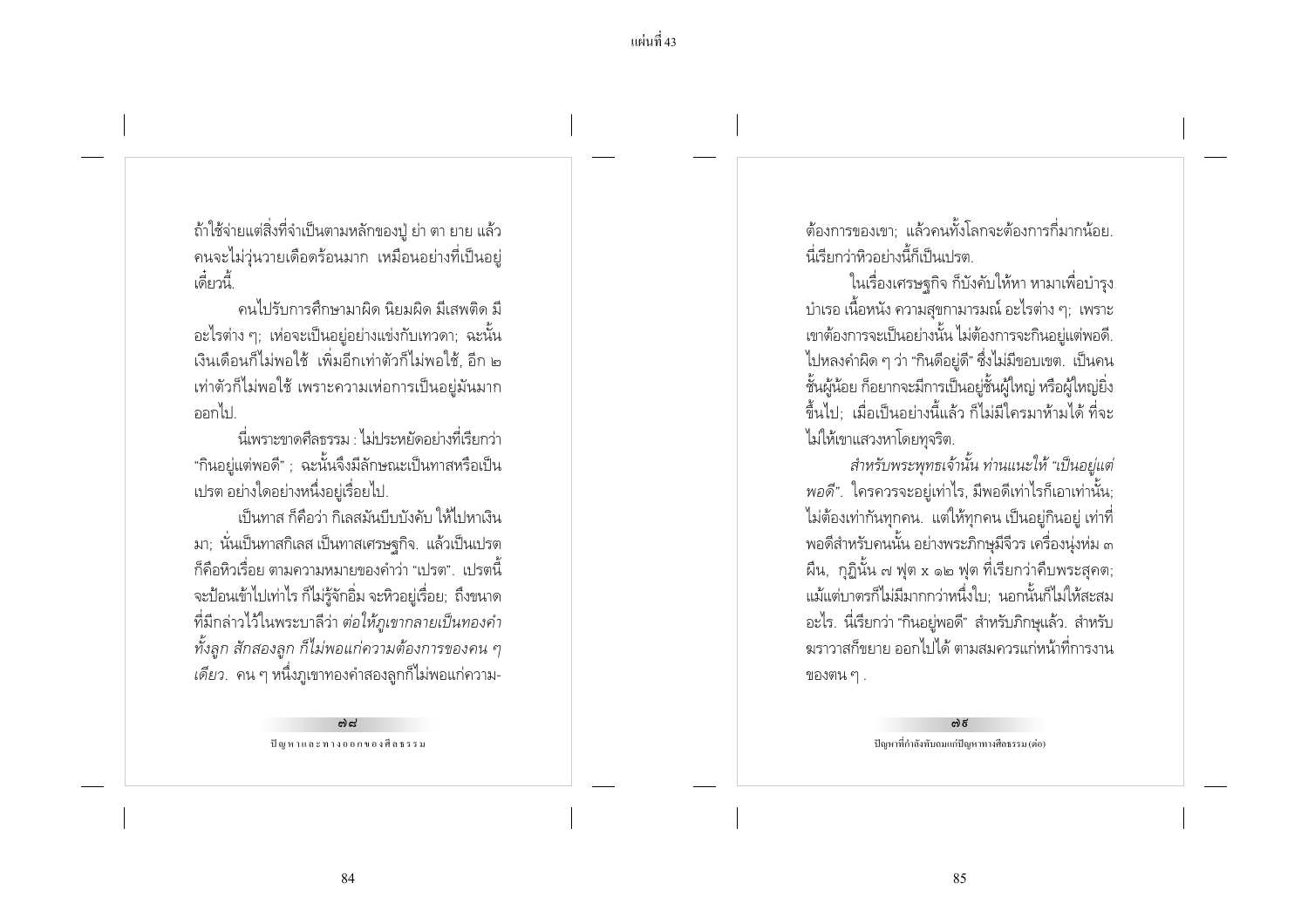ถ้าใช้จ่ายแต่สิ่งที่จำเป็นตามหลักของปู่ ย่า ตา ยาย แล้ว คนจะไม่วุ่นวายเดือดร้อนมาก เหมือนอย่างที่เป็นอยู่เดี๋ยวนี้.

คนไปรับการศึกษามาผิด นิยมผิด มีเสพติด มีอะไรต่าง ๆ; เห่อจะเป็นอยู่อย่างแข่งกับเทวดา; ฉะนั้นเงินเดือนก็ไม่พอใช้ เพิ่มอีกเท่าตัวก็ไม่พอใช้, อีก ๒ เท่าตัวก็ไม่พอใช้ เพราะความเห่อการเป็นอยู่มันมากออกไป.

นี่เพราะขาดศีลธรรม : ไม่ประหยัดอย่างที่เรียกว่า "กินอยู่แต่พอดี" ; ฉะนั้นจึงมีลักษณะเป็นทาสหรือเป็นเปรต อย่างใดอย่างหนึ่งอยู่เรื่อยไป.

เป็นทาส ก็คือว่า กิเลสมันบีบบังคับ ให้ไปหาเงินมา; นั่นเป็นทาสกิเลส เป็นทาสเศรษฐกิจ. แล้วเป็นเปรต ก็คือหิวเรื่อย ตามความหมายของคำว่า "เปรต". เปรตนี้จะป้อนเข้าไปเท่าไร ก็ไม่รู้จักอิ่ม จะหิวอยู่เรื่อย; ถึงขนาดที่มีกล่าวไว้ในพระบาลีว่า *ต่อให้ภูเขากลายเป็นทองคำทั้งลูก สักสองลูก ก็ไม่พอแก่ความต้องการของคน ๆ เดียว*. คน ๆ หนึ่งภูเขาทองคำสองลูกก็ไม่พอแก่ความต้องการของเขา; แล้วคนทั้งโลกจะต้องการกี่มากน้อย. นี่เรียกว่าหิวอย่างนี้ก็เป็นเปรต.

ในเรื่องเศรษฐกิจ ก็บังคับให้หา หามาเพื่อบำรุงบำเรอ เนื้อหนัง ความสุขกามารมณ์ อะไรต่าง ๆ; เพราะเขาต้องการจะเป็นอย่างนั้น ไม่ต้องการจะกินอยู่แต่พอดี. ไปหลงคำผิด ๆ ว่า "กินดีอยู่ดี" ซึ่งไม่มีขอบเขต. เป็นคนชั้นผู้น้อย ก็อยากจะมีการเป็นอยู่ชั้นผู้ใหญ่ หรือผู้ใหญ่ยิ่งขึ้นไป; เมื่อเป็นอย่างนี้แล้ว ก็ไม่มีใครมาห้ามได้ ที่จะไม่ให้เขาแสวงหาโดยทุจริต.

*สำหรับพระพุทธเจ้านั้น ท่านแนะให้ "เป็นอยู่แต่พอดี"*. ใครควรจะอยู่เท่าไร, มีพอดีเท่าไรก็เอาเท่านั้น; ไม่ต้องเท่ากันทุกคน. แต่ให้ทุกคน เป็นอยู่กินอยู่ เท่าที่พอดีสำหรับคนนั้น อย่างพระภิกษุมีจีวร เครื่องนุ่งห่ม ๓ ผืน, กุฏิมั้น ๗ ฟุต x ๑๒ ฟุต ที่เรียกว่าคืบพระสุคต; แม้แต่บาตรก็ไม่มีมากกว่าหนึ่งใบ; นอกนั้นก็ไม่ให้สะสมอะไร. นี่เรียกว่า "กินอยู่พอดี" สำหรับภิกษุแล้ว. สำหรับฆราวาสก็ขยาย ออกไปได้ ตามสมควรแก่หน้าที่การงานของตน ๆ .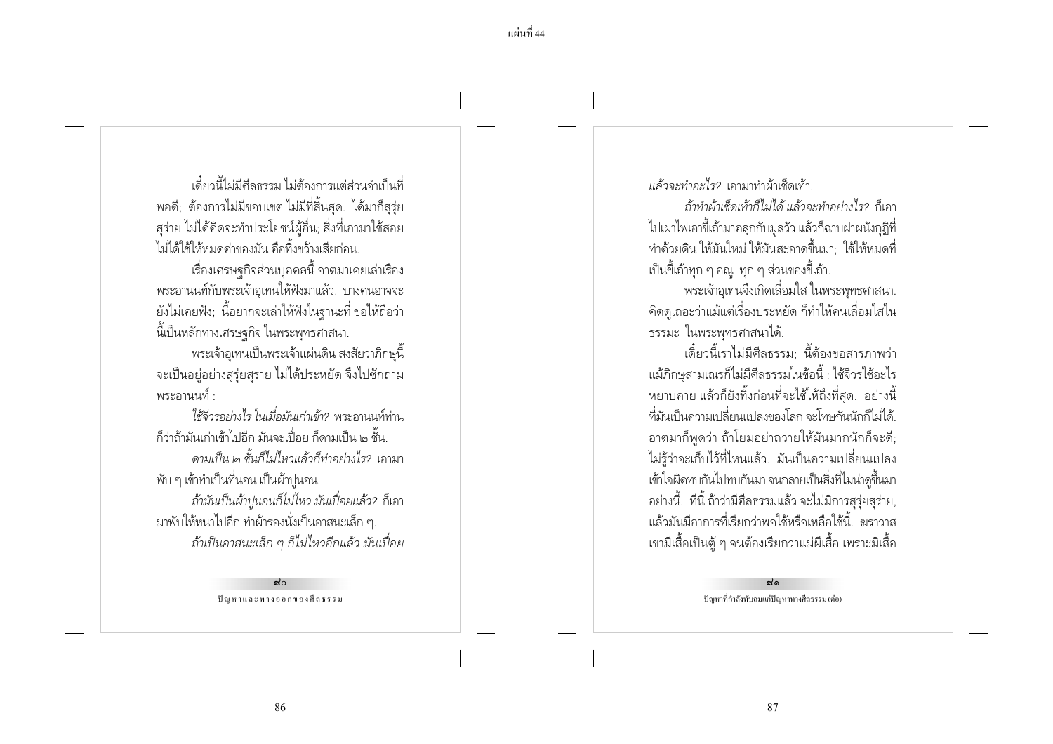เดี๋ยวนี้ไม่มีศีลธรรม ไม่ต้องการแต่ส่วนจำเป็นที่พอดี; ต้องการไม่มีขอบเขต ไม่มีที่สิ้นสุด. ได้มาก็สุรุ่ยสุร่าย ไม่ได้คิดจะทำประโยชน์ผู้อื่น; สิ่งที่เอามาใช้สอยไม่ได้ใช้ให้หมดค่าของมัน คือทิ้งขว้างเสียก่อน.

เรื่องเศรษฐกิจส่วนบุคคลนี้ อาตมาเคยเล่าเรื่องพระอานนท์กับพระเจ้าอุเทนให้ฟังมาแล้ว. บางคนอาจจะยังไม่เคยฟัง; นี้อยากจะเล่าให้ฟังในฐานะที่ ขอให้ถือว่านี้เป็นหลักทางเศรษฐกิจ ในพระพุทธศาสนา.

พระเจ้าอุเทนเป็นพระเจ้าแผ่นดิน สงสัยว่าภิกษุนี้จะเป็นอยู่อย่างสุรุ่ยสุร่าย ไม่ได้ประหยัด จึงไปซักถามพระอานนท์ :

*ใช้จีวรอย่างไร ในเมื่อมันเก่าเข้า?* พระอานนท์ท่านก็ว่าถ้ามันเก่าเข้าไปอีก มันจะเปื่อย ก็ดามเป็น ๒ ชั้น.

*ดามเป็น ๒ ชั้นก็ไม่ไหวแล้วก็ทำอย่างไร?* เอามาพับ ๆ เข้าทำเป็นที่นอน เป็นผ้าปูนอน.

*ถ้ามันเป็นผ้าปูนอนก็ไม่ไหว มันเปื่อยแล้ว?* ก็เอามาพับให้หนาไปอีก ทำผ้ารองนั่งเป็นอาสนะเล็ก ๆ.

*ถ้าเป็นอาสนะเล็ก ๆ ก็ไม่ไหวอีกแล้ว มันเปื่อยแล้วจะทำอะไร?* เอามาทำผ้าเช็ดเท้า.

*ถ้าทำผ้าเช็ดเท้าก็ไม่ได้ แล้วจะทำอย่างไร?* ก็เอาไปเผาไฟเอาขี้เถ้ามาคลุกกับมูลวัว แล้วก็ฉาบฝาผนังกุฏิที่ทำด้วยดิน ให้มันใหม่ ให้มันสะอาดขึ้นมา; ใช้ให้หมดที่เป็นขี้เถ้าทุก ๆ อณู ทุก ๆ ส่วนของขี้เถ้า.

พระเจ้าอุเทนจึงเกิดเลื่อมใส ในพระพุทธศาสนา. คิดดูเถอะว่าแม้แต่เรื่องประหยัด ก็ทำให้คนเลื่อมใสในธรรมะ ในพระพุทธศาสนาได้.

เดี๋ยวนี้เราไม่มีศีลธรรม; นี้ต้องขอสารภาพว่าแม้ภิกษุสามเณรก็ไม่มีศีลธรรมในข้อนี้ : ใช้จีวรใช้อะไรหยาบคาย แล้วก็ยังทิ้งก่อนที่จะใช้ให้ถึงที่สุด. อย่างนี้ที่มันเป็นความเปลี่ยนแปลงของโลก จะโทษกันนักก็ไม่ได้. อาตมาก็พูดว่า ถ้าโยมอย่าถวายให้มันมากนักก็จะดี; ไม่รู้ว่าจะเก็บไว้ที่ไหนแล้ว. มันเป็นความเปลี่ยนแปลงเข้าใจผิดทบกันไปทบกันมา จนกลายเป็นสิ่งที่ไม่น่าดูขึ้นมาอย่างนี้. ทีนี้ ถ้าว่ามีศีลธรรมแล้ว จะไม่มีการสุรุ่ยสุร่าย, แล้วมันมีอาการที่เรียกว่าพอใช้หรือเหลือใช้นี้. ฆราวาสเขามีเสื้อเป็นตู้ ๆ จนต้องเรียกว่าแม่ผีเสื้อ เพราะมีเสื้อ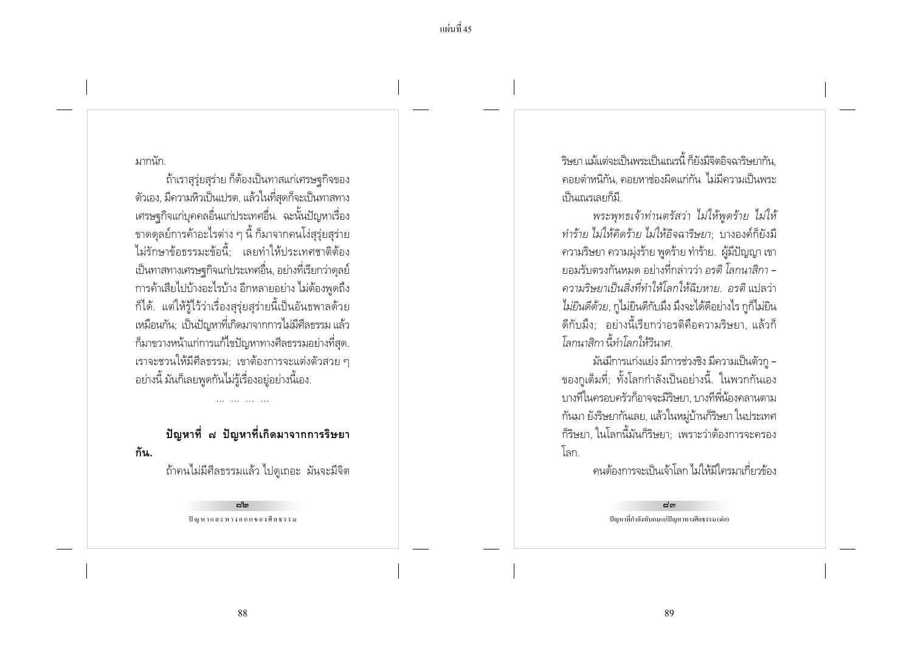มากนัก.

ถ้าเราสุรุ่ยสุร่าย ก็ต้องเป็นทาสแก่เศรษฐกิจของตัวเอง, มีความหิวเป็นเปรต, แล้วในที่สุดก็จะเป็นทาสทางเศรษฐกิจแก่บุคคลอื่นแก่ประเทศอื่น. ฉะนั้นปัญหาเรื่องขาดดุลย์การค้าอะไรต่าง ๆ นี้ ก็มาจากคนโง่สุรุ่ยสุร่าย ไม่รักษาข้อธรรมะข้อนี้; เลยทำให้ประเทศชาติต้องเป็นทาสทางเศรษฐกิจแก่ประเทศอื่น, อย่างที่เรียกว่าดุลย์การค้าเสียไปบ้างอะไรบ้าง อีกหลายอย่าง ไม่ต้องพูดถึงก็ได้. แต่ให้รู้ไว้ว่าเรื่องสุรุ่ยสุร่ายนี้เป็นอันธพาลด้วยเหมือนกัน; เป็นปัญหาที่เกิดมาจากการไม่มีศีลธรรม แล้วก็มาขวางหน้าแก่การแก้ไขปัญหาทางศีลธรรมอย่างที่สุด. เราจะชวนให้มีศีลธรรม; เขาต้องการจะแต่งตัวสวย ๆ อย่างนี้ มันก็เลยพูดกันไม่รู้เรื่องอยู่อย่างนี้เอง.

... ... ... ...

**ปัญหาที่ ๗ ปัญหาที่เกิดมาจากการริษยากัน.**

ถ้าคนไม่มีศีลธรรมแล้ว ไปดูเถอะ มันจะมีจิตริษยา แม้แต่จะเป็นพระเป็นเณรนี้ ก็ยังมีจิตอิจฉาริษยากัน, คอยตำหนิกัน, คอยหาช่องผิดแก่กัน ไม่มีความเป็นพระเป็นเณรเลยก็มี.

*พระพุทธเจ้าท่านตรัสว่า ไม่ให้พูดร้าย ไม่ให้ทำร้าย ไม่ให้คิดร้าย ไม่ให้อิจฉาริษยา*; บางองค์ก็ยังมีความริษยา ความมุ่งร้าย พูดร้าย ทำร้าย. ผู้มีปัญญา เขายอมรับตรงกันหมด อย่างที่กล่าวว่า *อรติ โลกนาสิกา – ความริษยาเป็นสิ่งที่ทำให้โลกให้ฉิบหาย. อรติ* แปลว่า *ไม่ยินดีด้วย*, กูไม่ยินดีกับมึง มึงจะได้ดีอย่างไร กูก็ไม่ยินดีกับมึง; อย่างนี้เรียกว่าอรติคือความริษยา, แล้วก็ *โลกนาสิกา นี้ทำโลกให้วินาศ.*

มันมีการแก่งแย่ง มีการช่วงชิง มีความเป็นตัวกู – ของกูเต็มที่; ทั้งโลกกำลังเป็นอย่างนี้. ในพวกกันเอง บางทีในครอบครัวก็อาจจะมีริษยา, บางทีพี่น้องคลานตามกันมา ยังริษยากันเลย, แล้วในหมู่บ้านก็ริษยา ในประเทศก็ริษยา, ในโลกนี้มันก็ริษยา; เพราะว่าต้องการจะครองโลก.

คนต้องการจะเป็นเจ้าโลก ไม่ให้มีใครมาเกี่ยวข้อง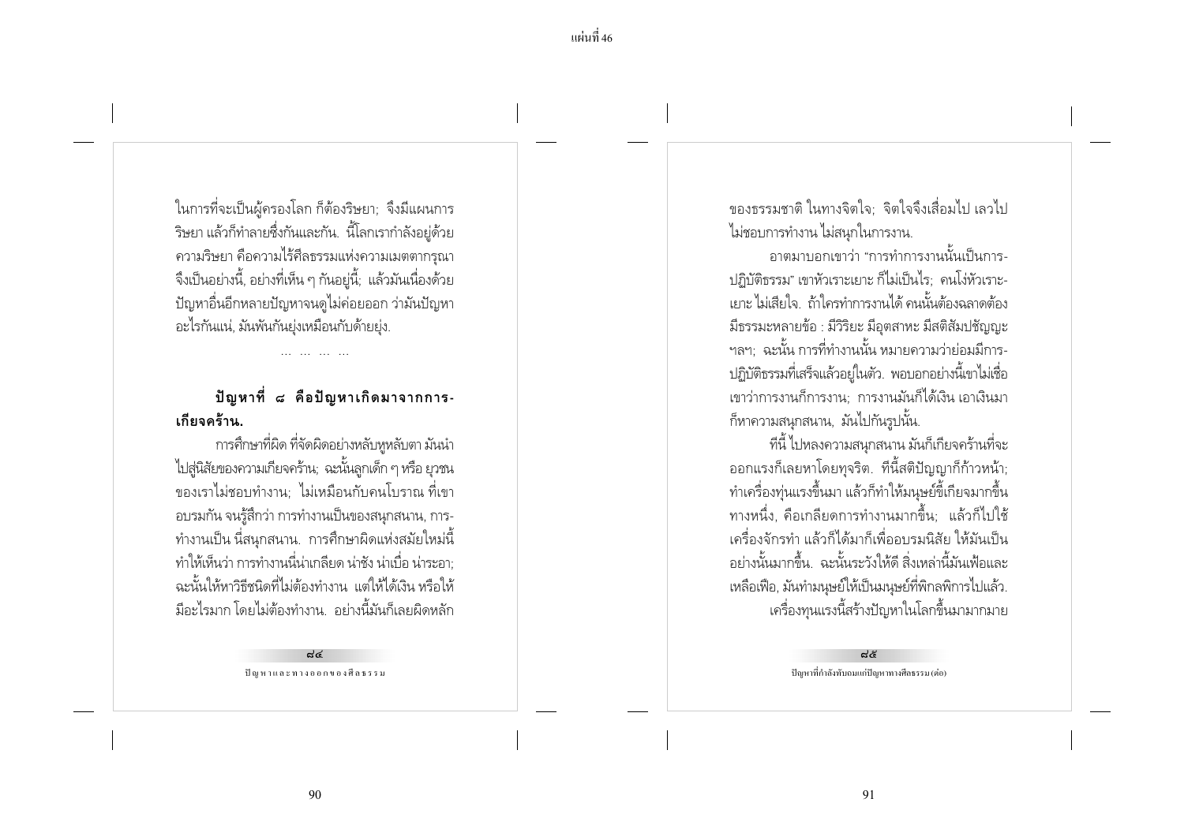ในการที่จะเป็นผู้ครองโลก ก็ต้องริษยา; จึงมีแผนการริษยา แล้วก็ทำลายซึ่งกันและกัน. นี้โลกเรากำลังอยู่ด้วยความริษยา คือความไร้ศีลธรรมแห่งความเมตตากรุณา จึงเป็นอย่างนี้, อย่างที่เห็น ๆ กันอยู่นี้; แล้วมันเนื่องด้วยปัญหาอื่นอีกหลายปัญหาจนดูไม่ค่อยออก ว่ามันปัญหาอะไรกันแน่, มันพันกันยุ่งเหมือนกับด้ายยุ่ง.

... ... ... ...

**ปัญหาที่ ๘ คือปัญหาเกิดมาจากการเกียจคร้าน.**

การศึกษาที่ผิด ที่จัดผิดอย่างหลับหูหลับตา มันนำไปสู่นิสัยของความเกียจคร้าน; ฉะนั้นลูกเด็ก ๆ หรือ ยุวชนของเราไม่ชอบทำงาน; ไม่เหมือนกับคนโบราณ ที่เขาอบรมกัน จนรู้สึกว่า การทำงานเป็นของสนุกสนาน, การทำงานเป็น นี่สนุกสนาน. การศึกษาผิดแห่งสมัยใหม่นี้ทำให้เห็นว่า การทำงานนี่น่าเกลียด น่าชัง น่าเบื่อ น่าระอา; ฉะนั้นให้หาวิธีชนิดที่ไม่ต้องทำงาน แต่ให้ได้เงิน หรือให้มีอะไรมาก โดยไม่ต้องทำงาน. อย่างนี้มันก็เลยผิดหลักของธรรมชาติ ในทางจิตใจ; จิตใจจึงเสื่อมไป เลวไป ไม่ชอบการทำงาน ไม่สนุกในการงาน.

อาตมาบอกเขาว่า "การทำการงานนั้นเป็นการปฏิบัติธรรม" เขาหัวเราะเยาะ ก็ไม่เป็นไร; คนโง่หัวเราะเยาะ ไม่เสียใจ. ถ้าใครทำการงานได้ คนนั้นต้องฉลาดต้องมีธรรมะหลายข้อ : มีวิริยะ มีอุตสาหะ มีสติสัมปชัญญะ ฯลฯ; ฉะนั้น การที่ทำงานนั้น หมายความว่าย่อมมีการปฏิบัติธรรมที่เสร็จแล้วอยู่ในตัว. พอบอกอย่างนี้เขาไม่เชื่อ เขาว่าการงานก็การงาน; การงานมันก็ได้เงิน เอาเงินมาก็หาความสนุกสนาน, มันไปกันรูปนั้น.

ทีนี้ ไปหลงความสนุกสนาน มันก็เกียจคร้านที่จะออกแรงก็เลยหาโดยทุจริต. ทีนี้สติปัญญาก็ก้าวหน้า; ทำเครื่องทุ่นแรงขึ้นมา แล้วก็ทำให้มนุษย์ขี้เกียจมากขึ้นทางหนึ่ง, คือเกลียดการทำงานมากขึ้น; แล้วก็ไปใช้เครื่องจักรทำ แล้วก็ได้มากก็เพื่ออบรมนิสัย ให้มันเป็นอย่างนั้นมากขึ้น. ฉะนั้นระวังให้ดี สิ่งเหล่านี้มันเฟ้อและเหลือเฟือ, มันทำมนุษย์ให้เป็นมนุษย์ที่พิกลพิการไปแล้ว.

เครื่องทุนแรงนี้สร้างปัญหาในโลกขึ้นมามากมาย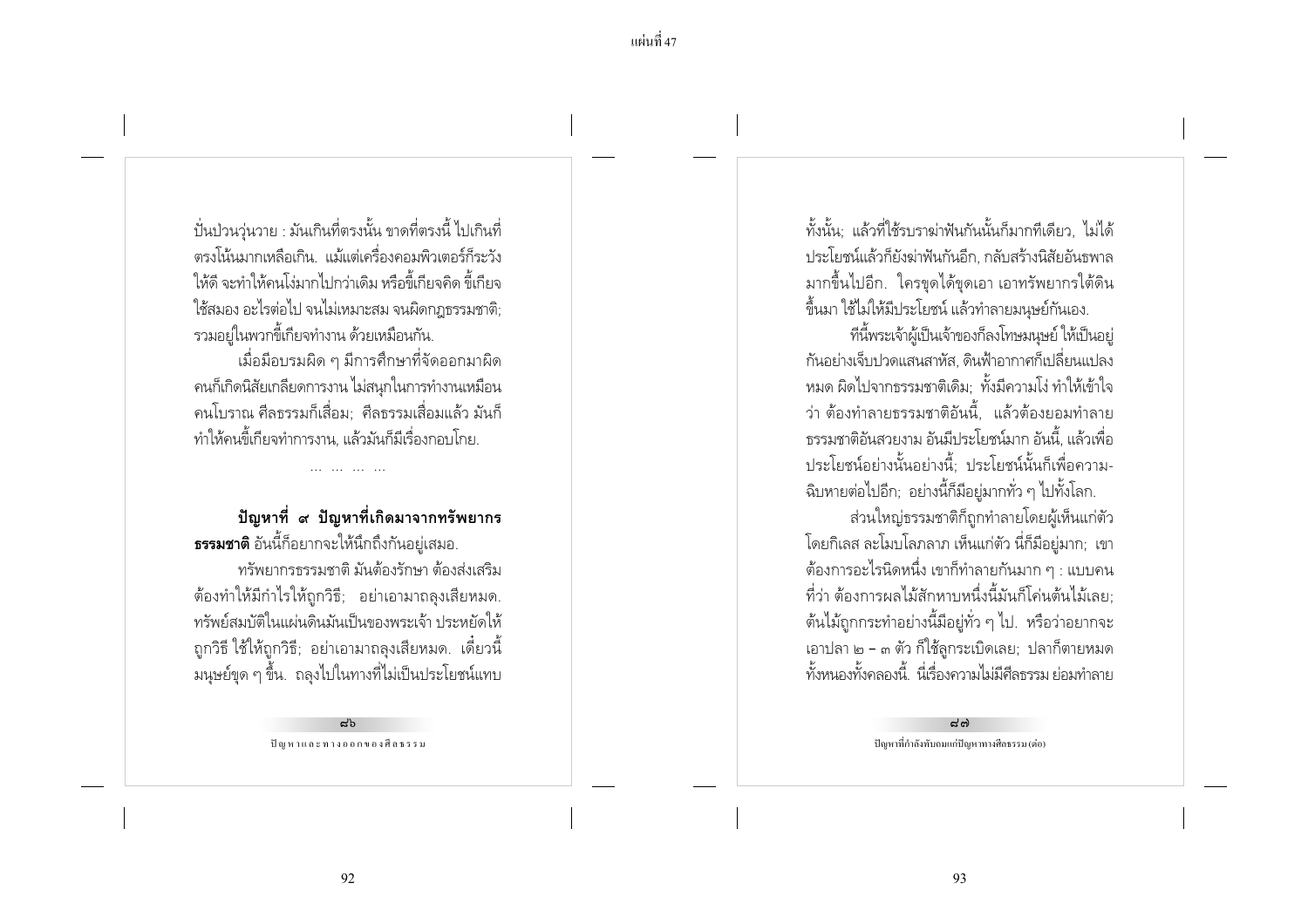ปั่นป่วนวุ่นวาย : มันเกินที่ตรงนั้น ขาดที่ตรงนี้ ไปเกินที่ตรงโน้นมากเหลือเกิน. แม้แต่เครื่องคอมพิวเตอร์ก็ระวังให้ดี จะทำให้คนโง่มากไปกว่าเดิม หรือขี้เกียจคิด ขี้เกียจใช้สมอง อะไรต่อไป จนไม่เหมาะสม จนผิดกฎธรรมชาติ; รวมอยู่ในพวกขี้เกียจทำงาน ด้วยเหมือนกัน.

เมื่อมีอบรมผิด ๆ มีการศึกษาที่จัดออกมาผิด คนก็เกิดนิสัยเกลียดการงาน ไม่สนุกในการทำงานเหมือนคนโบราณ ศีลธรรมก็เสื่อม; ศีลธรรมเสื่อมแล้ว มันก็ทำให้คนขี้เกียจทำการงาน, แล้วมันก็มีเรื่องกอบโกย.

... ... ... ...

**ปัญหาที่ ๙ ปัญหาที่เกิดมาจากทรัพยากรธรรมชาติ** อันนี้ก็อยากจะให้นึกถึงกันอยู่เสมอ.

ทรัพยากรธรรมชาติ มันต้องรักษา ต้องส่งเสริม ต้องทำให้มีกำไรให้ถูกวิธี; อย่าเอามาถลุงเสียหมด. ทรัพย์สมบัติในแผ่นดินมันเป็นของพระเจ้า ประหยัดให้ถูกวิธี ใช้ให้ถูกวิธี; อย่าเอามาถลุงเสียหมด. เดี๋ยวนี้มนุษย์ขุด ๆ ขึ้น. ถลุงไปในทางที่ไม่เป็นประโยชน์แทบทั้งนั้น; แล้วที่ใช้รบราฆ่าฟันกันนั้นก็มากทีเดียว, ไม่ได้ประโยชน์แล้วก็ยังฆ่าฟันกันอีก, กลับสร้างนิสัยอันธพาลมากขึ้นไปอีก. ใครขุดได้ขุดเอา เอาทรัพยากรใต้ดินขึ้นมา ใช้ไม่ให้มีประโยชน์ แล้วทำลายมนุษย์กันเอง.

ทีนี้พระเจ้าผู้เป็นเจ้าของก็ลงโทษมนุษย์ ให้เป็นอยู่กันอย่างเจ็บปวดแสนสาหัส, ดินฟ้าอากาศก็เปลี่ยนแปลงหมด ผิดไปจากธรรมชาติเดิม; ทั้งมีความโง่ ทำให้เข้าใจว่า ต้องทำลายธรรมชาติอันนี้, แล้วต้องยอมทำลายธรรมชาติอันสวยงาม อันมีประโยชน์มาก อันนี้, แล้วเพื่อประโยชน์อย่างนั้นอย่างนี้; ประโยชน์นั้นก็เพื่อความฉิบหายต่อไปอีก; อย่างนี้ก็มีอยู่มากทั่ว ๆ ไปทั้งโลก.

ส่วนใหญ่ธรรมชาติก็ถูกทำลายโดยผู้เห็นแก่ตัวโดยกิเลส ละโมบโลภลาภ เห็นแก่ตัว นี่ก็มีอยู่มาก; เขาต้องการอะไรนิดหนึ่ง เขาก็ทำลายกันมาก ๆ : แบบคนที่ว่า ต้องการผลไม้สักหาบหนึ่งนี้มันก็โค่นต้นไม้เลย; ต้นไม้ถูกกระทำอย่างนี้มีอยู่ทั่ว ๆ ไป. หรือว่าอยากจะเอาปลา ๒ – ๓ ตัว ก็ใช้ลูกระเบิดเลย; ปลาก็ตายหมดทั้งหนองทั้งคลองนี้. นี่เรื่องความไม่มีศีลธรรม ย่อมทำลาย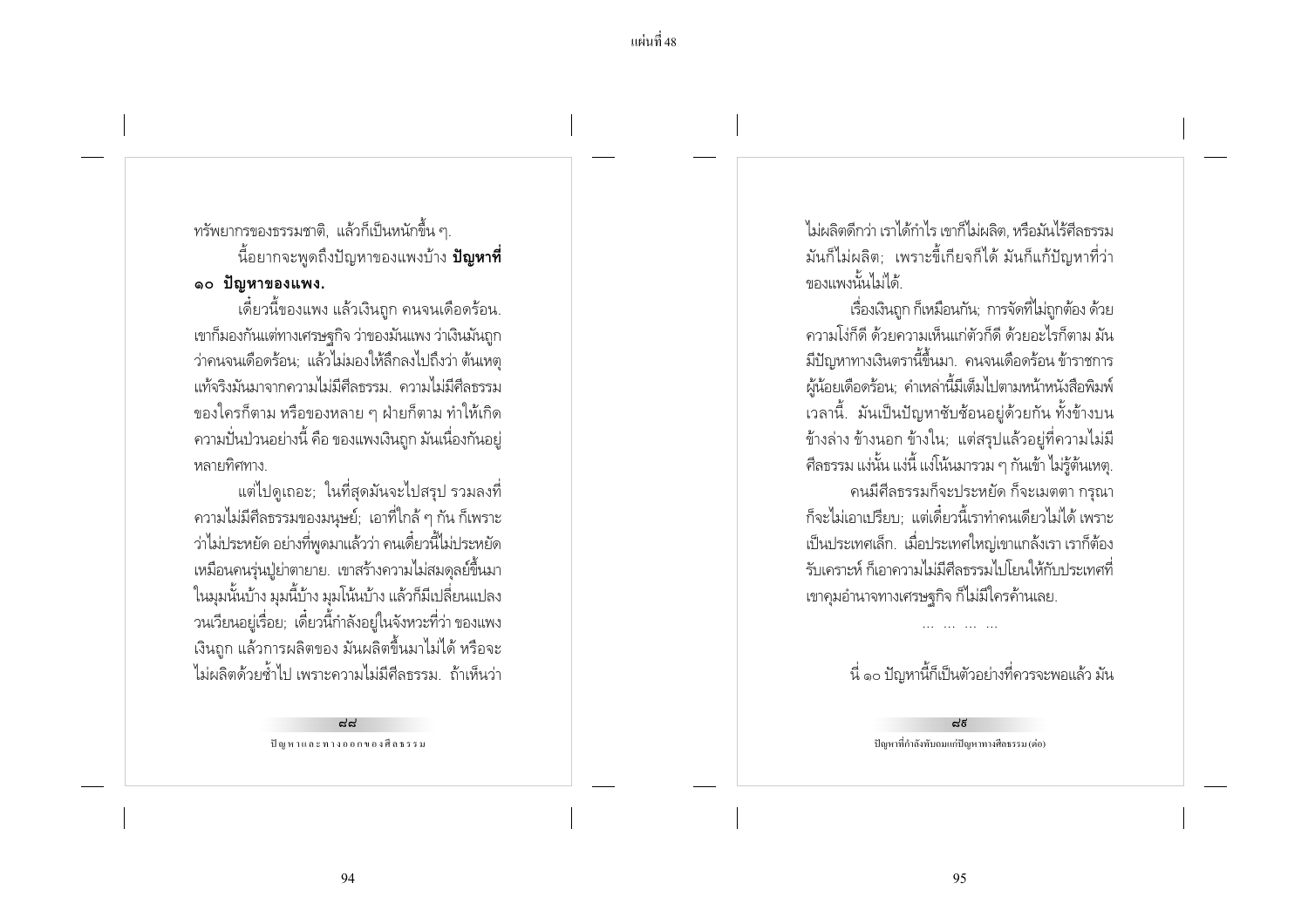ทรัพยากรของธรรมชาติ, แล้วก็เป็นหนักขึ้น ๆ.

นี้อยากจะพูดถึงปัญหาของแพงบ้าง **ปัญหาที่ ๑๐ ปัญหาของแพง.**

เดี๋ยวนี้ของแพง แล้วเงินถูก คนจนเดือดร้อน. เขาก็มองกันแต่ทางเศรษฐกิจ ว่าของมันแพง ว่าเงินมันถูก ว่าคนจนเดือดร้อน; แล้วไม่มองให้ลึกลงไปถึงว่า ต้นเหตุแท้จริงมันมาจากความไม่มีศีลธรรม. ความไม่มีศีลธรรมของใครก็ตาม หรือของหลาย ๆ ฝ่ายก็ตาม ทำให้เกิดความปั่นป่วนอย่างนี้ คือ ของแพงเงินถูก มันเนื่องกันอยู่หลายทิศทาง.

แต่ไปดูเถอะ; ในที่สุดมันจะไปสรุป รวมลงที่ความไม่มีศีลธรรมของมนุษย์; เอาที่ใกล้ ๆ กัน ก็เพราะว่าไม่ประหยัด อย่างที่พูดมาแล้วว่า คนเดี๋ยวนี้ไม่ประหยัดเหมือนคนรุ่นปู่ย่าตายาย. เขาสร้างความไม่สมดุลย์ขึ้นมาในมุมนั้นบ้าง มุมนี้บ้าง มุมโน้นบ้าง แล้วก็มีเปลี่ยนแปลงวนเวียนอยู่เรื่อย; เดี๋ยวนี้กำลังอยู่ในจังหวะที่ว่า ของแพงเงินถูก แล้วการผลิตของ มันผลิตขึ้นมาไม่ได้ หรือจะไม่ผลิตด้วยซ้ำไป เพราะความไม่มีศีลธรรม. ถ้าเห็นว่าไม่ผลิตดีกว่า เราได้กำไร เขาก็ไม่ผลิต, หรือมันไร้ศีลธรรมมันก็ไม่ผลิต; เพราะขี้เกียจก็ได้ มันก็แก้ปัญหาที่ว่าของแพงนั้นไม่ได้.

เรื่องเงินถูก ก็เหมือนกัน; การจัดที่ไม่ถูกต้อง ด้วยความโง่ก็ดี ด้วยความเห็นแก่ตัวก็ดี ด้วยอะไรก็ตาม มันมีปัญหาทางเงินตรานี้ขึ้นมา. คนจนเดือดร้อน ข้าราชการผู้น้อยเดือดร้อน; คำเหล่านี้มีเต็มไปตามหน้าหนังสือพิมพ์เวลานี้. มันเป็นปัญหาซับซ้อนอยู่ด้วยกัน ทั้งข้างบนข้างล่าง ข้างนอก ข้างใน; แต่สรุปแล้วอยู่ที่ความไม่มีศีลธรรม แง่นั้น แง่นี้ แง่โน้นมารวม ๆ กันเข้า ไม่รู้ต้นเหตุ.

คนมีศีลธรรมก็จะประหยัด ก็จะเมตตา กรุณาก็จะไม่เอาเปรียบ; แต่เดี๋ยวนี้เราทำคนเดียวไม่ได้ เพราะเป็นประเทศเล็ก. เมื่อประเทศใหญ่เขาแกล้งเรา เราก็ต้องรับเคราะห์ ก็เอาความไม่มีศีลธรรมไปโยนให้กับประเทศที่เขาคุมอำนาจทางเศรษฐกิจ ก็ไม่มีใครค้านเลย.

... ... ... ...

นี่ ๑๐ ปัญหานี้ก็เป็นตัวอย่างที่ควรจะพอแล้ว มัน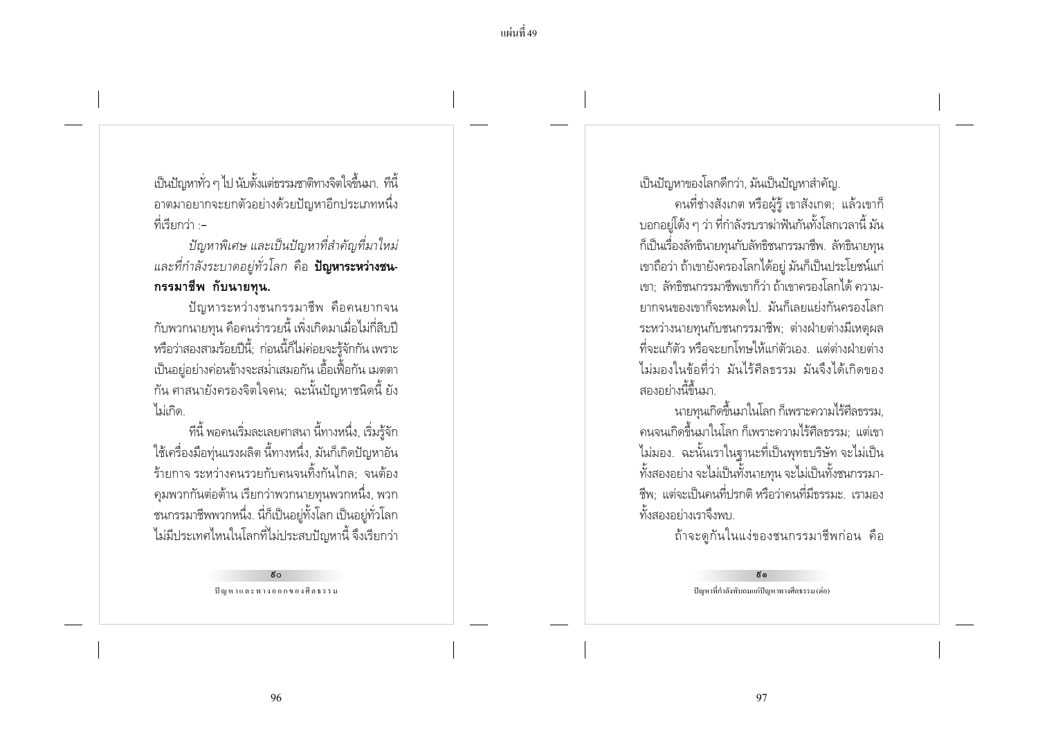เป็นปัญหาทั่ว ๆ ไป นับตั้งแต่ธรรมชาติทางจิตใจขึ้นมา. ทีนี้อาตมาอยากจะยกตัวอย่างด้วยปัญหาอีกประเภทหนึ่งที่เรียกว่า :–

*ปัญหาพิเศษ และเป็นปัญหาที่สำคัญที่มาใหม่และที่กำลังระบาดอยู่ทั่วโลก* คือ **ปัญหาระหว่างชนกรรมาชีพ กับนายทุน.**

ปัญหาระหว่างชนกรรมาชีพ คือคนยากจนกับพวกนายทุน คือคนร่ำรวยนี้ เพิ่งเกิดมาเมื่อไม่กี่สิบปีหรือว่าสองสามร้อยปีนี้; ก่อนนี้ก็ไม่ค่อยจะรู้จักกัน เพราะเป็นอยู่อย่างค่อนข้างจะสม่ำเสมอกัน เอื้อเฟื้อกัน เมตตากัน ศาสนายังครองจิตใจคน; ฉะนั้นปัญหาชนิดนี้ ยังไม่เกิด.

ทีนี้ พอคนเริ่มละเลยศาสนา นี้ทางหนึ่ง, เริ่มรู้จักใช้เครื่องมือทุ่นแรงผลิต นี้ทางหนึ่ง, มันก็เกิดปัญหาอันร้ายกาจ ระหว่างคนรวยกับคนจนทิ้งกันไกล; จนต้องคุมพวกกันต่อต้าน เรียกว่าพวกนายทุนพวกหนึ่ง, พวกชนกรรมาชีพพวกหนึ่ง. นี่ก็เป็นอยู่ทั้งโลก เป็นอยู่ทั่วโลกไม่มีประเทศไหนในโลกที่ไม่ประสบปัญหานี้ จึงเรียกว่าเป็นปัญหาของโลกดีกว่า, มันเป็นปัญหาสำคัญ.

คนที่ช่างสังเกต หรือผู้รู้ เขาสังเกต; แล้วเขาก็บอกอยู่โต้ง ๆ ว่า ที่กำลังรบราฆ่าฟันกันทั้งโลกเวลานี้ มันก็เป็นเรื่องลัทธินายทุนกับลัทธิชนกรรมาชีพ. ลัทธินายทุนเขาถือว่า ถ้าเขายังครองโลกได้อยู่ มันก็เป็นประโยชน์แก่เขา; ลัทธิชนกรรมาชีพเขาก็ว่า ถ้าเขาครองโลกได้ ความยากจนของเขาก็จะหมดไป. มันก็เลยแย่งกันครองโลกระหว่างนายทุนกับชนกรรมาชีพ; ต่างฝ่ายต่างมีเหตุผลที่จะแก้ตัว หรือจะยกโทษให้แก่ตัวเอง. แต่ต่างฝ่ายต่างไม่มองในข้อที่ว่า มันไร้ศีลธรรม มันจึงได้เกิดของสองอย่างนี้ขึ้นมา.

นายทุนเกิดขึ้นมาในโลก ก็เพราะความไร้ศีลธรรม, คนจนเกิดขึ้นมาในโลก ก็เพราะความไร้ศีลธรรม; แต่เขาไม่มอง. ฉะนั้นเราในฐานะที่เป็นพุทธบริษัท จะไม่เป็นทั้งสองอย่าง จะไม่เป็นทั้งนายทุน จะไม่เป็นทั้งชนกรรมาชีพ; แต่จะเป็นคนที่ปรกติ หรือว่าคนที่มีธรรมะ. เรามองทั้งสองอย่างเราจึงพบ.

ถ้าจะดูกันในแง่ของชนกรรมาชีพก่อน คือ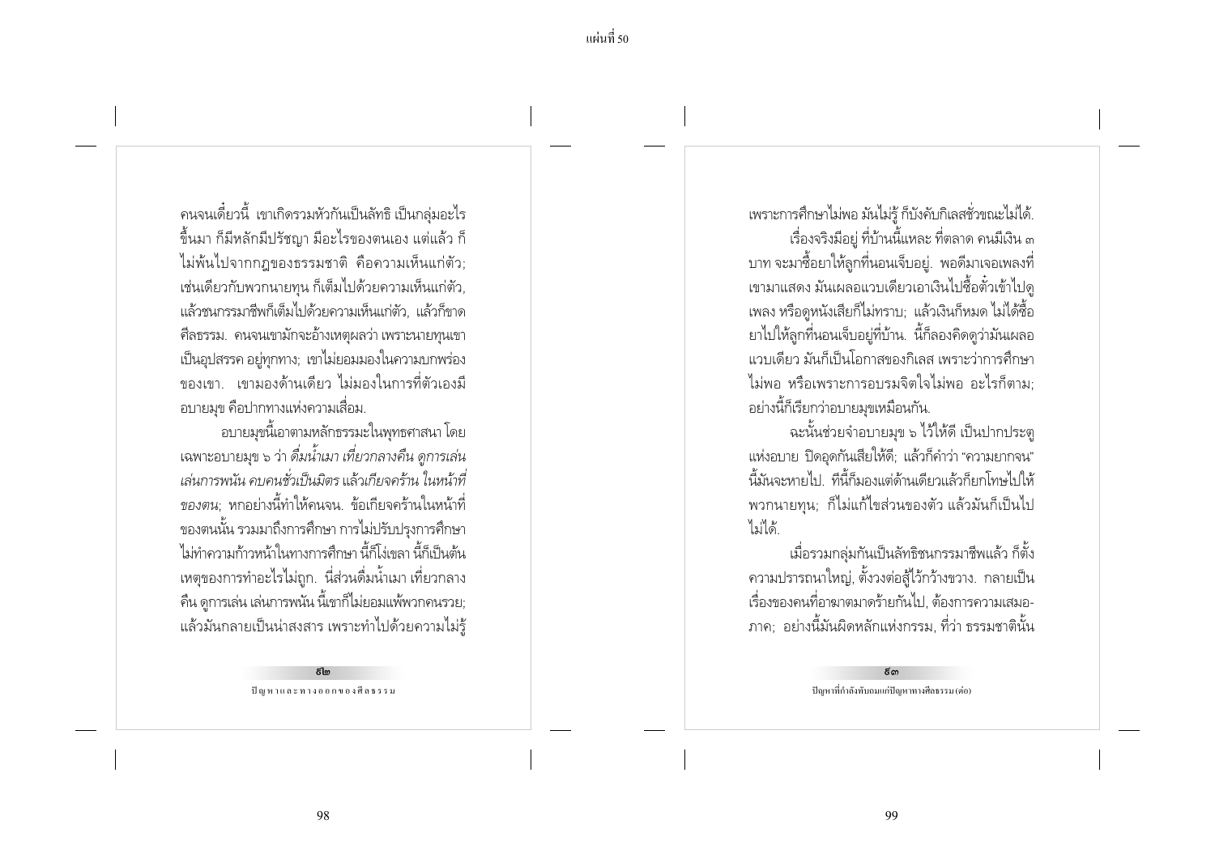คนจนเดี๋ยวนี้ เขาเกิดรวมหัวกันเป็นลัทธิ เป็นกลุ่มอะไรขึ้นมา ก็มีหลักมีปรัชญา มีอะไรของตนเอง แต่แล้ว ก็ไม่พ้นไปจากกฎของธรรมชาติ คือความเห็นแก่ตัว; เช่นเดียวกับพวกนายทุน ก็เต็มไปด้วยความเห็นแก่ตัว, แล้วชนกรรมาชีพก็เต็มไปด้วยความเห็นแก่ตัว, แล้วก็ขาดศีลธรรม. คนจนเขามักจะอ้างเหตุผลว่า เพราะนายทุนเขาเป็นอุปสรรค อยู่ทุกทาง; เขาไม่ยอมมองในความบกพร่องของเขา. เขามองด้านเดียว ไม่มองในการที่ตัวเองมีอบายมุข คือปากทางแห่งความเสื่อม.

อบายมุขนี้เอาตามหลักธรรมะในพุทธศาสนา โดยเฉพาะอบายมุข ๖ ว่า *ดื่มน้ำเมา เที่ยวกลางคืน ดูการเล่น เล่นการพนัน คบคนชั่วเป็นมิตร* แล้ว*เกียจคร้าน ในหน้าที่ของตน*; หกอย่างนี้ทำให้คนจน. ข้อเกียจคร้านในหน้าที่ของตนนั้น รวมมาถึงการศึกษา การไม่ปรับปรุงการศึกษา ไม่ทำความก้าวหน้าในทางการศึกษา นี้ก็โง่เขลา นี้ก็เป็นต้นเหตุของการทำอะไรไม่ถูก. นี่ส่วนดื่มน้ำเมา เที่ยวกลางคืน ดูการเล่น เล่นการพนัน นี้เขาก็ไม่ยอมแพ้พวกคนรวย; แล้วมันกลายเป็นน่าสงสาร เพราะทำไปด้วยความไม่รู้ เพราะการศึกษาไม่พอ มันไม่รู้ ก็บังคับกิเลสชั่วขณะไม่ได้.

เรื่องจริงมีอยู่ ที่บ้านนี้แหละ ที่ตลาด คนมีเงิน ๓ บาท จะมาซื้อยาให้ลูกที่นอนเจ็บอยู่. พอดีมาเจอเพลงที่เขามาแสดง มันเผลอแวบเดียวเอาเงินไปซื้อตั๋วเข้าไปดูเพลง หรือดูหนังเสียก็ไม่ทราบ; แล้วเงินก็หมด ไม่ได้ซื้อยาไปให้ลูกที่นอนเจ็บอยู่ที่บ้าน. นี้ก็ลองคิดดูว่ามันเผลอแวบเดียว มันก็เป็นโอกาสของกิเลส เพราะว่าการศึกษาไม่พอ หรือเพราะการอบรมจิตใจไม่พอ อะไรก็ตาม; อย่างนี้ก็เรียกว่าอบายมุขเหมือนกัน.

ฉะนั้นช่วยจำอบายมุข ๖ ไว้ให้ดี เป็นปากประตูแห่งอบาย ปิดอุดกันเสียให้ดี; แล้วก็คำว่า "ความยากจน" นี้มันจะหายไป. ทีนี้ก็มองแต่ด้านเดียวแล้วก็ยกโทษไปให้พวกนายทุน; ก็ไม่แก้ไขส่วนของตัว แล้วมันก็เป็นไปไม่ได้.

เมื่อรวมกลุ่มกันเป็นลัทธิชนกรรมาชีพแล้ว ก็ตั้งความปรารถนาใหญ่, ตั้งวงต่อสู้ไว้กว้างขวาง. กลายเป็นเรื่องของคนที่อาฆาตมาดร้ายกันไป, ต้องการความเสมอภาค; อย่างนี้มันผิดหลักแห่งกรรม, ที่ว่า ธรรมชาตินั้น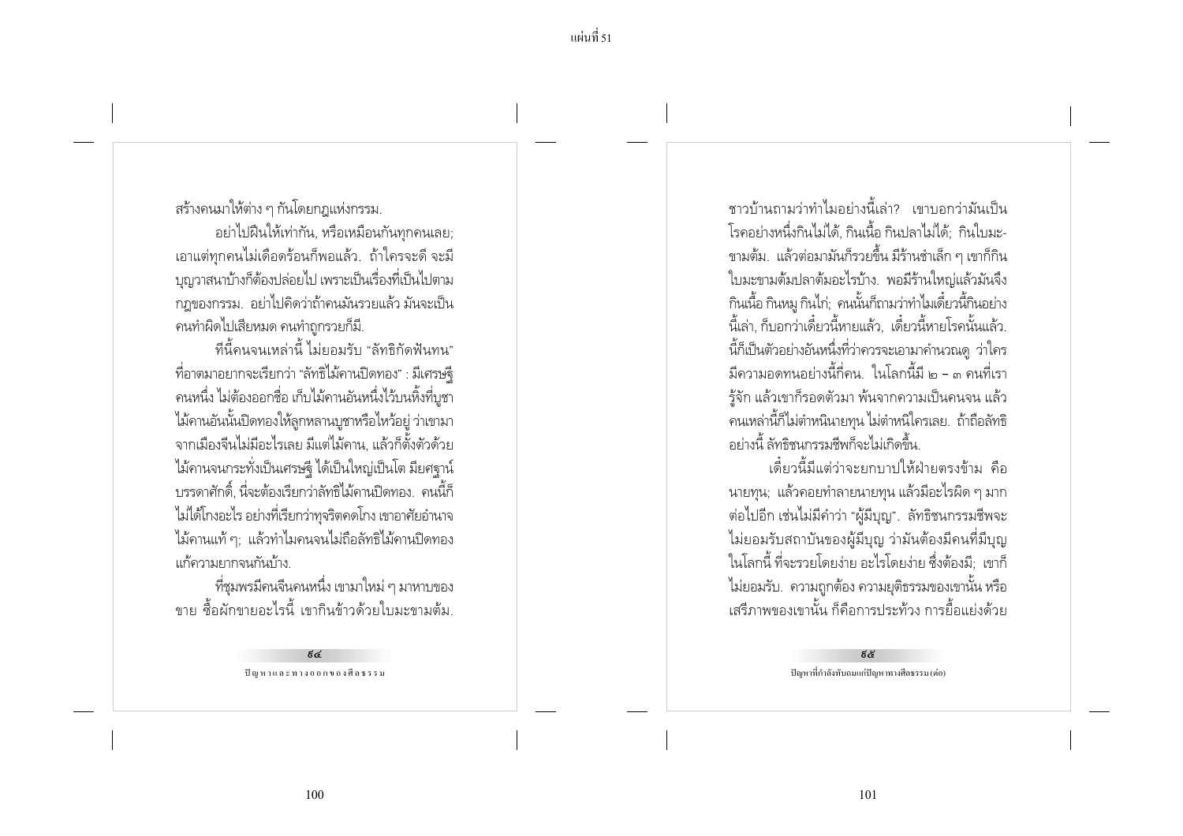สร้างคนมาให้ต่าง ๆ กันโดยกฎแห่งกรรม.

อย่าไปฝันให้เท่ากัน, หรือเหมือนกันทุกคนเลย; เอาแต่ทุกคนไม่เดือดร้อนก็พอแล้ว. ถ้าใครจะดี จะมีบุญวาสนาบ้างก็ต้องปล่อยไป เพราะเป็นเรื่องที่เป็นไปตามกฎของกรรม. อย่าไปคิดว่าถ้าคนมันรวยแล้ว มันจะเป็นคนทำผิดไปเสียหมด คนทำถูกรวยก็มี.

ทีนี้คนจนเหล่านี้ ไม่ยอมรับ "ลัทธิกัดฟันทน" ที่อาตมาอยากจะเรียกว่า "ลัทธิไม้คานปิดทอง" : มีเศรษฐีคนหนึ่ง ไม่ต้องออกชื่อ เก็บไม้คานอันหนึ่งไว้บนหิ้งที่บูชา ไม้คานอันนั้นปิดทองให้ลูกหลานบูชาหรือไหว้อยู่ ว่าเขามาจากเมืองจีนไม่มีอะไรเลย มีแต่ไม้คาน, แล้วก็ตั้งตัวด้วยไม้คานจนกระทั่งเป็นเศรษฐี ได้เป็นใหญ่เป็นโต มียศฐาน์บรรดาศักดิ์, นี่จะต้องเรียกว่าลัทธิไม้คานปิดทอง. คนนี้ก็ไม่ได้โกงอะไร อย่างที่เรียกว่าทุจริตคดโกง เขาอาศัยอำนาจไม้คานแท้ ๆ; แล้วทำไมคนจนไม่ถือลัทธิไม้คานปิดทองแก้ความยากจนกันบ้าง.

ที่ชุมพรมีคนจีนคนหนึ่ง เขามาใหม่ ๆ มาหาบของขาย ซื้อผักขายอะไรนี้ เขากินข้าวด้วยใบมะขามต้ม. ชาวบ้านถามว่าทำไมอย่างนี้เล่า? เขาบอกว่ามันเป็นโรคอย่างหนึ่งกินไม่ได้, กินเนื้อ กินปลาไม่ได้; กินใบมะขามต้ม. แล้วต่อมามันก็รวยขึ้น มีร้านชำเล็ก ๆ เขาก็กินใบมะขามต้มปลาต้มอะไรบ้าง. พอมีร้านใหญ่แล้วมันจึงกินเนื้อ กินหมู กินไก่; คนนั้นก็ถามว่าทำไมเดี๋ยวนี้กินอย่างนี้เล่า, ก็บอกว่าเดี๋ยวนี้หายแล้ว, เดี๋ยวนี้หายโรคนั้นแล้ว. นี้ก็เป็นตัวอย่างอันหนึ่งที่ว่าควรจะเอามาคำนวณดู ว่าใครมีความอดทนอย่างนี้กี่คน. ในโลกนี้มี ๒ – ๓ คนที่เรารู้จัก แล้วเขาก็รอดตัวมา พ้นจากความเป็นคนจน แล้วคนเหล่านี้ก็ไม่ตำหนินายทุน ไม่ตำหนิใครเลย. ถ้าถือลัทธิอย่างนี้ ลัทธิชนกรรมชีพก็จะไม่เกิดขึ้น.

เดี๋ยวนี้มีแต่ว่าจะยกบาปให้ฝ่ายตรงข้าม คือนายทุน; แล้วคอยทำลายนายทุน แล้วมีอะไรผิด ๆ มากต่อไปอีก เช่นไม่มีคำว่า "ผู้มีบุญ". ลัทธิชนกรรมชีพจะไม่ยอมรับสถาบันของผู้มีบุญ ว่ามันต้องมีคนที่มีบุญในโลกนี้ ที่จะรวยโดยง่าย อะไรโดยง่าย ซึ่งต้องมี; เขาก็ไม่ยอมรับ. ความถูกต้อง ความยุติธรรมของเขานั้น หรือเสรีภาพของเขานั้น ก็คือการประท้วง การยื้อแย่งด้วย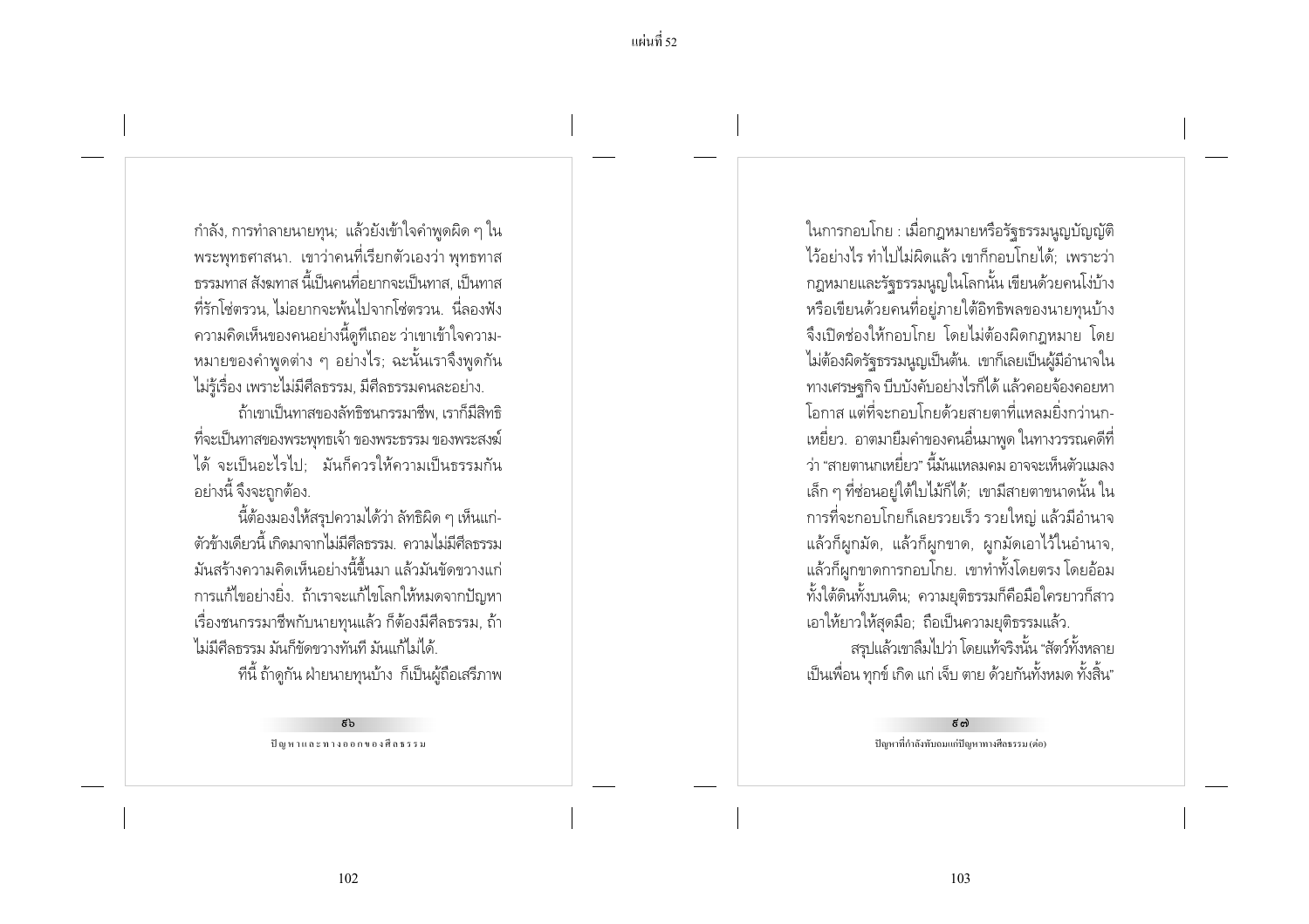กำลัง, การทำลายนายทุน; แล้วยังเข้าใจคำพูดผิด ๆ ในพระพุทธศาสนา. เขาว่าคนที่เรียกตัวเองว่า พุทธทาส ธรรมทาส สังฆทาส นี้เป็นคนที่อยากจะเป็นทาส, เป็นทาสที่รักโซ่ตรวน, ไม่อยากจะพ้นไปจากโซ่ตรวน. นี่ลองฟังความคิดเห็นของคนอย่างนี้ดูทีเถอะ ว่าเขาเข้าใจความหมายของคำพูดต่าง ๆ อย่างไร; ฉะนั้นเราจึงพูดกันไม่รู้เรื่อง เพราะไม่มีศีลธรรม, มีศีลธรรมคนละอย่าง.

ถ้าเขาเป็นทาสของลัทธิชนกรรมาชีพ, เราก็มีสิทธิที่จะเป็นทาสของพระพุทธเจ้า ของพระธรรม ของพระสงฆ์ได้ จะเป็นอะไรไป; มันก็ควรให้ความเป็นธรรมกันอย่างนี้ จึงจะถูกต้อง.

นี้ต้องมองให้สรุปความได้ว่า ลัทธิผิด ๆ เห็นแก่ตัวข้างเดียวนี้ เกิดมาจากไม่มีศีลธรรม. ความไม่มีศีลธรรมมันสร้างความคิดเห็นอย่างนี้ขึ้นมา แล้วมันขัดขวางแก่การแก้ไขอย่างยิ่ง. ถ้าเราจะแก้ไขโลกให้หมดจากปัญหาเรื่องชนกรรมาชีพกับนายทุนแล้ว ก็ต้องมีศีลธรรม, ถ้าไม่มีศีลธรรม มันก็ขัดขวางทันที มันแก้ไม่ได้.

ทีนี้ ถ้าดูกัน ฝ่ายนายทุนบ้าง ก็เป็นผู้ถือเสรีภาพในการกอบโกย : เมื่อกฎหมายหรือรัฐธรรมนูญบัญญัติไว้อย่างไร ทำไปไม่ผิดแล้ว เขาก็กอบโกยได้; เพราะว่ากฎหมายและรัฐธรรมนูญในโลกนั้น เขียนด้วยคนโง่บ้าง หรือเขียนด้วยคนที่อยู่ภายใต้อิทธิพลของนายทุนบ้าง จึงเปิดช่องให้กอบโกย โดยไม่ต้องผิดกฎหมาย โดยไม่ต้องผิดรัฐธรรมนูญเป็นต้น. เขาก็เลยเป็นผู้มีอำนาจในทางเศรษฐกิจ บีบบังคับอย่างไรก็ได้ แล้วคอยจ้องคอยหาโอกาส แต่ที่จะกอบโกยด้วยสายตาที่แหลมยิ่งกว่านกเหยี่ยว. อาตมายืมคำของคนอื่นมาพูด ในทางวรรณคดีที่ว่า "สายตานกเหยี่ยว" นี้มันแหลมคม อาจจะเห็นตัวแมลงเล็ก ๆ ที่ซ่อนอยู่ใต้ใบไม้ก็ได้; เขามีสายตาขนาดนั้น ในการที่จะกอบโกยก็เลยรวยเร็ว รวยใหญ่ แล้วมีอำนาจแล้วก็ผูกมัด, แล้วก็ผูกขาด, ผูกมัดเอาไว้ในอำนาจ, แล้วก็ผูกขาดการกอบโกย. เขาทำทั้งโดยตรง โดยอ้อม ทั้งใต้ดินทั้งบนดิน; ความยุติธรรมก็คือมือใครยาวก็สาวเอาให้ยาวให้สุดมือ; ถือเป็นความยุติธรรมแล้ว.

สรุปแล้วเขาลืมไปว่า โดยแท้จริงนั้น "สัตว์ทั้งหลายเป็นเพื่อน ทุกข์ เกิด แก่ เจ็บ ตาย ด้วยกันทั้งหมด ทั้งสิ้น"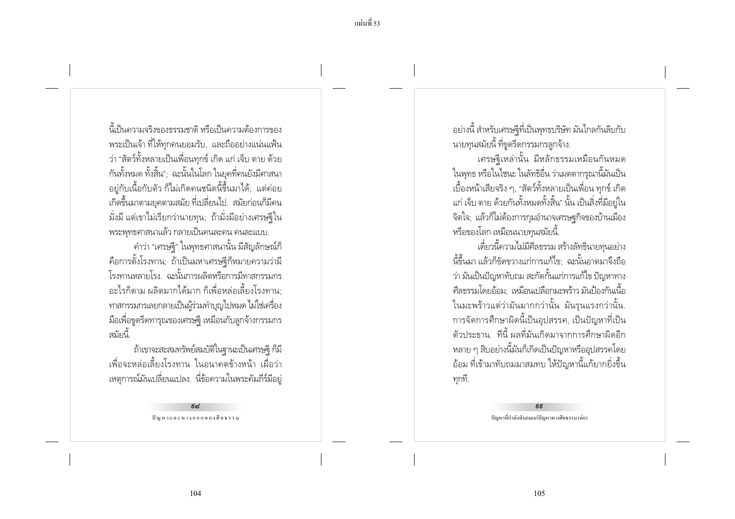นี้เป็นความจริงของธรรมชาติ หรือเป็นความต้องการของพระเป็นเจ้า ที่ให้ทุกคนยอมรับ, และถืออย่างแน่นแฟ้นว่า "สัตว์ทั้งหลายเป็นเพื่อนทุกข์ เกิด แก่ เจ็บ ตาย ด้วยกันทั้งหมด ทั้งสิ้น"; ฉะนั้นในโลก ในยุคที่คนยังมีศาสนาอยู่กับเนื้อกับตัว ก็ไม่เกิดคนชนิดนี้ขึ้นมาได้; แต่ค่อยเกิดขึ้นมาตามยุคตามสมัย ที่เปลี่ยนไป. สมัยก่อนก็มีคนมั่งมี แต่เขาไม่เรียกว่านายทุน; ถ้ามั่งมีอย่างเศรษฐีในพระพุทธศาสนาแล้ว กลายเป็นคนละคน คนละแบบ.

คำว่า "เศรษฐี" ในพุทธศาสนานั้น มีสัญลักษณ์ก็คือการตั้งโรงทาน; ถ้าเป็นมหาเศรษฐีก็หมายความว่ามีโรงทานหลายโรง. ฉะนั้นการผลิตหรือการมีทาสกรรมกรอะไรก็ตาม ผลิตมากได้มาก ก็เพื่อหล่อเลี้ยงโรงทาน; ทาสกรรมกรเลยกลายเป็นผู้ร่วมทำบุญไปหมด ไม่ใช่เครื่องมือเพื่อขูดรีดทารุณของเศรษฐี เหมือนกับลูกจ้างกรรมกรสมัยนี้.

ถ้าเขาจะสะสมทรัพย์สมบัติในฐานะเป็นเศรษฐี ก็มีเพื่อจะหล่อเลี้ยงโรงทาน ในอนาคตข้างหน้า เผื่อว่าเหตุการณ์มันเปลี่ยนแปลง. นี่ข้อความในพระคัมภีร์มีอยู่อย่างนี้ สำหรับเศรษฐีที่เป็นพุทธบริษัท มันไกลกันลิบกับนายทุนสมัยนี้ ที่ขูดรีดกรรมกรลูกจ้าง.

เศรษฐีเหล่านั้น มีหลักธรรมเหมือนกันหมด ในพุทธ หรือในไชนะ ในลัทธิอื่น ว่าเมตตากรุณานี้มันเป็นเบื้องหน้าเสียจริง ๆ, "สัตว์ทั้งหลายเป็นเพื่อน ทุกข์ เกิด แก่ เจ็บ ตาย ด้วยกันทั้งหมดทั้งสิ้น" นั้น เป็นสิ่งที่มีอยู่ในจิตใจ; แล้วก็ไม่ต้องการกุมอำนาจเศรษฐกิจของบ้านเมืองหรือของโลก เหมือนนายทุนสมัยนี้.

เดี๋ยวนี้ความไม่มีศีลธรรม สร้างลัทธินายทุนอย่างนี้ขึ้นมา แล้วก็ขัดขวางแก่การแก้ไข; ฉะนั้นอาตมาจึงถือว่า มันเป็นปัญหาทับถม สะกัดกั้นแก่การแก้ไข ปัญหาทางศีลธรรมโดยอ้อม; เหมือนเปลือกมะพร้าว มันป้องกันเนื้อในมะพร้าวแต่ว่ามันมากกว่านั้น มันรุนแรงกว่านั้น. การจัดการศึกษาผิดนี้เป็นอุปสรรค, เป็นปัญหาที่เป็นตัวประธาน. ที่นี้ ผลที่มันเกิดมาจากการศึกษาผิดอีกหลาย ๆ สิบอย่างนี้มันก็เกิดเป็นปัญหาหรืออุปสรรคโดยอ้อม ที่เข้ามาทับถมมาสมทบ ให้ปัญหานี้แก้ยากยิ่งขึ้นทุกที.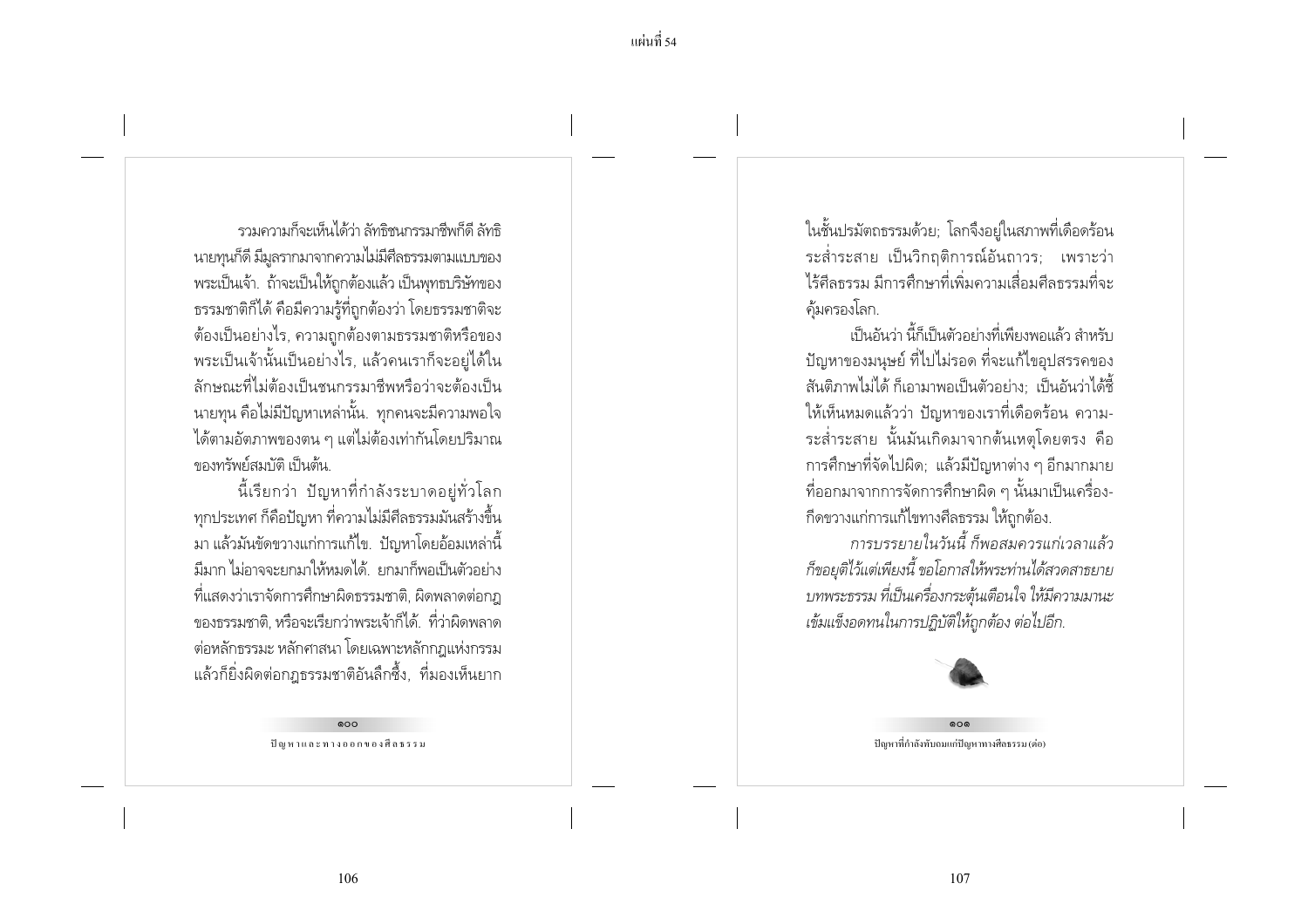รวมความก็จะเห็นได้ว่า ลัทธิชนกรรมาชีพก็ดี ลัทธินายทุนก็ดี มีมูลรากมาจากความไม่มีศีลธรรมตามแบบของพระเป็นเจ้า. ถ้าจะเป็นให้ถูกต้องแล้ว เป็นพุทธบริษัทของธรรมชาติก็ได้ คือมีความรู้ที่ถูกต้องว่า โดยธรรมชาติจะต้องเป็นอย่างไร, ความถูกต้องตามธรรมชาติหรือของพระเป็นเจ้านั้นเป็นอย่างไร, แล้วคนเราก็จะอยู่ได้ในลักษณะที่ไม่ต้องเป็นชนกรรมาชีพหรือว่าจะต้องเป็นนายทุน คือไม่มีปัญหาเหล่านั้น. ทุกคนจะมีความพอใจได้ตามอัตภาพของตน ๆ แต่ไม่ต้องเท่ากันโดยปริมาณของทรัพย์สมบัติ เป็นต้น.

นี้เรียกว่า ปัญหาที่กำลังระบาดอยู่ทั่วโลกทุกประเทศ ก็คือปัญหา ที่ความไม่มีศีลธรรมมันสร้างขึ้นมา แล้วมันขัดขวางแก่การแก้ไข. ปัญหาโดยอ้อมเหล่านี้มีมาก ไม่อาจจะยกมาให้หมดได้. ยกมาก็พอเป็นตัวอย่างที่แสดงว่าเราจัดการศึกษาผิดธรรมชาติ, ผิดพลาดต่อกฎของธรรมชาติ, หรือจะเรียกว่าพระเจ้าก็ได้. ที่ว่าผิดพลาดต่อหลักธรรมะ หลักศาสนา โดยเฉพาะหลักกฎแห่งกรรมแล้วก็ยิ่งผิดต่อกฎธรรมชาติอันลึกซึ้ง, ที่มองเห็นยากในชั้นปรมัตถธรรมด้วย; โลกจึงอยู่ในสภาพที่เดือดร้อนระส่ำระสาย เป็นวิกฤติการณ์อันถาวร; เพราะว่าไร้ศีลธรรม มีการศึกษาที่เพิ่มความเสื่อมศีลธรรมที่จะคุ้มครองโลก.

เป็นอันว่า นี้ก็เป็นตัวอย่างที่เพียงพอแล้ว สำหรับปัญหาของมนุษย์ ที่ไปไม่รอด ที่จะแก้ไขอุปสรรคของสันติภาพไม่ได้ ก็เอามาพอเป็นตัวอย่าง; เป็นอันว่าได้ชี้ให้เห็นหมดแล้วว่า ปัญหาของเราที่เดือดร้อน ความระส่ำระสาย นั้นมันเกิดมาจากต้นเหตุโดยตรง คือการศึกษาที่จัดไปผิด; แล้วมีปัญหาต่าง ๆ อีกมากมายที่ออกมาจากการจัดการศึกษาผิด ๆ นั้นมาเป็นเครื่องกีดขวางแก่การแก้ไขทางศีลธรรม ให้ถูกต้อง.

*การบรรยายในวันนี้ ก็พอสมควรแก่เวลาแล้ว ก็ขอยุติไว้แต่เพียงนี้ ขอโอกาสให้พระท่านได้สวดสาธยายบทพระธรรม ที่เป็นเครื่องกระตุ้นเตือนใจ ให้มีความมานะเข้มแข็งอดทนในการปฏิบัติให้ถูกต้อง ต่อไปอีก.*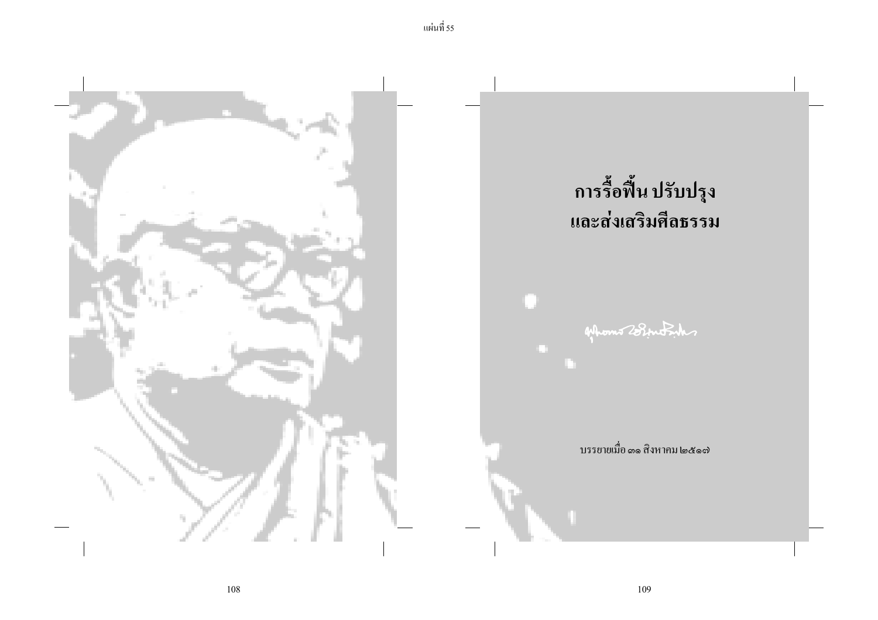# การรื้อฟื้น ปรับปรุง และส่งเสริมศีลธรรม

บรรยายเมื่อ ๓๑ สิงหาคม ๒๕๑๗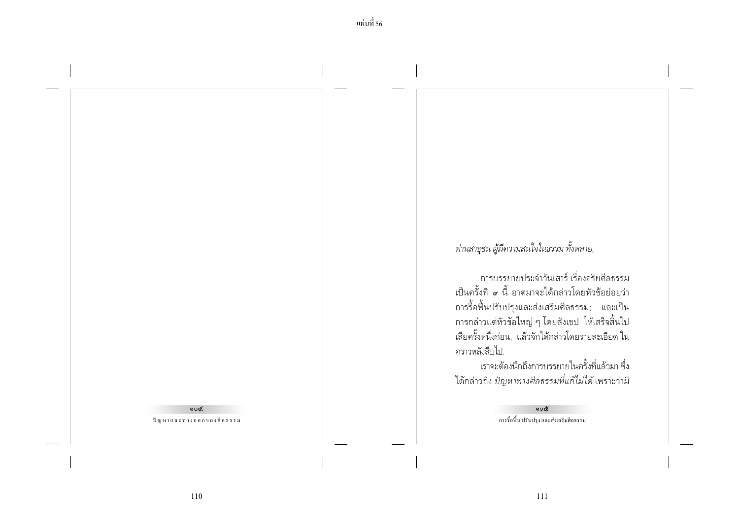*ท่านสาธุชน ผู้มีความสนใจในธรรม ทั้งหลาย,*

การบรรยายประจำวันเสาร์ เรื่องอริยศีลธรรม เป็นครั้งที่ ๙ นี้ อาตมาจะได้กล่าวโดยหัวข้อย่อยว่า การรื้อฟื้นปรับปรุงและส่งเสริมศีลธรรม; และเป็นการกล่าวแต่หัวข้อใหญ่ ๆ โดยสังเขป ให้เสร็จสิ้นไปเสียครั้งหนึ่งก่อน, แล้วจักได้กล่าวโดยรายละเอียด ในคราวหลังสืบไป.

เราจะต้องนึกถึงการบรรยายในครั้งที่แล้วมา ซึ่งได้กล่าวถึง *ปัญหาทางศีลธรรมที่แก้ไม่ได้* เพราะว่ามี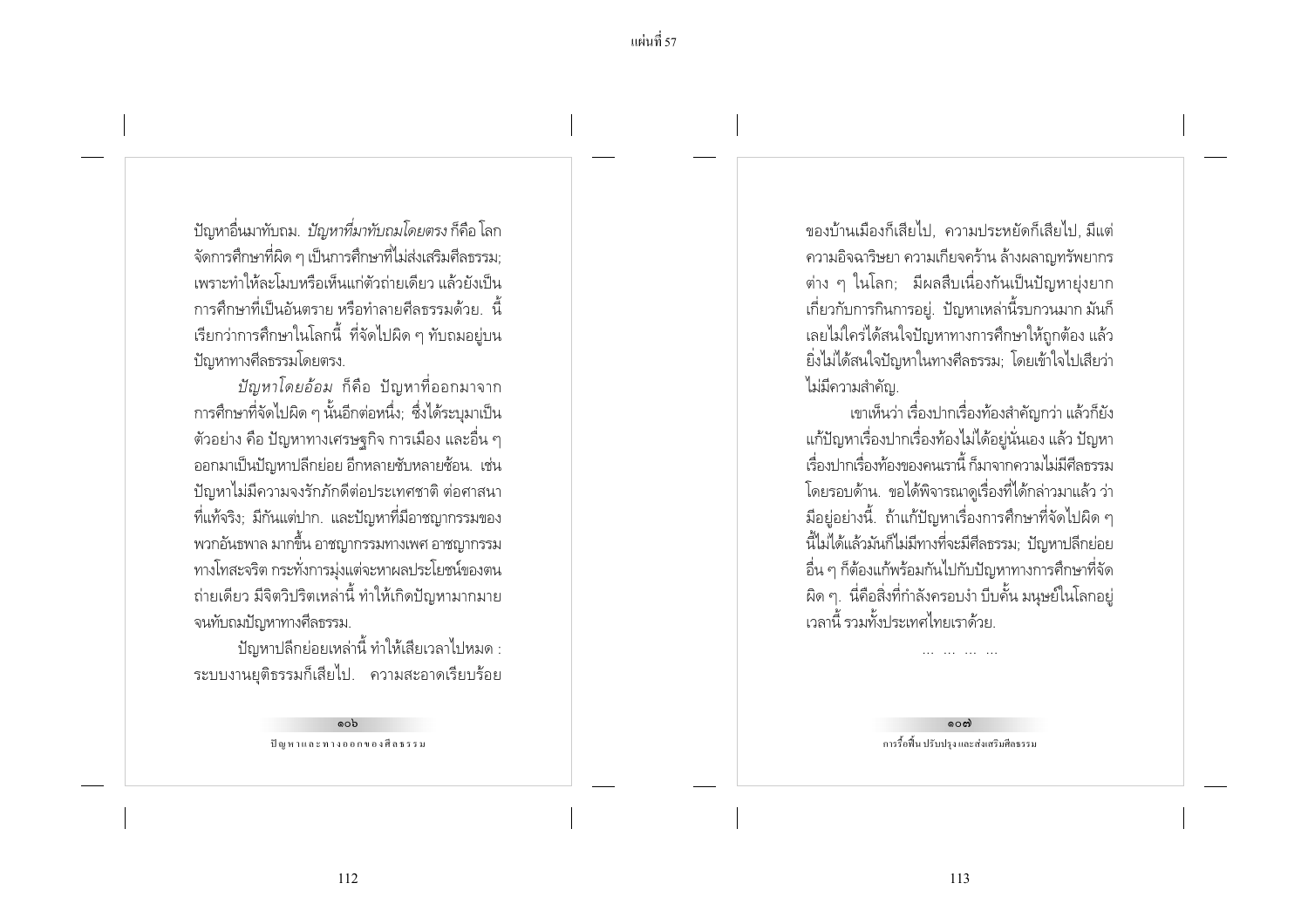ปัญหาอื่นมาทับถม. *ปัญหาที่มาทับถมโดยตรง* ก็คือ โลกจัดการศึกษาที่ผิด ๆ เป็นการศึกษาที่ไม่ส่งเสริมศีลธรรม; เพราะทำให้ละโมบหรือเห็นแก่ตัวถ่ายเดียว แล้วยังเป็นการศึกษาที่เป็นอันตราย หรือทำลายศีลธรรมด้วย. นี้เรียกว่าการศึกษาในโลกนี้ ที่จัดไปผิด ๆ ทับถมอยู่บนปัญหาทางศีลธรรมโดยตรง.

*ปัญหาโดยอ้อม* ก็คือ ปัญหาที่ออกมาจากการศึกษาที่จัดไปผิด ๆ นั้นอีกต่อหนึ่ง; ซึ่งได้ระบุมาเป็นตัวอย่าง คือ ปัญหาทางเศรษฐกิจ การเมือง และอื่น ๆ ออกมาเป็นปัญหาปลีกย่อย อีกหลายซับหลายซ้อน. เช่น ปัญหาไม่มีความจงรักภักดีต่อประเทศชาติ ต่อศาสนาที่แท้จริง; มีกันแต่ปาก. และปัญหาที่มีอาชญากรรมของพวกอันธพาล มากขึ้น อาชญากรรมทางเพศ อาชญากรรมทางโทสะจริต กระทั่งการมุ่งแต่จะหาผลประโยชน์ของตนถ่ายเดียว มีจิตวิปริตเหล่านี้ ทำให้เกิดปัญหามากมายจนทับถมปัญหาทางศีลธรรม.

ปัญหาปลีกย่อยเหล่านี้ ทำให้เสียเวลาไปหมด : ระบบงานยุติธรรมก็เสียไป. ความสะอาดเรียบร้อยของบ้านเมืองก็เสียไป, ความประหยัดก็เสียไป, มีแต่ความอิจฉาริษยา ความเกียจคร้าน ล้างผลาญทรัพยากรต่าง ๆ ในโลก; มีผลสืบเนื่องกันเป็นปัญหายุ่งยากเกี่ยวกับการกินการอยู่. ปัญหาเหล่านี้รบกวนมาก มันก็เลยไม่ใคร่ได้สนใจปัญหาทางการศึกษาให้ถูกต้อง แล้วยิ่งไม่ได้สนใจปัญหาในทางศีลธรรม; โดยเข้าใจไปเสียว่าไม่มีความสำคัญ.

เขาเห็นว่า เรื่องปากเรื่องท้องสำคัญกว่า แล้วก็ยังแก้ปัญหาเรื่องปากเรื่องท้องไม่ได้อยู่นั่นเอง แล้ว ปัญหาเรื่องปากเรื่องท้องของคนเรานี้ ก็มาจากความไม่มีศีลธรรมโดยรอบด้าน. ขอได้พิจารณาดูเรื่องที่ได้กล่าวมาแล้ว ว่ามีอยู่อย่างนี้. ถ้าแก้ปัญหาเรื่องการศึกษาที่จัดไปผิด ๆ นี้ไม่ได้แล้วมันก็ไม่มีทางที่จะมีศีลธรรม; ปัญหาปลีกย่อยอื่น ๆ ก็ต้องแก้พร้อมกันไปกับปัญหาทางการศึกษาที่จัดผิด ๆ. นี่คือสิ่งที่กำลังครอบงำ บีบคั้น มนุษย์ในโลกอยู่เวลานี้ รวมทั้งประเทศไทยเราด้วย.

... ... ... ...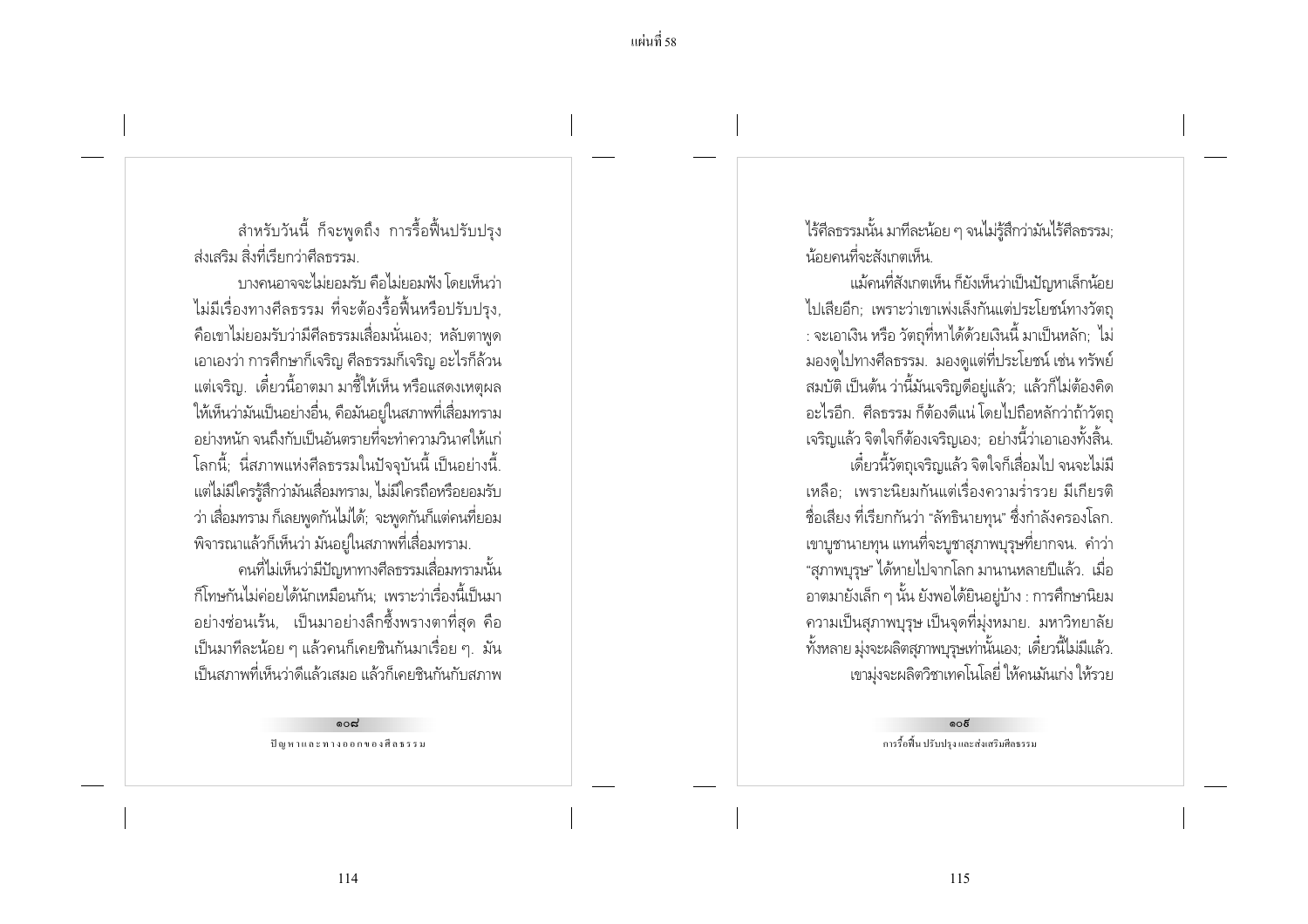สำหรับวันนี้ ก็จะพูดถึง การรื้อฟื้นปรับปรุง ส่งเสริม สิ่งที่เรียกว่าศีลธรรม.

บางคนอาจจะไม่ยอมรับ คือไม่ยอมฟัง โดยเห็นว่า ไม่มีเรื่องทางศีลธรรม ที่จะต้องรื้อฟื้นหรือปรับปรุง, คือเขาไม่ยอมรับว่ามีศีลธรรมเสื่อมนั่นเอง; หลับตาพูด เอาเองว่า การศึกษาก็เจริญ ศีลธรรมก็เจริญ อะไรก็ล้วน แต่เจริญ. เดี๋ยวนี้อาตมา มาชี้ให้เห็น หรือแสดงเหตุผล ให้เห็นว่ามันเป็นอย่างอื่น, คือมันอยู่ในสภาพที่เสื่อมทราม อย่างหนัก จนถึงกับเป็นอันตรายที่จะทำความวินาศให้แก่ โลกนี้; นี่สภาพแห่งศีลธรรมในปัจจุบันนี้ เป็นอย่างนี้. แต่ไม่มีใครรู้สึกว่ามันเสื่อมทราม, ไม่มีใครถือหรือยอมรับ ว่า เสื่อมทราม ก็เลยพูดกันไม่ได้; จะพูดกันก็แต่คนที่ยอม พิจารณาแล้วก็เห็นว่า มันอยู่ในสภาพที่เสื่อมทราม.

คนที่ไม่เห็นว่ามีปัญหาทางศีลธรรมเสื่อมทรามนั้น ก็โทษกันไม่ค่อยได้นักเหมือนกัน; เพราะว่าเรื่องนี้เป็นมา อย่างซ่อนเร้น, เป็นมาอย่างลึกซึ้งพรางตาที่สุด คือ เป็นมาทีละน้อย ๆ แล้วคนก็เคยชินกันมาเรื่อย ๆ. มัน เป็นสภาพที่เห็นว่าดีแล้วเสมอ แล้วก็เคยชินกันกับสภาพ ไร้ศีลธรรมนั้น มาทีละน้อย ๆ จนไม่รู้สึกว่ามันไร้ศีลธรรม; น้อยคนที่จะสังเกตเห็น.

แม้คนที่สังเกตเห็น ก็ยังเห็นว่าเป็นปัญหาเล็กน้อย ไปเสียอีก; เพราะว่าเขาเพ่งเล็งกันแต่ประโยชน์ทางวัตถุ : จะเอาเงิน หรือ วัตถุที่หาได้ด้วยเงินนี้ มาเป็นหลัก; ไม่ มองดูไปทางศีลธรรม. มองดูแต่ที่ประโยชน์ เช่น ทรัพย์ สมบัติ เป็นต้น ว่านี้มันเจริญดีอยู่แล้ว; แล้วก็ไม่ต้องคิด อะไรอีก. ศีลธรรม ก็ต้องดีแน่ โดยไปถือหลักว่าถ้าวัตถุ เจริญแล้ว จิตใจก็ต้องเจริญเอง; อย่างนี้ว่าเอาเองทั้งสิ้น.

เดี๋ยวนี้วัตถุเจริญแล้ว จิตใจก็เสื่อมไป จนจะไม่มี เหลือ; เพราะนิยมกันแต่เรื่องความร่ำรวย มีเกียรติ ชื่อเสียง ที่เรียกกันว่า "ลัทธินายทุน" ซึ่งกำลังครองโลก. เขาบูชานายทุน แทนที่จะบูชาสุภาพบุรุษที่ยากจน. คำว่า "สุภาพบุรุษ" ได้หายไปจากโลก มานานหลายปีแล้ว. เมื่อ อาตมายังเล็ก ๆ นั้น ยังพอได้ยินอยู่บ้าง : การศึกษานิยม ความเป็นสุภาพบุรุษ เป็นจุดที่มุ่งหมาย. มหาวิทยาลัย ทั้งหลาย มุ่งจะผลิตสุภาพบุรุษเท่านั้นเอง; เดี๋ยวนี้ไม่มีแล้ว.

เขามุ่งจะผลิตวิชาเทคโนโลยี่ ให้คนมันเก่ง ให้รวย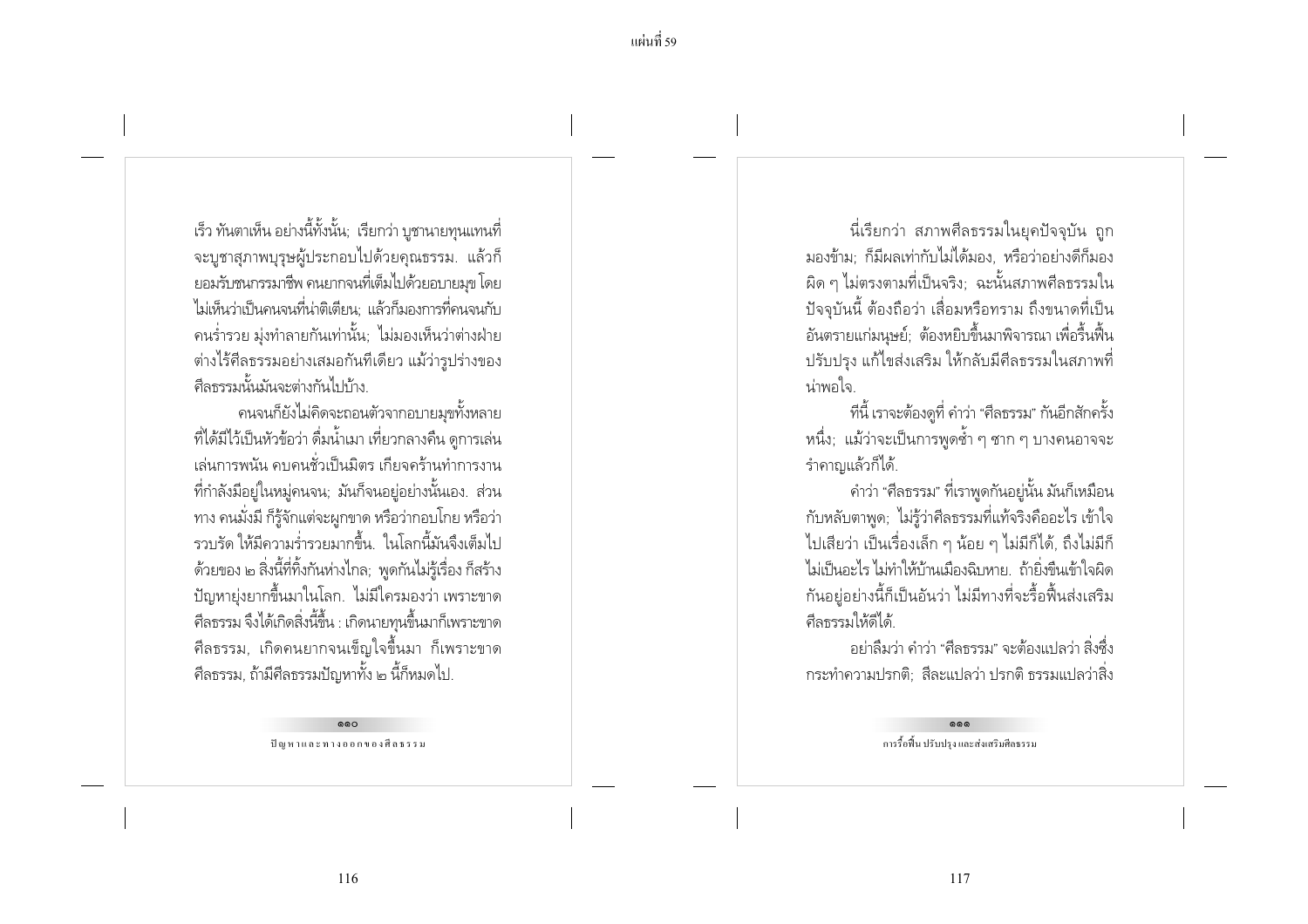เร็ว ทันตาเห็น อย่างนี้ทั้งนั้น; เรียกว่า บูชานายทุนแทนที่จะบูชาสุภาพบุรุษผู้ประกอบไปด้วยคุณธรรม. แล้วก็ยอมรับชนกรรมาชีพ คนยากจนที่เต็มไปด้วยอบายมุข โดยไม่เห็นว่าเป็นคนจนที่น่าติเตียน; แล้วก็มองการที่คนจนกับคนร่ำรวย มุ่งทำลายกันเท่านั้น; ไม่มองเห็นว่าต่างฝ่ายต่างไร้ศีลธรรมอย่างเสมอกันทีเดียว แม้ว่ารูปร่างของศีลธรรมนั้นมันจะต่างกันไปบ้าง.

คนจนก็ยังไม่คิดจะถอนตัวจากอบายมุขทั้งหลายที่ได้มีไว้เป็นหัวข้อว่า ดื่มน้ำเมา เที่ยวกลางคืน ดูการเล่น เล่นการพนัน คบคนชั่วเป็นมิตร เกียจคร้านทำการงานที่กำลังมีอยู่ในหมู่คนจน; มันก็จนอยู่อย่างนั้นเอง. ส่วนทาง คนมั่งมี ก็รู้จักแต่จะผูกขาด หรือว่ากอบโกย หรือว่ารวบรัด ให้มีความร่ำรวยมากขึ้น. ในโลกนี้มันจึงเต็มไปด้วยของ ๒ สิ่งนี้ที่ทิ้งกันห่างไกล; พูดกันไม่รู้เรื่อง ก็สร้างปัญหายุ่งยากขึ้นมาในโลก. ไม่มีใครมองว่า เพราะขาดศีลธรรม จึงได้เกิดสิ่งนี้ขึ้น : เกิดนายทุนขึ้นมาก็เพราะขาดศีลธรรม, เกิดคนยากจนเข็ญใจขึ้นมา ก็เพราะขาดศีลธรรม, ถ้ามีศีลธรรมปัญหาทั้ง ๒ นี้ก็หมดไป.

นี่เรียกว่า สภาพศีลธรรมในยุคปัจจุบัน ถูกมองข้าม; ก็มีผลเท่ากับไม่ได้มอง, หรือว่าอย่างดีก็มองผิด ๆ ไม่ตรงตามที่เป็นจริง; ฉะนั้นสภาพศีลธรรมในปัจจุบันนี้ ต้องถือว่า เสื่อมหรือทราม ถึงขนาดที่เป็นอันตรายแก่มนุษย์; ต้องหยิบขึ้นมาพิจารณา เพื่อรื้อฟื้นปรับปรุง แก้ไขส่งเสริม ให้กลับมีศีลธรรมในสภาพที่น่าพอใจ.

ทีนี้ เราจะต้องดูที่ คำว่า "ศีลธรรม" กันอีกสักครั้งหนึ่ง; แม้ว่าจะเป็นการพูดซ้ำ ๆ ซาก ๆ บางคนอาจจะรำคาญแล้วก็ได้.

คำว่า "ศีลธรรม" ที่เราพูดกันอยู่นั้น มันก็เหมือนกับหลับตาพูด; ไม่รู้ว่าศีลธรรมที่แท้จริงคืออะไร เข้าใจไปเสียว่า เป็นเรื่องเล็ก ๆ น้อย ๆ ไม่มีก็ได้, ถึงไม่มีก็ไม่เป็นอะไร ไม่ทำให้บ้านเมืองฉิบหาย. ถ้ายิ่งขืนเข้าใจผิดกันอยู่อย่างนี้ก็เป็นอันว่า ไม่มีทางที่จะรื้อฟื้นส่งเสริมศีลธรรมให้ดีได้.

อย่าลืมว่า คำว่า "ศีลธรรม" จะต้องแปลว่า สิ่งซึ่งกระทำความปรกติ; สีละแปลว่า ปรกติ ธรรมแปลว่าสิ่ง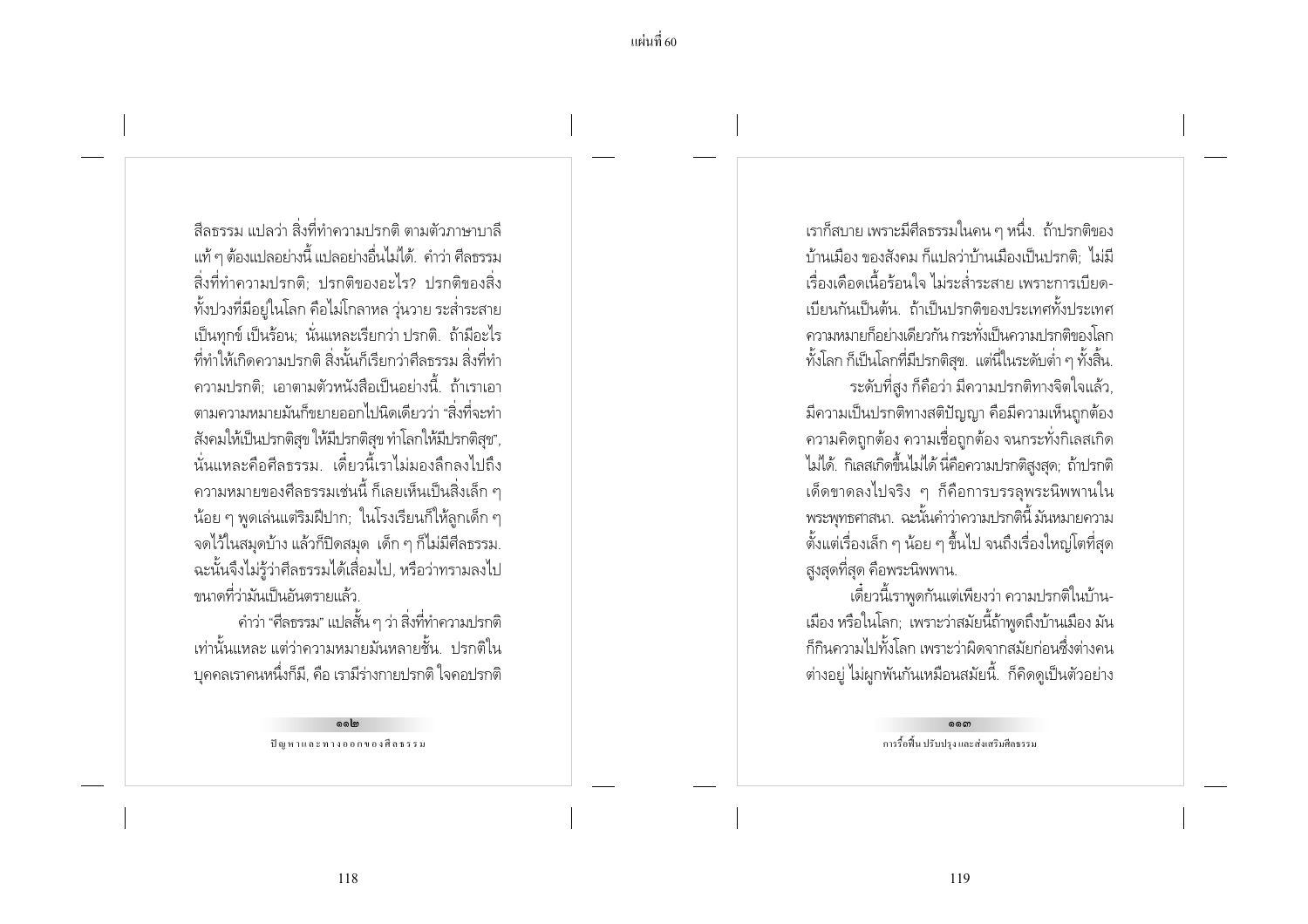สีลธรรม แปลว่า สิ่งที่ทำความปรกติ ตามตัวภาษาบาลีแท้ ๆ ต้องแปลอย่างนี้ แปลอย่างอื่นไม่ได้. คำว่า ศีลธรรม สิ่งที่ทำความปรกติ; ปรกติของอะไร? ปรกติของสิ่งทั้งปวงที่มีอยู่ในโลก คือไม่โกลาหล วุ่นวาย ระส่ำระสาย เป็นทุกข์ เป็นร้อน; นั่นแหละเรียกว่า ปรกติ. ถ้ามีอะไรที่ทำให้เกิดความปรกติ สิ่งนั้นก็เรียกว่าศีลธรรม สิ่งที่ทำความปรกติ; เอาตามตัวหนังสือเป็นอย่างนี้. ถ้าเราเอาตามความหมายมันก็ขยายออกไปนิดเดียวว่า "สิ่งที่จะทำสังคมให้เป็นปรกติสุข ให้มีปรกติสุข ทำโลกให้มีปรกติสุข", นั่นแหละคือศีลธรรม. เดี๋ยวนี้เราไม่มองลึกลงไปถึงความหมายของศีลธรรมเช่นนี้ ก็เลยเห็นเป็นสิ่งเล็ก ๆ น้อย ๆ พูดเล่นแต่ริมฝีปาก; ในโรงเรียนก็ให้ลูกเด็ก ๆ จดไว้ในสมุดบ้าง แล้วก็ปิดสมุด เด็ก ๆ ก็ไม่มีศีลธรรม. ฉะนั้นจึงไม่รู้ว่าศีลธรรมได้เสื่อมไป, หรือว่าทรามลงไปขนาดที่ว่ามันเป็นอันตรายแล้ว.

คำว่า "ศีลธรรม" แปลสั้น ๆ ว่า สิ่งที่ทำความปรกติเท่านั้นแหละ แต่ว่าความหมายมันหลายชั้น. ปรกติในบุคคลเราคนหนึ่งก็มี, คือ เรามีร่างกายปรกติ ใจคอปรกติ เราก็สบาย เพราะมีศีลธรรมในคน ๆ หนึ่ง. ถ้าปรกติของบ้านเมือง ของสังคม ก็แปลว่าบ้านเมืองเป็นปรกติ; ไม่มีเรื่องเดือดเนื้อร้อนใจ ไม่ระส่ำระสาย เพราะการเบียดเบียนกันเป็นต้น. ถ้าเป็นปรกติของประเทศทั้งประเทศ ความหมายก็อย่างเดียวกัน กระทั่งเป็นความปรกติของโลกทั้งโลก ก็เป็นโลกที่มีปรกติสุข. แต่นี่ในระดับต่ำ ๆ ทั้งสิ้น.

ระดับที่สูง ก็คือว่า มีความปรกติทางจิตใจแล้ว, มีความเป็นปรกติทางสติปัญญา คือมีความเห็นถูกต้อง ความคิดถูกต้อง ความเชื่อถูกต้อง จนกระทั่งกิเลสเกิดไม่ได้. กิเลสเกิดขึ้นไม่ได้ นี่คือความปรกติสูงสุด; ถ้าปรกติเด็ดขาดลงไปจริง ๆ ก็คือการบรรลุพระนิพพานในพระพุทธศาสนา. ฉะนั้นคำว่าความปรกตินี้ มันหมายความตั้งแต่เรื่องเล็ก ๆ น้อย ๆ ขึ้นไป จนถึงเรื่องใหญ่โตที่สุด สูงสุดที่สุด คือพระนิพพาน.

เดี๋ยวนี้เราพูดกันแต่เพียงว่า ความปรกติในบ้านเมือง หรือในโลก; เพราะว่าสมัยนี้ถ้าพูดถึงบ้านเมือง มันก็กินความไปทั้งโลก เพราะว่าผิดจากสมัยก่อนซึ่งต่างคนต่างอยู่ ไม่ผูกพันกันเหมือนสมัยนี้. ก็คิดดูเป็นตัวอย่าง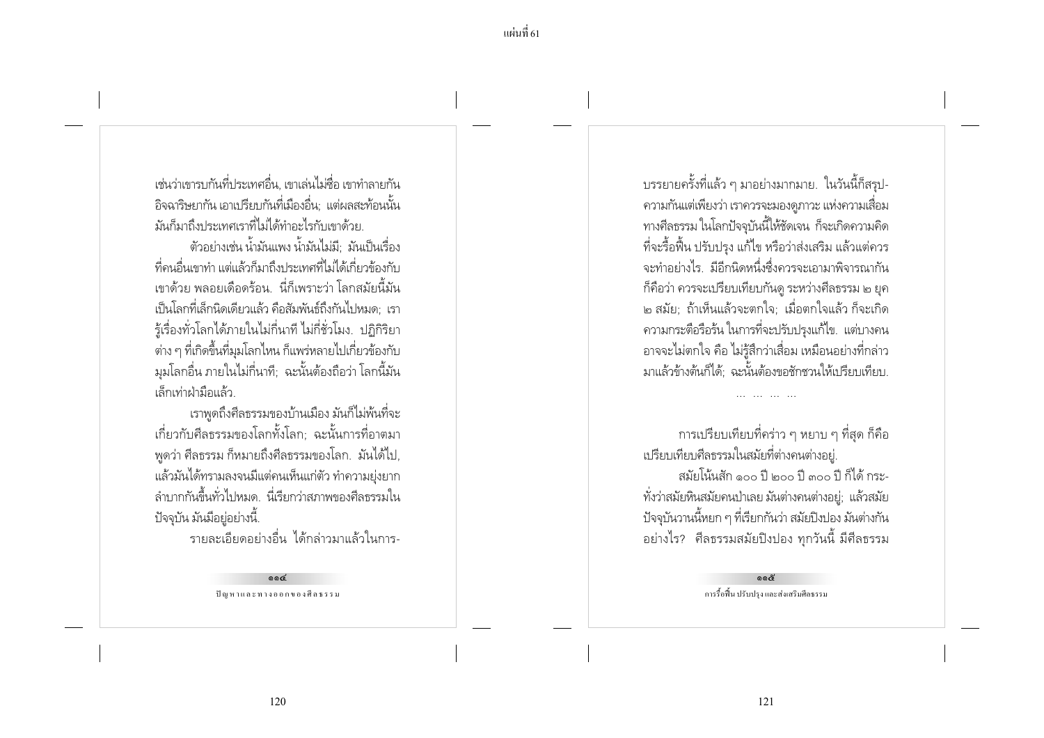เช่นว่าเขารบกันที่ประเทศอื่น, เขาเล่นไม่ซื่อ เขาทำลายกัน อิจฉาริษยากัน เอาเปรียบกันที่เมืองอื่น; แต่ผลสะท้อนนั้น มันก็มาถึงประเทศเราที่ไม่ได้ทำอะไรกับเขาด้วย.

ตัวอย่างเช่น น้ำมันแพง น้ำมันไม่มี; มันเป็นเรื่องที่คนอื่นเขาทำ แต่แล้วก็มาถึงประเทศที่ไม่ได้เกี่ยวข้องกับเขาด้วย พลอยเดือดร้อน. นี่ก็เพราะว่า โลกสมัยนี้มันเป็นโลกที่เล็กนิดเดียวแล้ว คือสัมพันธ์ถึงกันไปหมด; เรารู้เรื่องทั่วโลกได้ภายในไม่กี่นาที ไม่กี่ชั่วโมง. ปฏิกิริยาต่าง ๆ ที่เกิดขึ้นที่มุมโลกไหน ก็แพร่หลายไปเกี่ยวข้องกับมุมโลกอื่น ภายในไม่กี่นาที; ฉะนั้นต้องถือว่า โลกนี้มันเล็กเท่าฝ่ามือแล้ว.

เราพูดถึงศีลธรรมของบ้านเมือง มันก็ไม่พ้นที่จะเกี่ยวกับศีลธรรมของโลกทั้งโลก; ฉะนั้นการที่อาตมาพูดว่า ศีลธรรม ก็หมายถึงศีลธรรมของโลก. มันได้ไป, แล้วมันได้ทรามลงจนมีแต่คนเห็นแก่ตัว ทำความยุ่งยากลำบากกันขึ้นทั่วไปหมด. นี่เรียกว่าสภาพของศีลธรรมในปัจจุบัน มันมีอยู่อย่างนี้.

รายละเอียดอย่างอื่น ได้กล่าวมาแล้วในการบรรยายครั้งที่แล้ว ๆ มาอย่างมากมาย. ในวันนี้ก็สรุปความกันแต่เพียงว่า เราควรจะมองดูภาวะ แห่งความเสื่อมทางศีลธรรม ในโลกปัจจุบันนี้ให้ชัดเจน ก็จะเกิดความคิดที่จะรื้อฟื้น ปรับปรุง แก้ไข หรือว่าส่งเสริม แล้วแต่ควรจะทำอย่างไร. มีอีกนิดหนึ่งซึ่งควรจะเอามาพิจารณากัน ก็คือว่า ควรจะเปรียบเทียบกันดู ระหว่างศีลธรรม ๒ ยุค ๒ สมัย; ถ้าเห็นแล้วจะตกใจ; เมื่อตกใจแล้ว ก็จะเกิดความกระตือรือร้น ในการที่จะปรับปรุงแก้ไข. แต่บางคนอาจจะไม่ตกใจ คือ ไม่รู้สึกว่าเสื่อม เหมือนอย่างที่กล่าวมาแล้วข้างต้นก็ได้; ฉะนั้นต้องขอชักชวนให้เปรียบเทียบ.

... ... ... ...

การเปรียบเทียบที่คร่าว ๆ หยาบ ๆ ที่สุด ก็คือเปรียบเทียบศีลธรรมในสมัยที่ต่างคนต่างอยู่.

สมัยโน้นสัก ๑๐๐ ปี ๒๐๐ ปี ๓๐๐ ปี ก็ได้ กระทั่งว่าสมัยหินสมัยคนป่าเลย มันต่างคนต่างอยู่; แล้วสมัยปัจจุบันวานนี้หยก ๆ ที่เรียกกันว่า สมัยปิงปอง มันต่างกันอย่างไร? ศีลธรรมสมัยปิงปอง ทุกวันนี้ มีศีลธรรม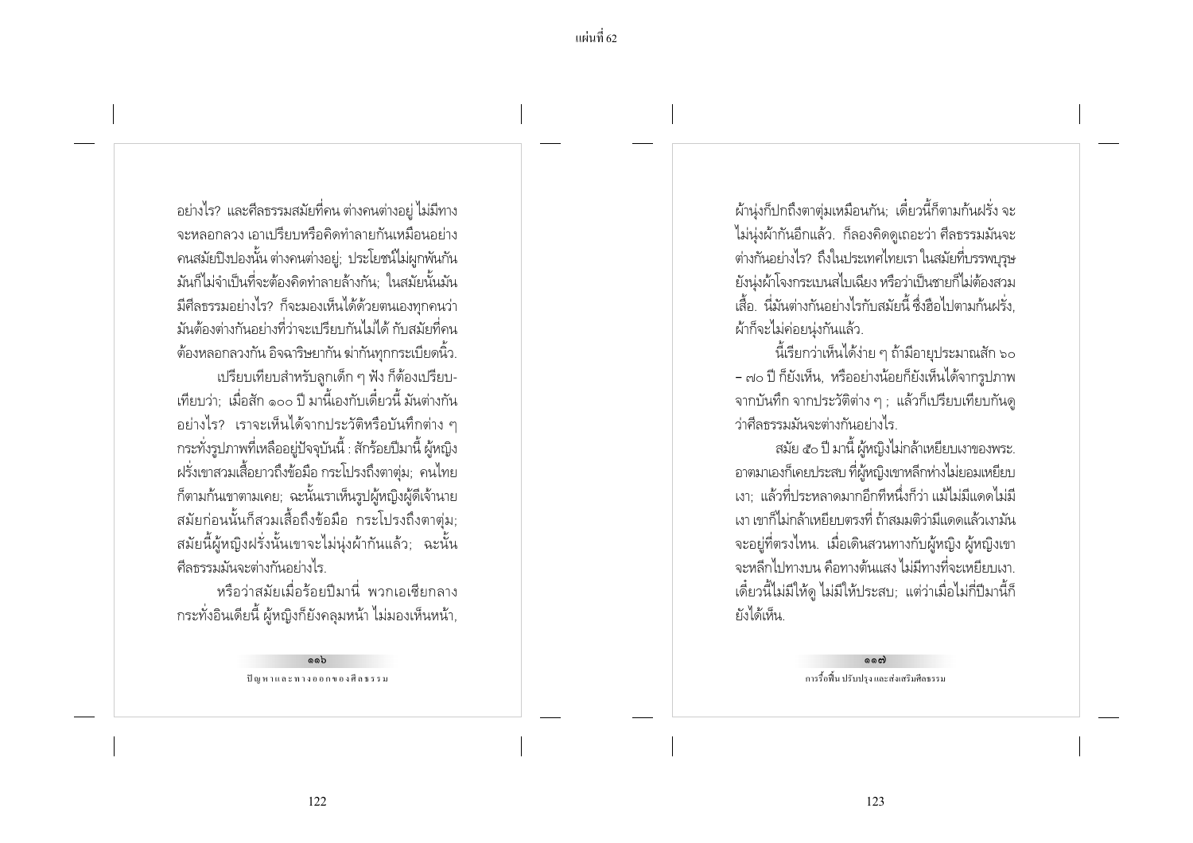อย่างไร? และศีลธรรมสมัยที่คน ต่างคนต่างอยู่ ไม่มีทางจะหลอกลวง เอาเปรียบหรือคิดทำลายกันเหมือนอย่างคนสมัยปิงปองนั้น ต่างคนต่างอยู่; ประโยชน์ไม่ผูกพันกัน มันก็ไม่จำเป็นที่จะต้องคิดทำลายล้างกัน; ในสมัยนั้นมันมีศีลธรรมอย่างไร? ก็จะมองเห็นได้ด้วยตนเองทุกคนว่ามันต้องต่างกันอย่างที่ว่าจะเปรียบกันไม่ได้ กับสมัยที่คนต้องหลอกลวงกัน อิจฉาริษยากัน ฆ่ากันทุกกระเบียดนิ้ว.

เปรียบเทียบสำหรับลูกเด็ก ๆ ฟัง ก็ต้องเปรียบเทียบว่า; เมื่อสัก ๑๐๐ ปี มานี้เองกับเดี๋ยวนี้ มันต่างกันอย่างไร? เราจะเห็นได้จากประวัติหรือบันทึกต่าง ๆ กระทั่งรูปภาพที่เหลืออยู่ปัจจุบันนี้ : สักร้อยปีมานี้ ผู้หญิงฝรั่งเขาสวมเสื้อยาวถึงข้อมือ กระโปรงถึงตาตุ่ม; คนไทยก็ตามก้นเขาตามเคย; ฉะนั้นเราเห็นรูปผู้หญิงผู้ดีเจ้านายสมัยก่อนนั้นก็สวมเสื้อถึงข้อมือ กระโปรงถึงตาตุ่ม; สมัยนี้ผู้หญิงฝรั่งนั้นเขาจะไม่นุ่งผ้ากันแล้ว; ฉะนั้นศีลธรรมมันจะต่างกันอย่างไร.

หรือว่าสมัยเมื่อร้อยปีมานี่ พวกเอเชียกลางกระทั่งอินเดียนี้ ผู้หญิงก็ยังคลุมหน้า ไม่มองเห็นหน้า, ผ้านุ่งก็ปกถึงตาตุ่มเหมือนกัน; เดี๋ยวนี้ก็ตามก้นฝรั่ง จะไม่นุ่งผ้ากันอีกแล้ว. ก็ลองคิดดูเถอะว่า ศีลธรรมมันจะต่างกันอย่างไร? ถึงในประเทศไทยเรา ในสมัยที่บรรพบุรุษยังนุ่งผ้าโจงกระเบนสไบเฉียง หรือว่าเป็นชายก็ไม่ต้องสวมเสื้อ. นี่มันต่างกันอย่างไรกับสมัยนี้ ซึ่งฮือไปตามก้นฝรั่ง, ผ้าก็จะไม่ค่อยนุ่งกันแล้ว.

นี้เรียกว่าเห็นได้ง่าย ๆ ถ้ามีอายุประมาณสัก ๖๐ – ๗๐ ปี ก็ยังเห็น, หรืออย่างน้อยก็ยังเห็นได้จากรูปภาพ จากบันทึก จากประวัติต่าง ๆ ; แล้วก็เปรียบเทียบกันดูว่าศีลธรรมมันจะต่างกันอย่างไร.

สมัย ๕๐ ปี มานี้ ผู้หญิงไม่กล้าเหยียบเงาของพระ. อาตมาเองก็เคยประสบ ที่ผู้หญิงเขาหลีกห่างไม่ยอมเหยียบเงา; แล้วที่ประหลาดมากอีกทีหนึ่งก็ว่า แม้ไม่มีแดดไม่มีเงา เขาก็ไม่กล้าเหยียบตรงที่ ถ้าสมมติว่ามีแดดแล้วเงามันจะอยู่ที่ตรงไหน. เมื่อเดินสวนทางกับผู้หญิง ผู้หญิงเขาจะหลีกไปทางบน คือทางต้นแสง ไม่มีทางที่จะเหยียบเงา. เดี๋ยวนี้ไม่มีให้ดู ไม่มีให้ประสบ; แต่ว่าเมื่อไม่กี่ปีมานี้ก็ยังได้เห็น.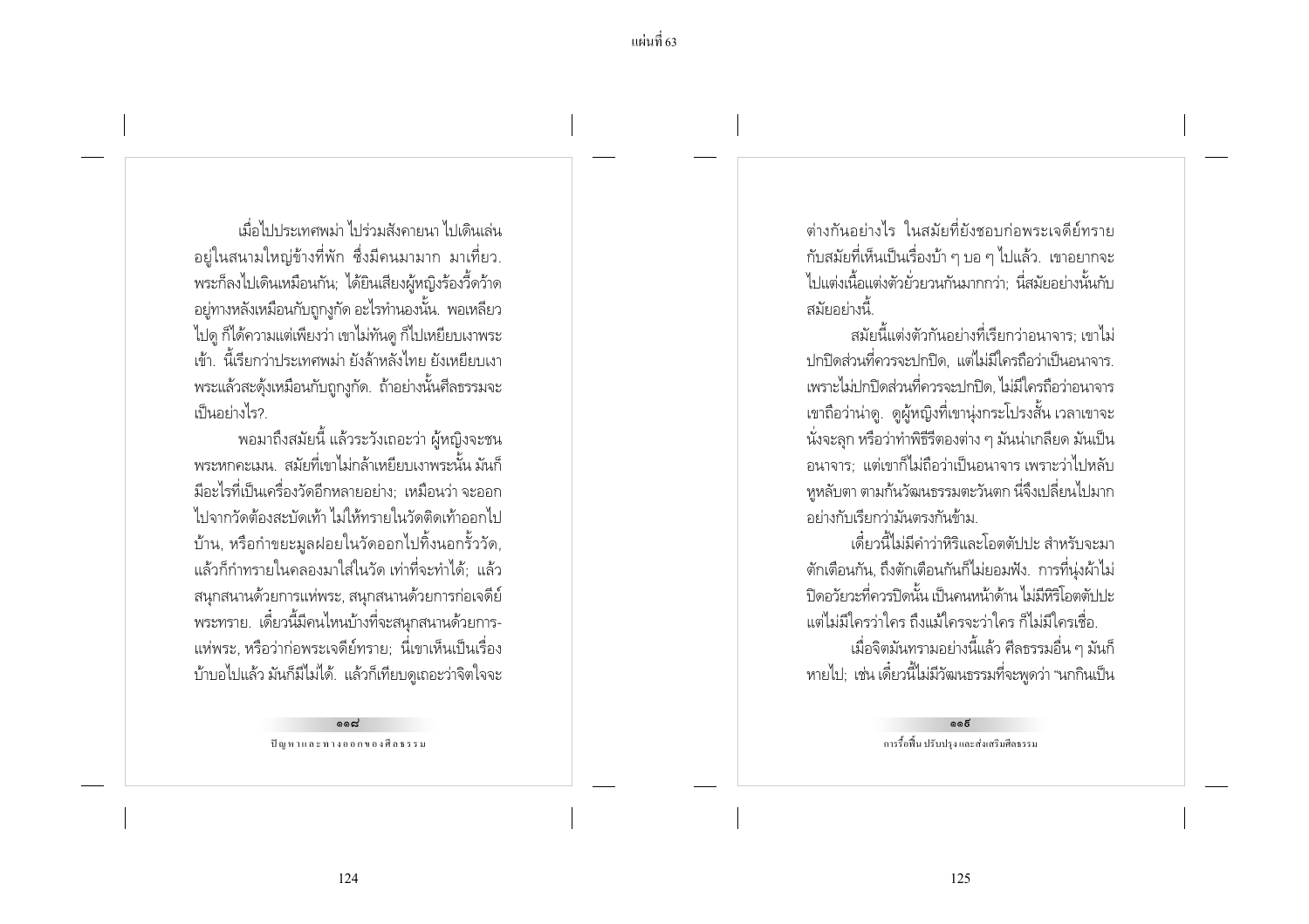เมื่อไปประเทศพม่า ไปร่วมสังคายนา ไปเดินเล่นอยู่ในสนามใหญ่ข้างที่พัก ซึ่งมีคนมามาก มาเที่ยว. พระก็ลงไปเดินเหมือนกัน; ได้ยินเสียงผู้หญิงร้องวี้ดว้าดอยู่ทางหลังเหมือนกับถูกงูกัด อะไรทำนองนั้น. พอเหลียวไปดู ก็ได้ความแต่เพียงว่า เขาไม่ทันดู ก็ไปเหยียบเงาพระเข้า. นี้เรียกว่าประเทศพม่า ยังล้าหลังไทย ยังเหยียบเงาพระแล้วสะดุ้งเหมือนกับถูกงูกัด. ถ้าอย่างนั้นศีลธรรมจะเป็นอย่างไร?.

พอมาถึงสมัยนี้ แล้วระวังเถอะว่า ผู้หญิงจะชนพระหกคะเมน. สมัยที่เขาไม่กล้าเหยียบเงาพระนั้น มันก็มีอะไรที่เป็นเครื่องวัดอีกหลายอย่าง; เหมือนว่า จะออกไปจากวัดต้องสะบัดเท้า ไม่ให้ทรายในวัดติดเท้าออกไปบ้าน, หรือกำขยะมูลฝอยในวัดออกไปทิ้งนอกรั้ววัด, แล้วก็กำทรายในคลองมาใส่ในวัด เท่าที่จะทำได้; แล้วสนุกสนานด้วยการแห่พระ, สนุกสนานด้วยการก่อเจดีย์พระทราย. เดี๋ยวนี้มีคนไหนบ้างที่จะสนุกสนานด้วยการแห่พระ, หรือว่าก่อพระเจดีย์ทราย; นี่เขาเห็นเป็นเรื่องบ้าบอไปแล้ว มันก็มีไม่ได้. แล้วก็เทียบดูเถอะว่าจิตใจจะต่างกันอย่างไร ในสมัยที่ยังชอบก่อพระเจดีย์ทรายกับสมัยที่เห็นเป็นเรื่องบ้า ๆ บอ ๆ ไปแล้ว. เขาอยากจะไปแต่งเนื้อแต่งตัวยั่วยวนกันมากกว่า; นี่สมัยอย่างนั้นกับสมัยอย่างนี้.

สมัยนี้แต่งตัวกันอย่างที่เรียกว่าอนาจาร; เขาไม่ปกปิดส่วนที่ควรจะปกปิด, แต่ไม่มีใครถือว่าเป็นอนาจาร. เพราะไม่ปกปิดส่วนที่ควรจะปกปิด, ไม่มีใครถือว่าอนาจารเขาถือว่าน่าดู. ดูผู้หญิงที่เขานุ่งกระโปรงสั้น เวลาเขาจะนั่งจะลุก หรือว่าทำพิธีรีตองต่าง ๆ มันน่าเกลียด มันเป็นอนาจาร; แต่เขาก็ไม่ถือว่าเป็นอนาจาร เพราะว่าไปหลับหูหลับตา ตามก้นวัฒนธรรมตะวันตก นี่จึงเปลี่ยนไปมากอย่างกับเรียกว่ามันตรงกันข้าม.

เดี๋ยวนี้ไม่มีคำว่าหิริและโอตตัปปะ สำหรับจะมาตักเตือนกัน, ถึงตักเตือนกันก็ไม่ยอมฟัง. การที่นุ่งผ้าไม่ปิดอวัยวะที่ควรปิดนั้น เป็นคนหน้าด้าน ไม่มีหิริโอตตัปปะแต่ไม่มีใครว่าใคร ถึงแม้ใครจะว่าใคร ก็ไม่มีใครเชื่อ.

เมื่อจิตมันทรามอย่างนี้แล้ว ศีลธรรมอื่น ๆ มันก็หายไป; เช่น เดี๋ยวนี้ไม่มีวัฒนธรรมที่จะพูดว่า "นกกินเป็น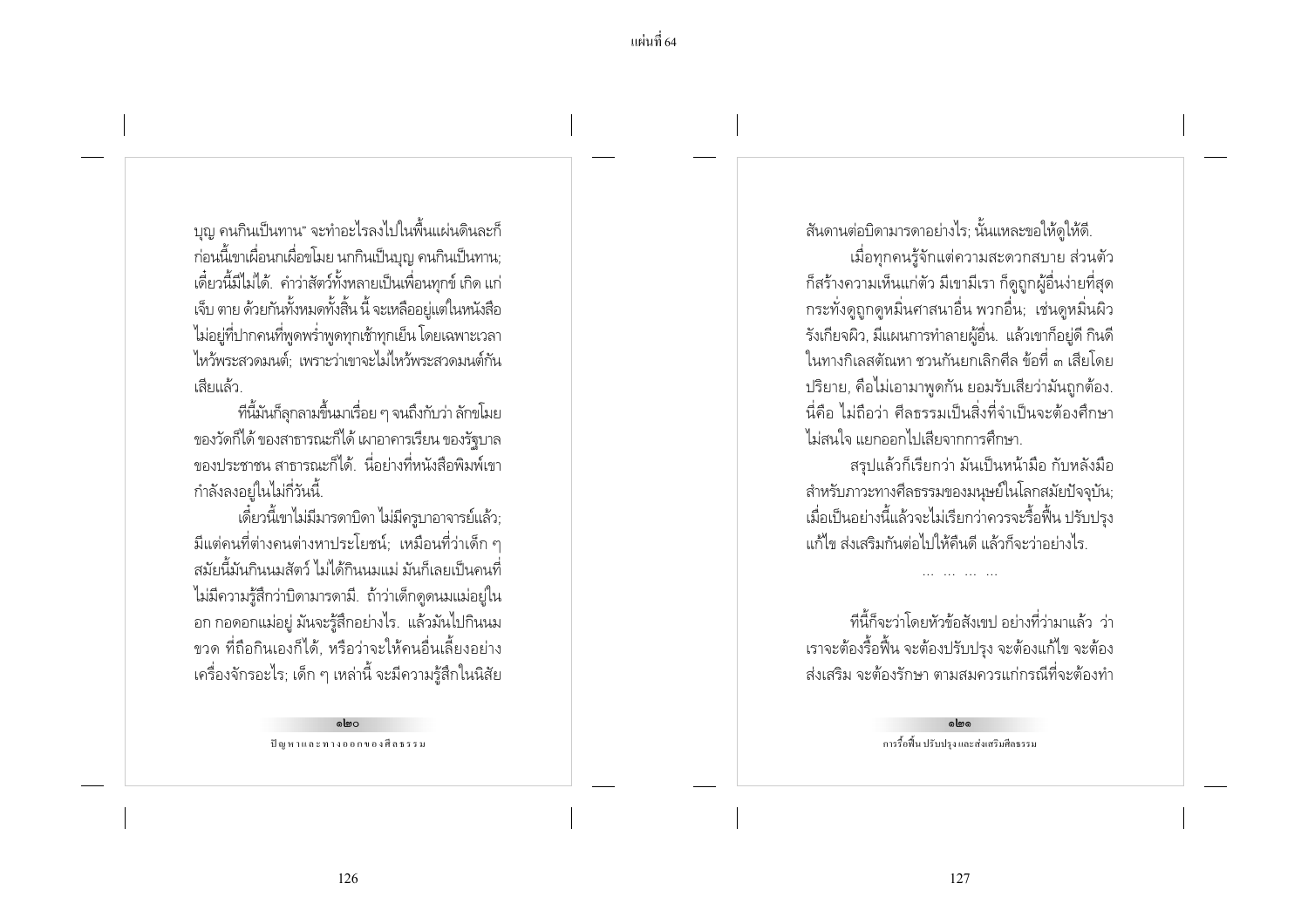บุญ คนกินเป็นทาน" จะทำอะไรลงไปในพื้นแผ่นดินละก็ ก่อนนี้เขาเผื่อนกเผื่อขโมย นกกินเป็นบุญ คนกินเป็นทาน; เดี๋ยวนี้มีไม่ได้. คำว่าสัตว์ทั้งหลายเป็นเพื่อนทุกข์ เกิด แก่ เจ็บ ตาย ด้วยกันทั้งหมดทั้งสิ้น นี้ จะเหลืออยู่แต่ในหนังสือ ไม่อยู่ที่ปากคนที่พูดพร่ำพูดทุกเช้าทุกเย็น โดยเฉพาะเวลาไหว้พระสวดมนต์; เพราะว่าเขาจะไม่ไหว้พระสวดมนต์กันเสียแล้ว.

ทีนี้มันก็ลุกลามขึ้นมาเรื่อย ๆ จนถึงกับว่า ลักขโมยของวัดก็ได้ ของสาธารณะก็ได้ เผาอาคารเรียน ของรัฐบาล ของประชาชน สาธารณะก็ได้. นี่อย่างที่หนังสือพิมพ์เขากำลังลงอยู่ในไม่กี่วันนี้.

เดี๋ยวนี้เขาไม่มีมารดาบิดา ไม่มีครูบาอาจารย์แล้ว; มีแต่คนที่ต่างคนต่างหาประโยชน์; เหมือนที่ว่าเด็ก ๆ สมัยนี้มันกินนมสัตว์ ไม่ได้กินนมแม่ มันก็เลยเป็นคนที่ไม่มีความรู้สึกว่าบิดามารดามี. ถ้าว่าเด็กดูดนมแม่อยู่ในอก กอดอกแม่อยู่ มันจะรู้สึกอย่างไร. แล้วมันไปกินนมขวด ที่ถือกินเองก็ได้, หรือว่าจะให้คนอื่นเลี้ยงอย่างเครื่องจักรอะไร; เด็ก ๆ เหล่านี้ จะมีความรู้สึกในนิสัยสันดานต่อบิดามารดาอย่างไร; นั้นแหละขอให้ดูให้ดี.

เมื่อทุกคนรู้จักแต่ความสะดวกสบาย ส่วนตัว ก็สร้างความเห็นแก่ตัว มีเขามีเรา ก็ดูถูกผู้อื่นง่ายที่สุด กระทั่งดูถูกดูหมิ่นศาสนาอื่น พวกอื่น; เช่นดูหมิ่นผิว รังเกียจผิว, มีแผนการทำลายผู้อื่น. แล้วเขาก็อยู่ดี กินดี ในทางกิเลสตัณหา ชวนกันยกเลิกศีล ข้อที่ ๓ เสียโดยปริยาย, คือไม่เอามาพูดกัน ยอมรับเสียว่ามันถูกต้อง. นี่คือ ไม่ถือว่า ศีลธรรมเป็นสิ่งที่จำเป็นจะต้องศึกษา ไม่สนใจ แยกออกไปเสียจากการศึกษา.

สรุปแล้วก็เรียกว่า มันเป็นหน้ามือ กับหลังมือ สำหรับภาวะทางศีลธรรมของมนุษย์ในโลกสมัยปัจจุบัน; เมื่อเป็นอย่างนี้แล้วจะไม่เรียกว่าควรจะรื้อฟื้น ปรับปรุง แก้ไข ส่งเสริมกันต่อไปให้คืนดี แล้วก็จะว่าอย่างไร.

... ... ... ...

ทีนี้ก็จะว่าโดยหัวข้อสังเขป อย่างที่ว่ามาแล้ว ว่า เราจะต้องรื้อฟื้น จะต้องปรับปรุง จะต้องแก้ไข จะต้องส่งเสริม จะต้องรักษา ตามสมควรแก่กรณีที่จะต้องทำ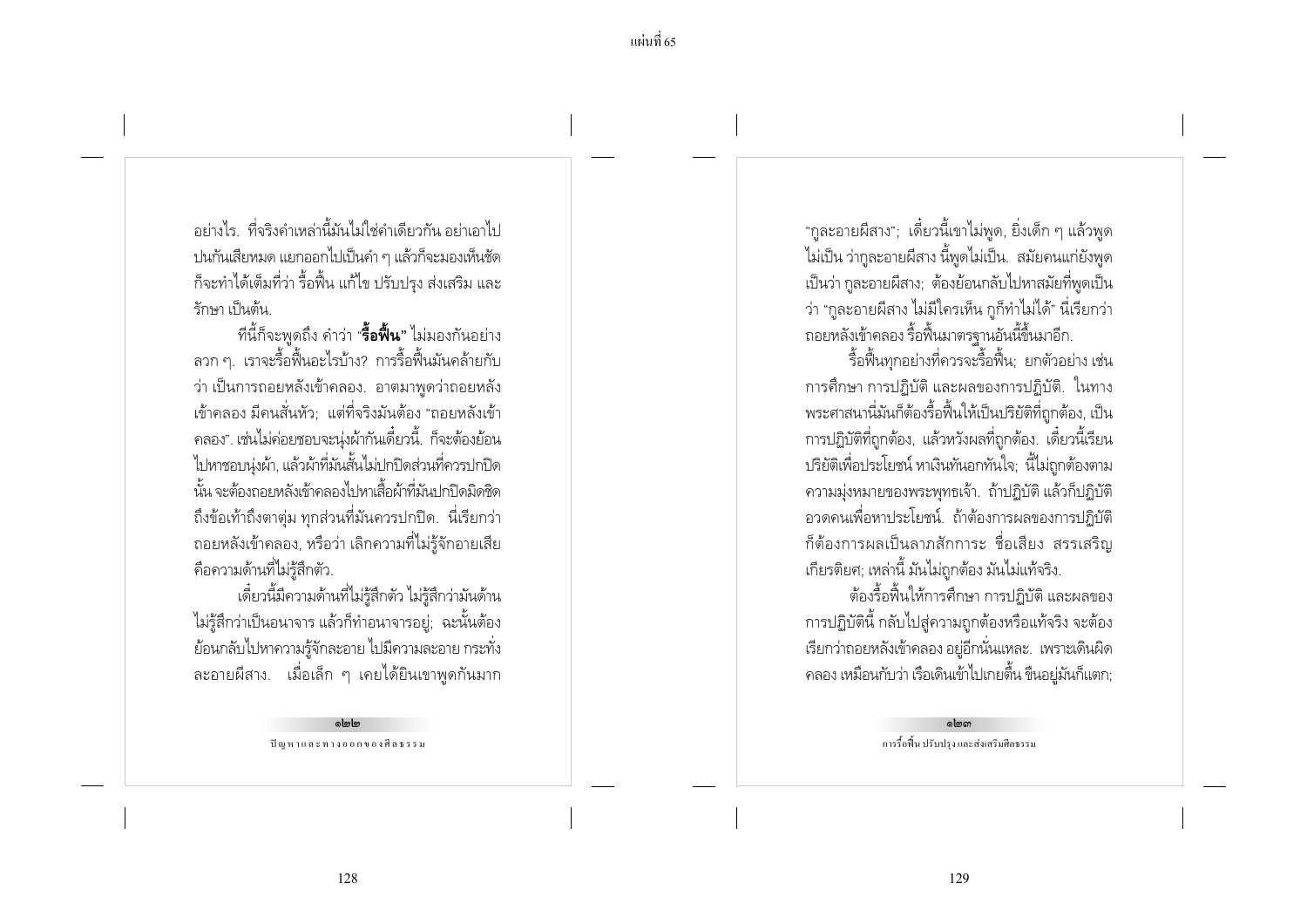อย่างไร. ที่จริงคำเหล่านี้มันไม่ใช่คำเดียวกัน อย่าเอาไปปนกันเสียหมด แยกออกไปเป็นคำ ๆ แล้วก็จะมองเห็นชัด ก็จะทำได้เต็มที่ว่า รื้อฟื้น แก้ไข ปรับปรุง ส่งเสริม และ รักษา เป็นต้น.

ทีนี้ก็จะพูดถึง คำว่า "**รื้อฟื้น**" ไม่มองกันอย่างลวก ๆ. เราจะรื้อฟื้นอะไรบ้าง? การรื้อฟื้นมันคล้ายกับว่า เป็นการถอยหลังเข้าคลอง. อาตมาพูดว่าถอยหลังเข้าคลอง มีคนสั่นหัว; แต่ที่จริงมันต้อง "ถอยหลังเข้าคลอง". เช่นไม่ค่อยชอบจะนุ่งผ้ากันเดี๋ยวนี้. ก็จะต้องย้อนไปหาชอบนุ่งผ้า, แล้วผ้าที่มันสั้นไม่ปกปิดส่วนที่ควรปกปิดนั้น จะต้องถอยหลังเข้าคลองไปหาเสื้อผ้าที่มันปกปิดมิดชิดถึงข้อเท้าถึงตาตุ่ม ทุกส่วนที่มันควรปกปิด. นี่เรียกว่า ถอยหลังเข้าคลอง, หรือว่า เลิกความที่ไม่รู้จักอายเสีย คือความด้านที่ไม่รู้สึกตัว.

เดี๋ยวนี้มีความด้านที่ไม่รู้สึกตัว ไม่รู้สึกว่ามันด้าน ไม่รู้สึกว่าเป็นอนาจาร แล้วก็ทำอนาจารอยู่; ฉะนั้นต้องย้อนกลับไปหาความรู้จักละอาย ไปมีความละอาย กระทั่งละอายผีสาง. เมื่อเล็ก ๆ เคยได้ยินเขาพูดกันมาก "กูละอายผีสาง"; เดี๋ยวนี้เขาไม่พูด, ยิ่งเด็ก ๆ แล้วพูดไม่เป็น ว่ากูละอายผีสาง นี้พูดไม่เป็น. สมัยคนแก่ยังพูดเป็นว่า กูละอายผีสาง; ต้องย้อนกลับไปหาสมัยที่พูดเป็นว่า "กูละอายผีสาง ไม่มีใครเห็น กูก็ทำไม่ได้" นี่เรียกว่า ถอยหลังเข้าคลอง รื้อฟื้นมาตรฐานอันนี้ขึ้นมาอีก.

รื้อฟื้นทุกอย่างที่ควรจะรื้อฟื้น; ยกตัวอย่าง เช่น การศึกษา การปฏิบัติ และผลของการปฏิบัติ. ในทางพระศาสนานี่มันก็ต้องรื้อฟื้นให้เป็นปริยัติที่ถูกต้อง, เป็นการปฏิบัติที่ถูกต้อง, แล้วหวังผลที่ถูกต้อง. เดี๋ยวนี้เรียนปริยัติเพื่อประโยชน์ หาเงินทันอกทันใจ; นี้ไม่ถูกต้องตามความมุ่งหมายของพระพุทธเจ้า. ถ้าปฏิบัติ แล้วก็ปฏิบัติอวดคนเพื่อหาประโยชน์. ถ้าต้องการผลของการปฏิบัติ ก็ต้องการผลเป็นลาภสักการะ ชื่อเสียง สรรเสริญ เกียรติยศ; เหล่านี้ มันไม่ถูกต้อง มันไม่แท้จริง.

ต้องรื้อฟื้นให้การศึกษา การปฏิบัติ และผลของการปฏิบัตินี้ กลับไปสู่ความถูกต้องหรือแท้จริง จะต้องเรียกว่าถอยหลังเข้าคลอง อยู่อีกนั่นแหละ. เพราะเดินผิดคลอง เหมือนกับว่า เรือเดินเข้าไปเกยตื้น ขืนอยู่มันก็แตก;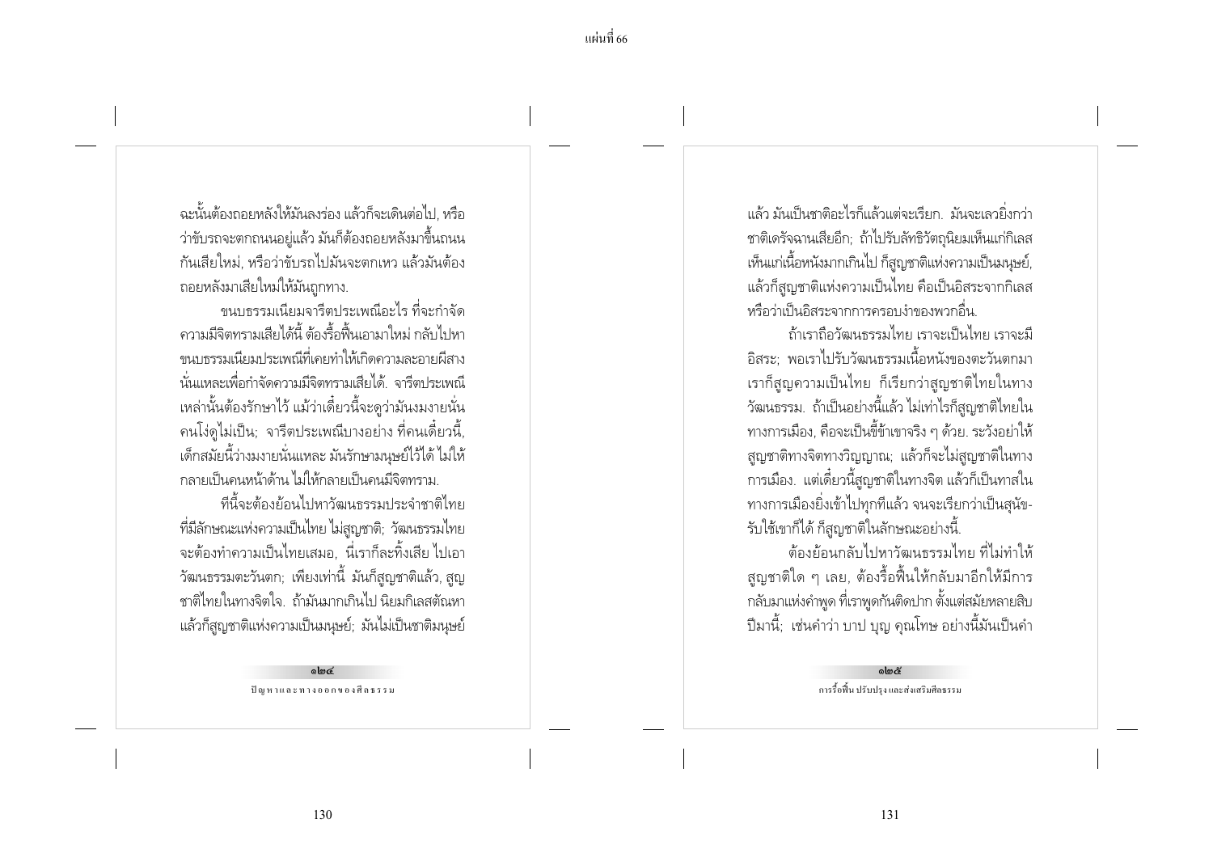ฉะนั้นต้องถอยหลังให้มันลงร่อง แล้วก็จะเดินต่อไป, หรือว่าขับรถจะตกถนนอยู่แล้ว มันก็ต้องถอยหลังมาขึ้นถนนกันเสียใหม่, หรือว่าขับรถไปมันจะตกเหว แล้วมันต้องถอยหลังมาเสียใหม่ให้มันถูกทาง.

ขนบธรรมเนียมจารีตประเพณีอะไร ที่จะกำจัดความมีจิตทรามเสียได้นี้ ต้องรื้อฟื้นเอามาใหม่ กลับไปหาขนบธรรมเนียมประเพณีที่เคยทำให้เกิดความละอายผีสางนั่นแหละเพื่อกำจัดความมีจิตทรามเสียได้. จารีตประเพณีเหล่านั้นต้องรักษาไว้ แม้ว่าเดี๋ยวนี้จะดูว่ามันงมงายนั่นคนโง่ดูไม่เป็น; จารีตประเพณีบางอย่าง ที่คนเดี๋ยวนี้, เด็กสมัยนี้ว่างมงายนั่นแหละ มันรักษามนุษย์ไว้ได้ ไม่ให้กลายเป็นคนหน้าด้าน ไม่ให้กลายเป็นคนมีจิตทราม.

ที่นี้จะต้องย้อนไปหาวัฒนธรรมประจำชาติไทยที่มีลักษณะแห่งความเป็นไทย ไม่สูญชาติ; วัฒนธรรมไทยจะต้องทำความเป็นไทยเสมอ, นี่เราก็ละทิ้งเสีย ไปเอาวัฒนธรรมตะวันตก; เพียงเท่านี้ มันก็สูญชาติแล้ว, สูญชาติไทยในทางจิตใจ. ถ้ามันมากเกินไป นิยมกิเลสตัณหาแล้วก็สูญชาติแห่งความเป็นมนุษย์; มันไม่เป็นชาติมนุษย์แล้ว มันเป็นชาติอะไรก็แล้วแต่จะเรียก. มันจะเลวยิ่งกว่าชาติเดรัจฉานเสียอีก; ถ้าไปรับลัทธิวัตถุนิยมเห็นแก่กิเลสเห็นแก่เนื้อหนังมากเกินไป ก็สูญชาติแห่งความเป็นมนุษย์, แล้วก็สูญชาติแห่งความเป็นไทย คือเป็นอิสระจากกิเลส หรือว่าเป็นอิสระจากการครอบงำของพวกอื่น.

ถ้าเราถือวัฒนธรรมไทย เราจะเป็นไทย เราจะมีอิสระ; พอเราไปรับวัฒนธรรมเนื้อหนังของตะวันตกมา เราก็สูญความเป็นไทย ก็เรียกว่าสูญชาติไทยในทางวัฒนธรรม. ถ้าเป็นอย่างนี้แล้ว ไม่เท่าไรก็สูญชาติไทยในทางการเมือง, คือจะเป็นขี้ข้าเขาจริง ๆ ด้วย. ระวังอย่าให้สูญชาติทางจิตทางวิญญาณ; แล้วก็จะไม่สูญชาติในทางการเมือง. แต่เดี๋ยวนี้สูญชาติในทางจิต แล้วก็เป็นทาสในทางการเมืองยิ่งเข้าไปทุกทีแล้ว จนจะเรียกว่าเป็นสุนัขรับใช้เขาก็ได้ ก็สูญชาติในลักษณะอย่างนี้.

ต้องย้อนกลับไปหาวัฒนธรรมไทย ที่ไม่ทำให้สูญชาติใด ๆ เลย, ต้องรื้อฟื้นให้กลับมาอีกให้มีการกลับมาแห่งคำพูด ที่เราพูดกันติดปาก ตั้งแต่สมัยหลายสิบปีมานี้; เช่นคำว่า บาป บุญ คุณโทษ อย่างนี้มันเป็นคำ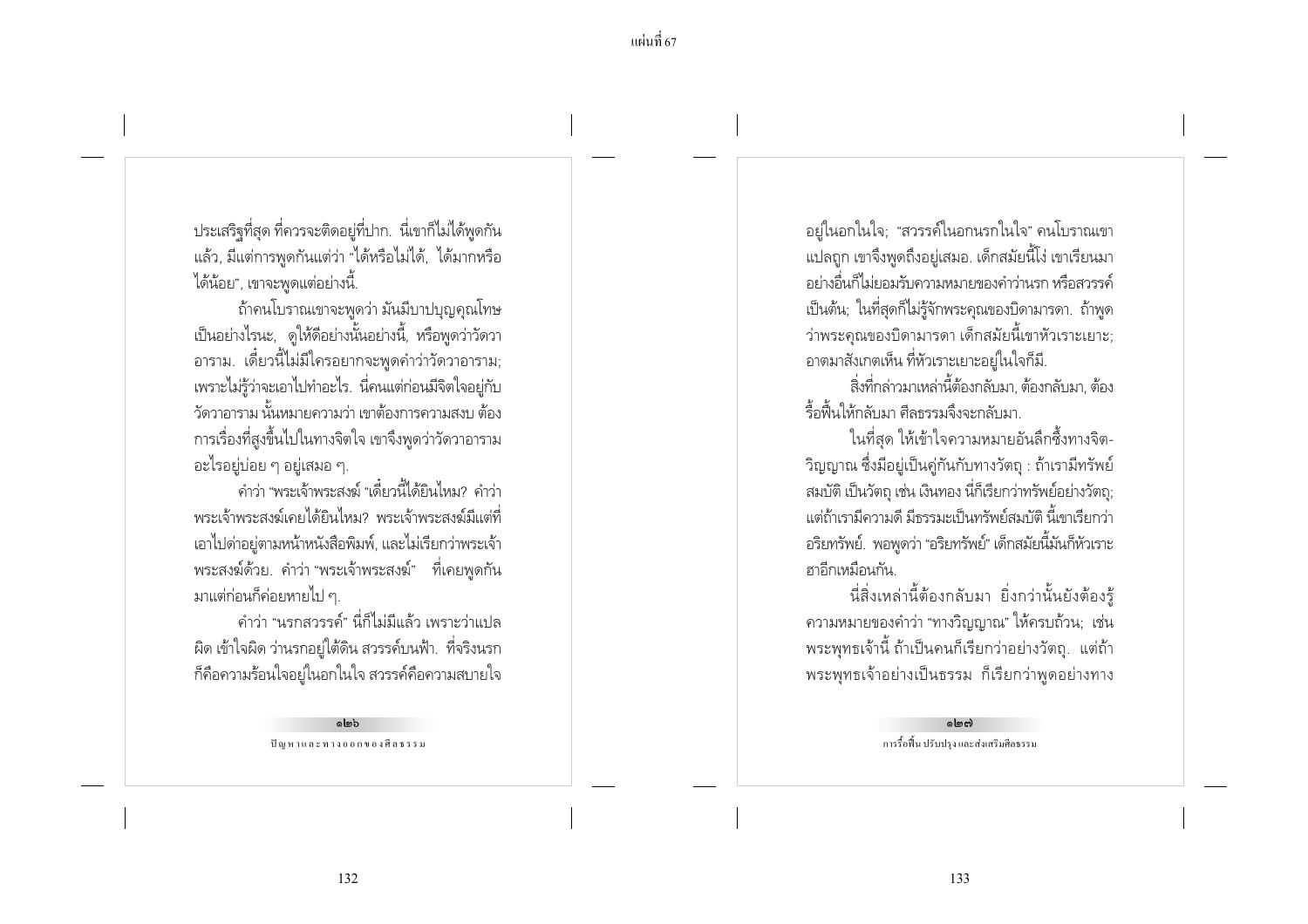ประเสริฐที่สุด ที่ควรจะติดอยู่ที่ปาก. นี่เขาก็ไม่ได้พูดกันแล้ว, มีแต่การพูดกันแต่ว่า "ได้หรือไม่ได้, ได้มากหรือได้น้อย", เขาจะพูดแต่อย่างนี้.

ถ้าคนโบราณเขาจะพูดว่า มันมีบาปบุญคุณโทษเป็นอย่างไรนะ, ดูให้ดีอย่างนั้นอย่างนี้, หรือพูดว่าวัดวาอาราม. เดี๋ยวนี้ไม่มีใครอยากจะพูดคำว่าวัดวาอาราม; เพราะไม่รู้ว่าจะเอาไปทำอะไร. นี่คนแต่ก่อนมีจิตใจอยู่กับวัดวาอาราม นั้นหมายความว่า เขาต้องการความสงบ ต้องการเรื่องที่สูงขึ้นไปในทางจิตใจ เขาจึงพูดว่าวัดวาอารามอะไรอยู่บ่อย ๆ อยู่เสมอ ๆ.

คำว่า "พระเจ้าพระสงฆ์ "เดี๋ยวนี้ได้ยินไหม? คำว่าพระเจ้าพระสงฆ์เคยได้ยินไหม? พระเจ้าพระสงฆ์มีแต่ที่เอาไปด่าอยู่ตามหน้าหนังสือพิมพ์, และไม่เรียกว่าพระเจ้าพระสงฆ์ด้วย. คำว่า "พระเจ้าพระสงฆ์" ที่เคยพูดกันมาแต่ก่อนก็ค่อยหายไป ๆ.

คำว่า "นรกสวรรค์" นี่ก็ไม่มีแล้ว เพราะว่าแปลผิด เข้าใจผิด ว่านรกอยู่ใต้ดิน สวรรค์บนฟ้า. ที่จริงนรกก็คือความร้อนใจอยู่ในอกในใจ สวรรค์คือความสบายใจอยู่ในอกในใจ; "สวรรค์ในอกนรกในใจ" คนโบราณเขาแปลถูก เขาจึงพูดถึงอยู่เสมอ. เด็กสมัยนี้โง่ เขาเรียนมาอย่างอื่นก็ไม่ยอมรับความหมายของคำว่านรก หรือสวรรค์เป็นต้น; ในที่สุดก็ไม่รู้จักพระคุณของบิดามารดา. ถ้าพูดว่าพระคุณของบิดามารดา เด็กสมัยนี้เขาหัวเราะเยาะ; อาตมาสังเกตเห็น ที่หัวเราะเยาะอยู่ในใจก็มี.

สิ่งที่กล่าวมาเหล่านี้ต้องกลับมา, ต้องกลับมา, ต้องรื้อฟื้นให้กลับมา ศีลธรรมจึงจะกลับมา.

ในที่สุด ให้เข้าใจความหมายอันลึกซึ้งทางจิตวิญญาณ ซึ่งมีอยู่เป็นคู่กันกับทางวัตถุ : ถ้าเรามีทรัพย์สมบัติ เป็นวัตถุ เช่น เงินทอง นี่ก็เรียกว่าทรัพย์อย่างวัตถุ; แต่ถ้าเรามีความดี มีธรรมะเป็นทรัพย์สมบัติ นี้เขาเรียกว่าอริยทรัพย์. พอพูดว่า "อริยทรัพย์" เด็กสมัยนี้มันก็หัวเราะฮาอีกเหมือนกัน.

นี่สิ่งเหล่านี้ต้องกลับมา ยิ่งกว่านั้นยังต้องรู้ความหมายของคำว่า "ทางวิญญาณ" ให้ครบถ้วน; เช่นพระพุทธเจ้านี้ ถ้าเป็นคนก็เรียกว่าอย่างวัตถุ. แต่ถ้าพระพุทธเจ้าอย่างเป็นธรรม ก็เรียกว่าพูดอย่างทาง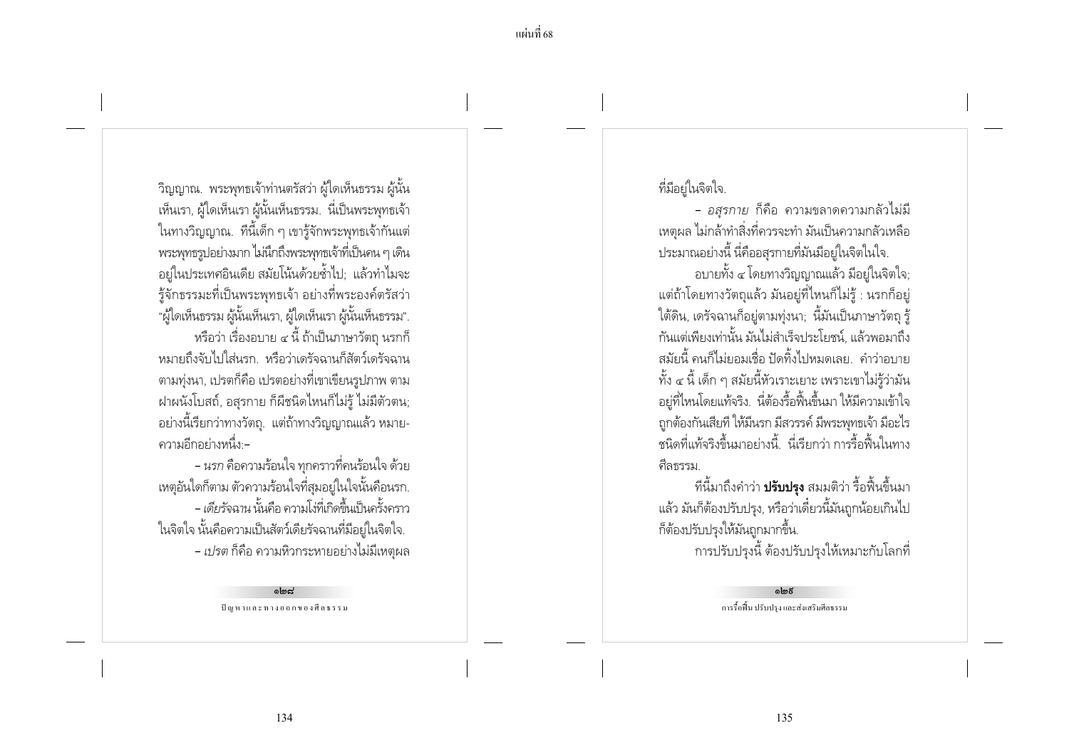วิญญาณ. พระพุทธเจ้าท่านตรัสว่า ผู้ใดเห็นธรรม ผู้นั้นเห็นเรา, ผู้ใดเห็นเรา ผู้นั้นเห็นธรรม. นี่เป็นพระพุทธเจ้าในทางวิญญาณ. ทีนี้เด็ก ๆ เขารู้จักพระพุทธเจ้ากันแต่พระพุทธรูปอย่างมาก ไม่นึกถึงพระพุทธเจ้าที่เป็นคน ๆ เดินอยู่ในประเทศอินเดีย สมัยโน้นด้วยซ้ำไป; แล้วทำไมจะรู้จักธรรมะที่เป็นพระพุทธเจ้า อย่างที่พระองค์ตรัสว่า "ผู้ใดเห็นธรรม ผู้นั้นเห็นเรา, ผู้ใดเห็นเรา ผู้นั้นเห็นธรรม".

หรือว่า เรื่องอบาย ๔ นี้ ถ้าเป็นภาษาวัตถุ นรกก็หมายถึงจับไปใส่นรก. หรือว่าเดรัจฉานก็สัตว์เดรัจฉานตามทุ่งนา, เปรตก็คือ เปรตอย่างที่เขาเขียนรูปภาพ ตามฝาผนังโบสถ์, อสุรกาย ก็ผีชนิดไหนก็ไม่รู้ ไม่มีตัวตน; อย่างนี้เรียกว่าทางวัตถุ. แต่ถ้าทางวิญญาณแล้ว หมายความอีกอย่างหนึ่ง:–

– *นรก* คือความร้อนใจ ทุกคราวที่คนร้อนใจ ด้วยเหตุอันใดก็ตาม ตัวความร้อนใจที่สุมอยู่ในใจนั้นคือนรก.

– *เดียรัจฉาน* นั้นคือ ความโง่ที่เกิดขึ้นเป็นครั้งคราวในจิตใจ นั้นคือความเป็นสัตว์เดียรัจฉานที่มีอยู่ในจิตใจ.

– *เปรต* ก็คือ ความหิวกระหายอย่างไม่มีเหตุผลที่มีอยู่ในจิตใจ.

– *อสุรกาย* ก็คือ ความขลาดความกลัวไม่มีเหตุผล ไม่กล้าทำสิ่งที่ควรจะทำ มันเป็นความกลัวเหลือประมาณอย่างนี้ นี่คืออสุรกายที่มันมีอยู่ในจิตในใจ.

อบายทั้ง ๔ โดยทางวิญญาณแล้ว มีอยู่ในจิตใจ; แต่ถ้าโดยทางวัตถุแล้ว มันอยู่ที่ไหนก็ไม่รู้ : นรกก็อยู่ใต้ดิน, เดรัจฉานก็อยู่ตามทุ่งนา; นี้มันเป็นภาษาวัตถุ รู้กันแต่เพียงเท่านั้น มันไม่สำเร็จประโยชน์, แล้วพอมาถึงสมัยนี้ คนก็ไม่ยอมเชื่อ ปัดทิ้งไปหมดเลย. คำว่าอบายทั้ง ๔ นี้ เด็ก ๆ สมัยนี้หัวเราะเยาะ เพราะเขาไม่รู้ว่ามันอยู่ที่ไหนโดยแท้จริง. นี่ต้องรื้อฟื้นขึ้นมา ให้มีความเข้าใจถูกต้องกันเสียที ให้มีนรก มีสวรรค์ มีพระพุทธเจ้า มีอะไรชนิดที่แท้จริงขึ้นมาอย่างนี้. นี่เรียกว่า การรื้อฟื้นในทางศีลธรรม.

ทีนี้มาถึงคำว่า **ปรับปรุง** สมมติว่า รื้อฟื้นขึ้นมาแล้ว มันก็ต้องปรับปรุง, หรือว่าเดี๋ยวนี้มันถูกน้อยเกินไปก็ต้องปรับปรุงให้มันถูกมากขึ้น.

การปรับปรุงนี้ ต้องปรับปรุงให้เหมาะกับโลกที่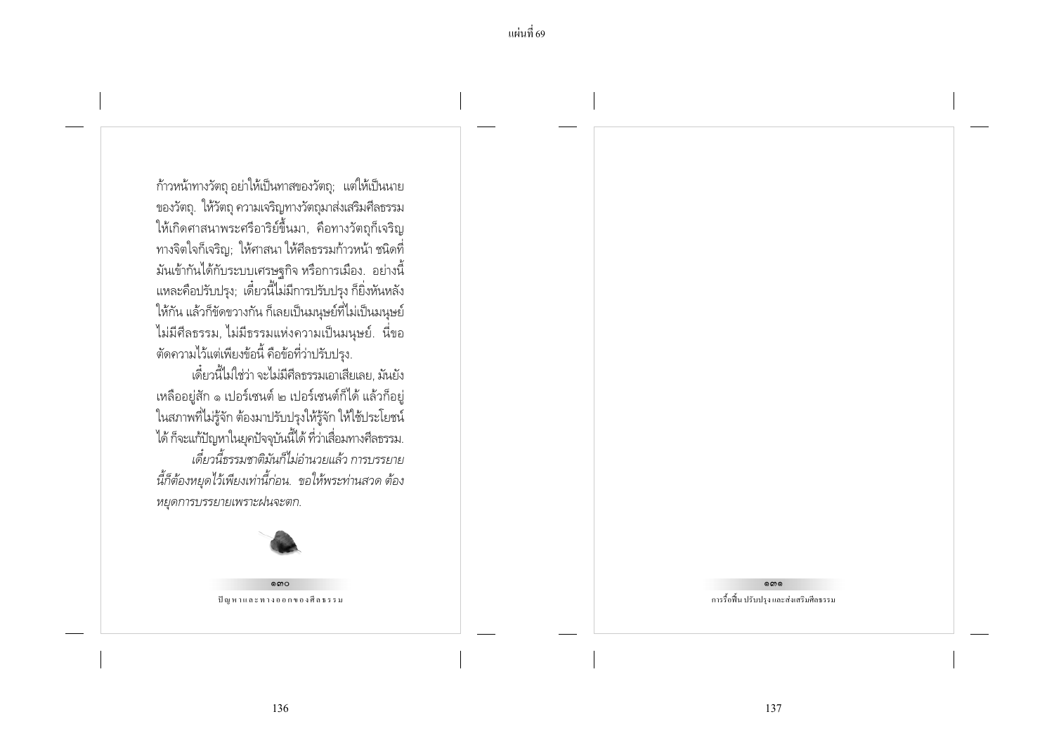ก้าวหน้าทางวัตถุ อย่าให้เป็นทาสของวัตถุ; แต่ให้เป็นนายของวัตถุ. ให้วัตถุ ความเจริญทางวัตถุมาส่งเสริมศีลธรรมให้เกิดศาสนาพระศรีอาริย์ขึ้นมา, คือทางวัตถุก็เจริญ ทางจิตใจก็เจริญ; ให้ศาสนา ให้ศีลธรรมก้าวหน้า ชนิดที่มันเข้ากันได้กับระบบเศรษฐกิจ หรือการเมือง. อย่างนี้แหละคือปรับปรุง; เดี๋ยวนี้ไม่มีการปรับปรุง ก็ยิ่งหันหลังให้กัน แล้วก็ขัดขวางกัน ก็เลยเป็นมนุษย์ที่ไม่เป็นมนุษย์ ไม่มีศีลธรรม, ไม่มีธรรมแห่งความเป็นมนุษย์. นี่ขอตัดความไว้แต่เพียงข้อนี้ คือข้อที่ว่าปรับปรุง.

เดี๋ยวนี้ไม่ใช่ว่า จะไม่มีศีลธรรมเอาเสียเลย, มันยังเหลืออยู่สัก ๑ เปอร์เซนต์ ๒ เปอร์เซนต์ก็ได้ แล้วก็อยู่ในสภาพที่ไม่รู้จัก ต้องมาปรับปรุงให้รู้จัก ให้ใช้ประโยชน์ได้ ก็จะแก้ปัญหาในยุคปัจจุบันนี้ได้ ที่ว่าเสื่อมทางศีลธรรม.

*เดี๋ยวนี้ธรรมชาติมันก็ไม่อำนวยแล้ว การบรรยายนี้ก็ต้องหยุดไว้เพียงเท่านี้ก่อน. ขอให้พระท่านสวด ต้องหยุดการบรรยายเพราะฝนจะตก.*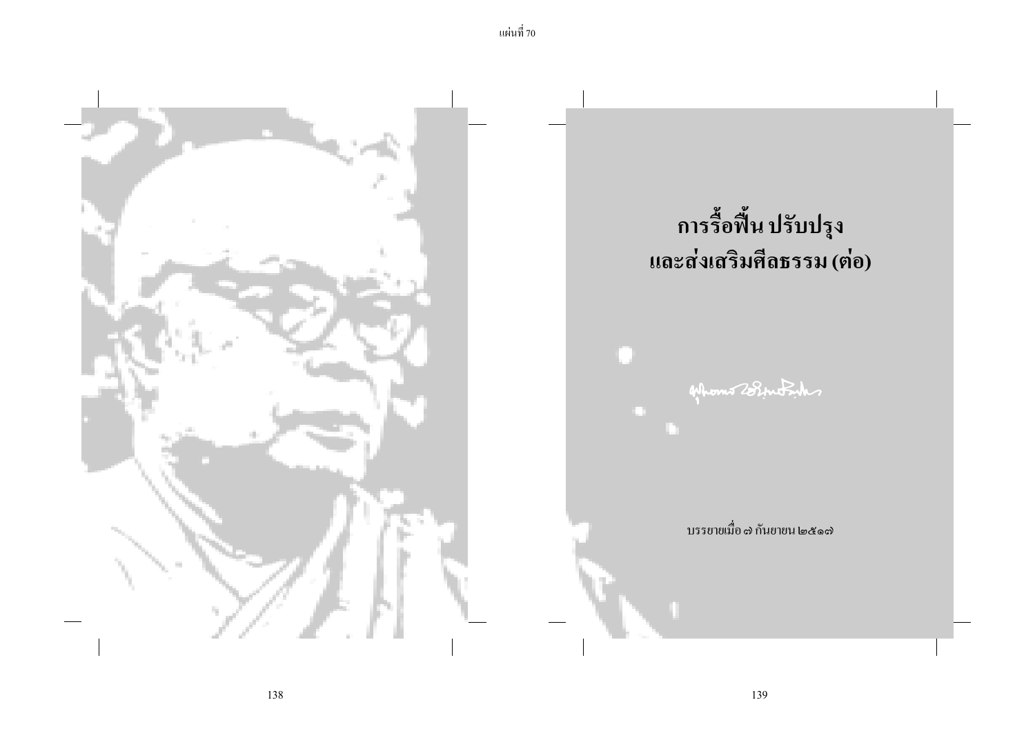# การรื้อฟื้น ปรับปรุง และส่งเสริมศีลธรรม (ต่อ)

บรรยายเมื่อ ๗ กันยายน ๒๕๑๗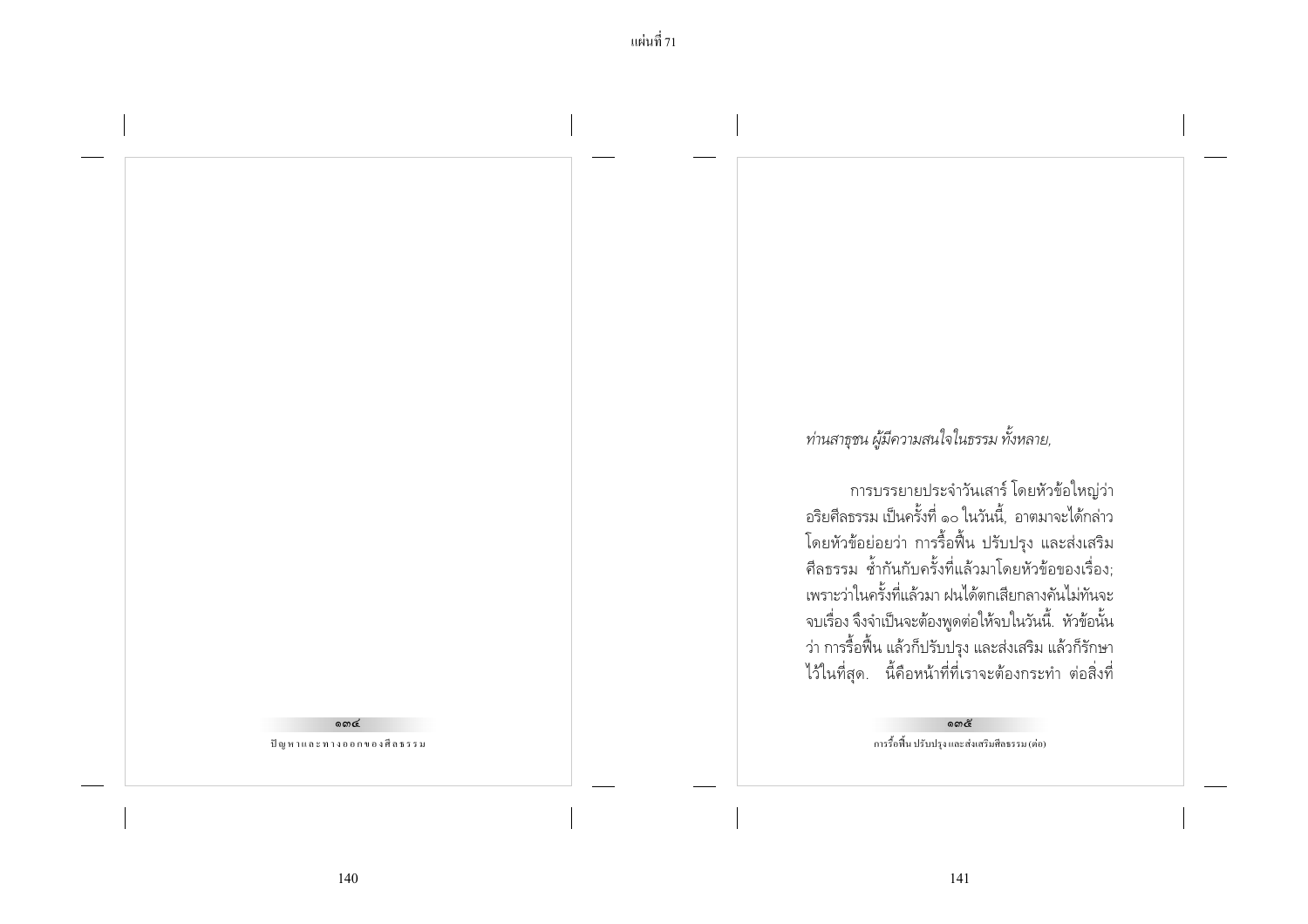*ท่านสาธุชน ผู้มีความสนใจในธรรม ทั้งหลาย,*

การบรรยายประจำวันเสาร์ โดยหัวข้อใหญ่ว่า อริยศีลธรรม เป็นครั้งที่ ๑๐ ในวันนี้, อาตมาจะได้กล่าว โดยหัวข้อย่อยว่า การรื้อฟื้น ปรับปรุง และส่งเสริม ศีลธรรม ซ้ำกันกับครั้งที่แล้วมาโดยหัวข้อของเรื่อง; เพราะว่าในครั้งที่แล้วมา ฝนได้ตกเสียกลางคันไม่ทันจะ จบเรื่อง จึงจำเป็นจะต้องพูดต่อให้จบในวันนี้. หัวข้อนั้น ว่า การรื้อฟื้น แล้วก็ปรับปรุง และส่งเสริม แล้วก็รักษา ไว้ในที่สุด. นี้คือหน้าที่ที่เราจะต้องกระทำ ต่อสิ่งที่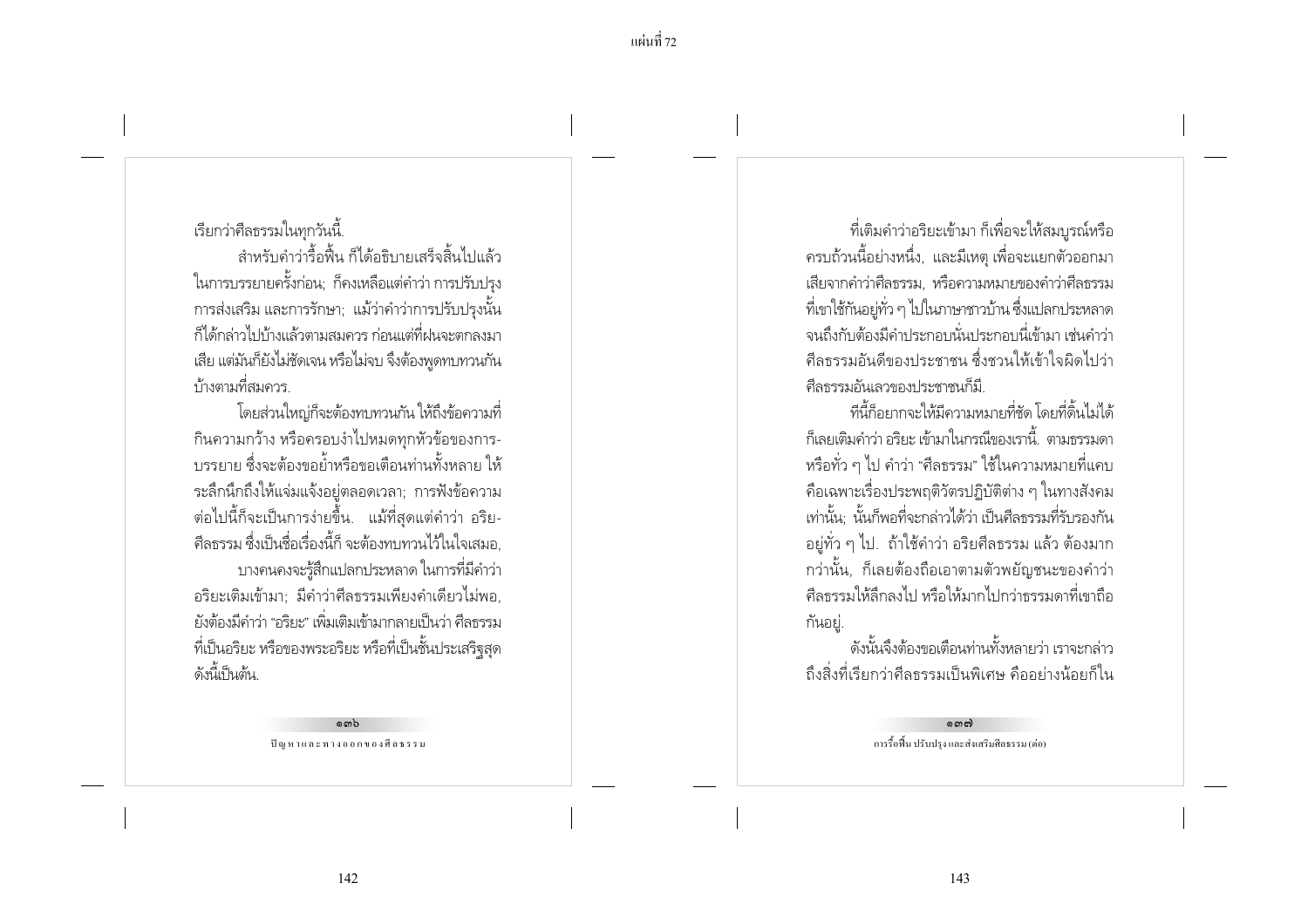เรียกว่าศีลธรรมในทุกวันนี้.

สำหรับคำว่ารื้อฟื้น ก็ได้อธิบายเสร็จสิ้นไปแล้วในการบรรยายครั้งก่อน; ก็คงเหลือแต่คำว่า การปรับปรุง การส่งเสริม และการรักษา; แม้ว่าคำว่าการปรับปรุงนั้นก็ได้กล่าวไปบ้างแล้วตามสมควร ก่อนแต่ที่ฝนจะตกลงมาเสีย แต่มันก็ยังไม่ชัดเจน หรือไม่จบ จึงต้องพูดทบทวนกันบ้างตามที่สมควร.

โดยส่วนใหญ่ก็จะต้องทบทวนกัน ให้ถึงข้อความที่กินความกว้าง หรือครอบงำไปหมดทุกหัวข้อของการบรรยาย ซึ่งจะต้องขอย้ำหรือขอเตือนท่านทั้งหลาย ให้ระลึกนึกถึงให้แจ่มแจ้งอยู่ตลอดเวลา; การฟังข้อความต่อไปนี้ก็จะเป็นการง่ายขึ้น. แม้ที่สุดแต่คำว่า อริยศีลธรรม ซึ่งเป็นชื่อเรื่องนี้ก็ จะต้องทบทวนไว้ในใจเสมอ,

บางคนคงจะรู้สึกแปลกประหลาด ในการที่มีคำว่าอริยะเติมเข้ามา; มีคำว่าศีลธรรมเพียงคำเดียวไม่พอ, ยังต้องมีคำว่า "อริยะ" เพิ่มเติมเข้ามากลายเป็นว่า ศีลธรรมที่เป็นอริยะ หรือของพระอริยะ หรือที่เป็นชั้นประเสริฐสุด ดังนี้เป็นต้น.

ที่เติมคำว่าอริยะเข้ามา ก็เพื่อจะให้สมบูรณ์หรือครบถ้วนนี้อย่างหนึ่ง, และมีเหตุ เพื่อจะแยกตัวออกมาเสียจากคำว่าศีลธรรม, หรือความหมายของคำว่าศีลธรรมที่เขาใช้กันอยู่ทั่ว ๆ ไปในภาษาชาวบ้าน ซึ่งแปลกประหลาดจนถึงกับต้องมีคำประกอบนั่นประกอบนี่เข้ามา เช่นคำว่าศีลธรรมอันดีของประชาชน ซึ่งชวนให้เข้าใจผิดไปว่าศีลธรรมอันเลวของประชาชนก็มี.

ที่นี้ก็อยากจะให้มีความหมายที่ชัด โดยที่ดิ้นไม่ได้ก็เลยเติมคำว่า อริยะ เข้ามาในกรณีของเรานี้. ตามธรรมดาหรือทั่ว ๆ ไป คำว่า "ศีลธรรม" ใช้ในความหมายที่แคบ คือเฉพาะเรื่องประพฤติวัตรปฏิบัติต่าง ๆ ในทางสังคมเท่านั้น; นั้นก็พอที่จะกล่าวได้ว่า เป็นศีลธรรมที่รับรองกันอยู่ทั่ว ๆ ไป. ถ้าใช้คำว่า อริยศีลธรรม แล้ว ต้องมากกว่านั้น, ก็เลยต้องถือเอาตามตัวพยัญชนะของคำว่าศีลธรรมให้ลึกลงไป หรือให้มากไปกว่าธรรมดาที่เขาถือกันอยู่.

ดังนั้นจึงต้องขอเตือนท่านทั้งหลายว่า เราจะกล่าวถึงสิ่งที่เรียกว่าศีลธรรมเป็นพิเศษ คืออย่างน้อยก็ใน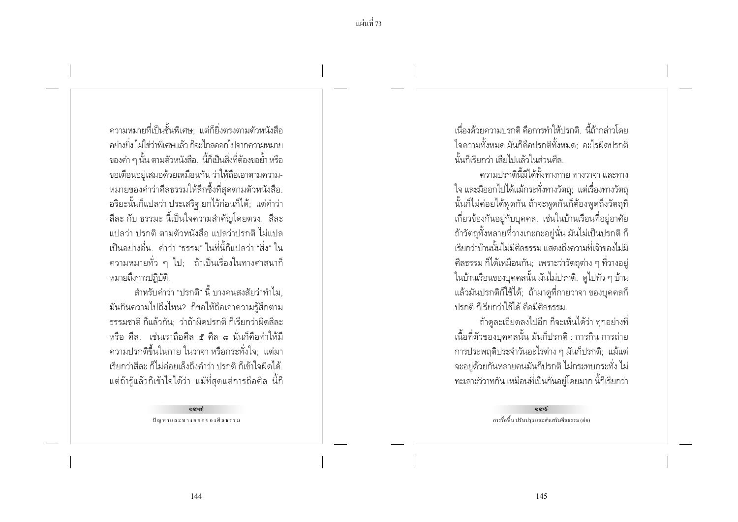ความหมายที่เป็นชั้นพิเศษ; แต่ก็ยิ่งตรงตามตัวหนังสืออย่างยิ่ง ไม่ใช่ว่าพิเศษแล้ว ก็จะไกลออกไปจากความหมายของคำ ๆ นั้น ตามตัวหนังสือ. นี้ก็เป็นสิ่งที่ต้องขอย้ำ หรือขอเตือนอยู่เสมอด้วยเหมือนกัน ว่าให้ถือเอาตามความหมายของคำว่าศีลธรรมให้ลึกซึ้งที่สุดตามตัวหนังสือ. อริยะนั้นก็แปลว่า ประเสริฐ ยกไว้ก่อนก็ได้; แต่คำว่า สีละ กับ ธรรมะ นี้เป็นใจความสำคัญโดยตรง. สีละ แปลว่า ปรกติ ตามตัวหนังสือ แปลว่าปรกติ ไม่แปลเป็นอย่างอื่น. คำว่า "ธรรม" ในที่นี้ก็แปลว่า "สิ่ง" ในความหมายทั่ว ๆ ไป; ถ้าเป็นเรื่องในทางศาสนาก็หมายถึงการปฏิบัติ.

สำหรับคำว่า "ปรกติ" นี้ บางคนสงสัยว่าทำไม, มันกินความไปถึงไหน? ก็ขอให้ถือเอาความรู้สึกตามธรรมชาติ ก็แล้วกัน; ว่าถ้าผิดปรกติ ก็เรียกว่าผิดสีละ หรือ ศีล. เช่นเราถือศีล ๕ ศีล ๘ นั่นก็คือทำให้มีความปรกติขึ้นในกาย ในวาจา หรือกระทั่งใจ; แต่มาเรียกว่าสีละ ก็ไม่ค่อยเล็งถึงคำว่า ปรกติ ก็เข้าใจผิดได้. แต่ถ้ารู้แล้วก็เข้าใจได้ว่า แม้ที่สุดแต่การถือศีล นี้ก็เนื่องด้วยความปรกติ คือการทำให้ปรกติ. นี้ถ้ากล่าวโดยใจความทั้งหมด มันก็คือปรกติทั้งหมด; อะไรผิดปรกตินั้นก็เรียกว่า เสียไปแล้วในส่วนศีล.

ความปรกตินี้มีได้ทั้งทางกาย ทางวาจา และทางใจ และมีออกไปได้แม้กระทั่งทางวัตถุ; แต่เรื่องทางวัตถุนั้นก็ไม่ค่อยได้พูดกัน ถ้าจะพูดกันก็ต้องพูดถึงวัตถุที่เกี่ยวข้องกันอยู่กับบุคคล. เช่นในบ้านเรือนที่อยู่อาศัย ถ้าวัตถุทั้งหลายที่วางเกะกะอยู่นั่น มันไม่เป็นปรกติ ก็เรียกว่าบ้านนั้นไม่มีศีลธรรม แสดงถึงความที่เจ้าของไม่มีศีลธรรม ก็ได้เหมือนกัน; เพราะว่าวัตถุต่าง ๆ ที่วางอยู่ในบ้านเรือนของบุคคลนั้น มันไม่ปรกติ. ดูไปทั่ว ๆ บ้าน แล้วมันปรกติก็ใช้ได้; ถ้ามาดูที่กายวาจา ของบุคคลก็ปรกติ ก็เรียกว่าใช้ได้ คือมีศีลธรรม.

ถ้าดูละเอียดลงไปอีก ก็จะเห็นได้ว่า ทุกอย่างที่เนื้อที่ตัวของบุคคลนั้น มันก็ปรกติ : การกิน การถ่าย การประพฤติประจำวันอะไรต่าง ๆ มันก็ปรกติ; แม้แต่จะอยู่ด้วยกันหลายคนมันก็ปรกติ ไม่กระทบกระทั่ง ไม่ทะเลาะวิวาทกัน เหมือนที่เป็นกันอยู่โดยมาก นี้ก็เรียกว่า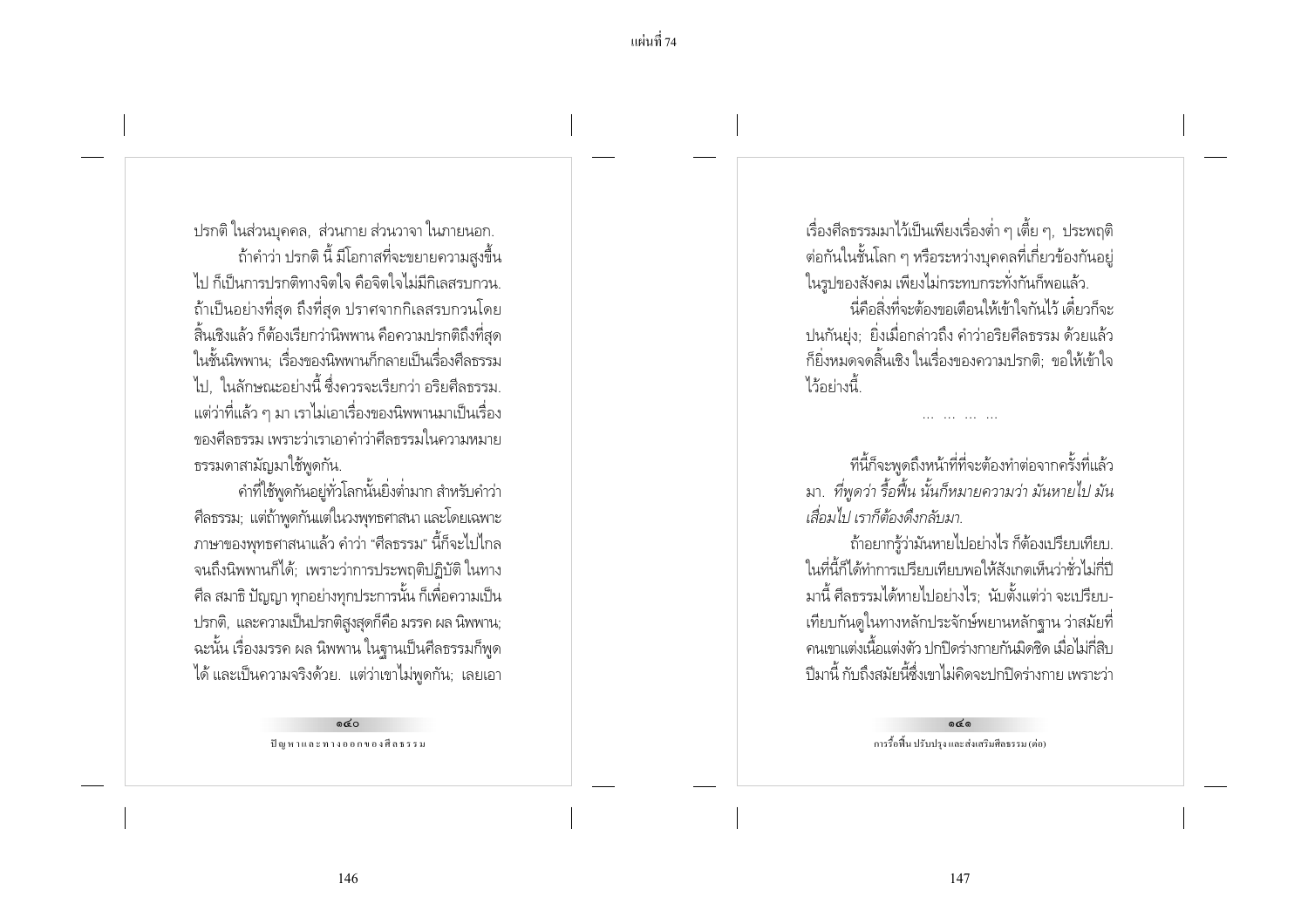ปรกติ ในส่วนบุคคล, ส่วนกาย ส่วนวาจา ในภายนอก.

ถ้าคำว่า ปรกติ นี้ มีโอกาสที่จะขยายความสูงขึ้นไป ก็เป็นการปรกติทางจิตใจ คือจิตใจไม่มีกิเลสรบกวน. ถ้าเป็นอย่างที่สุด ถึงที่สุด ปราศจากกิเลสรบกวนโดยสิ้นเชิงแล้ว ก็ต้องเรียกว่านิพพาน คือความปรกติถึงที่สุดในชั้นนิพพาน; เรื่องของนิพพานก็กลายเป็นเรื่องศีลธรรมไป, ในลักษณะอย่างนี้ ซึ่งควรจะเรียกว่า อริยศีลธรรม. แต่ว่าที่แล้ว ๆ มา เราไม่เอาเรื่องของนิพพานมาเป็นเรื่องของศีลธรรม เพราะว่าเราเอาคำว่าศีลธรรมในความหมายธรรมดาสามัญมาใช้พูดกัน.

คำที่ใช้พูดกันอยู่ทั่วโลกนั้นยิ่งต่ำมาก สำหรับคำว่าศีลธรรม; แต่ถ้าพูดกันแต่ในวงพุทธศาสนา และโดยเฉพาะภาษาของพุทธศาสนาแล้ว คำว่า "ศีลธรรม" นี้ก็จะไปไกลจนถึงนิพพานก็ได้; เพราะว่าการประพฤติปฏิบัติ ในทางศีล สมาธิ ปัญญา ทุกอย่างทุกประการนั้น ก็เพื่อความเป็นปรกติ, และความเป็นปรกติสูงสุดก็คือ มรรค ผล นิพพาน; ฉะนั้น เรื่องมรรค ผล นิพพาน ในฐานเป็นศีลธรรมก็พูดได้ และเป็นความจริงด้วย. แต่ว่าเขาไม่พูดกัน; เลยเอาเรื่องศีลธรรมมาไว้เป็นเพียงเรื่องต่ำ ๆ เตี้ย ๆ, ประพฤติต่อกันในชั้นโลก ๆ หรือระหว่างบุคคลที่เกี่ยวข้องกันอยู่ในรูปของสังคม เพียงไม่กระทบกระทั่งกันก็พอแล้ว.

นี่คือสิ่งที่จะต้องขอเตือนให้เข้าใจกันไว้ เดี๋ยวก็จะปนกันยุ่ง; ยิ่งเมื่อกล่าวถึง คำว่าอริยศีลธรรม ด้วยแล้วก็ยิ่งหมดจดสิ้นเชิง ในเรื่องของความปรกติ; ขอให้เข้าใจไว้อย่างนี้.

... ... ... ...

ทีนี้ก็จะพูดถึงหน้าที่ที่จะต้องทำต่อจากครั้งที่แล้วมา. *ที่พูดว่า รื้อฟื้น นั้นก็หมายความว่า มันหายไป มันเสื่อมไป เราก็ต้องดึงกลับมา.*

ถ้าอยากรู้ว่ามันหายไปอย่างไร ก็ต้องเปรียบเทียบ. ในที่นี้ก็ได้ทำการเปรียบเทียบพอให้สังเกตเห็นว่าชั่วไม่กี่ปีมานี้ ศีลธรรมได้หายไปอย่างไร; นับตั้งแต่ว่า จะเปรียบเทียบกันดูในทางหลักประจักษ์พยานหลักฐาน ว่าสมัยที่คนเขาแต่งเนื้อแต่งตัว ปกปิดร่างกายกันมิดชิด เมื่อไม่กี่สิบปีมานี้ กับถึงสมัยนี้ซึ่งเขาไม่คิดจะปกปิดร่างกาย เพราะว่า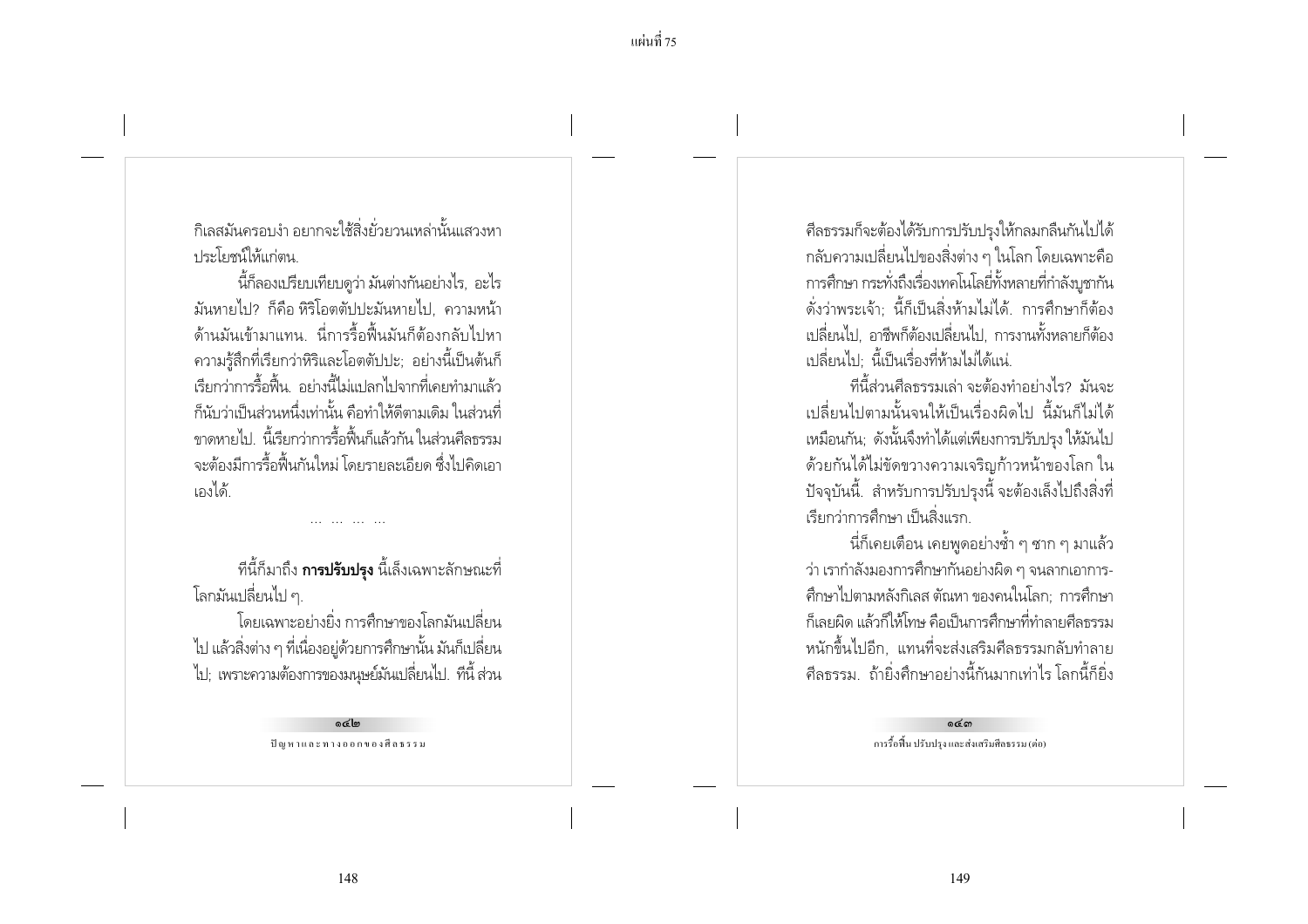กิเลสมันครอบงำ อยากจะใช้สิ่งยั่วยวนเหล่านั้นแสวงหาประโยชน์ให้แก่ตน.

นี้ก็ลองเปรียบเทียบดูว่า มันต่างกันอย่างไร, อะไรมันหายไป? ก็คือ หิริโอตตัปปะมันหายไป, ความหน้าด้านมันเข้ามาแทน. นี่การรื้อฟื้นมันก็ต้องกลับไปหาความรู้สึกที่เรียกว่าหิริและโอตตัปปะ; อย่างนี้เป็นต้นก็เรียกว่าการรื้อฟื้น. อย่างนี้ไม่แปลกไปจากที่เคยทำมาแล้ว ก็นับว่าเป็นส่วนหนึ่งเท่านั้น คือทำให้ดีตามเดิม ในส่วนที่ขาดหายไป. นี้เรียกว่าการรื้อฟื้นก็แล้วกัน ในส่วนศีลธรรมจะต้องมีการรื้อฟื้นกันใหม่ โดยรายละเอียด ซึ่งไปคิดเอาเองได้.

... ... ... ...

ทีนี้ก็มาถึง **การปรับปรุง** นี้เล็งเฉพาะลักษณะที่โลกมันเปลี่ยนไป ๆ.

โดยเฉพาะอย่างยิ่ง การศึกษาของโลกมันเปลี่ยนไป แล้วสิ่งต่าง ๆ ที่เนื่องอยู่ด้วยการศึกษานั้น มันก็เปลี่ยนไป; เพราะความต้องการของมนุษย์มันเปลี่ยนไป. ทีนี้ ส่วนศีลธรรมก็จะต้องได้รับการปรับปรุงให้กลมกลืนกันไปได้กลับความเปลี่ยนไปของสิ่งต่าง ๆ ในโลก โดยเฉพาะคือการศึกษา กระทั่งถึงเรื่องเทคโนโลยีทั้งหลายที่กำลังบูชากันดั่งว่าพระเจ้า; นี้ก็เป็นสิ่งห้ามไม่ได้. การศึกษาก็ต้องเปลี่ยนไป, อาชีพก็ต้องเปลี่ยนไป, การงานทั้งหลายก็ต้องเปลี่ยนไป; นี้เป็นเรื่องที่ห้ามไม่ได้แน่.

ทีนี้ส่วนศีลธรรมเล่า จะต้องทำอย่างไร? มันจะเปลี่ยนไปตามนั้นจนให้เป็นเรื่องผิดไป นี้มันก็ไม่ได้เหมือนกัน; ดังนั้นจึงทำได้แต่เพียงการปรับปรุง ให้มันไปด้วยกันได้ไม่ขัดขวางความเจริญก้าวหน้าของโลก ในปัจจุบันนี้. สำหรับการปรับปรุงนี้ จะต้องเล็งไปถึงสิ่งที่เรียกว่าการศึกษา เป็นสิ่งแรก.

นี่ก็เคยเตือน เคยพูดอย่างซ้ำ ๆ ซาก ๆ มาแล้ว ว่า เรากำลังมองการศึกษากันอย่างผิด ๆ จนลากเอาการศึกษาไปตามหลังกิเลส ตัณหา ของคนในโลก; การศึกษาก็เลยผิด แล้วก็ให้โทษ คือเป็นการศึกษาที่ทำลายศีลธรรมหนักขึ้นไปอีก, แทนที่จะส่งเสริมศีลธรรมกลับทำลายศีลธรรม. ถ้ายิ่งศึกษาอย่างนี้กันมากเท่าไร โลกนี้ก็ยิ่ง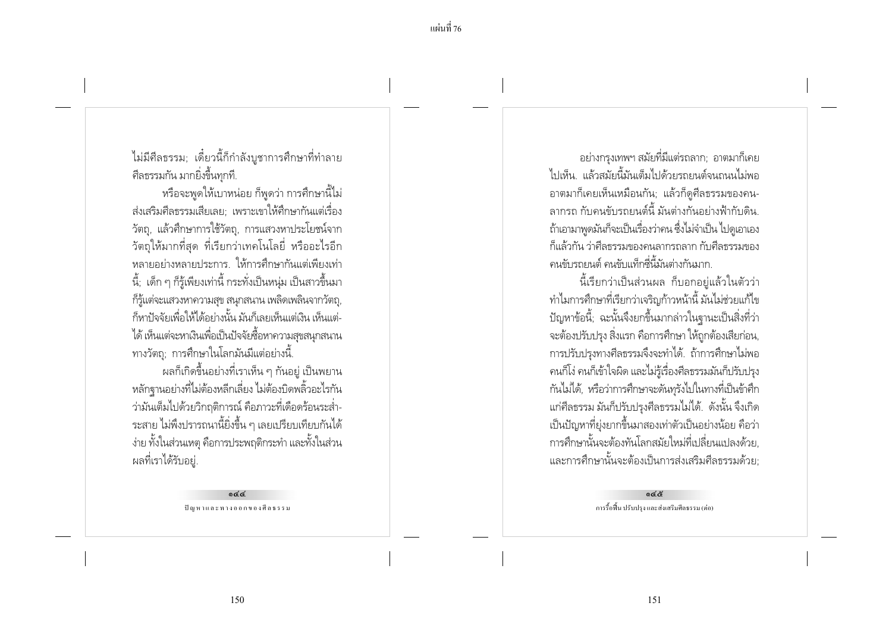ไม่มีศีลธรรม; เดี๋ยวนี้ก็กำลังบูชาการศึกษาที่ทำลายศีลธรรมกัน มากยิ่งขึ้นทุกที.

หรือจะพูดให้เบาหน่อย ก็พูดว่า การศึกษานี้ไม่ส่งเสริมศีลธรรมเสียเลย; เพราะเขาให้ศึกษากันแต่เรื่องวัตถุ, แล้วศึกษาการใช้วัตถุ, การแสวงหาประโยชน์จากวัตถุให้มากที่สุด ที่เรียกว่าเทคโนโลยี่ หรืออะไรอีกหลายอย่างหลายประการ. ให้การศึกษากันแต่เพียงเท่านี้; เด็ก ๆ ก็รู้เพียงเท่านี้ กระทั่งเป็นหนุ่ม เป็นสาวขึ้นมาก็รู้แต่จะแสวงหาความสุข สนุกสนาน เพลิดเพลินจากวัตถุ, ก็หาปัจจัยเพื่อให้ได้อย่างนั้น มันก็เลยเห็นแต่เงิน เห็นแต่ได้ เห็นแต่จะหาเงินเพื่อเป็นปัจจัยซื้อหาความสุขสนุกสนานทางวัตถุ; การศึกษาในโลกมันมีแต่อย่างนี้.

ผลก็เกิดขึ้นอย่างที่เราเห็น ๆ กันอยู่ เป็นพยานหลักฐานอย่างที่ไม่ต้องหลีกเลี่ยง ไม่ต้องบิดพลิ้วอะไรกันว่ามันเต็มไปด้วยวิกฤติการณ์ คือภาวะที่เดือดร้อนระส่ำระสาย ไม่พึงปรารถนานี้ยิ่งขึ้น ๆ เลยเปรียบเทียบกันได้ง่าย ทั้งในส่วนเหตุ คือการประพฤติกระทำ และทั้งในส่วนผลที่เราได้รับอยู่.

อย่างกรุงเทพฯ สมัยที่มีแต่รถลาก; อาตมาก็เคยไปเห็น. แล้วสมัยนี้มันเต็มไปด้วยรถยนต์จนถนนไม่พอ อาตมาก็เคยเห็นเหมือนกัน; แล้วก็ดูศีลธรรมของคนลากรถ กับคนขับรถยนต์นี้ มันต่างกันอย่างฟ้ากับดิน. ถ้าเอามาพูดมันก็จะเป็นเรื่องว่าคน ซึ่งไม่จำเป็น ไปดูเอาเองก็แล้วกัน ว่าศีลธรรมของคนลากรถลาก กับศีลธรรมของคนขับรถยนต์ คนขับแท็กซี่นี้มันต่างกันมาก.

นี้เรียกว่าเป็นส่วนผล ก็บอกอยู่แล้วในตัวว่า ทำไมการศึกษาที่เรียกว่าเจริญก้าวหน้านี้ มันไม่ช่วยแก้ไขปัญหาข้อนี้; ฉะนั้นจึงยกขึ้นมากล่าวในฐานะเป็นสิ่งที่ว่าจะต้องปรับปรุง สิ่งแรก คือการศึกษา ให้ถูกต้องเสียก่อน, การปรับปรุงทางศีลธรรมจึงจะทำได้. ถ้าการศึกษาไม่พอ คนก็โง่ คนก็เข้าใจผิด และไม่รู้เรื่องศีลธรรมมันก็ปรับปรุงกันไม่ได้, หรือว่าการศึกษาจะดันทุรังไปในทางที่เป็นข้าศึกแก่ศีลธรรม มันก็ปรับปรุงศีลธรรมไม่ได้. ดังนั้น จึงเกิดเป็นปัญหาที่ยุ่งยากขึ้นมาสองเท่าตัวเป็นอย่างน้อย คือว่าการศึกษานั้นจะต้องทันโลกสมัยใหม่ที่เปลี่ยนแปลงด้วย, และการศึกษานั้นจะต้องเป็นการส่งเสริมศีลธรรมด้วย;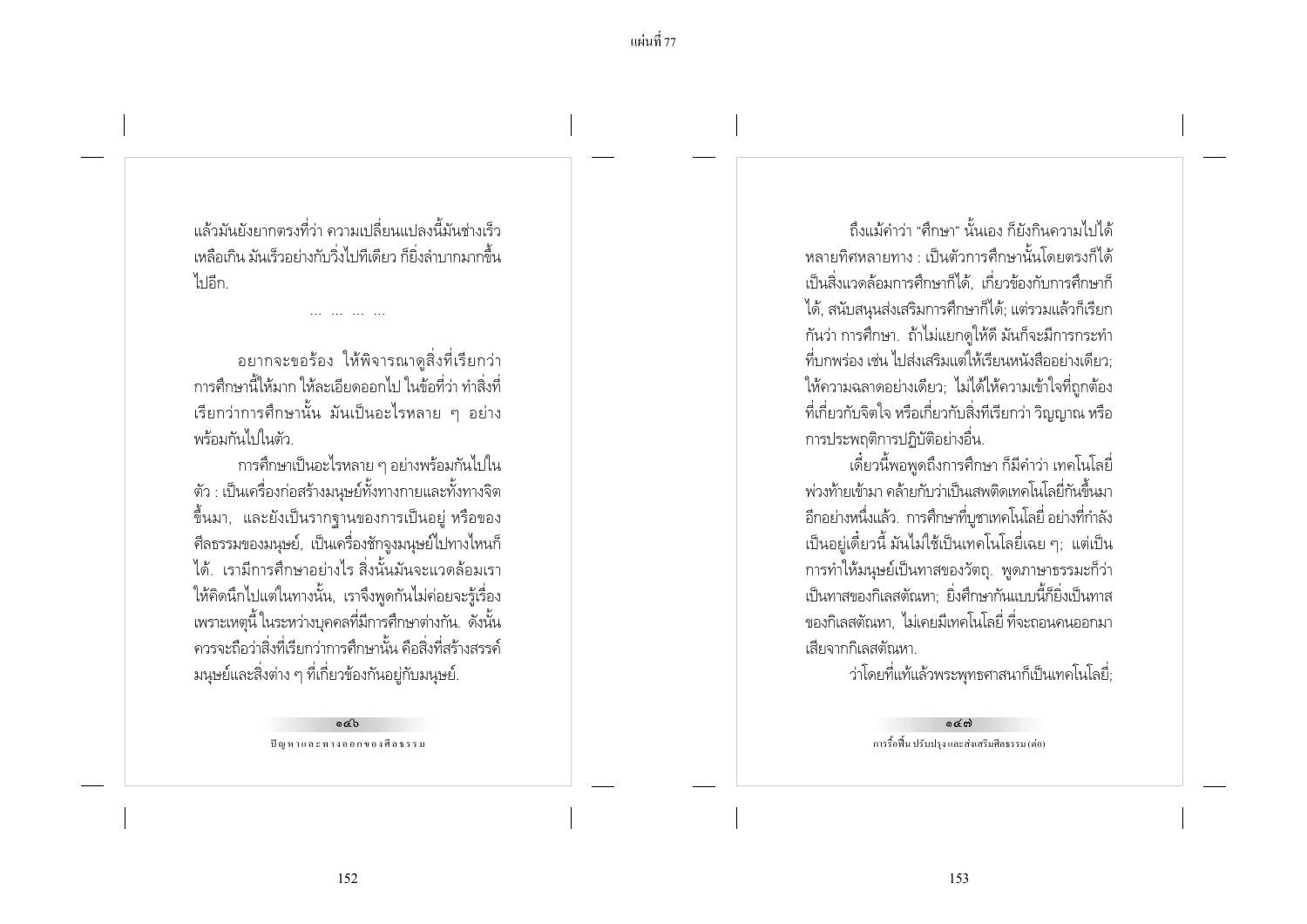แล้วมันยังยากตรงที่ว่า ความเปลี่ยนแปลงนี้มันช่างเร็วเหลือเกิน มันเร็วอย่างกับวิ่งไปทีเดียว ก็ยิ่งลำบากมากขึ้นไปอีก.

... ... ... ...

อยากจะขอร้อง ให้พิจารณาดูสิ่งที่เรียกว่าการศึกษานี้ให้มาก ให้ละเอียดออกไป ในข้อที่ว่า ทำสิ่งที่เรียกว่าการศึกษานั้น มันเป็นอะไรหลาย ๆ อย่างพร้อมกันไปในตัว.

การศึกษาเป็นอะไรหลาย ๆ อย่างพร้อมกันไปในตัว : เป็นเครื่องก่อสร้างมนุษย์ทั้งทางกายและทั้งทางจิตขึ้นมา, และยังเป็นรากฐานของการเป็นอยู่ หรือของศีลธรรมของมนุษย์, เป็นเครื่องชักจูงมนุษย์ไปทางไหนก็ได้. เรามีการศึกษาอย่างไร สิ่งนั้นมันจะแวดล้อมเราให้คิดนึกไปแต่ในทางนั้น, เราจึงพูดกันไม่ค่อยจะรู้เรื่องเพราะเหตุนี้ ในระหว่างบุคคลที่มีการศึกษาต่างกัน. ดังนั้นควรจะถือว่าสิ่งที่เรียกว่าการศึกษานั้น คือสิ่งที่สร้างสรรค์มนุษย์และสิ่งต่าง ๆ ที่เกี่ยวข้องกันอยู่กับมนุษย์.

ถึงแม้คำว่า "ศึกษา" นั้นเอง ก็ยังกินความไปได้หลายทิศหลายทาง : เป็นตัวการศึกษานั้นโดยตรงก็ได้ เป็นสิ่งแวดล้อมการศึกษาก็ได้, เกี่ยวข้องกับการศึกษาก็ได้, สนับสนุนส่งเสริมการศึกษาก็ได้; แต่รวมแล้วก็เรียกกันว่า การศึกษา. ถ้าไม่แยกดูให้ดี มันก็จะมีการกระทำที่บกพร่อง เช่น ไปส่งเสริมแต่ให้เรียนหนังสืออย่างเดียว; ให้ความฉลาดอย่างเดียว; ไม่ได้ให้ความเข้าใจที่ถูกต้องที่เกี่ยวกับจิตใจ หรือเกี่ยวกับสิ่งที่เรียกว่า วิญญาณ หรือการประพฤติการปฏิบัติอย่างอื่น.

เดี๋ยวนี้พอพูดถึงการศึกษา ก็มีคำว่า เทคโนโลยี่พ่วงท้ายเข้ามา คล้ายกับว่าเป็นเสพติดเทคโนโลยี่กันขึ้นมาอีกอย่างหนึ่งแล้ว. การศึกษาที่บูชาเทคโนโลยี่ อย่างที่กำลังเป็นอยู่เดี๋ยวนี้ มันไม่ใช่เป็นเทคโนโลยี่เฉย ๆ; แต่เป็นการทำให้มนุษย์เป็นทาสของวัตถุ. พูดภาษาธรรมะก็ว่าเป็นทาสของกิเลสตัณหา; ยิ่งศึกษากันแบบนี้ก็ยิ่งเป็นทาสของกิเลสตัณหา, ไม่เคยมีเทคโนโลยี่ ที่จะถอนคนออกมาเสียจากกิเลสตัณหา.

ว่าโดยที่แท้แล้วพระพุทธศาสนาก็เป็นเทคโนโลยี่;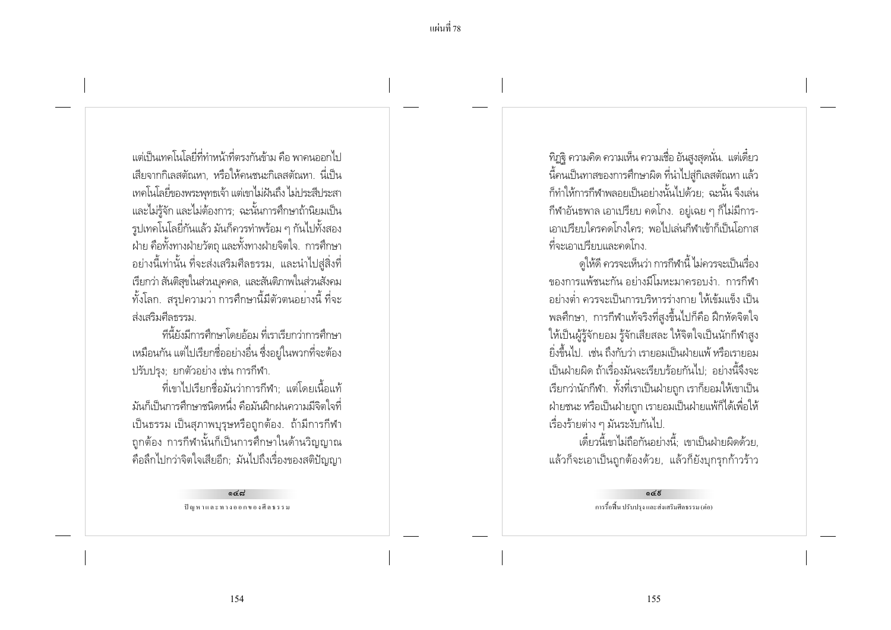แต่เป็นเทคโนโลยีที่ทำหน้าที่ตรงกันข้าม คือ พาคนออกไปเสียจากกิเลสตัณหา, หรือให้คนชนะกิเลสตัณหา. นี่เป็นเทคโนโลยีของพระพุทธเจ้า แต่เขาไม่ฝันถึง ไม่ประสีประสา และไม่รู้จัก และไม่ต้องการ; ฉะนั้นการศึกษาถ้านิยมเป็นรูปเทคโนโลยีกันแล้ว มันก็ควรทำพร้อม ๆ กันไปทั้งสองฝ่าย คือทั้งทางฝ่ายวัตถุ และทั้งทางฝ่ายจิตใจ. การศึกษาอย่างนี้เท่านั้น ที่จะส่งเสริมศีลธรรม, และนำไปสู่สิ่งที่เรียกว่า สันติสุขในส่วนบุคคล, และสันติภาพในส่วนสังคมทั้งโลก. สรุปความว่า การศึกษานี้มีตัวตนอย่างนี้ ที่จะส่งเสริมศีลธรรม.

ทีนี้ยังมีการศึกษาโดยอ้อม ที่เราเรียกว่าการศึกษาเหมือนกัน แต่ไปเรียกชื่ออย่างอื่น ซึ่งอยู่ในพวกที่จะต้องปรับปรุง; ยกตัวอย่าง เช่น การกีฬา.

ที่เขาไปเรียกชื่อมันว่าการกีฬา; แต่โดยเนื้อแท้มันก็เป็นการศึกษาชนิดหนึ่ง คือมันฝึกฝนความมีจิตใจที่เป็นธรรม เป็นสุภาพบุรุษหรือถูกต้อง. ถ้ามีการกีฬาถูกต้อง การกีฬานั้นก็เป็นการศึกษาในด้านวิญญาณ คือลึกไปกว่าจิตใจเสียอีก; มันไปถึงเรื่องของสติปัญญา ทิฏฐิ ความคิด ความเห็น ความเชื่อ อันสูงสุดนั่น. แต่เดี๋ยวนี้คนเป็นทาสของการศึกษาผิด ที่นำไปสู่กิเลสตัณหา แล้วก็ทำให้การกีฬาพลอยเป็นอย่างนั้นไปด้วย; ฉะนั้น จึงเล่นกีฬาอันธพาล เอาเปรียบ คดโกง. อยู่เฉย ๆ ก็ไม่มีการเอาเปรียบใครคดโกงใคร; พอไปเล่นกีฬาเข้าก็เป็นโอกาสที่จะเอาเปรียบและคดโกง.

ดูให้ดี ควรจะเห็นว่า การกีฬานี้ ไม่ควรจะเป็นเรื่องของการแพ้ชนะกัน อย่างมีโมหะมาครอบงำ. การกีฬาอย่างต่ำ ควรจะเป็นการบริหารร่างกาย ให้เข้มแข็ง เป็นพลศึกษา, การกีฬาแท้จริงที่สูงขึ้นไปก็คือ ฝึกหัดจิตใจให้เป็นผู้รู้จักยอม รู้จักเสียสละ ให้จิตใจเป็นนักกีฬาสูงยิ่งขึ้นไป. เช่น ถึงกับว่า เรายอมเป็นฝ่ายแพ้ หรือเรายอมเป็นฝ่ายผิด ถ้าเรื่องมันจะเรียบร้อยกันไป; อย่างนี้จึงจะเรียกว่านักกีฬา. ทั้งที่เราเป็นฝ่ายถูก เราก็ยอมให้เขาเป็นฝ่ายชนะ หรือเป็นฝ่ายถูก เรายอมเป็นฝ่ายแพ้ก็ได้เพื่อให้เรื่องร้ายต่าง ๆ มันระงับกันไป.

เดี๋ยวนี้เขาไม่ถือกันอย่างนี้; เขาเป็นฝ่ายผิดด้วย, แล้วก็จะเอาเป็นถูกต้องด้วย, แล้วก็ยังบุกรุกก้าวร้าว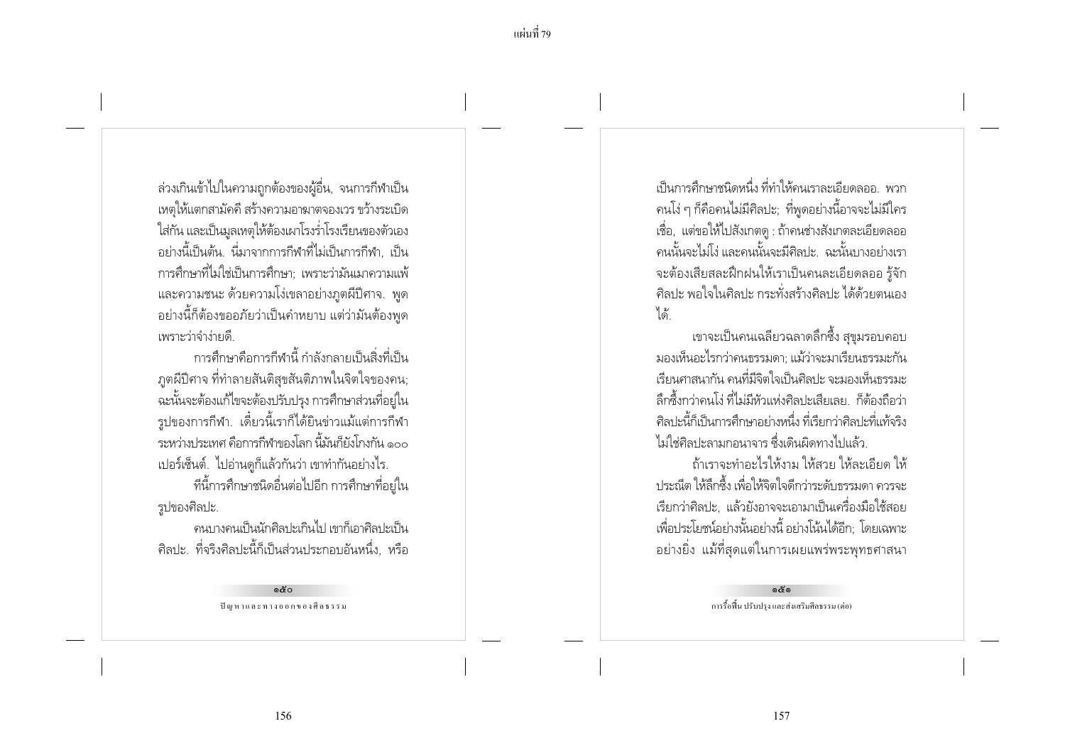ล่วงเกินเข้าไปในความถูกต้องของผู้อื่น, จนการกีฬาเป็นเหตุให้แตกสามัคคี สร้างความอาฆาตจองเวร ขว้างระเบิดใส่กัน และเป็นมูลเหตุให้ต้องเผาโรงร่ำโรงเรียนของตัวเองอย่างนี้เป็นต้น. นี่มาจากการกีฬาที่ไม่เป็นการกีฬา, เป็นการศึกษาที่ไม่ใช่เป็นการศึกษา; เพราะว่ามันเมาความแพ้และความชนะ ด้วยความโง่เขลาอย่างภูตผีปีศาจ. พูดอย่างนี้ก็ต้องขออภัยว่าเป็นคำหยาบ แต่ว่ามันต้องพูดเพราะว่าจำง่ายดี.

การศึกษาคือการกีฬานี้ กำลังกลายเป็นสิ่งที่เป็นภูตผีปีศาจ ที่ทำลายสันติสุขสันติภาพในจิตใจของคน; ฉะนั้นจะต้องแก้ไขจะต้องปรับปรุง การศึกษาส่วนที่อยู่ในรูปของการกีฬา. เดี๋ยวนี้เราก็ได้ยินข่าวแม้แต่การกีฬาระหว่างประเทศ คือการกีฬาของโลก นี้มันก็ยังโกงกัน ๑๐๐ เปอร์เซ็นต์. ไปอ่านดูก็แล้วกันว่า เขาทำกันอย่างไร.

ทีนี้การศึกษาชนิดอื่นต่อไปอีก การศึกษาที่อยู่ในรูปของศิลปะ.

คนบางคนเป็นนักศิลปะเกินไป เขาก็เอาศิลปะเป็นศิลปะ. ที่จริงศิลปะนี้ก็เป็นส่วนประกอบอันหนึ่ง, หรือเป็นการศึกษาชนิดหนึ่ง ที่ทำให้คนเราละเอียดลออ. พวกคนโง่ ๆ ก็คือคนไม่มีศิลปะ; ที่พูดอย่างนี้อาจจะไม่มีใครเชื่อ, แต่ขอให้ไปสังเกตดู : ถ้าคนช่างสังเกตละเอียดลออคนนั้นจะไม่โง่ และคนนั้นจะมีศิลปะ. ฉะนั้นบางอย่างเราจะต้องเสียสละฝึกฝนให้เราเป็นคนละเอียดลออ รู้จักศิลปะ พอใจในศิลปะ กระทั่งสร้างศิลปะ ได้ด้วยตนเองได้.

เขาจะเป็นคนเฉลียวฉลาดลึกซึ้ง สุขุมรอบคอบ มองเห็นอะไรกว่าคนธรรมดา; แม้ว่าจะมาเรียนธรรมะกัน เรียนศาสนากัน คนที่มีจิตใจเป็นศิลปะ จะมองเห็นธรรมะลึกซึ้งกว่าคนโง่ ที่ไม่มีหัวแห่งศิลปะเสียเลย. ก็ต้องถือว่าศิลปะนี้ก็เป็นการศึกษาอย่างหนึ่ง ที่เรียกว่าศิลปะที่แท้จริง ไม่ใช่ศิลปะลามกอนาจาร ซึ่งเดินผิดทางไปแล้ว.

ถ้าเราจะทำอะไรให้งาม ให้สวย ให้ละเอียด ให้ประณีต ให้ลึกซึ้ง เพื่อให้จิตใจดีกว่าระดับธรรมดา ควรจะเรียกว่าศิลปะ, แล้วยังอาจจะเอามาเป็นเครื่องมือใช้สอยเพื่อประโยชน์อย่างนั้นอย่างนี้ อย่างโน้นได้อีก; โดยเฉพาะอย่างยิ่ง แม้ที่สุดแต่ในการเผยแพร่พระพุทธศาสนา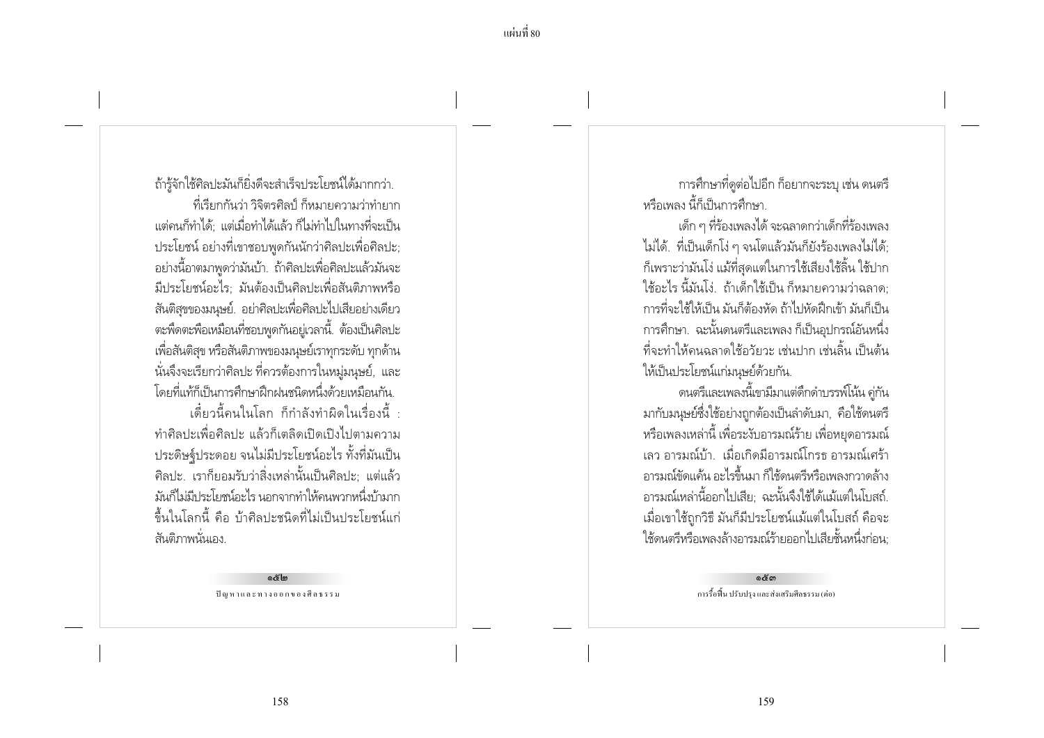ถ้ารู้จักใช้ศิลปะมันก็ยิ่งดีจะสำเร็จประโยชน์ได้มากกว่า.

ที่เรียกกันว่า วิจิตรศิลป์ ก็หมายความว่าทำยาก แต่คนก็ทำได้; แต่เมื่อทำได้แล้ว ก็ไม่ทำไปในทางที่จะเป็นประโยชน์ อย่างที่เขาชอบพูดกันนักว่าศิลปะเพื่อศิลปะ; อย่างนี้อาตมาพูดว่ามันบ้า. ถ้าศิลปะเพื่อศิลปะแล้วมันจะมีประโยชน์อะไร; มันต้องเป็นศิลปะเพื่อสันติภาพหรือสันติสุขของมนุษย์. อย่าศิลปะเพื่อศิลปะไปเสียอย่างเดียว ตะพึดตะพือเหมือนที่ชอบพูดกันอยู่เวลานี้. ต้องเป็นศิลปะเพื่อสันติสุข หรือสันติภาพของมนุษย์เราทุกระดับ ทุกด้าน นั่นจึงจะเรียกว่าศิลปะ ที่ควรต้องการในหมู่มนุษย์, และโดยที่แท้ก็เป็นการศึกษาฝึกฝนชนิดหนึ่งด้วยเหมือนกัน.

เดี๋ยวนี้คนในโลก ก็กำลังทำผิดในเรื่องนี้ : ทำศิลปะเพื่อศิลปะ แล้วก็เตลิดเปิดเปิงไปตามความประดิษฐ์ประดอย จนไม่มีประโยชน์อะไร ทั้งที่มันเป็นศิลปะ. เราก็ยอมรับว่าสิ่งเหล่านั้นเป็นศิลปะ; แต่แล้วมันก็ไม่มีประโยชน์อะไร นอกจากทำให้คนพวกหนึ่งบ้ามากขึ้นในโลกนี้ คือ บ้าศิลปะชนิดที่ไม่เป็นประโยชน์แก่สันติภาพนั่นเอง.

การศึกษาที่ดูต่อไปอีก ก็อยากจะระบุ เช่น ดนตรี หรือเพลง นี้ก็เป็นการศึกษา.

เด็ก ๆ ที่ร้องเพลงได้ จะฉลาดกว่าเด็กที่ร้องเพลงไม่ได้. ที่เป็นเด็กโง่ ๆ จนโตแล้วมันก็ยังร้องเพลงไม่ได้; ก็เพราะว่ามันโง่ แม้ที่สุดแต่ในการใช้เสียงใช้ลิ้น ใช้ปากใช้อะไร นี้มันโง่. ถ้าเด็กใช้เป็น ก็หมายความว่าฉลาด; การที่จะใช้ให้เป็น มันก็ต้องหัด ถ้าไปหัดฝึกเข้า มันก็เป็นการศึกษา. ฉะนั้นดนตรีและเพลง ก็เป็นอุปกรณ์อันหนึ่งที่จะทำให้คนฉลาดใช้อวัยวะ เช่นปาก เช่นลิ้น เป็นต้น ให้เป็นประโยชน์แก่มนุษย์ด้วยกัน.

ดนตรีและเพลงนี้เขามีมาแต่ดึกดำบรรพ์โน้น คู่กันมากับมนุษย์ซึ่งใช้อย่างถูกต้องเป็นลำดับมา, คือใช้ดนตรีหรือเพลงเหล่านี้ เพื่อระงับอารมณ์ร้าย เพื่อหยุดอารมณ์เลว อารมณ์บ้า. เมื่อเกิดมีอารมณ์โกรธ อารมณ์เศร้า อารมณ์ขัดแค้น อะไรขึ้นมา ก็ใช้ดนตรีหรือเพลงกวาดล้างอารมณ์เหล่านี้ออกไปเสีย; ฉะนั้นจึงใช้ได้แม้แต่ในโบสถ์. เมื่อเขาใช้ถูกวิธี มันก็มีประโยชน์แม้แต่ในโบสถ์ คือจะใช้ดนตรีหรือเพลงล้างอารมณ์ร้ายออกไปเสียชั้นหนึ่งก่อน;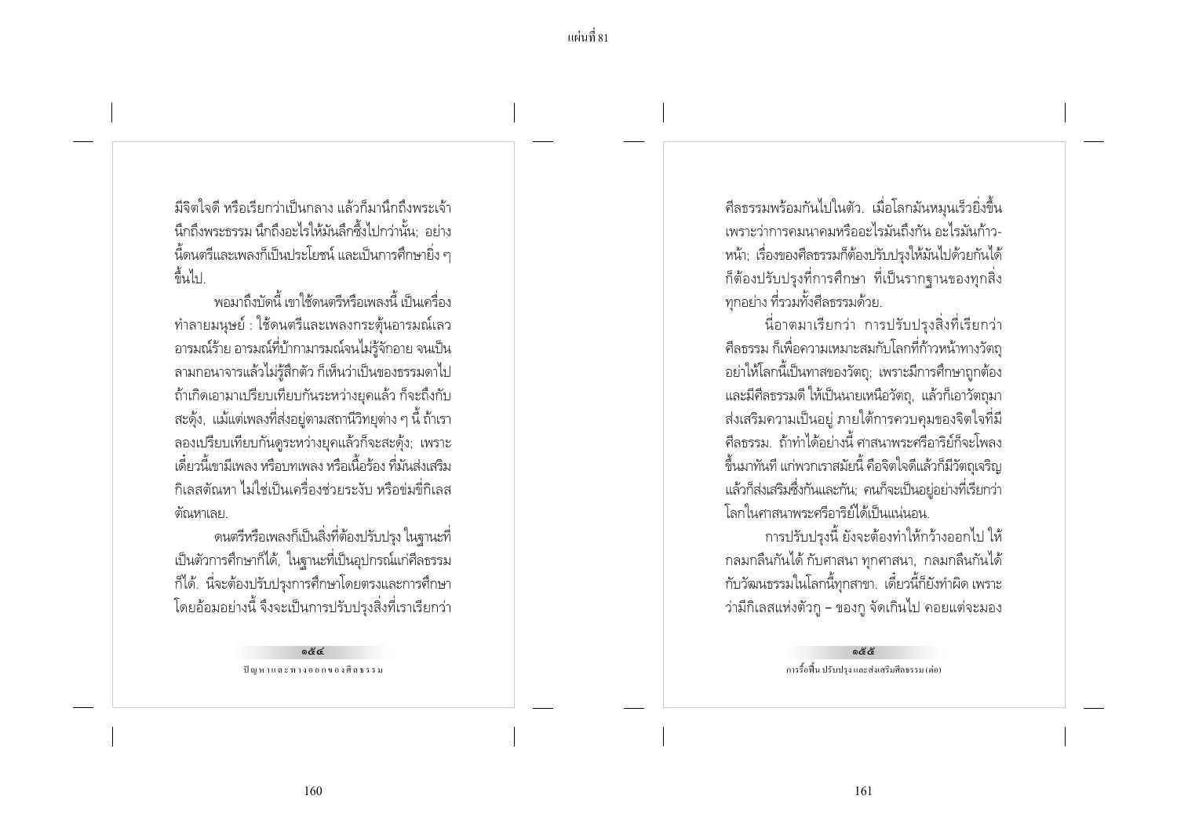มีจิตใจดี หรือเรียกว่าเป็นกลาง แล้วก็มานึกถึงพระเจ้า นึกถึงพระธรรม นึกถึงอะไรให้มันลึกซึ้งไปกว่านั้น; อย่างนี้ดนตรีและเพลงก็เป็นประโยชน์ และเป็นการศึกษายิ่ง ๆ ขึ้นไป.

พอมาถึงบัดนี้ เขาใช้ดนตรีหรือเพลงนี้ เป็นเครื่องทำลายมนุษย์ : ใช้ดนตรีและเพลงกระตุ้นอารมณ์เลว อารมณ์ร้าย อารมณ์ที่บ้ากามารมณ์จนไม่รู้จักอาย จนเป็นลามกอนาจารแล้วไม่รู้สึกตัว ก็เห็นว่าเป็นของธรรมดาไป ถ้าเกิดเอามาเปรียบเทียบกันระหว่างยุคแล้ว ก็จะถึงกับสะดุ้ง, แม้แต่เพลงที่ส่งอยู่ตามสถานีวิทยุต่าง ๆ นี้ ถ้าเราลองเปรียบเทียบกันดูระหว่างยุคแล้วก็จะสะดุ้ง; เพราะเดี๋ยวนี้เขามีเพลง หรือบทเพลง หรือเนื้อร้อง ที่มันส่งเสริมกิเลสตัณหา ไม่ใช่เป็นเครื่องช่วยระงับ หรือข่มขี่กิเลสตัณหาเลย.

ดนตรีหรือเพลงก็เป็นสิ่งที่ต้องปรับปรุง ในฐานะที่เป็นตัวการศึกษาก็ได้, ในฐานะที่เป็นอุปกรณ์แก่ศีลธรรมก็ได้. นี่จะต้องปรับปรุงการศึกษาโดยตรงและการศึกษาโดยอ้อมอย่างนี้ จึงจะเป็นการปรับปรุงสิ่งที่เราเรียกว่าศีลธรรมพร้อมกันไปในตัว. เมื่อโลกมันหมุนเร็วยิ่งขึ้น เพราะว่าการคมนาคมหรืออะไรมันถึงกัน อะไรมันก้าวหน้า; เรื่องของศีลธรรมก็ต้องปรับปรุงให้มันไปด้วยกันได้ ก็ต้องปรับปรุงที่การศึกษา ที่เป็นรากฐานของทุกสิ่งทุกอย่าง ที่รวมทั้งศีลธรรมด้วย.

นี่อาตมาเรียกว่า การปรับปรุงสิ่งที่เรียกว่าศีลธรรม ก็เพื่อความเหมาะสมกับโลกที่ก้าวหน้าทางวัตถุ อย่าให้โลกนี้เป็นทาสของวัตถุ; เพราะมีการศึกษาถูกต้อง และมีศีลธรรมดี ให้เป็นนายเหนือวัตถุ, แล้วก็เอาวัตถุมาส่งเสริมความเป็นอยู่ ภายใต้การควบคุมของจิตใจที่มีศีลธรรม. ถ้าทำได้อย่างนี้ ศาสนาพระศรีอาริย์ก็จะโผล่ขึ้นมาทันที แก่พวกเราสมัยนี้ คือจิตใจดีแล้วก็มีวัตถุเจริญ แล้วก็ส่งเสริมซึ่งกันและกัน; คนก็จะเป็นอยู่อย่างที่เรียกว่าโลกในศาสนาพระศรีอาริย์ได้เป็นแน่นอน.

การปรับปรุงนี้ ยังจะต้องทำให้กว้างออกไป ให้กลมกลืนกันได้ กับศาสนา ทุกศาสนา, กลมกลืนกันได้กับวัฒนธรรมในโลกนี้ทุกสาขา. เดี๋ยวนี้ก็ยังทำผิด เพราะว่ามีกิเลสแห่งตัวกู – ของกู จัดเกินไป คอยแต่จะมอง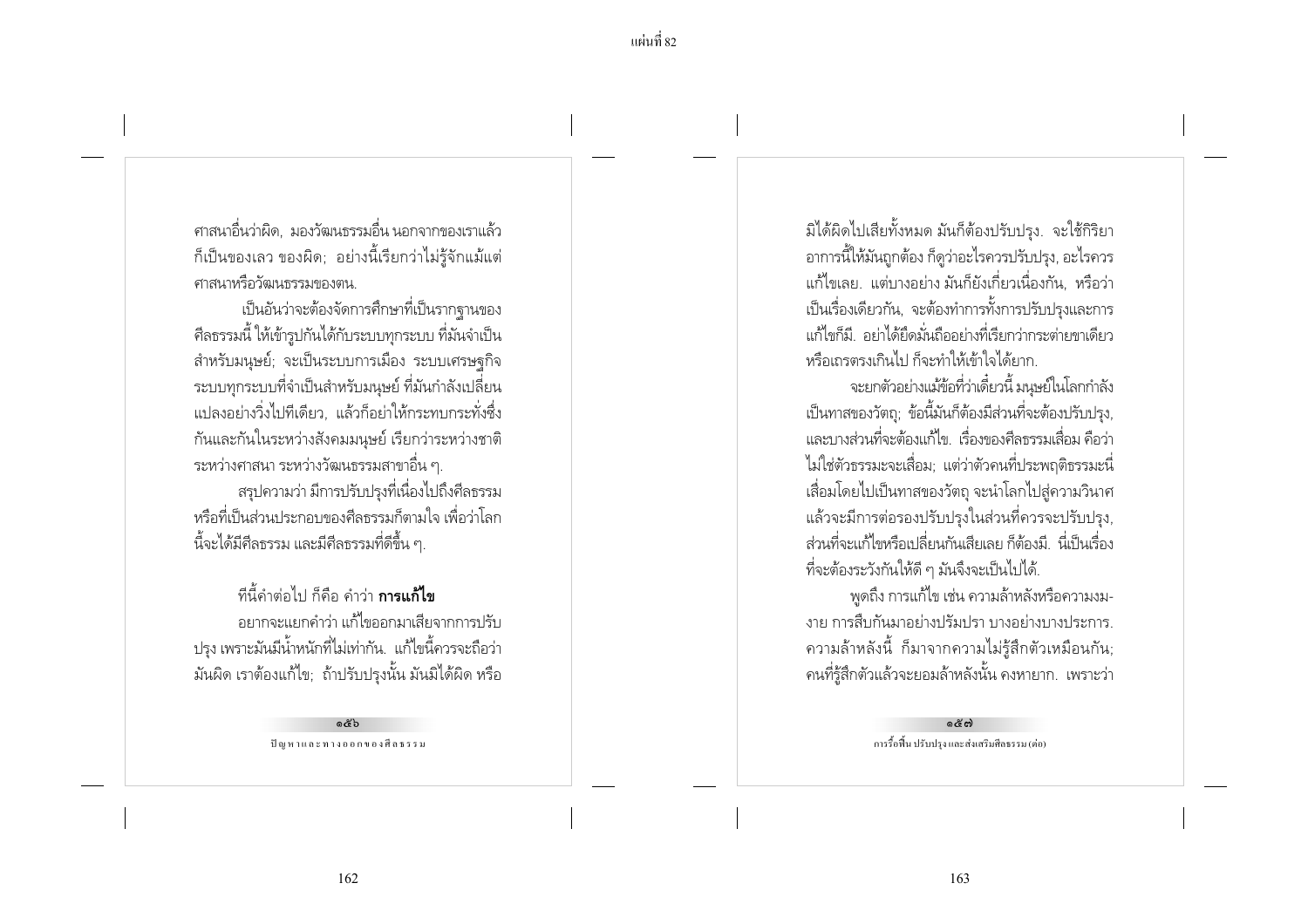ศาสนาอื่นว่าผิด, มองวัฒนธรรมอื่น นอกจากของเราแล้วก็เป็นของเลว ของผิด; อย่างนี้เรียกว่าไม่รู้จักแม้แต่ศาสนาหรือวัฒนธรรมของตน.

เป็นอันว่าจะต้องจัดการศึกษาที่เป็นรากฐานของศีลธรรมนี้ ให้เข้ารูปกันได้กับระบบทุกระบบ ที่มันจำเป็นสำหรับมนุษย์; จะเป็นระบบการเมือง ระบบเศรษฐกิจ ระบบทุกระบบที่จำเป็นสำหรับมนุษย์ ที่มันกำลังเปลี่ยนแปลงอย่างวิ่งไปทีเดียว, แล้วก็อย่าให้กระทบกระทั่งซึ่งกันและกันในระหว่างสังคมมนุษย์ เรียกว่าระหว่างชาติ ระหว่างศาสนา ระหว่างวัฒนธรรมสาขาอื่น ๆ.

สรุปความว่า มีการปรับปรุงที่เนื่องไปถึงศีลธรรม หรือที่เป็นส่วนประกอบของศีลธรรมก็ตามใจ เพื่อว่าโลกนี้จะได้มีศีลธรรม และมีศีลธรรมที่ดีขึ้น ๆ.

ทีนี้คำต่อไป ก็คือ คำว่า **การแก้ไข**

อยากจะแยกคำว่า แก้ไขออกมาเสียจากการปรับปรุง เพราะมันมีน้ำหนักที่ไม่เท่ากัน. แก้ไขนี้ควรจะถือว่ามันผิด เราต้องแก้ไข; ถ้าปรับปรุงนั้น มันมิได้ผิด หรือมิได้ผิดไปเสียทั้งหมด มันก็ต้องปรับปรุง. จะใช้กิริยาอาการนี้ให้มันถูกต้อง ก็ดูว่าอะไรควรปรับปรุง, อะไรควรแก้ไขเลย. แต่บางอย่าง มันก็ยังเกี่ยวเนื่องกัน, หรือว่าเป็นเรื่องเดียวกัน, จะต้องทำการทั้งการปรับปรุงและการแก้ไขก็มี. อย่าได้ยึดมั่นถืออย่างที่เรียกว่ากระต่ายขาเดียว หรือเถรตรงเกินไป ก็จะทำให้เข้าใจได้ยาก.

จะยกตัวอย่างแม้ข้อที่ว่าเดี๋ยวนี้ มนุษย์ในโลกกำลังเป็นทาสของวัตถุ; ข้อนี้มันก็ต้องมีส่วนที่จะต้องปรับปรุง, และบางส่วนที่จะต้องแก้ไข. เรื่องของศีลธรรมเสื่อม คือว่าไม่ใช่ตัวธรรมะจะเสื่อม; แต่ว่าตัวคนที่ประพฤติธรรมะนี่เสื่อมโดยไปเป็นทาสของวัตถุ จะนำโลกไปสู่ความวินาศ แล้วจะมีการต่อรองปรับปรุงในส่วนที่ควรจะปรับปรุง, ส่วนที่จะแก้ไขหรือเปลี่ยนกันเสียเลย ก็ต้องมี. นี่เป็นเรื่องที่จะต้องระวังกันให้ดี ๆ มันจึงจะเป็นไปได้.

พูดถึง การแก้ไข เช่น ความล้าหลังหรือความงมงาย การสืบกันมาอย่างปรัมปรา บางอย่างบางประการ. ความล้าหลังนี้ ก็มาจากความไม่รู้สึกตัวเหมือนกัน; คนที่รู้สึกตัวแล้วจะยอมล้าหลังนั้น คงหายาก. เพราะว่า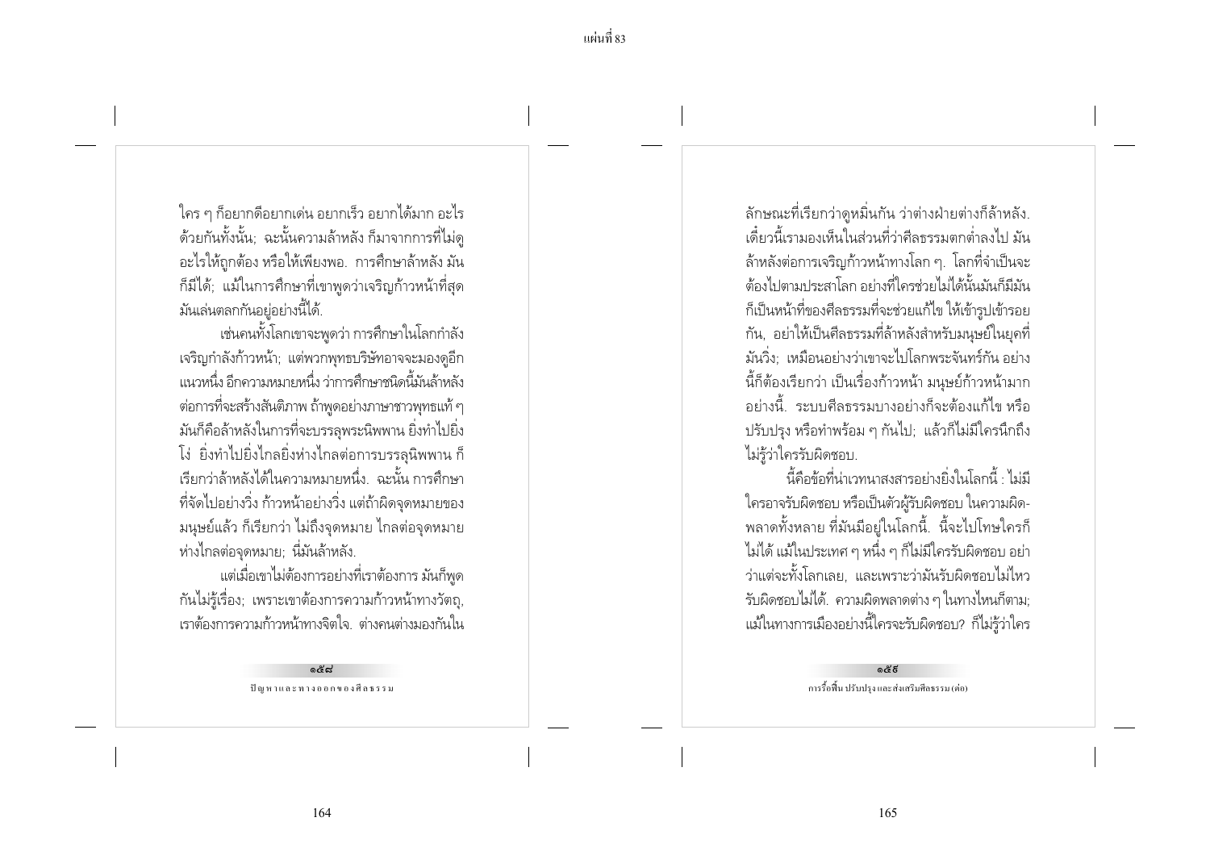ใคร ๆ ก็อยากดีอยากเด่น อยากเร็ว อยากได้มาก อะไรด้วยกันทั้งนั้น; ฉะนั้นความล้าหลัง ก็มาจากการที่ไม่ดูอะไรให้ถูกต้อง หรือให้เพียงพอ. การศึกษาล้าหลัง มันก็มีได้; แม้ในการศึกษาที่เขาพูดว่าเจริญก้าวหน้าที่สุด มันเล่นตลกกันอยู่อย่างนี้ได้.

เช่นคนทั้งโลกเขาจะพูดว่า การศึกษาในโลกกำลังเจริญกำลังก้าวหน้า; แต่พวกพุทธบริษัทอาจจะมองดูอีกแนวหนึ่ง อีกความหมายหนึ่ง ว่าการศึกษาชนิดนี้มันล้าหลังต่อการที่จะสร้างสันติภาพ ถ้าพูดอย่างภาษาชาวพุทธแท้ ๆ มันก็คือล้าหลังในการที่จะบรรลุพระนิพพาน ยิ่งทำไปยิ่งโง่ ยิ่งทำไปยิ่งไกลยิ่งห่างไกลต่อการบรรลุนิพพาน ก็เรียกว่าล้าหลังได้ในความหมายหนึ่ง. ฉะนั้น การศึกษาที่จัดไปอย่างวิ่ง ก้าวหน้าอย่างวิ่ง แต่ถ้าผิดจุดหมายของมนุษย์แล้ว ก็เรียกว่า ไม่ถึงจุดหมาย ไกลต่อจุดหมาย ห่างไกลต่อจุดหมาย; นี่มันล้าหลัง.

แต่เมื่อเขาไม่ต้องการอย่างที่เราต้องการ มันก็พูดกันไม่รู้เรื่อง; เพราะเขาต้องการความก้าวหน้าทางวัตถุ, เราต้องการความก้าวหน้าทางจิตใจ. ต่างคนต่างมองกันในลักษณะที่เรียกว่าดูหมิ่นกัน ว่าต่างฝ่ายต่างก็ล้าหลัง. เดี๋ยวนี้เรามองเห็นในส่วนที่ว่าศีลธรรมตกต่ำลงไป มันล้าหลังต่อการเจริญก้าวหน้าทางโลก ๆ. โลกที่จำเป็นจะต้องไปตามประสาโลก อย่างที่ใครช่วยไม่ได้นั้นมันก็มีมัน ก็เป็นหน้าที่ของศีลธรรมที่จะช่วยแก้ไข ให้เข้ารูปเข้ารอยกัน, อย่าให้เป็นศีลธรรมที่ล้าหลังสำหรับมนุษย์ในยุคที่มันวิ่ง; เหมือนอย่างว่าเขาจะไปโลกพระจันทร์กัน อย่างนี้ก็ต้องเรียกว่า เป็นเรื่องก้าวหน้า มนุษย์ก้าวหน้ามากอย่างนี้. ระบบศีลธรรมบางอย่างก็จะต้องแก้ไข หรือปรับปรุง หรือทำพร้อม ๆ กันไป; แล้วก็ไม่มีใครนึกถึง ไม่รู้ว่าใครรับผิดชอบ.

นี้คือข้อที่น่าเวทนาสงสารอย่างยิ่งในโลกนี้ : ไม่มีใครอาจรับผิดชอบ หรือเป็นตัวผู้รับผิดชอบ ในความผิดพลาดทั้งหลาย ที่มันมีอยู่ในโลกนี้. นี้จะไปโทษใครก็ไม่ได้ แม้ในประเทศ ๆ หนึ่ง ๆ ก็ไม่มีใครรับผิดชอบ อย่าว่าแต่จะทั้งโลกเลย, และเพราะว่ามันรับผิดชอบไม่ไหว รับผิดชอบไม่ได้. ความผิดพลาดต่าง ๆ ในทางไหนก็ตาม; แม้ในทางการเมืองอย่างนี้ใครจะรับผิดชอบ? ก็ไม่รู้ว่าใคร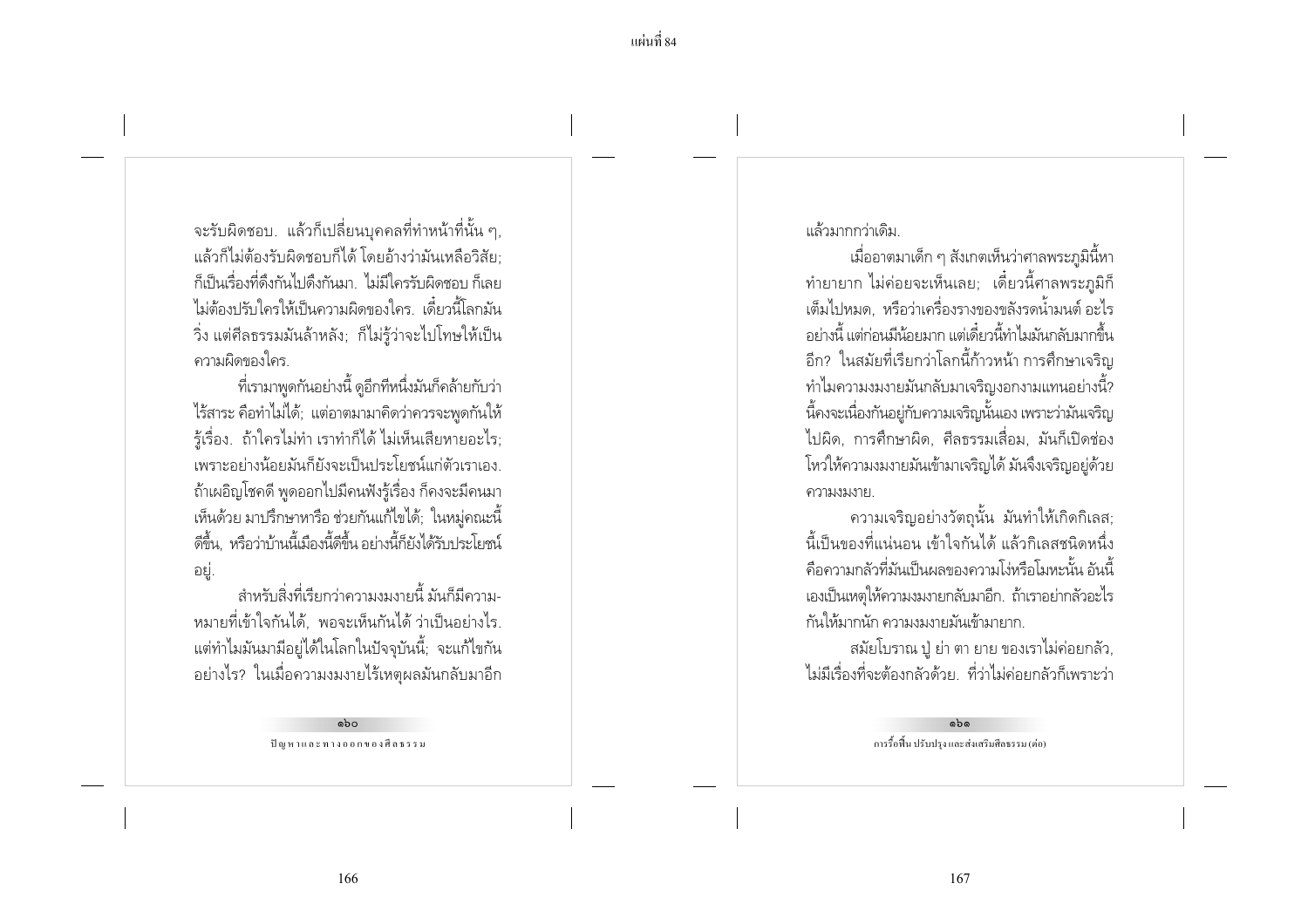จะรับผิดชอบ. แล้วก็เปลี่ยนบุคคลที่ทำหน้าที่นั้น ๆ, แล้วก็ไม่ต้องรับผิดชอบก็ได้ โดยอ้างว่ามันเหลือวิสัย; ก็เป็นเรื่องที่ดึงกันไปดึงกันมา. ไม่มีใครรับผิดชอบ ก็เลยไม่ต้องปรับใครให้เป็นความผิดของใคร. เดี๋ยวนี้โลกมันวิ่ง แต่ศีลธรรมมันล้าหลัง; ก็ไม่รู้ว่าจะไปโทษให้เป็นความผิดของใคร.

ที่เรามาพูดกันอย่างนี้ ดูอีกทีหนึ่งมันก็คล้ายกับว่าไร้สาระ คือทำไม่ได้; แต่อาตมามาคิดว่าควรจะพูดกันให้รู้เรื่อง. ถ้าใครไม่ทำ เราทำก็ได้ ไม่เห็นเสียหายอะไร; เพราะอย่างน้อยมันก็ยังจะเป็นประโยชน์แก่ตัวเราเอง. ถ้าเผอิญโชคดี พูดออกไปมีคนฟังรู้เรื่อง ก็คงจะมีคนมาเห็นด้วย มาปรึกษาหารือ ช่วยกันแก้ไขได้; ในหมู่คณะนี้ดีขึ้น, หรือว่าบ้านนี้เมืองนี้ดีขึ้น อย่างนี้ก็ยังได้รับประโยชน์อยู่.

สำหรับสิ่งที่เรียกว่าความงมงายนี้ มันก็มีความหมายที่เข้าใจกันได้, พอจะเห็นกันได้ ว่าเป็นอย่างไร. แต่ทำไมมันมามีอยู่ได้ในโลกในปัจจุบันนี้; จะแก้ไขกันอย่างไร? ในเมื่อความงมงายไร้เหตุผลมันกลับมาอีกแล้วมากกว่าเดิม.

เมื่ออาตมาเด็ก ๆ สังเกตเห็นว่าศาลพระภูมินี้หาทำยายาก ไม่ค่อยจะเห็นเลย; เดี๋ยวนี้ศาลพระภูมิก็เต็มไปหมด, หรือว่าเครื่องรางของขลังรดน้ำมนต์ อะไรอย่างนี้ แต่ก่อนมีน้อยมาก แต่เดี๋ยวนี้ทำไมมันกลับมากขึ้นอีก? ในสมัยที่เรียกว่าโลกนี้ก้าวหน้า การศึกษาเจริญ ทำไมความงมงายมันกลับมาเจริญงอกงามแทนอย่างนี้? นี้คงจะเนื่องกันอยู่กับความเจริญนั้นเอง เพราะว่ามันเจริญไปผิด, การศึกษาผิด, ศีลธรรมเสื่อม, มันก็เปิดช่องโหว่ให้ความงมงายมันเข้ามาเจริญได้ มันจึงเจริญอยู่ด้วยความงมงาย.

ความเจริญอย่างวัตถุนั้น มันทำให้เกิดกิเลส; นี้เป็นของที่แน่นอน เข้าใจกันได้ แล้วกิเลสชนิดหนึ่งคือความกลัวที่มันเป็นผลของความโง่หรือโมหะนั้น อันนี้เองเป็นเหตุให้ความงมงายกลับมาอีก. ถ้าเราอย่ากลัวอะไรกันให้มากนัก ความงมงายมันเข้ามายาก.

สมัยโบราณ ปู่ ย่า ตา ยาย ของเราไม่ค่อยกลัว, ไม่มีเรื่องที่จะต้องกลัวด้วย. ที่ว่าไม่ค่อยกลัวก็เพราะว่า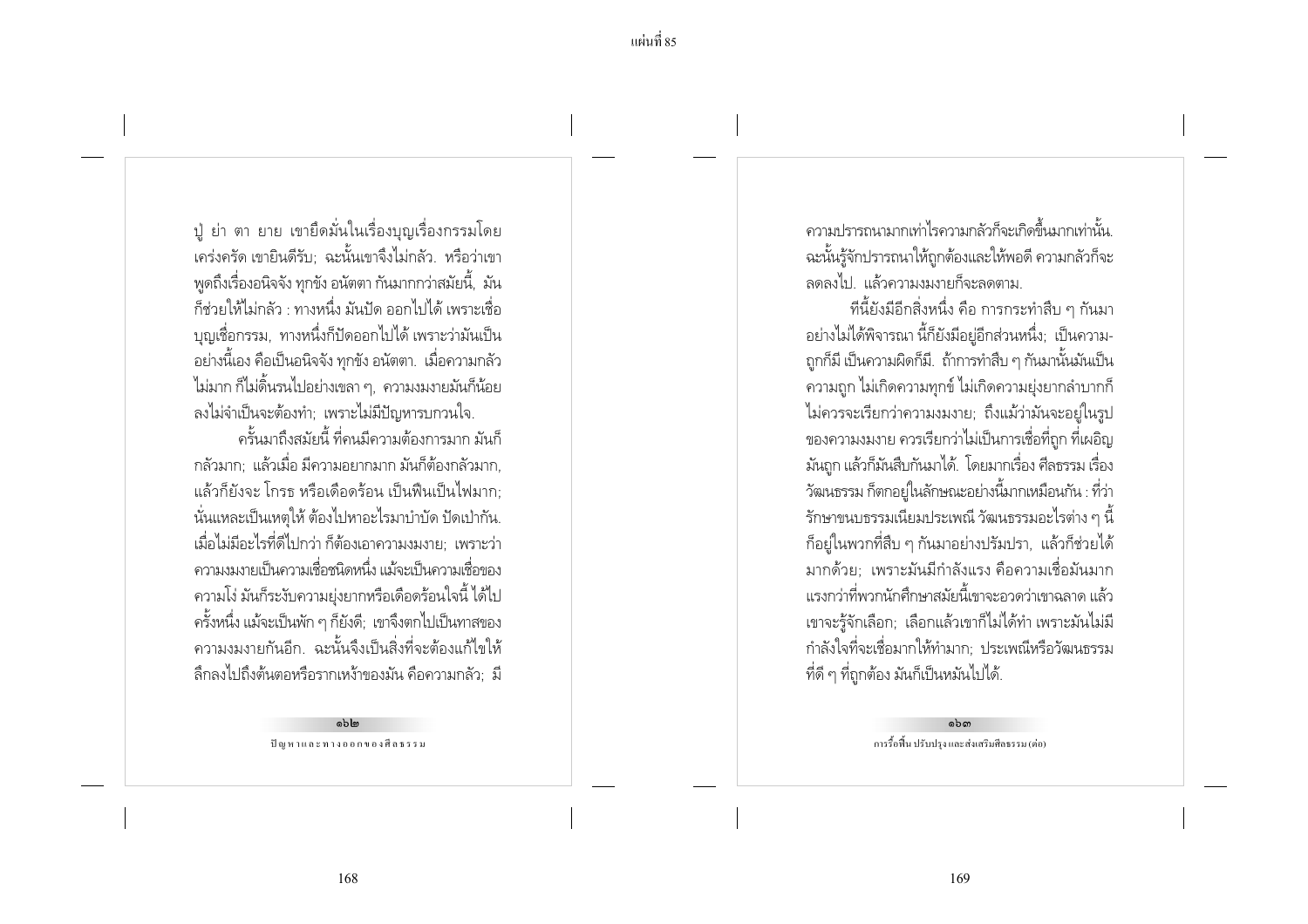ปู่ ย่า ตา ยาย เขายึดมั่นในเรื่องบุญเรื่องกรรมโดยเคร่งครัด เขายินดีรับ; ฉะนั้นเขาจึงไม่กลัว. หรือว่าเขาพูดถึงเรื่องอนิจจัง ทุกขัง อนัตตา กันมากกว่าสมัยนี้, มันก็ช่วยให้ไม่กลัว : ทางหนึ่ง มันปัด ออกไปได้ เพราะเชื่อบุญเชื่อกรรม, ทางหนึ่งก็ปัดออกไปได้ เพราะว่ามันเป็นอย่างนี้เอง คือเป็นอนิจจัง ทุกขัง อนัตตา. เมื่อความกลัวไม่มาก ก็ไม่ดิ้นรนไปอย่างเขลา ๆ, ความงมงายมันก็น้อยลงไม่จำเป็นจะต้องทำ; เพราะไม่มีปัญหารบกวนใจ.

ครั้นมาถึงสมัยนี้ ที่คนมีความต้องการมาก มันก็กลัวมาก; แล้วเมื่อ มีความอยากมาก มันก็ต้องกลัวมาก, แล้วก็ยังจะ โกรธ หรือเดือดร้อน เป็นฟืนเป็นไฟมาก; นั่นแหละเป็นเหตุให้ ต้องไปหาอะไรมาบำบัด ปัดเป่ากัน. เมื่อไม่มีอะไรที่ดีไปกว่า ก็ต้องเอาความงมงาย; เพราะว่าความงมงายเป็นความเชื่อชนิดหนึ่ง แม้จะเป็นความเชื่อของความโง่ มันก็ระงับความยุ่งยากหรือเดือดร้อนใจนี้ ได้ไปครั้งหนึ่ง แม้จะเป็นพัก ๆ ก็ยังดี; เขาจึงตกไปเป็นทาสของความงมงายกันอีก. ฉะนั้นจึงเป็นสิ่งที่จะต้องแก้ไขให้ลึกลงไปถึงต้นตอหรือรากเหง้าของมัน คือความกลัว; มีความปรารถนามากเท่าไรความกลัวก็จะเกิดขึ้นมากเท่านั้น. ฉะนั้นรู้จักปรารถนาให้ถูกต้องและให้พอดี ความกลัวก็จะลดลงไป. แล้วความงมงายก็จะลดตาม.

ทีนี้ยังมีอีกสิ่งหนึ่ง คือ การกระทำสืบ ๆ กันมาอย่างไม่ได้พิจารณา นี้ก็ยังมีอยู่อีกส่วนหนึ่ง; เป็นความ-ถูกก็มี เป็นความผิดก็มี. ถ้าการทำสืบ ๆ กันมานั้นมันเป็นความถูก ไม่เกิดความทุกข์ ไม่เกิดความยุ่งยากลำบากก็ไม่ควรจะเรียกว่าความงมงาย; ถึงแม้ว่ามันจะอยู่ในรูปของความงมงาย ควรเรียกว่าไม่เป็นการเชื่อที่ถูก ที่เผอิญมันถูก แล้วก็มันสืบกันมาได้. โดยมากเรื่อง ศีลธรรม เรื่องวัฒนธรรม ก็ตกอยู่ในลักษณะอย่างนี้มากเหมือนกัน : ที่ว่ารักษาขนบธรรมเนียมประเพณี วัฒนธรรมอะไรต่าง ๆ นี้ ก็อยู่ในพวกที่สืบ ๆ กันมาอย่างปรัมปรา, แล้วก็ช่วยได้มากด้วย; เพราะมันมีกำลังแรง คือความเชื่อมันมากแรงกว่าที่พวกนักศึกษาสมัยนี้เขาจะอวดว่าเขาฉลาด แล้วเขาจะรู้จักเลือก; เลือกแล้วเขาก็ไม่ได้ทำ เพราะมันไม่มีกำลังใจที่จะเชื่อมากให้ทำมาก; ประเพณีหรือวัฒนธรรมที่ดี ๆ ที่ถูกต้อง มันก็เป็นหมันไปได้.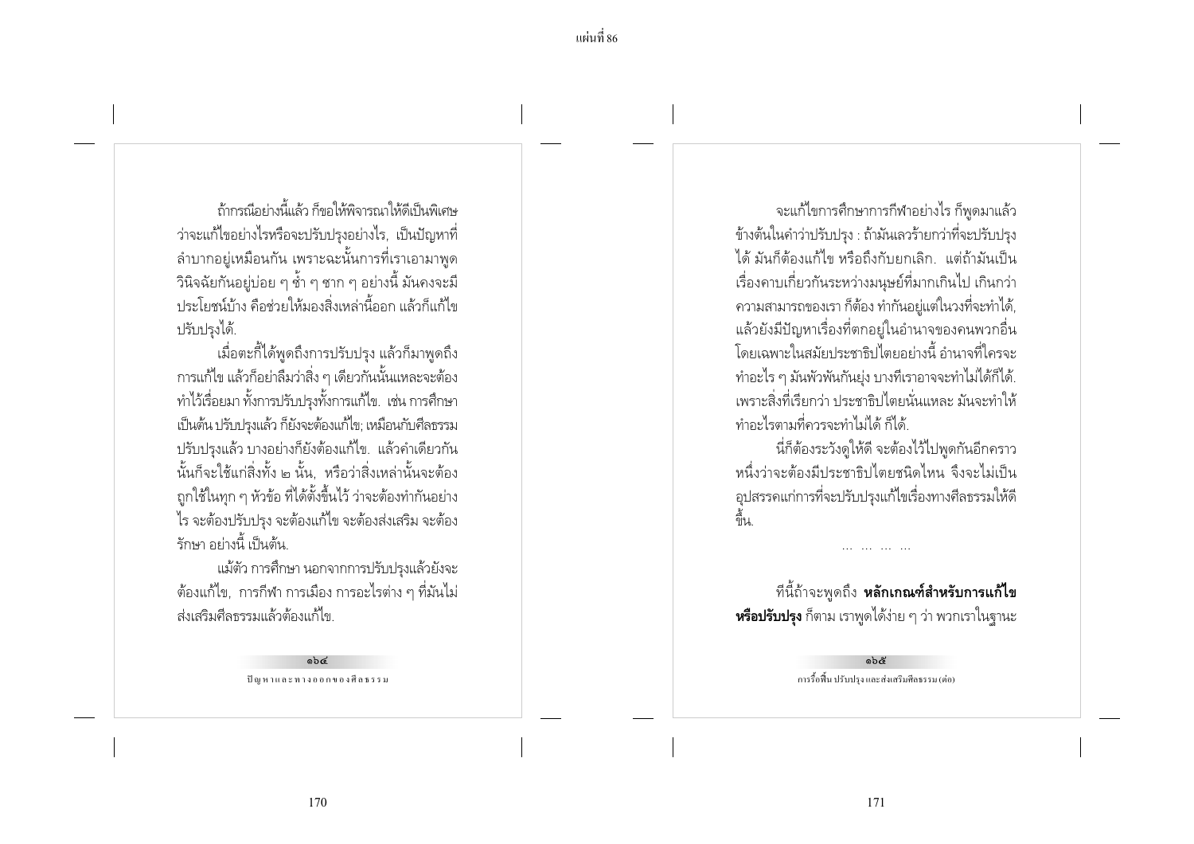ถ้ากรณีอย่างนี้แล้ว ก็ขอให้พิจารณาให้ดีเป็นพิเศษ ว่าจะแก้ไขอย่างไรหรือจะปรับปรุงอย่างไร, เป็นปัญหาที่ลำบากอยู่เหมือนกัน เพราะฉะนั้นการที่เราเอามาพูดวินิจฉัยกันอยู่บ่อย ๆ ซ้ำ ๆ ซาก ๆ อย่างนี้ มันคงจะมีประโยชน์บ้าง คือช่วยให้มองสิ่งเหล่านี้ออก แล้วก็แก้ไขปรับปรุงได้.

เมื่อตะกี้ได้พูดถึงการปรับปรุง แล้วก็มาพูดถึงการแก้ไข แล้วก็อย่าลืมว่าสิ่ง ๆ เดียวกันนั้นแหละจะต้องทำไว้เรื่อยมา ทั้งการปรับปรุงทั้งการแก้ไข. เช่น การศึกษาเป็นต้น ปรับปรุงแล้ว ก็ยังจะต้องแก้ไข; เหมือนกับศีลธรรมปรับปรุงแล้ว บางอย่างก็ยังต้องแก้ไข. แล้วคำเดียวกันนั้นก็จะใช้แก่สิ่งทั้ง ๒ นั้น, หรือว่าสิ่งเหล่านั้นจะต้องถูกใช้ในทุก ๆ หัวข้อ ที่ได้ตั้งขึ้นไว้ ว่าจะต้องทำกันอย่างไร จะต้องปรับปรุง จะต้องแก้ไข จะต้องส่งเสริม จะต้องรักษา อย่างนี้ เป็นต้น.

แม้ตัว การศึกษา นอกจากการปรับปรุงแล้วยังจะต้องแก้ไข, การกีฬา การเมือง การอะไรต่าง ๆ ที่มันไม่ส่งเสริมศีลธรรมแล้วต้องแก้ไข.

จะแก้ไขการศึกษาการกีฬาอย่างไร ก็พูดมาแล้วข้างต้นในคำว่าปรับปรุง : ถ้ามันเลวร้ายกว่าที่จะปรับปรุงได้ มันก็ต้องแก้ไข หรือถึงกับยกเลิก. แต่ถ้ามันเป็นเรื่องคาบเกี่ยวกันระหว่างมนุษย์ที่มากเกินไป เกินกว่าความสามารถของเรา ก็ต้อง ทำกันอยู่แต่ในวงที่จะทำได้, แล้วยังมีปัญหาเรื่องที่ตกอยู่ในอำนาจของคนพวกอื่น โดยเฉพาะในสมัยประชาธิปไตยอย่างนี้ อำนาจที่ใครจะทำอะไร ๆ มันพัวพันกันยุ่ง บางทีเราอาจจะทำไม่ได้ก็ได้. เพราะสิ่งที่เรียกว่า ประชาธิปไตยนั่นแหละ มันจะทำให้ทำอะไรตามที่ควรจะทำไม่ได้ ก็ได้.

นี่ก็ต้องระวังดูให้ดี จะต้องไว้ไปพูดกันอีกคราวหนึ่งว่าจะต้องมีประชาธิปไตยชนิดไหน จึงจะไม่เป็นอุปสรรคแก่การที่จะปรับปรุงแก้ไขเรื่องทางศีลธรรมให้ดีขึ้น.

... ... ... ...

ทีนี้ถ้าจะพูดถึง **หลักเกณฑ์สำหรับการแก้ไขหรือปรับปรุง** ก็ตาม เราพูดได้ง่าย ๆ ว่า พวกเราในฐานะ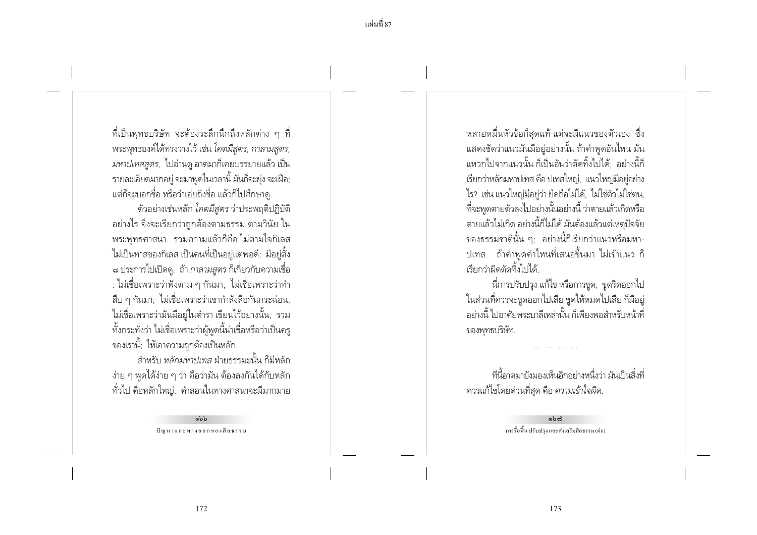ที่เป็นพุทธบริษัท จะต้องระลึกนึกถึงหลักต่าง ๆ ที่พระพุทธองค์ได้ทรงวางไว้ เช่น *โคตมีสูตร, กาลามสูตร, มหาปเทสสูตร,* ไปอ่านดู อาตมาก็เคยบรรยายแล้ว เป็นรายละเอียดมากอยู่ จะมาพูดในเวลานี้ มันก็จะยุ่ง จะเฝือ; แต่ก็จะบอกชื่อ หรือว่าเอ่ยถึงชื่อ แล้วก็ไปศึกษาดู.

ตัวอย่างเช่นหลัก *โคตมีสูตร* ว่าประพฤติปฏิบัติอย่างไร จึงจะเรียกว่าถูกต้องตามธรรม ตามวินัย ในพระพุทธศาสนา. รวมความแล้วก็คือ ไม่ตามใจกิเลส ไม่เป็นทาสของกิเลส เป็นคนที่เป็นอยู่แต่พอดี; มีอยู่ตั้ง ๘ ประการไปเปิดดู. ถ้า *กาลามสูตร* ก็เกี่ยวกับความเชื่อ : ไม่เชื่อเพราะว่าฟังตาม ๆ กันมา, ไม่เชื่อเพราะว่าทำสืบ ๆ กันมา; ไม่เชื่อเพราะว่าเขากำลังลือกันกระฉ่อน, ไม่เชื่อเพราะว่ามันมีอยู่ในตำรา เขียนไว้อย่างนั้น, รวมทั้งกระทั่งว่า ไม่เชื่อเพราะว่าผู้พูดนี้น่าเชื่อหรือว่าเป็นครูของเรานี้; ให้เอาความถูกต้องเป็นหลัก.

สำหรับ *หลักมหาปเทส* ฝ่ายธรรมะนั้น ก็มีหลักง่าย ๆ พูดได้ง่าย ๆ ว่า คือว่ามัน ต้องลงกันได้กับหลักทั่วไป คือหลักใหญ่. คำสอนในทางศาสนาจะมีมากมายหลายหมื่นหัวข้อก็สุดแท้ แต่จะมีแนวของตัวเอง ซึ่งแสดงชัดว่าแนวมันมีอยู่อย่างนั้น ถ้าคำพูดอันไหน มันแหวกไปจากแนวนั้น ก็เป็นอันว่าตัดทิ้งไปได้; อย่างนี้ก็เรียกว่าหลักมหาปเทส คือ ปเทสใหญ่, แนวใหญ่มีอยู่อย่างไร? เช่น แนวใหญ่มีอยู่ว่า ยึดถือไม่ได้, ไม่ใช่ตัวไม่ใช่ตน, ที่จะพูดตายตัวลงไปอย่างนั้นอย่างนี้ ว่าตายแล้วเกิดหรือตายแล้วไม่เกิด อย่างนี้ก็ไม่ได้ มันต้องแล้วแต่เหตุปัจจัยของธรรมชาตินั้น ๆ; อย่างนี้ก็เรียกว่าแนวหรือมหาปเทส. ถ้าคำพูดคำไหนที่เสนอขึ้นมา ไม่เข้าแนว ก็เรียกว่าผิดตัดทิ้งไปได้.

นี่การปรับปรุง แก้ไข หรือการขูด, ขูดรีดออกไปในส่วนที่ควรจะขูดออกไปเสีย ขูดให้หมดไปเสีย ก็มีอยู่อย่างนี้ ไปอาศัยพระบาลีเหล่านั้น ก็เพียงพอสำหรับหน้าที่ของพุทธบริษัท.

... ... ... ...

ทีนี้อาตมายังมองเห็นอีกอย่างหนึ่งว่า มันเป็นสิ่งที่ควรแก้ไขโดยด่วนที่สุด คือ *ความเข้าใจผิด.*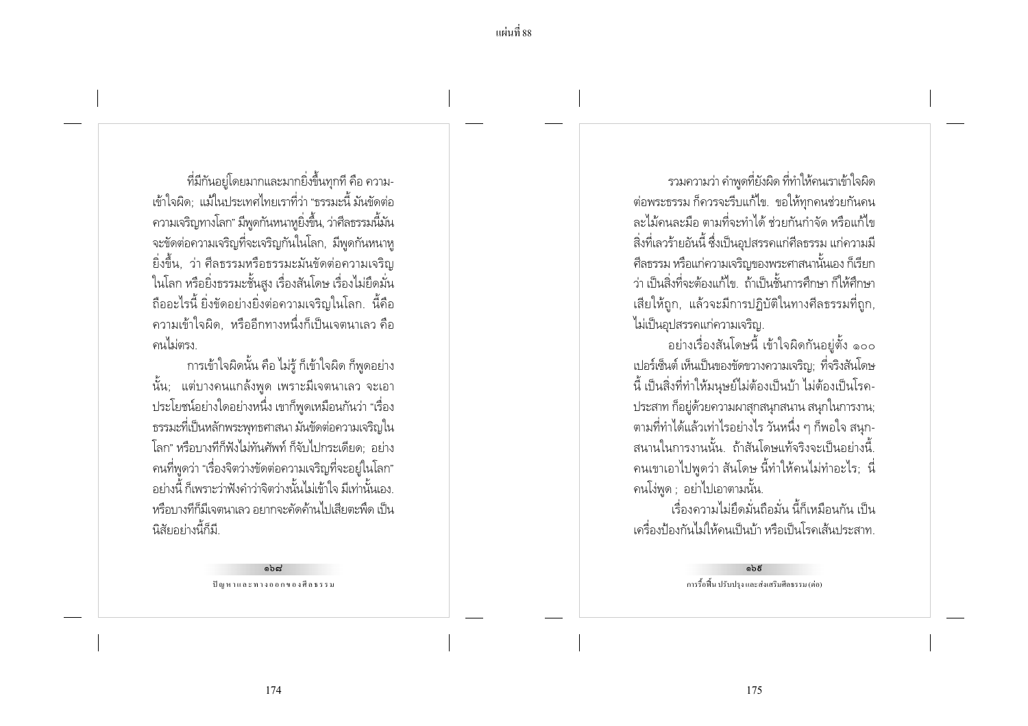ที่มีกันอยู่โดยมากและมากยิ่งขึ้นทุกที คือ ความเข้าใจผิด; แม้ในประเทศไทยเราที่ว่า "ธรรมะนี้ มันขัดต่อความเจริญทางโลก" มีพูดกันหนาหูยิ่งขึ้น, ว่าศีลธรรมนี้มันจะขัดต่อความเจริญที่จะเจริญกันในโลก, มีพูดกันหนาหูยิ่งขึ้น, ว่า ศีลธรรมหรือธรรมะมันขัดต่อความเจริญในโลก หรือยิ่งธรรมะชั้นสูง เรื่องสันโดษ เรื่องไม่ยึดมั่นถืออะไรนี้ ยิ่งขัดอย่างยิ่งต่อความเจริญในโลก. นี้คือความเข้าใจผิด, หรืออีกทางหนึ่งก็เป็นเจตนาเลว คือคนไม่ตรง.

การเข้าใจผิดนั้น คือ ไม่รู้ ก็เข้าใจผิด ก็พูดอย่างนั้น; แต่บางคนแกล้งพูด เพราะมีเจตนาเลว จะเอาประโยชน์อย่างใดอย่างหนึ่ง เขาก็พูดเหมือนกันว่า "เรื่องธรรมที่เป็นหลักพระพุทธศาสนา มันขัดต่อความเจริญในโลก" หรือบางทีก็ฟังไม่ทันศัพท์ ก็จับไปกระเดียด; อย่างคนที่พูดว่า "เรื่องจิตว่างขัดต่อความเจริญที่จะอยู่ในโลก" อย่างนี้ ก็เพราะว่าฟังคำว่าจิตว่างนั้นไม่เข้าใจ มีเท่านั้นเอง. หรือบางทีก็มีเจตนาเลว อยากจะคัดค้านไปเสียตะพึด เป็นนิสัยอย่างนี้ก็มี.

รวมความว่า คำพูดที่ยังผิด ที่ทำให้คนเราเข้าใจผิดต่อพระธรรม ก็ควรจะรีบแก้ไข. ขอให้ทุกคนช่วยกันคนละไม้คนละมือ ตามที่จะทำได้ ช่วยกันกำจัด หรือแก้ไขสิ่งที่เลวร้ายอันนี้ ซึ่งเป็นอุปสรรคแก่ศีลธรรม แก่ความมีศีลธรรม หรือแก่ความเจริญของพระศาสนานั้นเอง ก็เรียกว่า เป็นสิ่งที่จะต้องแก้ไข. ถ้าเป็นชั้นการศึกษา ก็ให้ศึกษาเสียให้ถูก, แล้วจะมีการปฏิบัติในทางศีลธรรมที่ถูก, ไม่เป็นอุปสรรคแก่ความเจริญ.

อย่างเรื่องสันโดษนี้ เข้าใจผิดกันอยู่ตั้ง ๑๐๐ เปอร์เซ็นต์ เห็นเป็นของขัดขวางความเจริญ; ที่จริงสันโดษนี้ เป็นสิ่งที่ทำให้มนุษย์ไม่ต้องเป็นบ้า ไม่ต้องเป็นโรคประสาท ก็อยู่ด้วยความผาสุกสนุกสนาน สนุกในการงาน; ตามที่ทำได้แล้วเท่าไรอย่างไร วันหนึ่ง ๆ ก็พอใจ สนุกสนานในการงานนั้น. ถ้าสันโดษแท้จริงจะเป็นอย่างนี้. คนเขาเอาไปพูดว่า สันโดษ นี้ทำให้คนไม่ทำอะไร; นี่คนโง่พูด ; อย่าไปเอาตามนั้น.

เรื่องความไม่ยึดมั่นถือมั่น นี้ก็เหมือนกัน เป็นเครื่องป้องกันไม่ให้คนเป็นบ้า หรือเป็นโรคเส้นประสาท.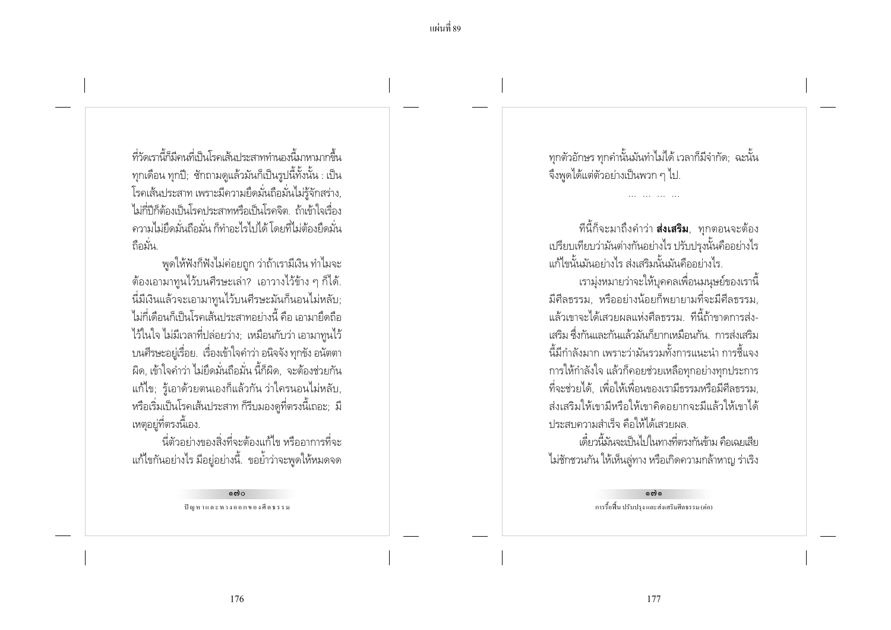ที่วัดเรานี้ก็มีคนที่เป็นโรคเส้นประสาททำนองนี้มาหามากขึ้นทุกเดือน ทุกปี; ซักถามดูแล้วมันก็เป็นรูปนี้ทั้งนั้น : เป็นโรคเส้นประสาท เพราะมีความยึดมั่นถือมั่นไม่รู้จักสร่าง, ไม่กี่ปีก็ต้องเป็นโรคประสาทหรือเป็นโรคจิต. ถ้าเข้าใจเรื่องความไม่ยึดมั่นถือมั่น ก็ทำอะไรไปได้ โดยที่ไม่ต้องยึดมั่นถือมั่น.

พูดให้ฟังก็ฟังไม่ค่อยถูก ว่าถ้าเรามีเงิน ทำไมจะต้องเอามาทูนไว้บนศีรษะเล่า? เอาวางไว้ข้าง ๆ ก็ได้. นี่มีเงินแล้วจะเอามาทูนไว้บนศีรษะมันก็นอนไม่หลับ; ไม่กี่เดือนก็เป็นโรคเส้นประสาทอย่างนี้ คือ เอามายึดถือไว้ในใจ ไม่มีเวลาที่ปล่อยว่าง; เหมือนกับว่า เอามาทูนไว้บนศีรษะอยู่เรื่อย. เรื่องเข้าใจคำว่า อนิจจัง ทุกขัง อนัตตา ผิด, เข้าใจคำว่า ไม่ยึดมั่นถือมั่น นี้ก็ผิด, จะต้องช่วยกันแก้ไข; รู้เอาด้วยตนเองก็แล้วกัน ว่าใครนอนไม่หลับ, หรือเริ่มเป็นโรคเส้นประสาท ก็รีบมองดูที่ตรงนี้เถอะ; มีเหตุอยู่ที่ตรงนี้เอง.

นี่ตัวอย่างของสิ่งที่จะต้องแก้ไข หรืออาการที่จะแก้ไขกันอย่างไร มีอยู่อย่างนี้. ขอย้ำว่าจะพูดให้หมดจดทุกตัวอักษร ทุกคำนั้นมันทำไม่ได้ เวลาก็มีจำกัด; ฉะนั้นจึงพูดได้แต่ตัวอย่างเป็นพวก ๆ ไป.

... ... ... ...

ทีนี้ก็จะมาถึงคำว่า **ส่งเสริม**, ทุกตอนจะต้องเปรียบเทียบว่ามันต่างกันอย่างไร ปรับปรุงนั้นคืออย่างไร แก้ไขนั้นมันอย่างไร ส่งเสริมนั้นมันคืออย่างไร.

เรามุ่งหมายว่าจะให้บุคคลเพื่อนมนุษย์ของเรานี้มีศีลธรรม, หรืออย่างน้อยก็พยายามที่จะมีศีลธรรม, แล้วเขาจะได้เสวยผลแห่งศีลธรรม. ทีนี้ถ้าขาดการส่งเสริม ซึ่งกันและกันแล้วมันก็ยากเหมือนกัน. การส่งเสริมนี้มีกำลังมาก เพราะว่ามันรวมทั้งการแนะนำ การชี้แจง การให้กำลังใจ แล้วก็คอยช่วยเหลือทุกอย่างทุกประการที่จะช่วยได้, เพื่อให้เพื่อนของเรามีธรรมหรือมีศีลธรรม, ส่งเสริมให้เขามีหรือให้เขาคิดอยากจะมีแล้วให้เขาได้ประสบความสำเร็จ คือให้ได้เสวยผล.

เดี๋ยวนี้มันจะเป็นไปในทางที่ตรงกันข้าม คือเฉยเสีย ไม่ชักชวนกัน ให้เห็นลู่ทาง หรือเกิดความกล้าหาญ ร่าเริง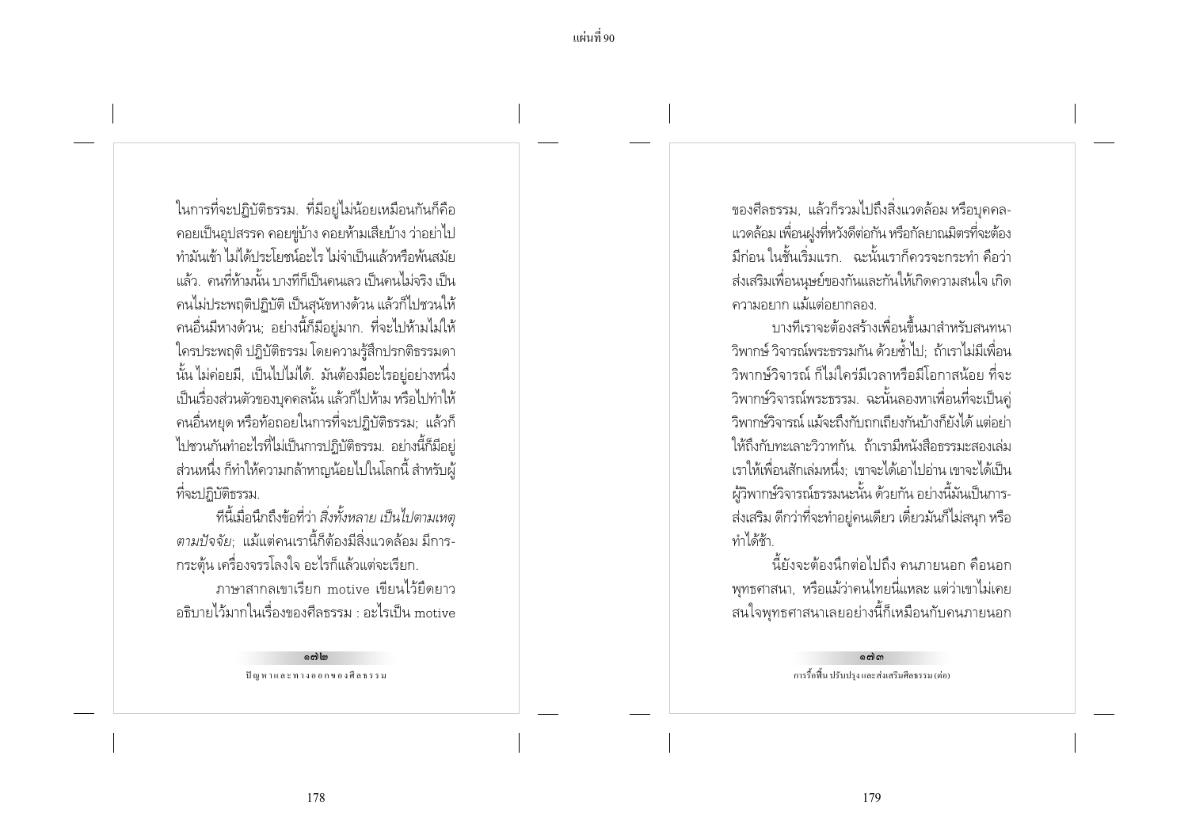ในการที่จะปฏิบัติธรรม. ที่มีอยู่ไม่น้อยเหมือนกันก็คือ คอยเป็นอุปสรรค คอยขู่บ้าง คอยห้ามเสียบ้าง ว่าอย่าไปทำมันเข้า ไม่ได้ประโยชน์อะไร ไม่จำเป็นแล้วหรือพ้นสมัยแล้ว. คนที่ห้ามนั้น บางทีก็เป็นคนเลว เป็นคนไม่จริง เป็นคนไม่ประพฤติปฏิบัติ เป็นสุนัขหางด้วน แล้วก็ไปชวนให้คนอื่นมีหางด้วน; อย่างนี้ก็มีอยู่มาก. ที่จะไปห้ามไม่ให้ใครประพฤติ ปฏิบัติธรรม โดยความรู้สึกปรกติธรรมดานั้น ไม่ค่อยมี, เป็นไปไม่ได้. มันต้องมีอะไรอยู่อย่างหนึ่งเป็นเรื่องส่วนตัวของบุคคลนั้น แล้วก็ไปห้าม หรือไปทำให้คนอื่นหยุด หรือท้อถอยในการที่จะปฏิบัติธรรม; แล้วก็ไปชวนกันทำอะไรที่ไม่เป็นการปฏิบัติธรรม. อย่างนี้ก็มีอยู่ส่วนหนึ่ง ก็ทำให้ความกล้าหาญน้อยไปในโลกนี้ สำหรับผู้ที่จะปฏิบัติธรรม.

ทีนี้เมื่อนึกถึงข้อที่ว่า *สิ่งทั้งหลาย เป็นไปตามเหตุตามปัจจัย;* แม้แต่คนเรานี้ก็ต้องมีสิ่งแวดล้อม มีการกระตุ้น เครื่องจรรโลงใจ อะไรก็แล้วแต่จะเรียก.

ภาษาสากลเขาเรียก motive เขียนไว้ยืดยาวอธิบายไว้มากในเรื่องของศีลธรรม : อะไรเป็น motive ของศีลธรรม, แล้วก็รวมไปถึงสิ่งแวดล้อม หรือบุคคลแวดล้อม เพื่อนฝูงที่หวังดีต่อกัน หรือกัลยาณมิตรที่จะต้องมีก่อน ในชั้นเริ่มแรก. ฉะนั้นเราก็ควรจะกระทำ คือว่าส่งเสริมเพื่อนมนุษย์ของกันและกันให้เกิดความสนใจ เกิดความอยาก แม้แต่อยากลอง.

บางทีเราจะต้องสร้างเพื่อนขึ้นมาสำหรับสนทนาวิพากษ์ วิจารณ์พระธรรมกัน ด้วยซ้ำไป; ถ้าเราไม่มีเพื่อนวิพากษ์วิจารณ์ ก็ไม่ใคร่มีเวลาหรือมีโอกาสน้อย ที่จะวิพากษ์วิจารณ์พระธรรม. ฉะนั้นลองหาเพื่อนที่จะเป็นคู่วิพากษ์วิจารณ์ แม้จะถึงกับถกเถียงกันบ้างก็ยังได้ แต่อย่าให้ถึงกับทะเลาะวิวาทกัน. ถ้าเรามีหนังสือธรรมะสองเล่ม เราให้เพื่อนสักเล่มหนึ่ง; เขาจะได้เอาไปอ่าน เขาจะได้เป็นผู้วิพากษ์วิจารณ์ธรรมะนะนั้น ด้วยกัน อย่างนี้มันเป็นการส่งเสริม ดีกว่าที่จะทำอยู่คนเดียว เดี๋ยวมันก็ไม่สนุก หรือทำได้ช้า.

นี้ยังจะต้องนึกต่อไปถึง คนภายนอก คือนอกพุทธศาสนา, หรือแม้ว่าคนไทยนี่แหละ แต่ว่าเขาไม่เคยสนใจพุทธศาสนาเลยอย่างนี้ก็เหมือนกับคนภายนอก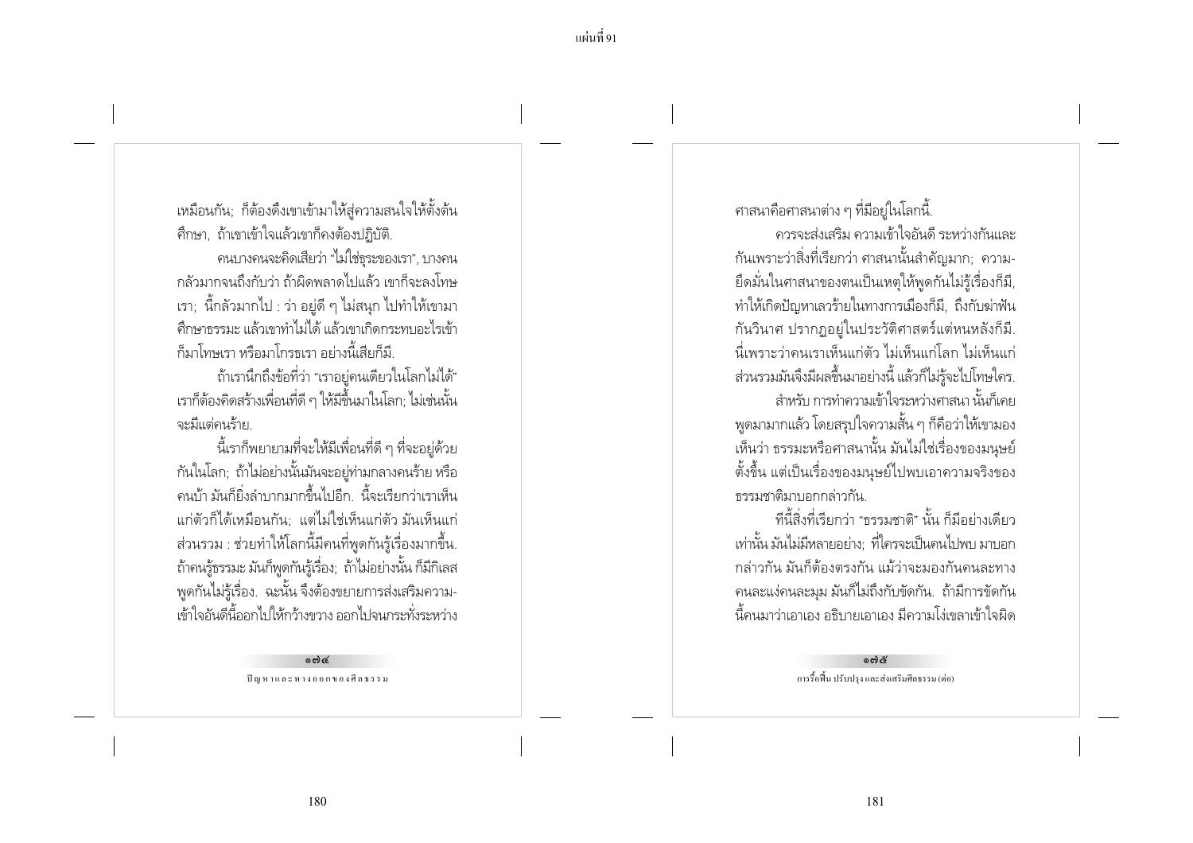เหมือนกัน; ก็ต้องดึงเขาเข้ามาให้สู่ความสนใจให้ตั้งต้นศึกษา, ถ้าเขาเข้าใจแล้วเขาก็คงต้องปฏิบัติ.

คนบางคนจะคิดเสียว่า "ไม่ใช่ธุระของเรา", บางคนกลัวมากจนถึงกับว่า ถ้าผิดพลาดไปแล้ว เขาก็จะลงโทษเรา; นี้ก็กลัวมากไป : ว่า อยู่ดี ๆ ไม่สนุก ไปทำให้เขามาศึกษาธรรมะ แล้วเขาทำไม่ได้ แล้วเขาเกิดกระทบอะไรเข้าก็มาโทษเรา หรือมาโกรธเรา อย่างนี้เสียก็มี.

ถ้าเรานึกถึงข้อที่ว่า "เราอยู่คนเดียวในโลกไม่ได้" เราก็ต้องคิดสร้างเพื่อนที่ดี ๆ ให้มีขึ้นมาในโลก; ไม่เช่นนั้นจะมีแต่คนร้าย.

นี้เราก็พยายามที่จะให้มีเพื่อนที่ดี ๆ ที่จะอยู่ด้วยกันในโลก; ถ้าไม่อย่างนั้นมันจะอยู่ท่ามกลางคนร้าย หรือคนบ้า มันก็ยิ่งลำบากมากขึ้นไปอีก. นี้จะเรียกว่าเราเห็นแก่ตัวก็ได้เหมือนกัน; แต่ไม่ใช่เห็นแก่ตัว มันเห็นแก่ส่วนรวม : ช่วยทำให้โลกนี้มีคนที่พูดกันรู้เรื่องมากขึ้น. ถ้าคนรู้ธรรมะ มันก็พูดกันรู้เรื่อง; ถ้าไม่อย่างนั้น ก็มีกิเลสพูดกันไม่รู้เรื่อง. ฉะนั้น จึงต้องขยายการส่งเสริมความเข้าใจอันดีนี้ออกไปให้กว้างขวาง ออกไปจนกระทั่งระหว่างศาสนาคือศาสนาต่าง ๆ ที่มีอยู่ในโลกนี้.

ควรจะส่งเสริม ความเข้าใจอันดี ระหว่างกันและกันเพราะว่าสิ่งที่เรียกว่า ศาสนานั้นสำคัญมาก; ความยึดมั่นในศาสนาของตนเป็นเหตุให้พูดกันไม่รู้เรื่องก็มี, ทำให้เกิดปัญหาเลวร้ายในทางการเมืองก็มี, ถึงกับฆ่าฟันกันวินาศ ปรากฏอยู่ในประวัติศาสตร์แต่หนหลังก็มี. นี่เพราะว่าคนเราเห็นแก่ตัว ไม่เห็นแก่โลก ไม่เห็นแก่ส่วนรวมมันจึงมีผลขึ้นมาอย่างนี้ แล้วก็ไม่รู้จะไปโทษใคร.

สำหรับ การทำความเข้าใจระหว่างศาสนา นั้นก็เคยพูดมามากแล้ว โดยสรุปใจความสั้น ๆ ก็คือว่าให้เขามองเห็นว่า ธรรมะหรือศาสนานั้น มันไม่ใช่เรื่องของมนุษย์ตั้งขึ้น แต่เป็นเรื่องของมนุษย์ไปพบเอาความจริงของธรรมชาติมาบอกกล่าวกัน.

ทีนี้สิ่งที่เรียกว่า "ธรรมชาติ" นั้น ก็มีอย่างเดียวเท่านั้น มันไม่มีหลายอย่าง; ที่ใครจะเป็นคนไปพบ มาบอกกล่าวกัน มันก็ต้องตรงกัน แม้ว่าจะมองกันคนละทาง คนละแง่คนละมุม มันก็ไม่ถึงกับขัดกัน. ถ้ามีการขัดกันนี้คนมาว่าเอาเอง อธิบายเอาเอง มีความโง่เขลาเข้าใจผิด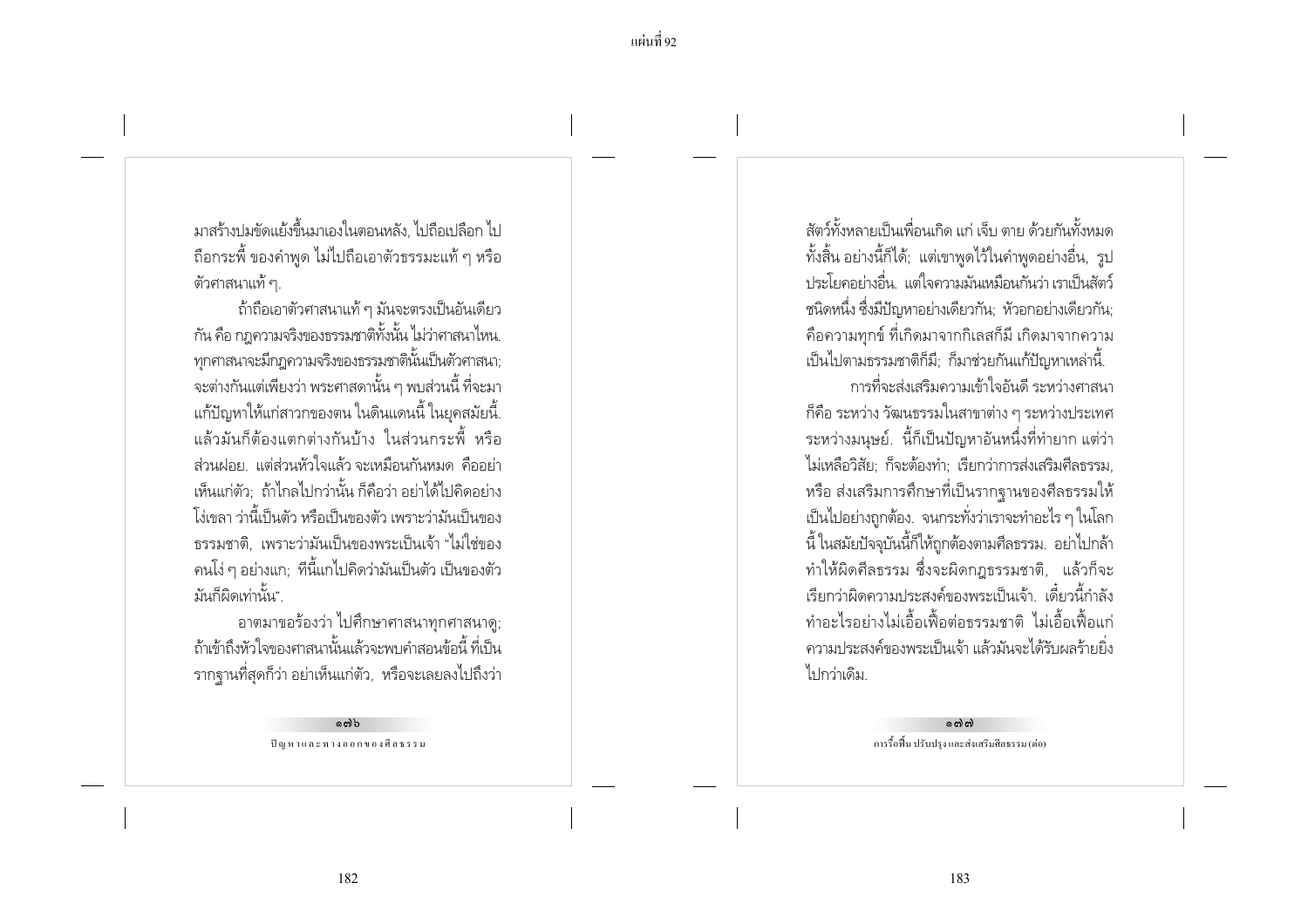มาสร้างปมขัดแย้งขึ้นมาเองในตอนหลัง, ไปถือเปลือก ไปถือกระพี้ ของคำพูด ไม่ไปถือเอาตัวธรรมะแท้ ๆ หรือตัวศาสนาแท้ ๆ.

ถ้าถือเอาตัวศาสนาแท้ ๆ มันจะตรงเป็นอันเดียวกัน คือ กฎความจริงของธรรมชาติทั้งนั้น ไม่ว่าศาสนาไหน. ทุกศาสนาจะมีกฎความจริงของธรรมชาตินั้นเป็นตัวศาสนา; จะต่างกันแต่เพียงว่า พระศาสดานั้น ๆ พบส่วนนี้ ที่จะมาแก้ปัญหาให้แก่สาวกของตน ในดินแดนนี้ ในยุคสมัยนี้. แล้วมันก็ต้องแตกต่างกันบ้าง ในส่วนกระพี้ หรือส่วนฝอย. แต่ส่วนหัวใจแล้ว จะเหมือนกันหมด คืออย่าเห็นแก่ตัว; ถ้าไกลไปกว่านั้น ก็คือว่า อย่าได้ไปคิดอย่างโง่เขลา ว่านี้เป็นตัว หรือเป็นของตัว เพราะว่ามันเป็นของธรรมชาติ, เพราะว่ามันเป็นของพระเป็นเจ้า "ไม่ใช่ของคนโง่ ๆ อย่างแก; ที่นี้แกไปคิดว่ามันเป็นตัว เป็นของตัว มันก็ผิดเท่านั้น".

อาตมาขอร้องว่า ไปศึกษาศาสนาทุกศาสนาดู; ถ้าเข้าถึงหัวใจของศาสนานั้นแล้วจะพบคำสอนข้อนี้ ที่เป็นรากฐานที่สุดก็ว่า อย่าเห็นแก่ตัว, หรือจะเลยลงไปถึงว่าสัตว์ทั้งหลายเป็นเพื่อนเกิด แก่ เจ็บ ตาย ด้วยกันทั้งหมดทั้งสิ้น อย่างนี้ก็ได้; แต่เขาพูดไว้ในคำพูดอย่างอื่น, รูปประโยคอย่างอื่น. แต่ใจความมันเหมือนกันว่า เราเป็นสัตว์ชนิดหนึ่ง ซึ่งมีปัญหาอย่างเดียวกัน; หัวอกอย่างเดียวกัน; คือความทุกข์ ที่เกิดมาจากกิเลสก็มี เกิดมาจากความเป็นไปตามธรรมชาติก็มี; ก็มาช่วยกันแก้ปัญหาเหล่านี้.

การที่จะส่งเสริมความเข้าใจอันดี ระหว่างศาสนาก็คือ ระหว่าง วัฒนธรรมในสาขาต่าง ๆ ระหว่างประเทศ ระหว่างมนุษย์. นี้ก็เป็นปัญหาอันหนึ่งที่ทำยาก แต่ว่าไม่เหลือวิสัย; ก็จะต้องทำ; เรียกว่าการส่งเสริมศีลธรรม, หรือ ส่งเสริมการศึกษาที่เป็นรากฐานของศีลธรรมให้เป็นไปอย่างถูกต้อง. จนกระทั่งว่าเราจะทำอะไร ๆ ในโลกนี้ ในสมัยปัจจุบันนี้ก็ให้ถูกต้องตามศีลธรรม. อย่าไปกล้าทำให้ผิดศีลธรรม ซึ่งจะผิดกฎธรรมชาติ, แล้วก็จะเรียกว่าผิดความประสงค์ของพระเป็นเจ้า. เดี๋ยวนี้กำลังทำอะไรอย่างไม่เอื้อเฟื้อต่อธรรมชาติ ไม่เอื้อเฟื้อแก่ความประสงค์ของพระเป็นเจ้า แล้วมันจะได้รับผลร้ายยิ่งไปกว่าเดิม.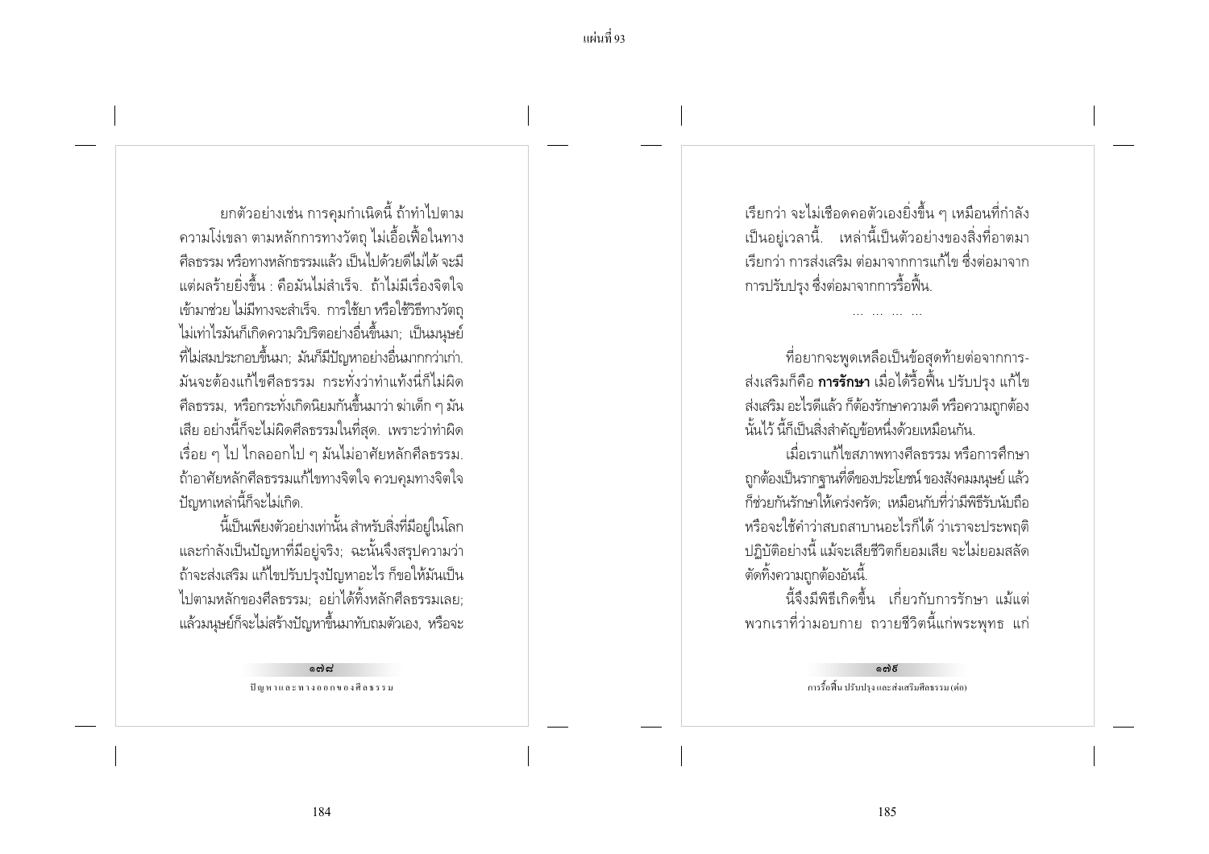ยกตัวอย่างเช่น การคุมกำเนิดนี้ ถ้าทำไปตามความโง่เขลา ตามหลักการทางวัตถุ ไม่เอื้อเฟื้อในทางศีลธรรม หรือทางหลักธรรมแล้ว เป็นไปด้วยดีไม่ได้ จะมีแต่ผลร้ายยิ่งขึ้น : คือมันไม่สำเร็จ. ถ้าไม่มีเรื่องจิตใจเข้ามาช่วย ไม่มีทางจะสำเร็จ. การใช้ยา หรือใช้วิธีทางวัตถุไม่เท่าไรมันก็เกิดความวิปริตอย่างอื่นขึ้นมา; เป็นมนุษย์ที่ไม่สมประกอบขึ้นมา; มันก็มีปัญหาอย่างอื่นมากกว่าเก่า. มันจะต้องแก้ไขศีลธรรม กระทั่งว่าทำแท้งนี่ก็ไม่ผิดศีลธรรม, หรือกระทั่งเกิดนิยมกันขึ้นมาว่า ฆ่าเด็ก ๆ มันเสีย อย่างนี้ก็จะไม่ผิดศีลธรรมในที่สุด. เพราะว่าทำผิดเรื่อย ๆ ไป ไกลออกไป ๆ มันไม่อาศัยหลักศีลธรรม. ถ้าอาศัยหลักศีลธรรมแก้ไขทางจิตใจ ควบคุมทางจิตใจปัญหาเหล่านี้ก็จะไม่เกิด.

นี้เป็นเพียงตัวอย่างเท่านั้น สำหรับสิ่งที่มีอยู่ในโลกและกำลังเป็นปัญหาที่มีอยู่จริง; ฉะนั้นจึงสรุปความว่าถ้าจะส่งเสริม แก้ไขปรับปรุงปัญหาอะไร ก็ขอให้มันเป็นไปตามหลักของศีลธรรม; อย่าได้ทิ้งหลักศีลธรรมเลย; แล้วมนุษย์ก็จะไม่สร้างปัญหาขึ้นมาทับถมตัวเอง, หรือจะเรียกว่า จะไม่เชือดคอตัวเองยิ่งขึ้น ๆ เหมือนที่กำลังเป็นอยู่เวลานี้. เหล่านี้เป็นตัวอย่างของสิ่งที่อาตมาเรียกว่า การส่งเสริม ต่อมาจากการแก้ไข ซึ่งต่อมาจากการปรับปรุง ซึ่งต่อมาจากการรื้อฟื้น.

... ... ... ...

ที่อยากจะพูดเหลือเป็นข้อสุดท้ายต่อจากการส่งเสริมก็คือ **การรักษา** เมื่อได้รื้อฟื้น ปรับปรุง แก้ไข ส่งเสริม อะไรดีแล้ว ก็ต้องรักษาความดี หรือความถูกต้องนั้นไว้ นี้ก็เป็นสิ่งสำคัญข้อหนึ่งด้วยเหมือนกัน.

เมื่อเราแก้ไขสภาพทางศีลธรรม หรือการศึกษาถูกต้องเป็นรากฐานที่ดีของประโยชน์ ของสังคมมนุษย์ แล้วก็ช่วยกันรักษาให้เคร่งครัด; เหมือนกับที่ว่ามีพิธีรับนับถือหรือจะใช้คำว่าสบถสาบานอะไรก็ได้ ว่าเราจะประพฤติปฏิบัติอย่างนี้ แม้จะเสียชีวิตก็ยอมเสีย จะไม่ยอมสลัดตัดทิ้งความถูกต้องอันนี้.

นี้จึงมีพิธีเกิดขึ้น เกี่ยวกับการรักษา แม้แต่พวกเราที่ว่ามอบกาย ถวายชีวิตนี้แก่พระพุทธ แก่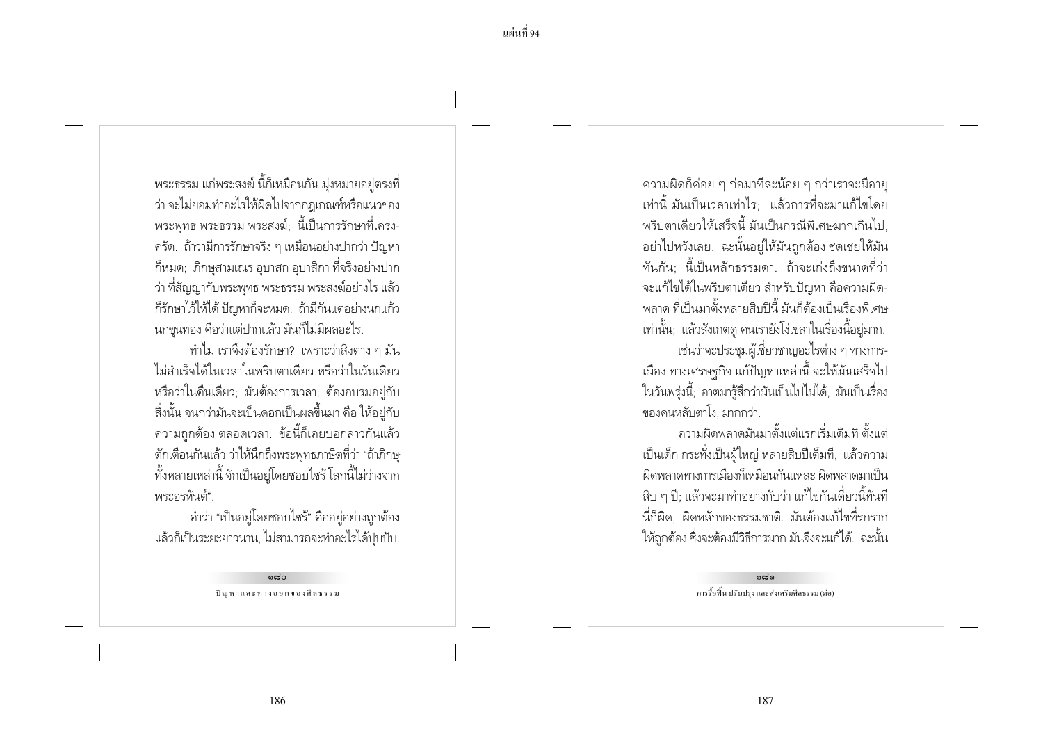พระธรรม แก่พระสงฆ์ นี้ก็เหมือนกัน มุ่งหมายอยู่ตรงที่ว่า จะไม่ยอมทำอะไรให้ผิดไปจากกฎเกณฑ์หรือแนวของพระพุทธ พระธรรม พระสงฆ์; นี้เป็นการรักษาที่เคร่งครัด. ถ้าว่ามีการรักษาจริง ๆ เหมือนอย่างปากว่า ปัญหาก็หมด; ภิกษุสามเณร อุบาสก อุบาสิกา ที่จริงอย่างปากว่า ที่สัญญากับพระพุทธ พระธรรม พระสงฆ์อย่างไร แล้วก็รักษาไว้ให้ได้ ปัญหาก็จะหมด. ถ้ามีกันแต่อย่างนกแก้วนกขุนทอง คือว่าแต่ปากแล้ว มันก็ไม่มีผลอะไร.

ทำไม เราจึงต้องรักษา? เพราะว่าสิ่งต่าง ๆ มันไม่สำเร็จได้ในเวลาในพริบตาเดียว หรือว่าในวันเดียว หรือว่าในคืนเดียว; มันต้องการเวลา; ต้องอบรมอยู่กับสิ่งนั้น จนกว่ามันจะเป็นดอกเป็นผลขึ้นมา คือ ให้อยู่กับความถูกต้อง ตลอดเวลา. ข้อนี้ก็เคยบอกกล่าวกันแล้ว ตักเตือนกันแล้ว ว่าให้นึกถึงพระพุทธภาษิตที่ว่า "ถ้าภิกษุทั้งหลายเหล่านี้ จักเป็นอยู่โดยชอบไซร้ โลกนี้ไม่ว่างจากพระอรหันต์".

คำว่า "เป็นอยู่โดยชอบไซร้" คืออยู่อย่างถูกต้อง แล้วก็เป็นระยะยาวนาน, ไม่สามารถจะทำอะไรได้ปุบปับ.

ความผิดก็ค่อย ๆ ก่อมาทีละน้อย ๆ กว่าเราจะมีอายุเท่านี้ มันเป็นเวลาเท่าไร; แล้วการที่จะมาแก้ไขโดยพริบตาเดียวให้เสร็จนี้ มันเป็นกรณีพิเศษมากเกินไป, อย่าไปหวังเลย. ฉะนั้นอยู่ให้มันถูกต้อง ชดเชยให้มันทันกัน; นี้เป็นหลักธรรมดา. ถ้าจะเก่งถึงขนาดที่ว่าจะแก้ไขได้ในพริบตาเดียว สำหรับปัญหา คือความผิดพลาด ที่เป็นมาตั้งหลายสิบปีนี้ มันก็ต้องเป็นเรื่องพิเศษเท่านั้น; แล้วสังเกตดู คนเรายังโง่เขลาในเรื่องนี้อยู่มาก.

เช่นว่าจะประชุมผู้เชี่ยวชาญอะไรต่าง ๆ ทางการเมือง ทางเศรษฐกิจ แก้ปัญหาเหล่านี้ จะให้มันเสร็จไปในวันพรุ่งนี้; อาตมารู้สึกว่ามันเป็นไปไม่ได้, มันเป็นเรื่องของคนหลับตาโง่, มากกว่า.

ความผิดพลาดมันมาตั้งแต่แรกเริ่มเดิมที ตั้งแต่เป็นเด็ก กระทั่งเป็นผู้ใหญ่ หลายสิบปีเต็มที่, แล้วความผิดพลาดทางการเมืองก็เหมือนกันแหละ ผิดพลาดมาเป็นสิบ ๆ ปี; แล้วจะมาทำอย่างกับว่า แก้ไขกันเดี๋ยวนี้ทันทีนี่ก็ผิด, ผิดหลักของธรรมชาติ. มันต้องแก้ไขที่รากรากให้ถูกต้อง ซึ่งจะต้องมีวิธีการมาก มันจึงจะแก้ได้. ฉะนั้น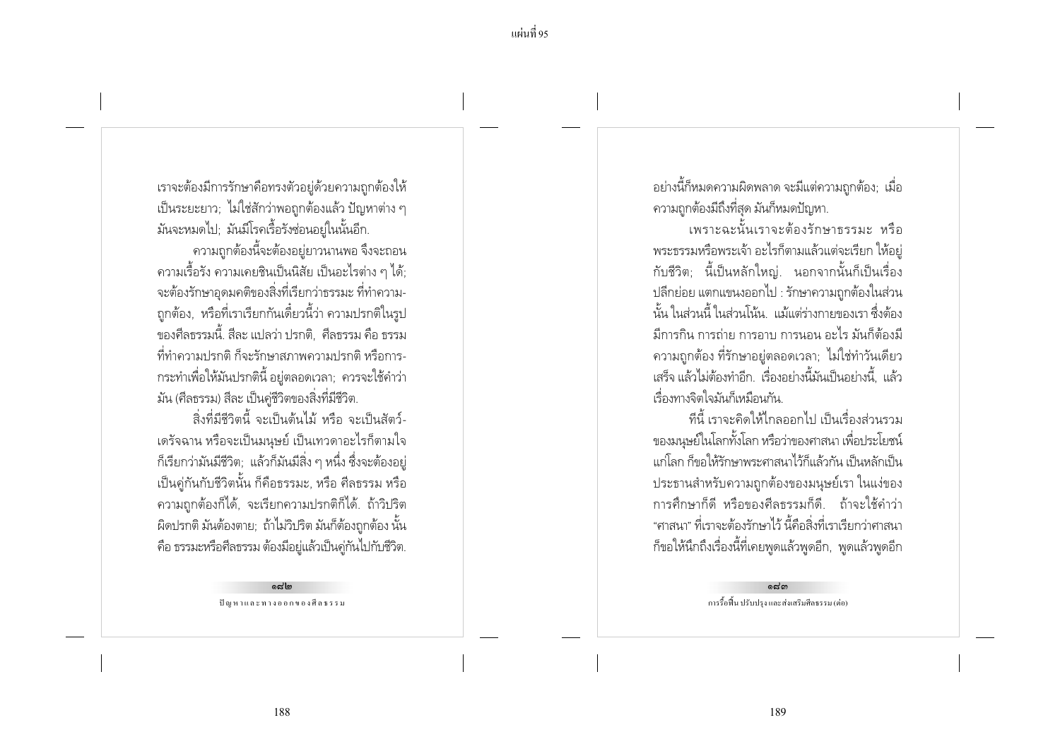เราจะต้องมีการรักษาคือทรงตัวอยู่ด้วยความถูกต้องให้เป็นระยะยาว; ไม่ใช่สักว่าพอถูกต้องแล้ว ปัญหาต่าง ๆ มันจะหมดไป; มันมีโรคเรื้อรังซ่อนอยู่ในนั้นอีก.

ความถูกต้องนี้จะต้องอยู่ยาวนานพอ จึงจะถอนความเรื้อรัง ความเคยชินเป็นนิสัย เป็นอะไรต่าง ๆ ได้; จะต้องรักษาอุดมคติของสิ่งที่เรียกว่าธรรมะ ที่ทำความถูกต้อง, หรือที่เราเรียกกันเดี๋ยวนี้ว่า ความปรกติในรูปของศีลธรรมนี้. สีละ แปลว่า ปรกติ, ศีลธรรม คือ ธรรมที่ทำความปรกติ ก็จะรักษาสภาพความปรกติ หรือการกระทำเพื่อให้มันปรกตินี้ อยู่ตลอดเวลา; ควรจะใช้คำว่ามัน (ศีลธรรม) สีละ เป็นคู่ชีวิตของสิ่งที่มีชีวิต.

สิ่งที่มีชีวิตนี้ จะเป็นต้นไม้ หรือ จะเป็นสัตว์เดรัจฉาน หรือจะเป็นมนุษย์ เป็นเทวดาอะไรก็ตามใจ ก็เรียกว่ามันมีชีวิต; แล้วก็มันมีสิ่ง ๆ หนึ่ง ซึ่งจะต้องอยู่เป็นคู่กันกับชีวิตนั้น ก็คือธรรมะ, หรือ ศีลธรรม หรือ ความถูกต้องก็ได้, จะเรียกความปรกติก็ได้. ถ้าวิปริตผิดปรกติ มันต้องตาย; ถ้าไม่วิปริต มันก็ต้องถูกต้อง นั้นคือ ธรรมะหรือศีลธรรม ต้องมีอยู่แล้วเป็นคู่กันไปกับชีวิต.

อย่างนี้ก็หมดความผิดพลาด จะมีแต่ความถูกต้อง; เมื่อความถูกต้องมีถึงที่สุด มันก็หมดปัญหา.

เพราะฉะนั้นเราจะต้องรักษาธรรมะ หรือพระธรรมหรือพระเจ้า อะไรก็ตามแล้วแต่จะเรียก ให้อยู่กับชีวิต; นี้เป็นหลักใหญ่. นอกจากนั้นก็เป็นเรื่องปลีกย่อย แตกแขนงออกไป : รักษาความถูกต้องในส่วนนั้น ในส่วนนี้ ในส่วนโน้น. แม้แต่ร่างกายของเรา ซึ่งต้องมีการกิน การถ่าย การอาบ การนอน อะไร มันก็ต้องมีความถูกต้อง ที่รักษาอยู่ตลอดเวลา; ไม่ใช่ทำวันเดียวเสร็จ แล้วไม่ต้องทำอีก. เรื่องอย่างนี้มันเป็นอย่างนี้, แล้วเรื่องทางจิตใจมันก็เหมือนกัน.

ทีนี้ เราจะคิดให้ไกลออกไป เป็นเรื่องส่วนรวมของมนุษย์ในโลกทั้งโลก หรือว่าของศาสนา เพื่อประโยชน์แก่โลก ก็ขอให้รักษาพระศาสนาไว้ก็แล้วกัน เป็นหลักเป็นประธานสำหรับความถูกต้องของมนุษย์เรา ในแง่ของการศึกษาก็ดี หรือของศีลธรรมก็ดี. ถ้าจะใช้คำว่า "ศาสนา" ที่เราจะต้องรักษาไว้ นี้คือสิ่งที่เราเรียกว่าศาสนา ก็ขอให้นึกถึงเรื่องนี้ที่เคยพูดแล้วพูดอีก, พูดแล้วพูดอีก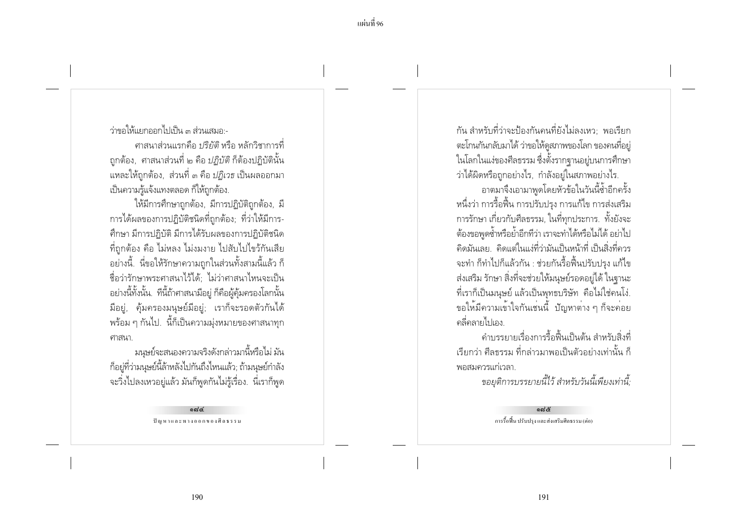ว่าขอให้แยกออกไปเป็น ๓ ส่วนเสมอ:-

ศาสนาส่วนแรกคือ *ปริยัติ* หรือ หลักวิชาการที่ถูกต้อง, ศาสนาส่วนที่ ๒ คือ *ปฏิบัติ* ก็ต้องปฏิบัตินั้นแหละให้ถูกต้อง, ส่วนที่ ๓ คือ *ปฏิเวธ* เป็นผลออกมาเป็นความรู้แจ้งแทงตลอด ก็ให้ถูกต้อง.

ให้มีการศึกษาถูกต้อง, มีการปฏิบัติถูกต้อง, มีการได้ผลของการปฏิบัติชนิดที่ถูกต้อง; ที่ว่าให้มีการศึกษา มีการปฏิบัติ มีการได้รับผลของการปฏิบัติชนิดที่ถูกต้อง คือ ไม่หลง ไม่งมงาย ไปสับไปไขว้กันเสียอย่างนี้. นี่ขอให้รักษาความถูกในส่วนทั้งสามนี้แล้ว ก็ชื่อว่ารักษาพระศาสนาไว้ได้; ไม่ว่าศาสนาไหนจะเป็นอย่างนี้ทั้งนั้น. ทีนี้ถ้าศาสนามีอยู่ ก็คือผู้คุ้มครองโลกนั้นมีอยู่, คุ้มครองมนุษย์มีอยู่; เราก็จะรอดตัวกันได้พร้อม ๆ กันไป. นี้ก็เป็นความมุ่งหมายของศาสนาทุกศาสนา.

มนุษย์จะสนองความจริงดังกล่าวมานี้หรือไม่ มันก็อยู่ที่ว่ามนุษย์นี้ล้าหลังไปกันถึงไหนแล้ว; ถ้ามนุษย์กำลังจะวิ่งไปลงเหวอยู่แล้ว มันก็พูดกันไม่รู้เรื่อง. นี่เราก็พูดกัน สำหรับที่ว่าจะป้องกันคนที่ยังไม่ลงเหว; พอเรียกตะโกนกันกลับมาได้ ว่าขอให้ดูสภาพของโลก ของคนที่อยู่ในโลกในแง่ของศีลธรรม ซึ่งตั้งรากฐานอยู่บนการศึกษาว่าได้ผิดหรือถูกอย่างไร, กำลังอยู่ในสภาพอย่างไร.

อาตมาจึงเอามาพูดโดยหัวข้อในวันนี้ซ้ำอีกครั้งหนึ่งว่า การรื้อฟื้น การปรับปรุง การแก้ไข การส่งเสริม การรักษา เกี่ยวกับศีลธรรม, ในที่ทุกประการ. ทั้งยังจะต้องขอพูดซ้ำหรือย้ำอีกทีว่า เราจะทำได้หรือไม่ได้ อย่าไปคิดมันเลย. คิดแต่ในแง่ที่ว่ามันเป็นหน้าที่ เป็นสิ่งที่ควรจะทำ ก็ทำไปก็แล้วกัน : ช่วยกันรื้อฟื้นปรับปรุง แก้ไข ส่งเสริม รักษา สิ่งที่จะช่วยให้มนุษย์รอดอยู่ได้ ในฐานะที่เราก็เป็นมนุษย์ แล้วเป็นพุทธบริษัท คือไม่ใช่คนโง่. ขอให้มีความเข้าใจกันเช่นนี้ ปัญหาต่าง ๆ ก็จะค่อยคลี่คลายไปเอง.

คำบรรยายเรื่องการรื้อฟื้นเป็นต้น สำหรับสิ่งที่เรียกว่า ศีลธรรม ที่กล่าวมาพอเป็นตัวอย่างเท่านั้น ก็พอสมควรแก่เวลา.

*ขอยุติการบรรยายนี้ไว้ สำหรับวันนี้เพียงเท่านี้;*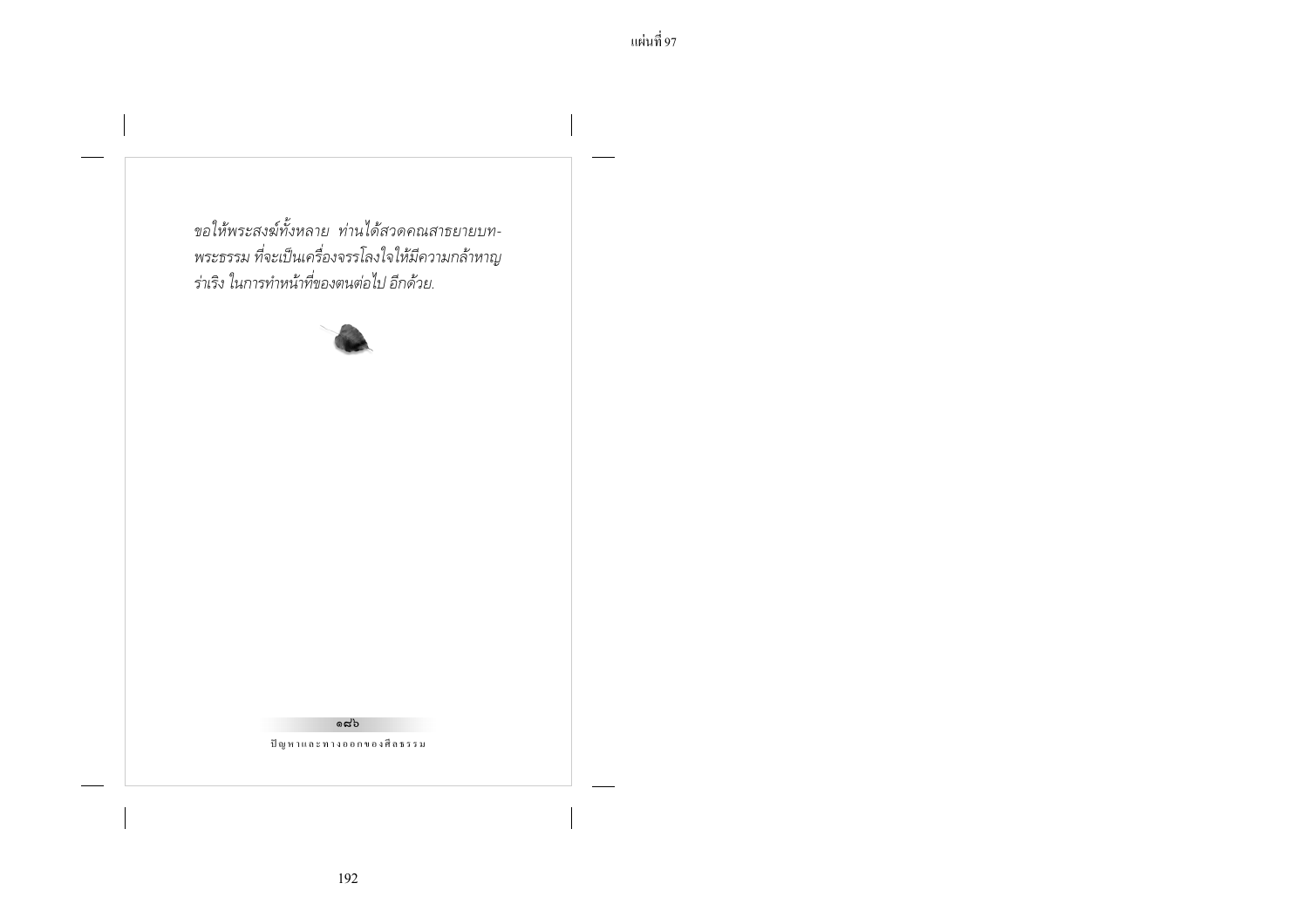*ขอให้พระสงฆ์ทั้งหลาย ท่านได้สวดคณสาธยายบทพระธรรม ที่จะเป็นเครื่องจรรโลงใจให้มีความกล้าหาญร่าเริง ในการทำหน้าที่ของตนต่อไป อีกด้วย.*